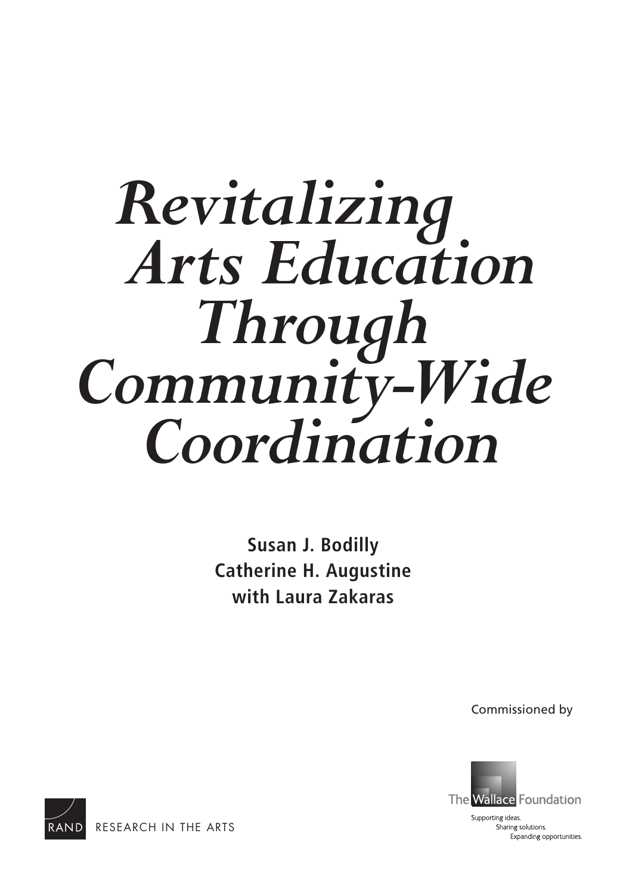# *Revitalizing Arts Education Through Community-Wide Coordination*

**Susan J. Bodilly**
**Catherine H. Augustine**
**with Laura Zakaras**

Commissioned by

The Wallace Foundation

Supporting ideas.
Sharing solutions.
Expanding opportunities.

RAND RESEARCH IN THE ARTS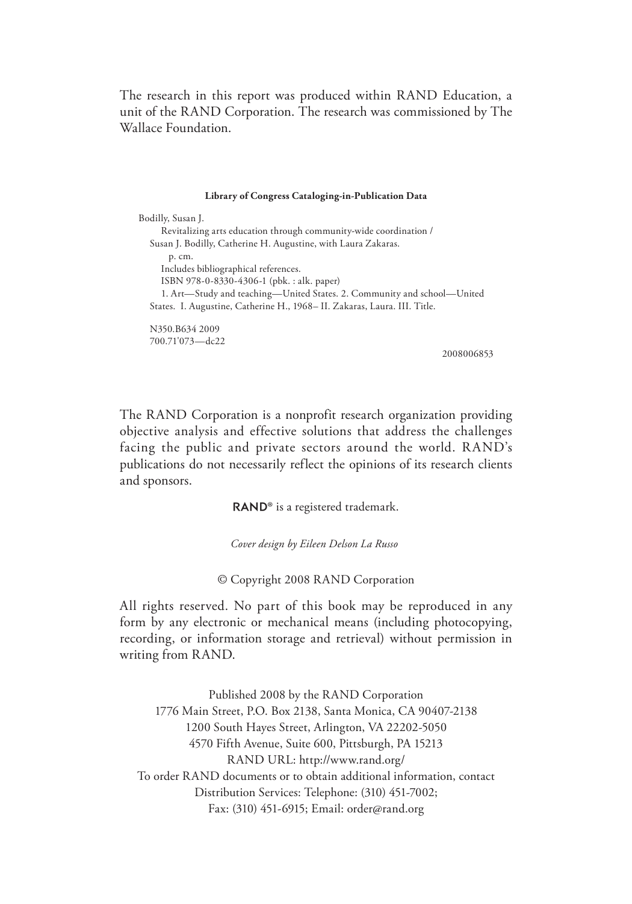The research in this report was produced within RAND Education, a unit of the RAND Corporation. The research was commissioned by The Wallace Foundation.

**Library of Congress Cataloging-in-Publication Data**

Bodilly, Susan J.
Revitalizing arts education through community-wide coordination / Susan J. Bodilly, Catherine H. Augustine, with Laura Zakaras.
p. cm.
Includes bibliographical references.
ISBN 978-0-8330-4306-1 (pbk. : alk. paper)
1. Art—Study and teaching—United States. 2. Community and school—United States. I. Augustine, Catherine H., 1968– II. Zakaras, Laura. III. Title.

N350.B634 2009
700.71'073—dc22

2008006853

The RAND Corporation is a nonprofit research organization providing objective analysis and effective solutions that address the challenges facing the public and private sectors around the world. RAND's publications do not necessarily reflect the opinions of its research clients and sponsors.

**RAND**® is a registered trademark.

*Cover design by Eileen Delson La Russo*

© Copyright 2008 RAND Corporation

All rights reserved. No part of this book may be reproduced in any form by any electronic or mechanical means (including photocopying, recording, or information storage and retrieval) without permission in writing from RAND.

Published 2008 by the RAND Corporation
1776 Main Street, P.O. Box 2138, Santa Monica, CA 90407-2138
1200 South Hayes Street, Arlington, VA 22202-5050
4570 Fifth Avenue, Suite 600, Pittsburgh, PA 15213
RAND URL: http://www.rand.org/
To order RAND documents or to obtain additional information, contact
Distribution Services: Telephone: (310) 451-7002;
Fax: (310) 451-6915; Email: order@rand.org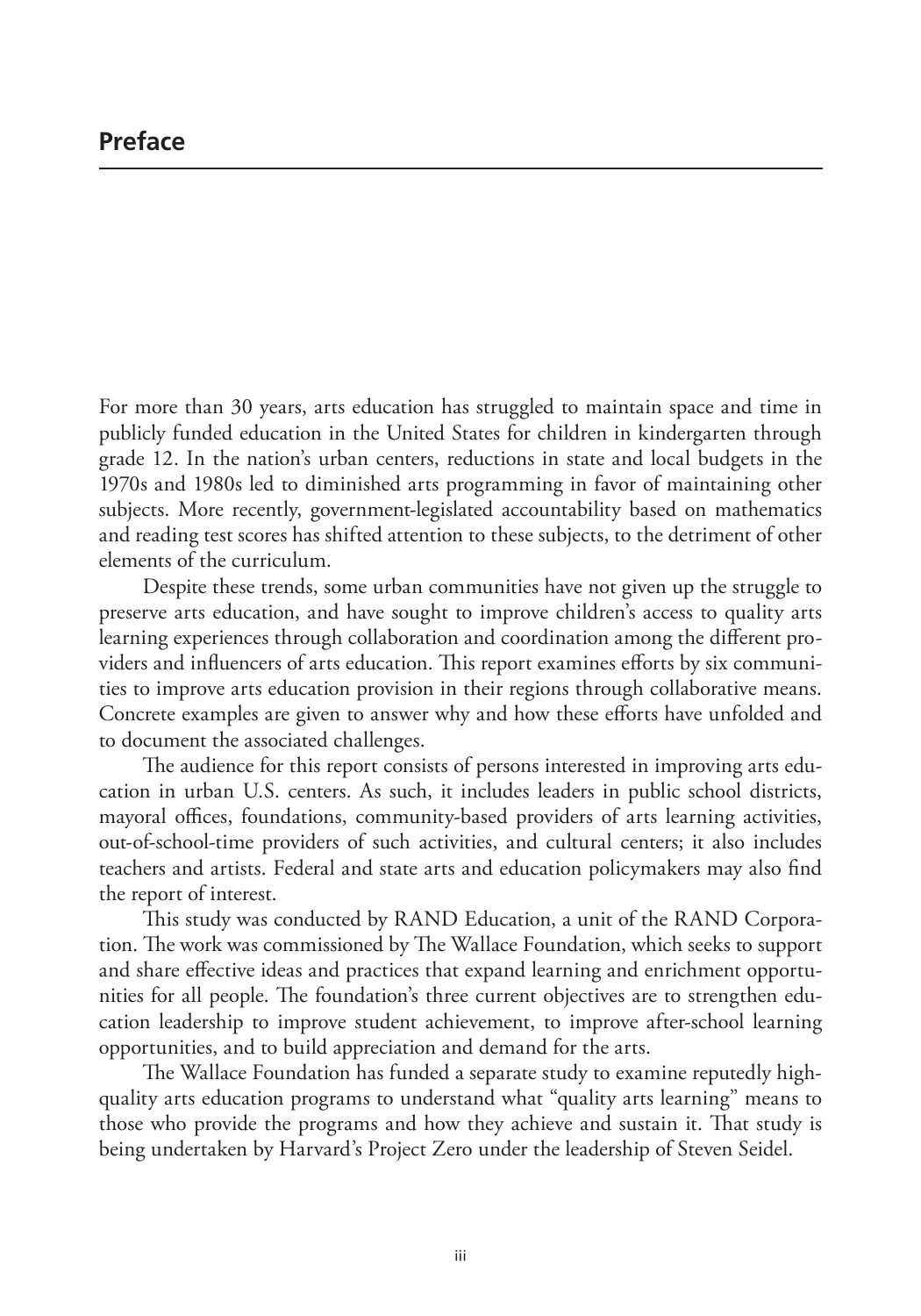## Preface

For more than 30 years, arts education has struggled to maintain space and time in publicly funded education in the United States for children in kindergarten through grade 12. In the nation's urban centers, reductions in state and local budgets in the 1970s and 1980s led to diminished arts programming in favor of maintaining other subjects. More recently, government-legislated accountability based on mathematics and reading test scores has shifted attention to these subjects, to the detriment of other elements of the curriculum.

Despite these trends, some urban communities have not given up the struggle to preserve arts education, and have sought to improve children's access to quality arts learning experiences through collaboration and coordination among the different providers and influencers of arts education. This report examines efforts by six communities to improve arts education provision in their regions through collaborative means. Concrete examples are given to answer why and how these efforts have unfolded and to document the associated challenges.

The audience for this report consists of persons interested in improving arts education in urban U.S. centers. As such, it includes leaders in public school districts, mayoral offices, foundations, community-based providers of arts learning activities, out-of-school-time providers of such activities, and cultural centers; it also includes teachers and artists. Federal and state arts and education policymakers may also find the report of interest.

This study was conducted by RAND Education, a unit of the RAND Corporation. The work was commissioned by The Wallace Foundation, which seeks to support and share effective ideas and practices that expand learning and enrichment opportunities for all people. The foundation's three current objectives are to strengthen education leadership to improve student achievement, to improve after-school learning opportunities, and to build appreciation and demand for the arts.

The Wallace Foundation has funded a separate study to examine reputedly high-quality arts education programs to understand what "quality arts learning" means to those who provide the programs and how they achieve and sustain it. That study is being undertaken by Harvard's Project Zero under the leadership of Steven Seidel.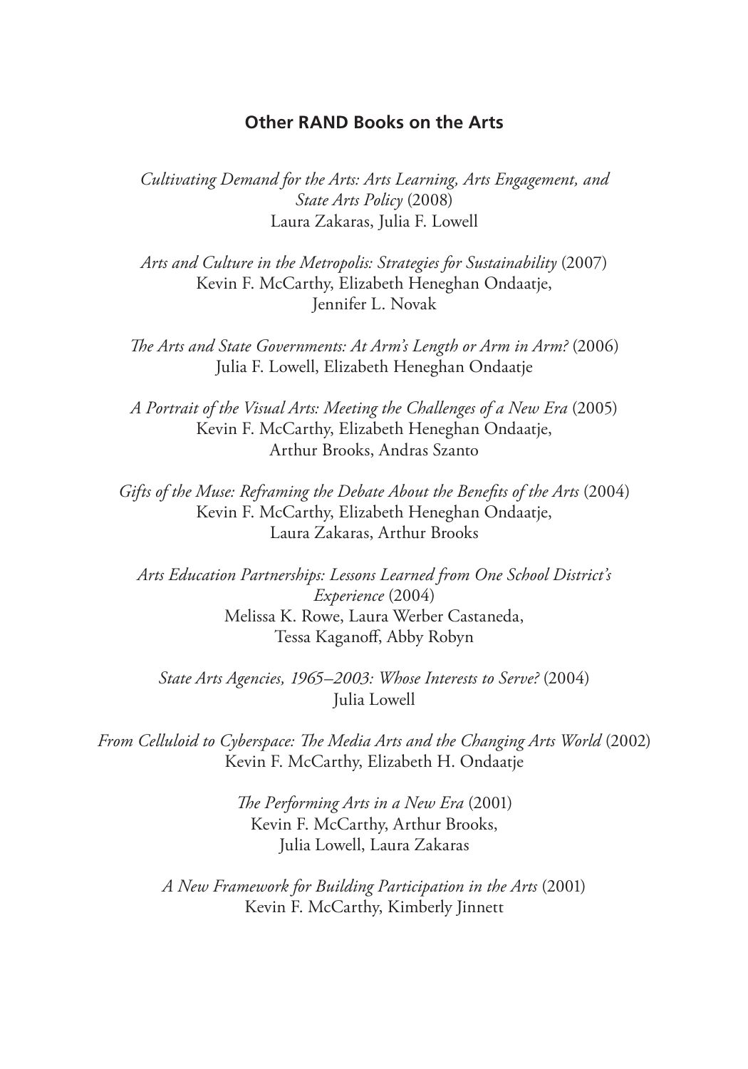## Other RAND Books on the Arts

*Cultivating Demand for the Arts: Arts Learning, Arts Engagement, and State Arts Policy* (2008)
Laura Zakaras, Julia F. Lowell

*Arts and Culture in the Metropolis: Strategies for Sustainability* (2007)
Kevin F. McCarthy, Elizabeth Heneghan Ondaatje, Jennifer L. Novak

*The Arts and State Governments: At Arm's Length or Arm in Arm?* (2006)
Julia F. Lowell, Elizabeth Heneghan Ondaatje

*A Portrait of the Visual Arts: Meeting the Challenges of a New Era* (2005)
Kevin F. McCarthy, Elizabeth Heneghan Ondaatje, Arthur Brooks, Andras Szanto

*Gifts of the Muse: Reframing the Debate About the Benefits of the Arts* (2004)
Kevin F. McCarthy, Elizabeth Heneghan Ondaatje, Laura Zakaras, Arthur Brooks

*Arts Education Partnerships: Lessons Learned from One School District's Experience* (2004)
Melissa K. Rowe, Laura Werber Castaneda, Tessa Kaganoff, Abby Robyn

*State Arts Agencies, 1965–2003: Whose Interests to Serve?* (2004)
Julia Lowell

*From Celluloid to Cyberspace: The Media Arts and the Changing Arts World* (2002)
Kevin F. McCarthy, Elizabeth H. Ondaatje

*The Performing Arts in a New Era* (2001)
Kevin F. McCarthy, Arthur Brooks, Julia Lowell, Laura Zakaras

*A New Framework for Building Participation in the Arts* (2001)
Kevin F. McCarthy, Kimberly Jinnett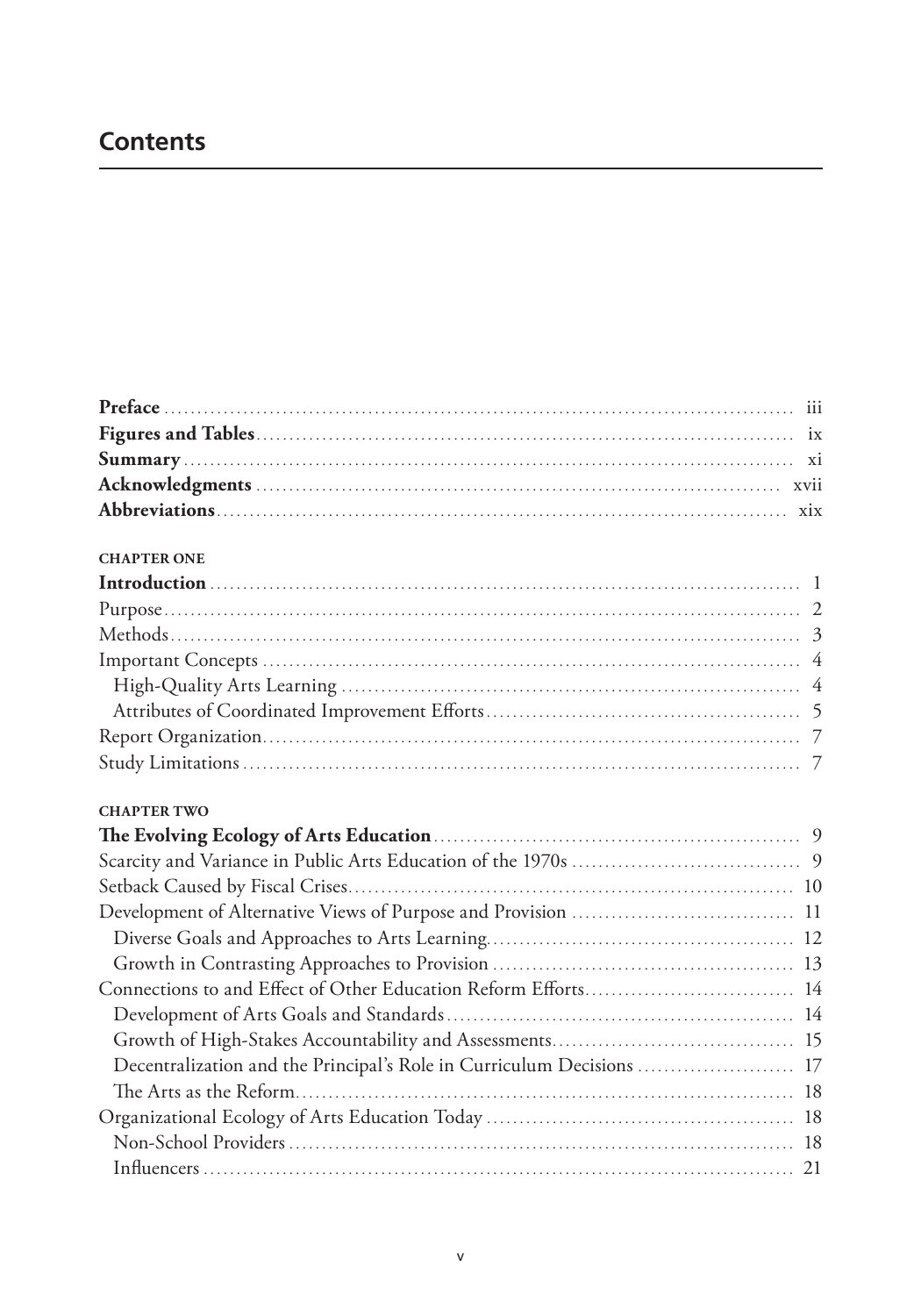# Contents

**Preface** ........................................................................................ iii
**Figures and Tables** ........................................................................ ix
**Summary** ...................................................................................... xi
**Acknowledgments** ........................................................................ xvii
**Abbreviations** ............................................................................... xix

**CHAPTER ONE**

**Introduction** .................................................................................... 1
Purpose ................................................................................................ 2
Methods ............................................................................................... 3
Important Concepts ............................................................................. 4
  High-Quality Arts Learning ............................................................. 4
  Attributes of Coordinated Improvement Efforts ............................. 5
Report Organization ............................................................................ 7
Study Limitations ................................................................................ 7

**CHAPTER TWO**

**The Evolving Ecology of Arts Education** ......................................... 9
Scarcity and Variance in Public Arts Education of the 1970s .............. 9
Setback Caused by Fiscal Crises .......................................................... 10
Development of Alternative Views of Purpose and Provision ............. 11
  Diverse Goals and Approaches to Arts Learning .............................. 12
  Growth in Contrasting Approaches to Provision .............................. 13
Connections to and Effect of Other Education Reform Efforts ........... 14
  Development of Arts Goals and Standards ....................................... 14
  Growth of High-Stakes Accountability and Assessments .................. 15
  Decentralization and the Principal's Role in Curriculum Decisions ... 17
  The Arts as the Reform ..................................................................... 18
Organizational Ecology of Arts Education Today ................................ 18
  Non-School Providers ....................................................................... 18
  Influencers ........................................................................................ 21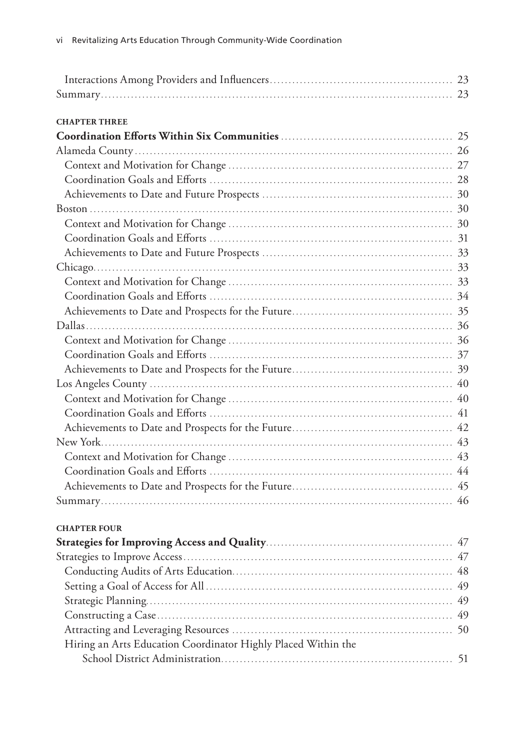Interactions Among Providers and Influencers ........................................ 23
Summary ........................................................................ 23

**CHAPTER THREE**

**Coordination Efforts Within Six Communities** ........................................ 25

Alameda County ................................................................ 26
  Context and Motivation for Change ........................................ 27
  Coordination Goals and Efforts ............................................ 28
  Achievements to Date and Future Prospects ................................ 30
Boston ........................................................................ 30
  Context and Motivation for Change ........................................ 30
  Coordination Goals and Efforts ............................................ 31
  Achievements to Date and Future Prospects ................................ 33
Chicago ........................................................................ 33
  Context and Motivation for Change ........................................ 33
  Coordination Goals and Efforts ............................................ 34
  Achievements to Date and Prospects for the Future ........................ 35
Dallas ........................................................................ 36
  Context and Motivation for Change ........................................ 36
  Coordination Goals and Efforts ............................................ 37
  Achievements to Date and Prospects for the Future ........................ 39
Los Angeles County ............................................................ 40
  Context and Motivation for Change ........................................ 40
  Coordination Goals and Efforts ............................................ 41
  Achievements to Date and Prospects for the Future ........................ 42
New York ...................................................................... 43
  Context and Motivation for Change ........................................ 43
  Coordination Goals and Efforts ............................................ 44
  Achievements to Date and Prospects for the Future ........................ 45
Summary ........................................................................ 46

**CHAPTER FOUR**

**Strategies for Improving Access and Quality** ........................................ 47

Strategies to Improve Access .................................................. 47
  Conducting Audits of Arts Education ...................................... 48
  Setting a Goal of Access for All .......................................... 49
  Strategic Planning ........................................................ 49
  Constructing a Case ...................................................... 49
  Attracting and Leveraging Resources ...................................... 50
  Hiring an Arts Education Coordinator Highly Placed Within the School District Administration ........................................ 51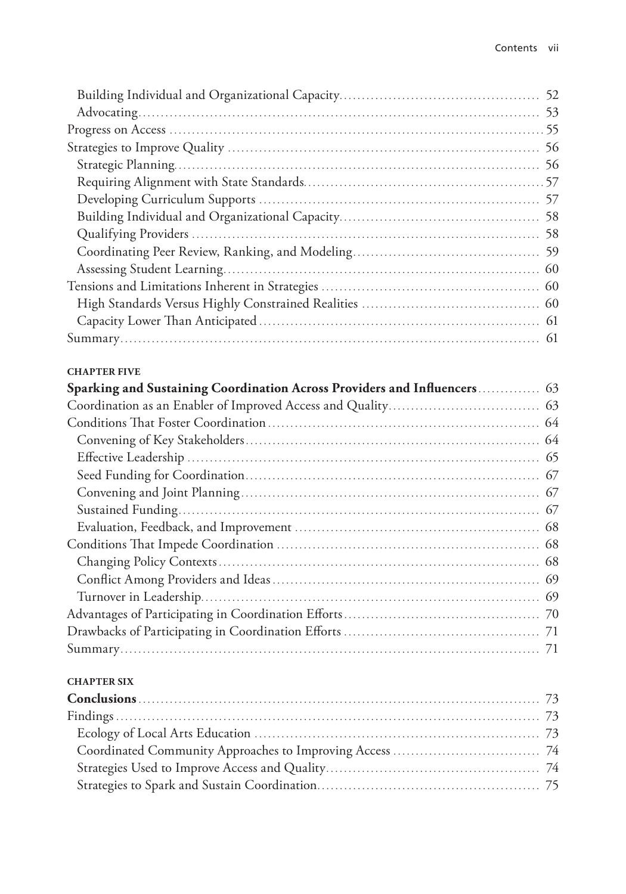Building Individual and Organizational Capacity .......... 52
Advocating .......... 53
Progress on Access .......... 55
Strategies to Improve Quality .......... 56
Strategic Planning .......... 56
Requiring Alignment with State Standards .......... 57
Developing Curriculum Supports .......... 57
Building Individual and Organizational Capacity .......... 58
Qualifying Providers .......... 58
Coordinating Peer Review, Ranking, and Modeling .......... 59
Assessing Student Learning .......... 60
Tensions and Limitations Inherent in Strategies .......... 60
High Standards Versus Highly Constrained Realities .......... 60
Capacity Lower Than Anticipated .......... 61
Summary .......... 61

**CHAPTER FIVE**

**Sparking and Sustaining Coordination Across Providers and Influencers** .......... 63
Coordination as an Enabler of Improved Access and Quality .......... 63
Conditions That Foster Coordination .......... 64
Convening of Key Stakeholders .......... 64
Effective Leadership .......... 65
Seed Funding for Coordination .......... 67
Convening and Joint Planning .......... 67
Sustained Funding .......... 67
Evaluation, Feedback, and Improvement .......... 68
Conditions That Impede Coordination .......... 68
Changing Policy Contexts .......... 68
Conflict Among Providers and Ideas .......... 69
Turnover in Leadership .......... 69
Advantages of Participating in Coordination Efforts .......... 70
Drawbacks of Participating in Coordination Efforts .......... 71
Summary .......... 71

**CHAPTER SIX**

**Conclusions** .......... 73
Findings .......... 73
Ecology of Local Arts Education .......... 73
Coordinated Community Approaches to Improving Access .......... 74
Strategies Used to Improve Access and Quality .......... 74
Strategies to Spark and Sustain Coordination .......... 75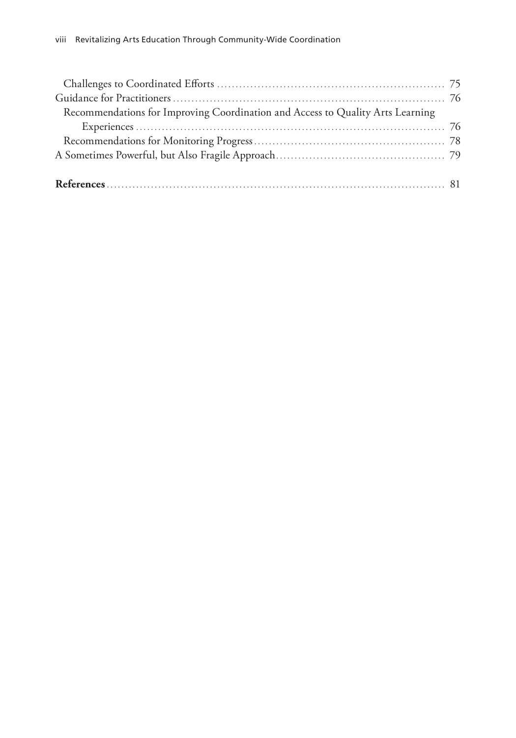Challenges to Coordinated Efforts ............................................................ 75

Guidance for Practitioners ....................................................................... 76

Recommendations for Improving Coordination and Access to Quality Arts Learning Experiences ............................................................................... 76

Recommendations for Monitoring Progress ................................................ 78

A Sometimes Powerful, but Also Fragile Approach ........................................ 79

**References** ............................................................................................ 81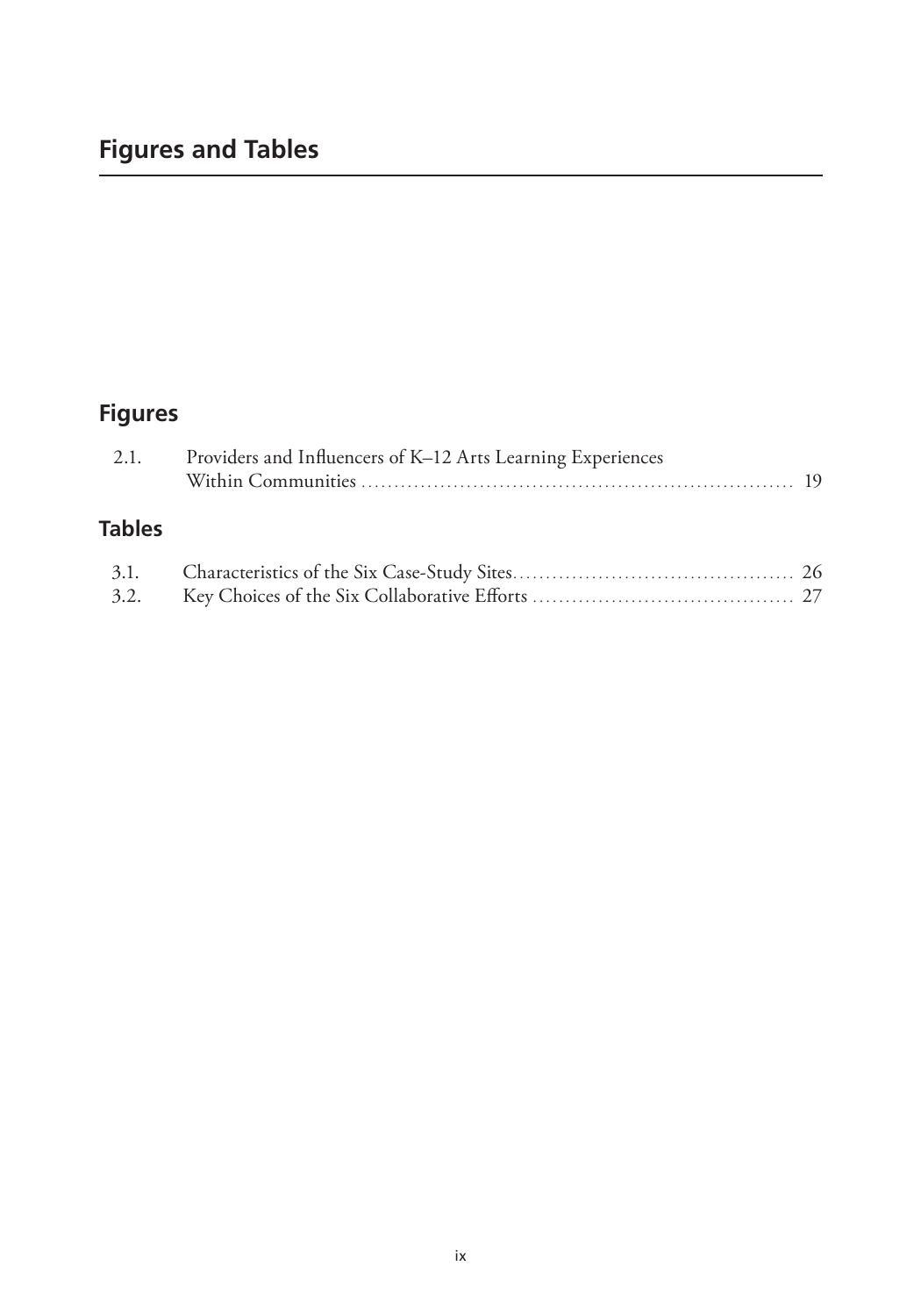# Figures and Tables

## Figures

2.1. Providers and Influencers of K–12 Arts Learning Experiences Within Communities ........ 19

## Tables

3.1. Characteristics of the Six Case-Study Sites........ 26
3.2. Key Choices of the Six Collaborative Efforts ........ 27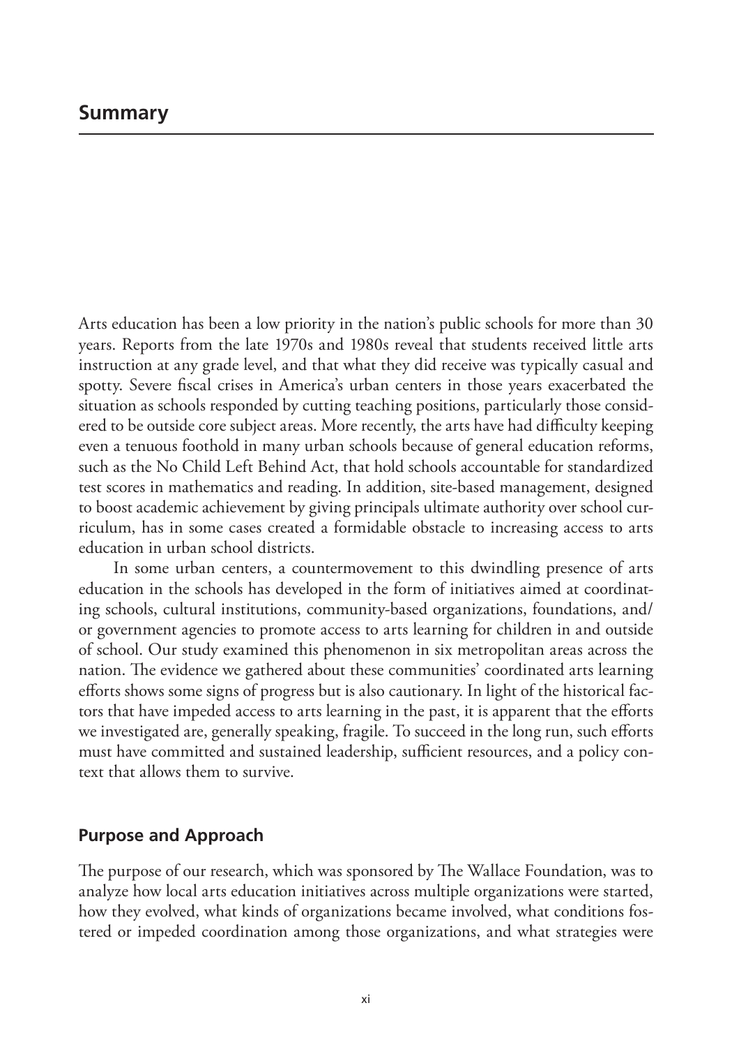# Summary

Arts education has been a low priority in the nation's public schools for more than 30 years. Reports from the late 1970s and 1980s reveal that students received little arts instruction at any grade level, and that what they did receive was typically casual and spotty. Severe fiscal crises in America's urban centers in those years exacerbated the situation as schools responded by cutting teaching positions, particularly those considered to be outside core subject areas. More recently, the arts have had difficulty keeping even a tenuous foothold in many urban schools because of general education reforms, such as the No Child Left Behind Act, that hold schools accountable for standardized test scores in mathematics and reading. In addition, site-based management, designed to boost academic achievement by giving principals ultimate authority over school curriculum, has in some cases created a formidable obstacle to increasing access to arts education in urban school districts.

In some urban centers, a countermovement to this dwindling presence of arts education in the schools has developed in the form of initiatives aimed at coordinating schools, cultural institutions, community-based organizations, foundations, and/or government agencies to promote access to arts learning for children in and outside of school. Our study examined this phenomenon in six metropolitan areas across the nation. The evidence we gathered about these communities' coordinated arts learning efforts shows some signs of progress but is also cautionary. In light of the historical factors that have impeded access to arts learning in the past, it is apparent that the efforts we investigated are, generally speaking, fragile. To succeed in the long run, such efforts must have committed and sustained leadership, sufficient resources, and a policy context that allows them to survive.

## Purpose and Approach

The purpose of our research, which was sponsored by The Wallace Foundation, was to analyze how local arts education initiatives across multiple organizations were started, how they evolved, what kinds of organizations became involved, what conditions fostered or impeded coordination among those organizations, and what strategies were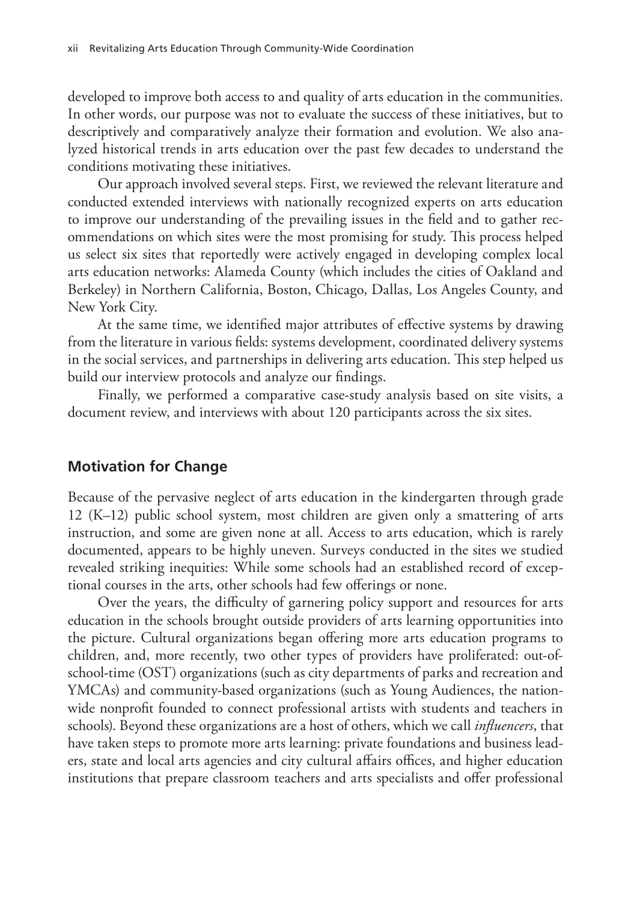developed to improve both access to and quality of arts education in the communities. In other words, our purpose was not to evaluate the success of these initiatives, but to descriptively and comparatively analyze their formation and evolution. We also analyzed historical trends in arts education over the past few decades to understand the conditions motivating these initiatives.

Our approach involved several steps. First, we reviewed the relevant literature and conducted extended interviews with nationally recognized experts on arts education to improve our understanding of the prevailing issues in the field and to gather recommendations on which sites were the most promising for study. This process helped us select six sites that reportedly were actively engaged in developing complex local arts education networks: Alameda County (which includes the cities of Oakland and Berkeley) in Northern California, Boston, Chicago, Dallas, Los Angeles County, and New York City.

At the same time, we identified major attributes of effective systems by drawing from the literature in various fields: systems development, coordinated delivery systems in the social services, and partnerships in delivering arts education. This step helped us build our interview protocols and analyze our findings.

Finally, we performed a comparative case-study analysis based on site visits, a document review, and interviews with about 120 participants across the six sites.

## Motivation for Change

Because of the pervasive neglect of arts education in the kindergarten through grade 12 (K–12) public school system, most children are given only a smattering of arts instruction, and some are given none at all. Access to arts education, which is rarely documented, appears to be highly uneven. Surveys conducted in the sites we studied revealed striking inequities: While some schools had an established record of exceptional courses in the arts, other schools had few offerings or none.

Over the years, the difficulty of garnering policy support and resources for arts education in the schools brought outside providers of arts learning opportunities into the picture. Cultural organizations began offering more arts education programs to children, and, more recently, two other types of providers have proliferated: out-of-school-time (OST) organizations (such as city departments of parks and recreation and YMCAs) and community-based organizations (such as Young Audiences, the nationwide nonprofit founded to connect professional artists with students and teachers in schools). Beyond these organizations are a host of others, which we call *influencers*, that have taken steps to promote more arts learning: private foundations and business leaders, state and local arts agencies and city cultural affairs offices, and higher education institutions that prepare classroom teachers and arts specialists and offer professional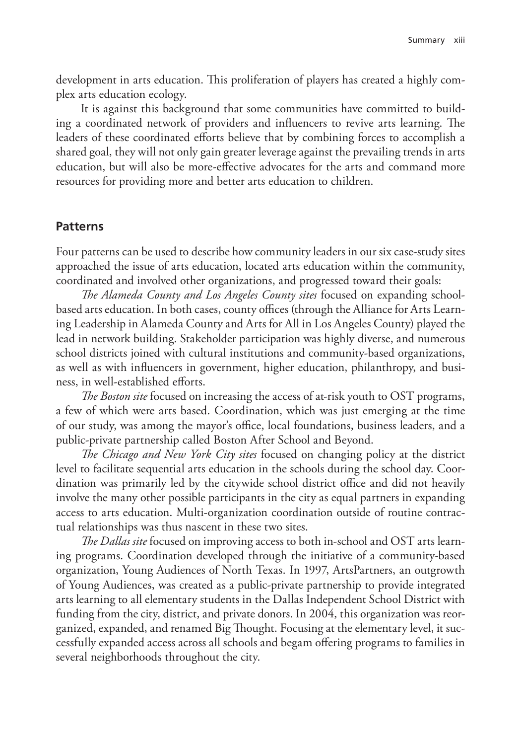development in arts education. This proliferation of players has created a highly complex arts education ecology.

It is against this background that some communities have committed to building a coordinated network of providers and influencers to revive arts learning. The leaders of these coordinated efforts believe that by combining forces to accomplish a shared goal, they will not only gain greater leverage against the prevailing trends in arts education, but will also be more-effective advocates for the arts and command more resources for providing more and better arts education to children.

## Patterns

Four patterns can be used to describe how community leaders in our six case-study sites approached the issue of arts education, located arts education within the community, coordinated and involved other organizations, and progressed toward their goals:

*The Alameda County and Los Angeles County sites* focused on expanding school-based arts education. In both cases, county offices (through the Alliance for Arts Learning Leadership in Alameda County and Arts for All in Los Angeles County) played the lead in network building. Stakeholder participation was highly diverse, and numerous school districts joined with cultural institutions and community-based organizations, as well as with influencers in government, higher education, philanthropy, and business, in well-established efforts.

*The Boston site* focused on increasing the access of at-risk youth to OST programs, a few of which were arts based. Coordination, which was just emerging at the time of our study, was among the mayor's office, local foundations, business leaders, and a public-private partnership called Boston After School and Beyond.

*The Chicago and New York City sites* focused on changing policy at the district level to facilitate sequential arts education in the schools during the school day. Coordination was primarily led by the citywide school district office and did not heavily involve the many other possible participants in the city as equal partners in expanding access to arts education. Multi-organization coordination outside of routine contractual relationships was thus nascent in these two sites.

*The Dallas site* focused on improving access to both in-school and OST arts learning programs. Coordination developed through the initiative of a community-based organization, Young Audiences of North Texas. In 1997, ArtsPartners, an outgrowth of Young Audiences, was created as a public-private partnership to provide integrated arts learning to all elementary students in the Dallas Independent School District with funding from the city, district, and private donors. In 2004, this organization was reorganized, expanded, and renamed Big Thought. Focusing at the elementary level, it successfully expanded access across all schools and begam offering programs to families in several neighborhoods throughout the city.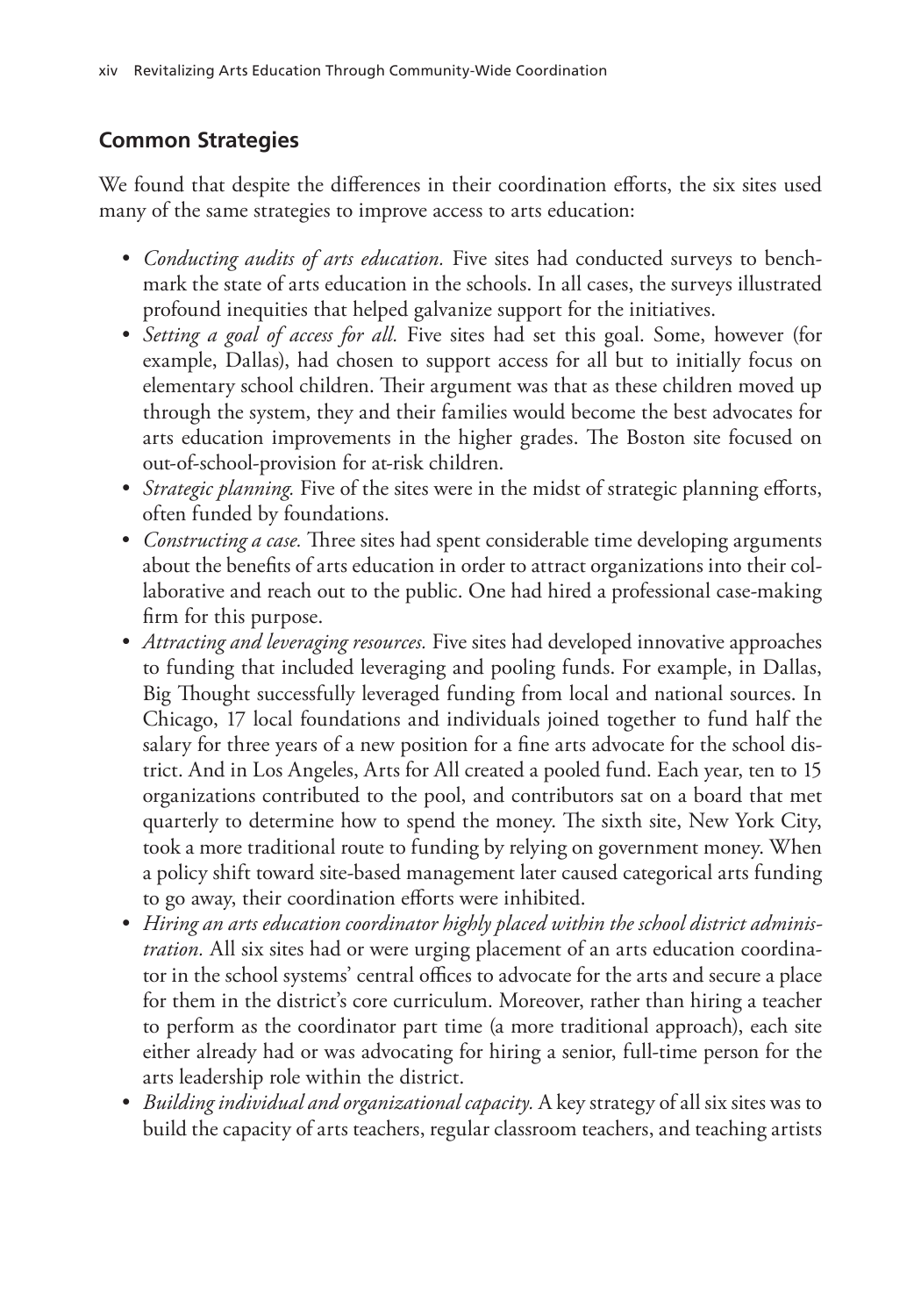## Common Strategies

We found that despite the differences in their coordination efforts, the six sites used many of the same strategies to improve access to arts education:

- *Conducting audits of arts education.* Five sites had conducted surveys to benchmark the state of arts education in the schools. In all cases, the surveys illustrated profound inequities that helped galvanize support for the initiatives.
- *Setting a goal of access for all.* Five sites had set this goal. Some, however (for example, Dallas), had chosen to support access for all but to initially focus on elementary school children. Their argument was that as these children moved up through the system, they and their families would become the best advocates for arts education improvements in the higher grades. The Boston site focused on out-of-school-provision for at-risk children.
- *Strategic planning.* Five of the sites were in the midst of strategic planning efforts, often funded by foundations.
- *Constructing a case.* Three sites had spent considerable time developing arguments about the benefits of arts education in order to attract organizations into their collaborative and reach out to the public. One had hired a professional case-making firm for this purpose.
- *Attracting and leveraging resources.* Five sites had developed innovative approaches to funding that included leveraging and pooling funds. For example, in Dallas, Big Thought successfully leveraged funding from local and national sources. In Chicago, 17 local foundations and individuals joined together to fund half the salary for three years of a new position for a fine arts advocate for the school district. And in Los Angeles, Arts for All created a pooled fund. Each year, ten to 15 organizations contributed to the pool, and contributors sat on a board that met quarterly to determine how to spend the money. The sixth site, New York City, took a more traditional route to funding by relying on government money. When a policy shift toward site-based management later caused categorical arts funding to go away, their coordination efforts were inhibited.
- *Hiring an arts education coordinator highly placed within the school district administration.* All six sites had or were urging placement of an arts education coordinator in the school systems' central offices to advocate for the arts and secure a place for them in the district's core curriculum. Moreover, rather than hiring a teacher to perform as the coordinator part time (a more traditional approach), each site either already had or was advocating for hiring a senior, full-time person for the arts leadership role within the district.
- *Building individual and organizational capacity.* A key strategy of all six sites was to build the capacity of arts teachers, regular classroom teachers, and teaching artists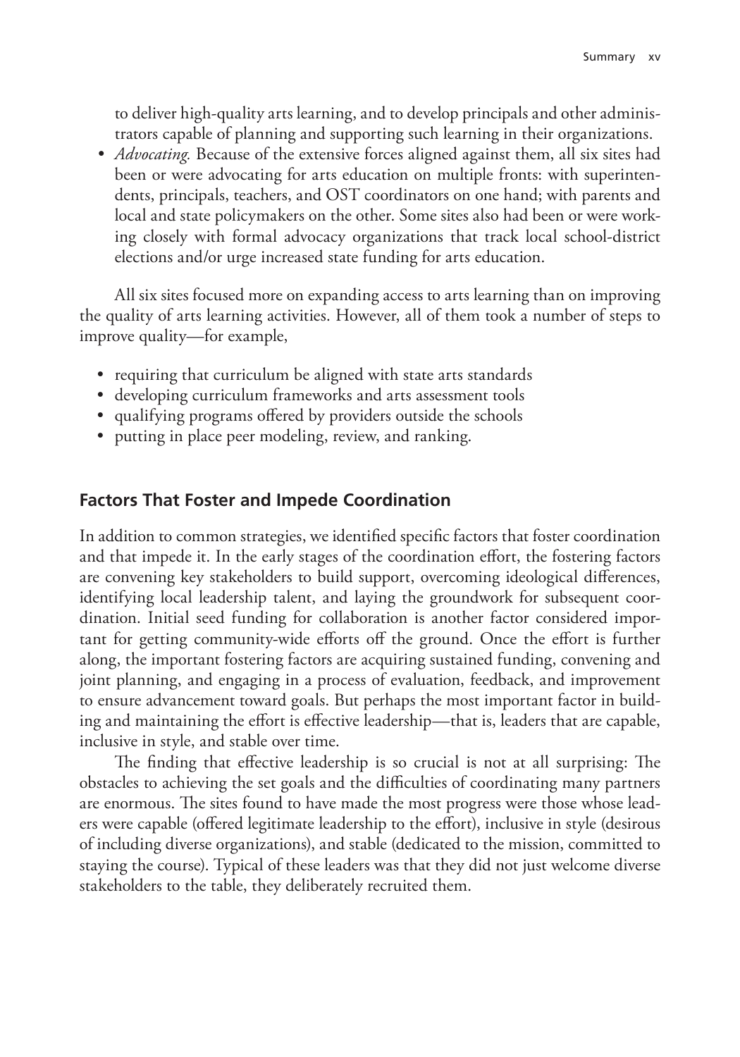to deliver high-quality arts learning, and to develop principals and other administrators capable of planning and supporting such learning in their organizations.

- *Advocating.* Because of the extensive forces aligned against them, all six sites had been or were advocating for arts education on multiple fronts: with superintendents, principals, teachers, and OST coordinators on one hand; with parents and local and state policymakers on the other. Some sites also had been or were working closely with formal advocacy organizations that track local school-district elections and/or urge increased state funding for arts education.

All six sites focused more on expanding access to arts learning than on improving the quality of arts learning activities. However, all of them took a number of steps to improve quality—for example,

- requiring that curriculum be aligned with state arts standards
- developing curriculum frameworks and arts assessment tools
- qualifying programs offered by providers outside the schools
- putting in place peer modeling, review, and ranking.

## Factors That Foster and Impede Coordination

In addition to common strategies, we identified specific factors that foster coordination and that impede it. In the early stages of the coordination effort, the fostering factors are convening key stakeholders to build support, overcoming ideological differences, identifying local leadership talent, and laying the groundwork for subsequent coordination. Initial seed funding for collaboration is another factor considered important for getting community-wide efforts off the ground. Once the effort is further along, the important fostering factors are acquiring sustained funding, convening and joint planning, and engaging in a process of evaluation, feedback, and improvement to ensure advancement toward goals. But perhaps the most important factor in building and maintaining the effort is effective leadership—that is, leaders that are capable, inclusive in style, and stable over time.

The finding that effective leadership is so crucial is not at all surprising: The obstacles to achieving the set goals and the difficulties of coordinating many partners are enormous. The sites found to have made the most progress were those whose leaders were capable (offered legitimate leadership to the effort), inclusive in style (desirous of including diverse organizations), and stable (dedicated to the mission, committed to staying the course). Typical of these leaders was that they did not just welcome diverse stakeholders to the table, they deliberately recruited them.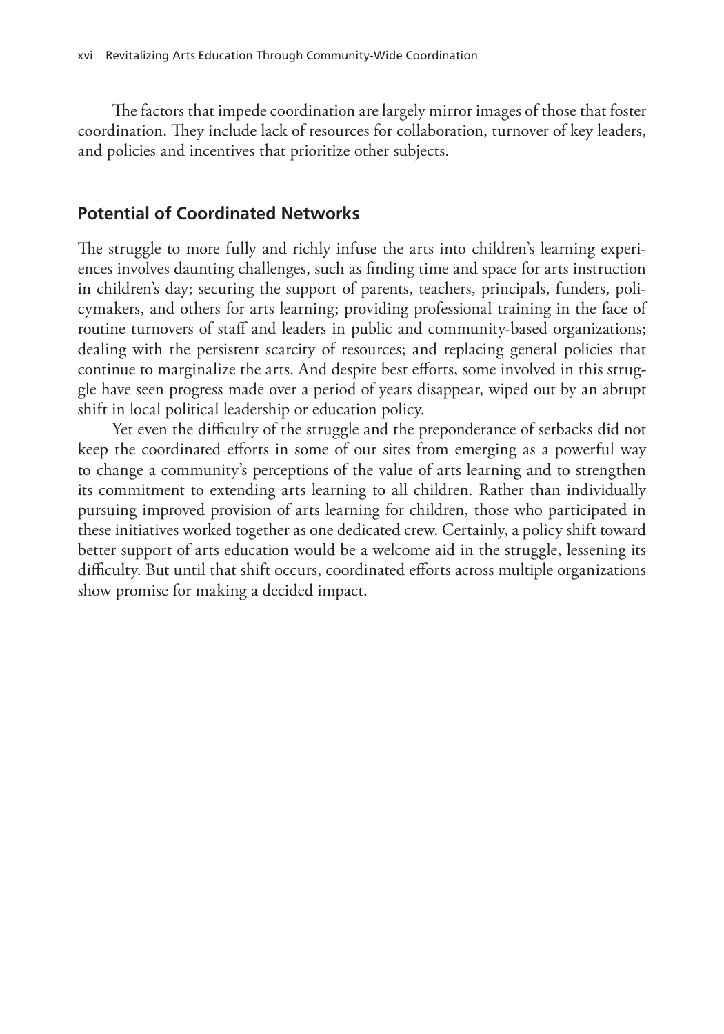The factors that impede coordination are largely mirror images of those that foster coordination. They include lack of resources for collaboration, turnover of key leaders, and policies and incentives that prioritize other subjects.

## Potential of Coordinated Networks

The struggle to more fully and richly infuse the arts into children's learning experiences involves daunting challenges, such as finding time and space for arts instruction in children's day; securing the support of parents, teachers, principals, funders, policymakers, and others for arts learning; providing professional training in the face of routine turnovers of staff and leaders in public and community-based organizations; dealing with the persistent scarcity of resources; and replacing general policies that continue to marginalize the arts. And despite best efforts, some involved in this struggle have seen progress made over a period of years disappear, wiped out by an abrupt shift in local political leadership or education policy.

Yet even the difficulty of the struggle and the preponderance of setbacks did not keep the coordinated efforts in some of our sites from emerging as a powerful way to change a community's perceptions of the value of arts learning and to strengthen its commitment to extending arts learning to all children. Rather than individually pursuing improved provision of arts learning for children, those who participated in these initiatives worked together as one dedicated crew. Certainly, a policy shift toward better support of arts education would be a welcome aid in the struggle, lessening its difficulty. But until that shift occurs, coordinated efforts across multiple organizations show promise for making a decided impact.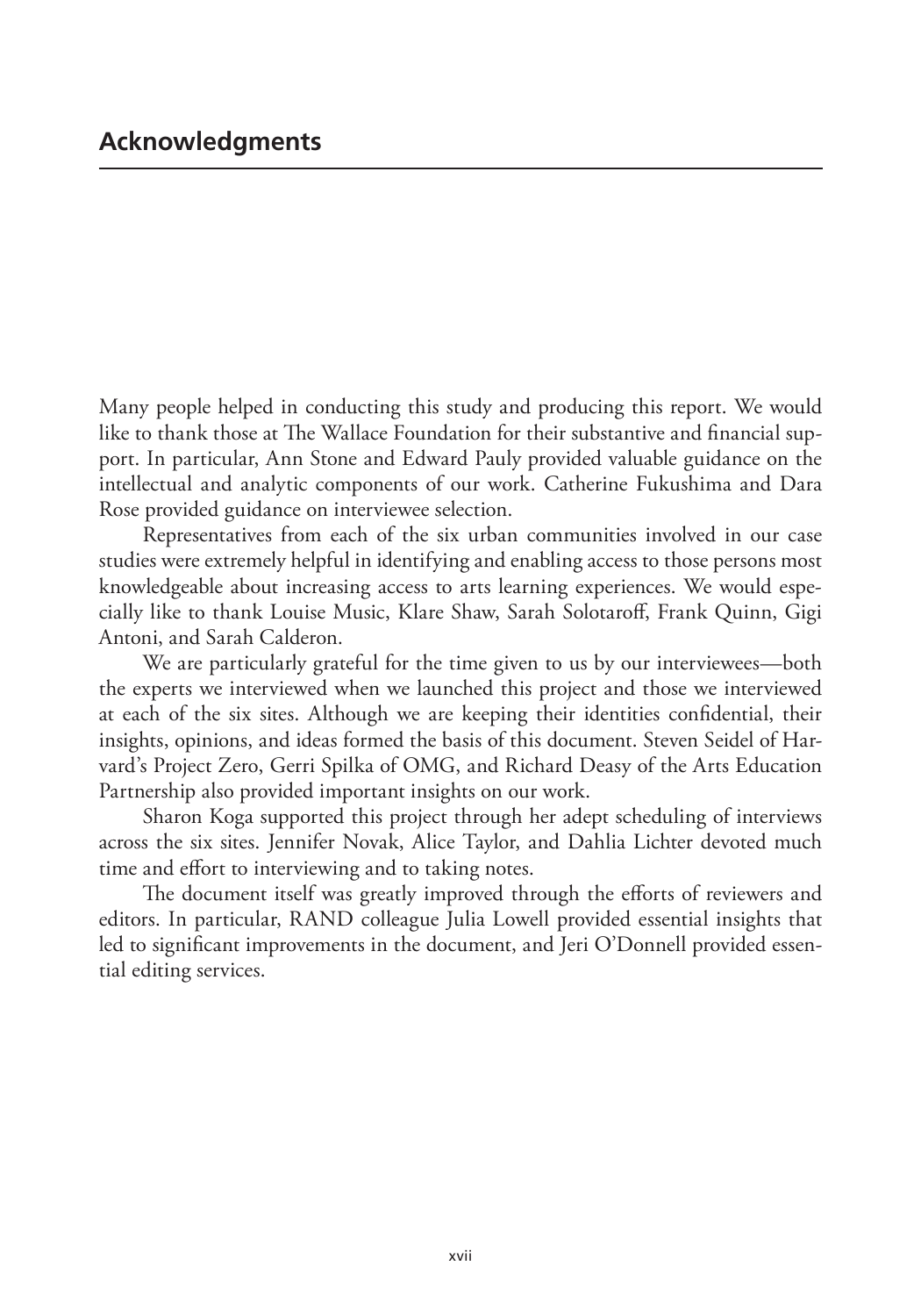## Acknowledgments

Many people helped in conducting this study and producing this report. We would like to thank those at The Wallace Foundation for their substantive and financial support. In particular, Ann Stone and Edward Pauly provided valuable guidance on the intellectual and analytic components of our work. Catherine Fukushima and Dara Rose provided guidance on interviewee selection.

Representatives from each of the six urban communities involved in our case studies were extremely helpful in identifying and enabling access to those persons most knowledgeable about increasing access to arts learning experiences. We would especially like to thank Louise Music, Klare Shaw, Sarah Solotaroff, Frank Quinn, Gigi Antoni, and Sarah Calderon.

We are particularly grateful for the time given to us by our interviewees—both the experts we interviewed when we launched this project and those we interviewed at each of the six sites. Although we are keeping their identities confidential, their insights, opinions, and ideas formed the basis of this document. Steven Seidel of Harvard's Project Zero, Gerri Spilka of OMG, and Richard Deasy of the Arts Education Partnership also provided important insights on our work.

Sharon Koga supported this project through her adept scheduling of interviews across the six sites. Jennifer Novak, Alice Taylor, and Dahlia Lichter devoted much time and effort to interviewing and to taking notes.

The document itself was greatly improved through the efforts of reviewers and editors. In particular, RAND colleague Julia Lowell provided essential insights that led to significant improvements in the document, and Jeri O'Donnell provided essential editing services.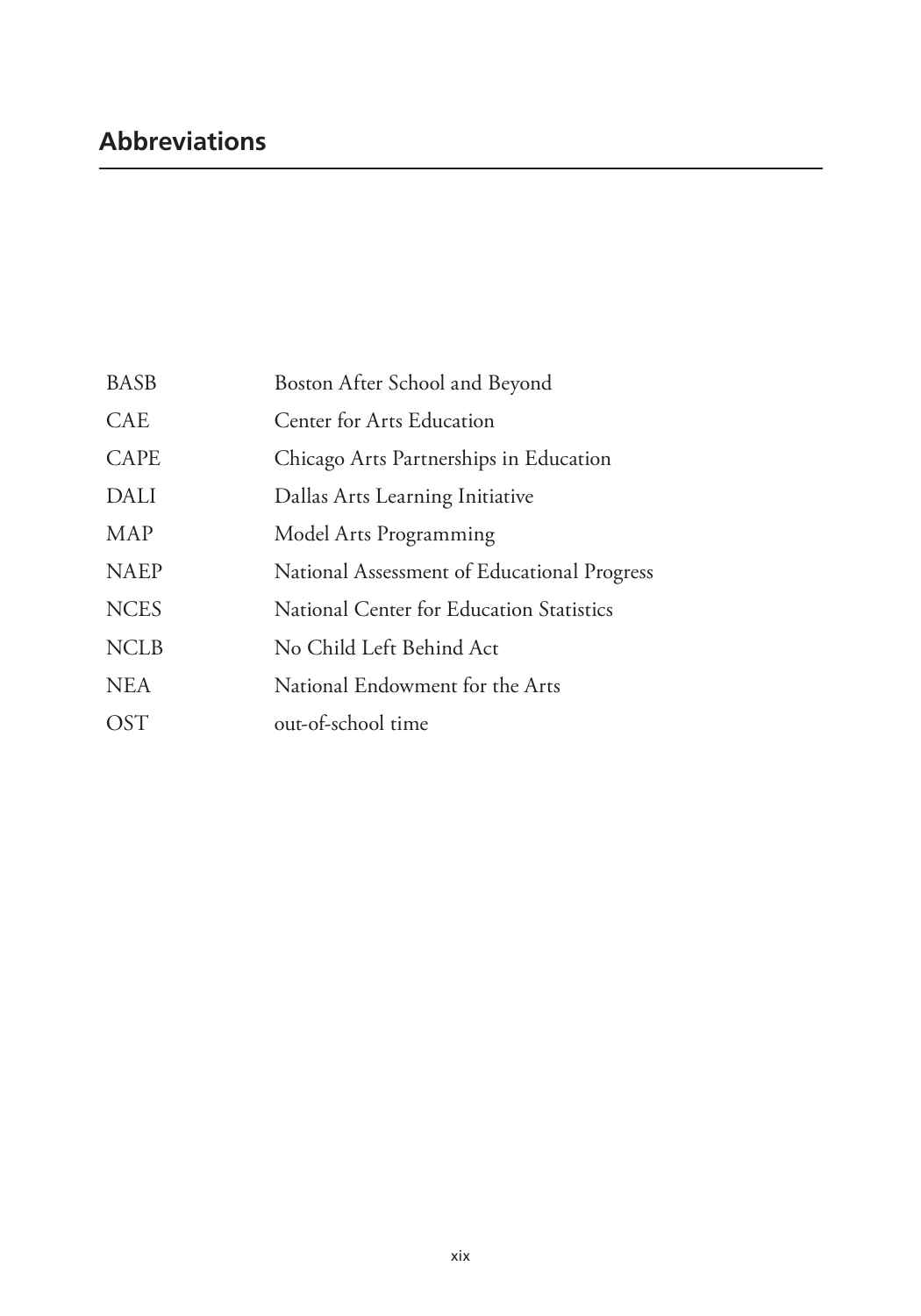## Abbreviations

| | |
|---|---|
| BASB | Boston After School and Beyond |
| CAE | Center for Arts Education |
| CAPE | Chicago Arts Partnerships in Education |
| DALI | Dallas Arts Learning Initiative |
| MAP | Model Arts Programming |
| NAEP | National Assessment of Educational Progress |
| NCES | National Center for Education Statistics |
| NCLB | No Child Left Behind Act |
| NEA | National Endowment for the Arts |
| OST | out-of-school time |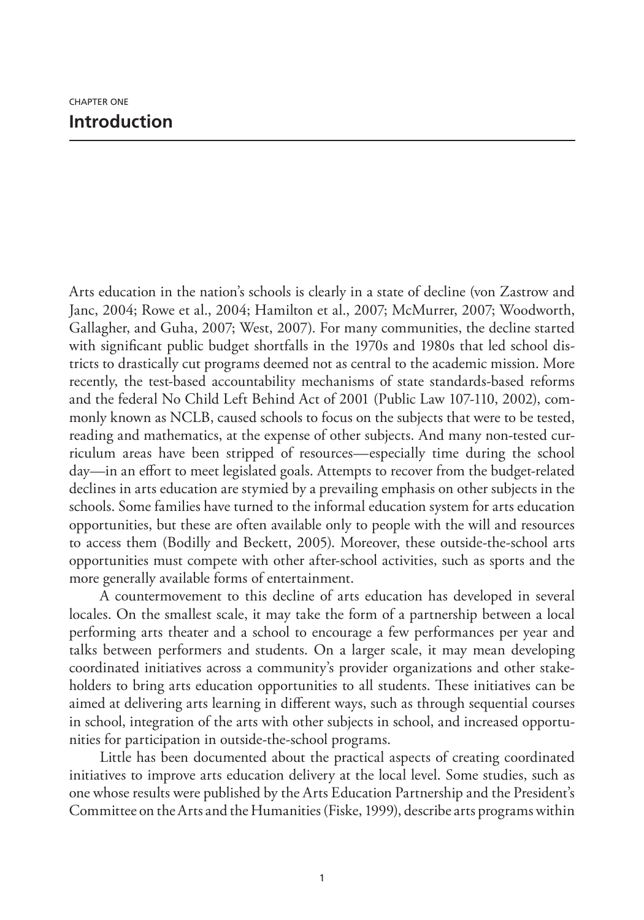CHAPTER ONE

# Introduction

Arts education in the nation's schools is clearly in a state of decline (von Zastrow and Janc, 2004; Rowe et al., 2004; Hamilton et al., 2007; McMurrer, 2007; Woodworth, Gallagher, and Guha, 2007; West, 2007). For many communities, the decline started with significant public budget shortfalls in the 1970s and 1980s that led school districts to drastically cut programs deemed not as central to the academic mission. More recently, the test-based accountability mechanisms of state standards-based reforms and the federal No Child Left Behind Act of 2001 (Public Law 107-110, 2002), commonly known as NCLB, caused schools to focus on the subjects that were to be tested, reading and mathematics, at the expense of other subjects. And many non-tested curriculum areas have been stripped of resources—especially time during the school day—in an effort to meet legislated goals. Attempts to recover from the budget-related declines in arts education are stymied by a prevailing emphasis on other subjects in the schools. Some families have turned to the informal education system for arts education opportunities, but these are often available only to people with the will and resources to access them (Bodilly and Beckett, 2005). Moreover, these outside-the-school arts opportunities must compete with other after-school activities, such as sports and the more generally available forms of entertainment.

A countermovement to this decline of arts education has developed in several locales. On the smallest scale, it may take the form of a partnership between a local performing arts theater and a school to encourage a few performances per year and talks between performers and students. On a larger scale, it may mean developing coordinated initiatives across a community's provider organizations and other stakeholders to bring arts education opportunities to all students. These initiatives can be aimed at delivering arts learning in different ways, such as through sequential courses in school, integration of the arts with other subjects in school, and increased opportunities for participation in outside-the-school programs.

Little has been documented about the practical aspects of creating coordinated initiatives to improve arts education delivery at the local level. Some studies, such as one whose results were published by the Arts Education Partnership and the President's Committee on the Arts and the Humanities (Fiske, 1999), describe arts programs within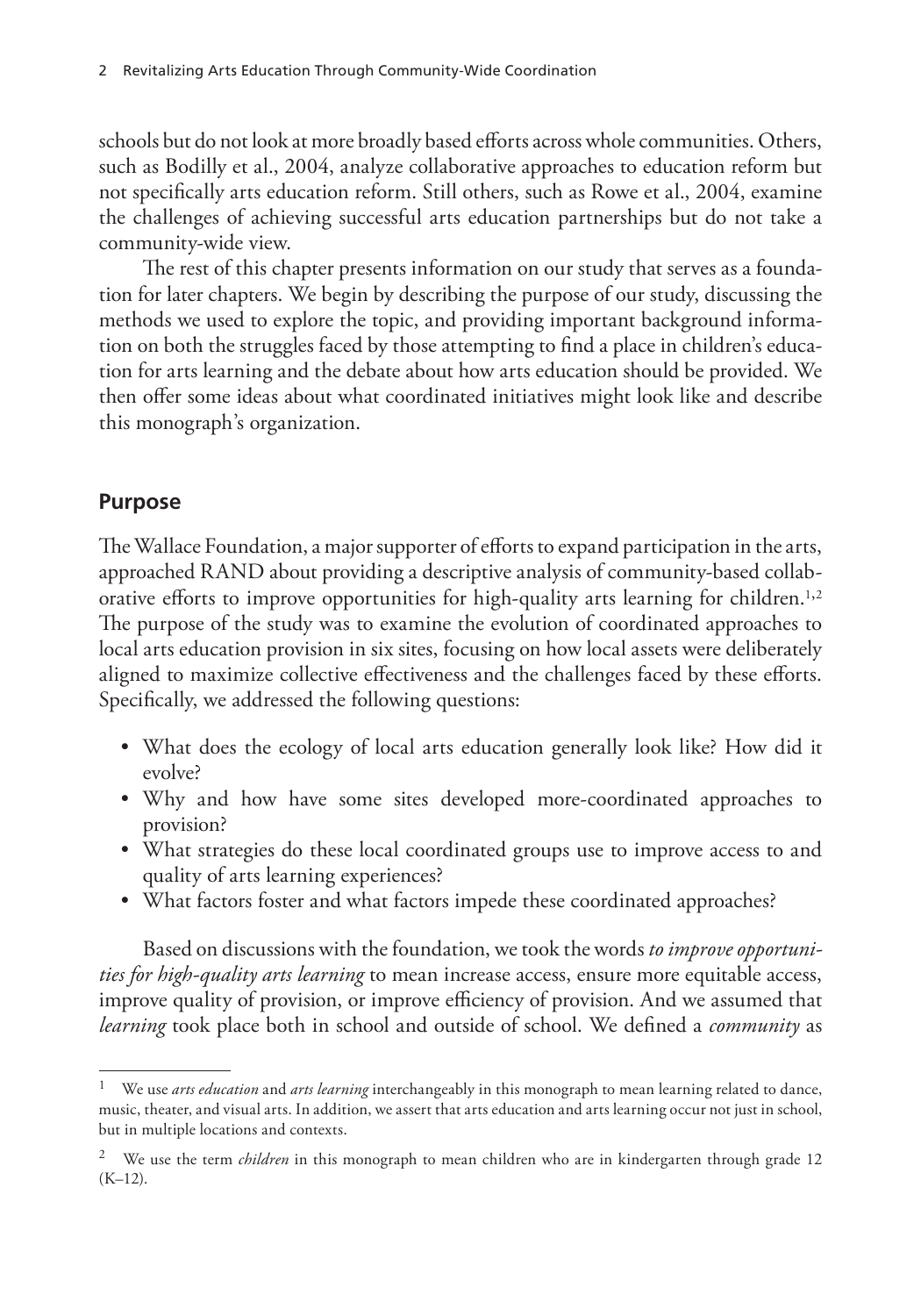schools but do not look at more broadly based efforts across whole communities. Others, such as Bodilly et al., 2004, analyze collaborative approaches to education reform but not specifically arts education reform. Still others, such as Rowe et al., 2004, examine the challenges of achieving successful arts education partnerships but do not take a community-wide view.

The rest of this chapter presents information on our study that serves as a foundation for later chapters. We begin by describing the purpose of our study, discussing the methods we used to explore the topic, and providing important background information on both the struggles faced by those attempting to find a place in children's education for arts learning and the debate about how arts education should be provided. We then offer some ideas about what coordinated initiatives might look like and describe this monograph's organization.

## Purpose

The Wallace Foundation, a major supporter of efforts to expand participation in the arts, approached RAND about providing a descriptive analysis of community-based collaborative efforts to improve opportunities for high-quality arts learning for children.[1,2] The purpose of the study was to examine the evolution of coordinated approaches to local arts education provision in six sites, focusing on how local assets were deliberately aligned to maximize collective effectiveness and the challenges faced by these efforts. Specifically, we addressed the following questions:

- What does the ecology of local arts education generally look like? How did it evolve?
- Why and how have some sites developed more-coordinated approaches to provision?
- What strategies do these local coordinated groups use to improve access to and quality of arts learning experiences?
- What factors foster and what factors impede these coordinated approaches?

Based on discussions with the foundation, we took the words *to improve opportunities for high-quality arts learning* to mean increase access, ensure more equitable access, improve quality of provision, or improve efficiency of provision. And we assumed that *learning* took place both in school and outside of school. We defined a *community* as

---

[1] We use *arts education* and *arts learning* interchangeably in this monograph to mean learning related to dance, music, theater, and visual arts. In addition, we assert that arts education and arts learning occur not just in school, but in multiple locations and contexts.

[2] We use the term *children* in this monograph to mean children who are in kindergarten through grade 12 (K–12).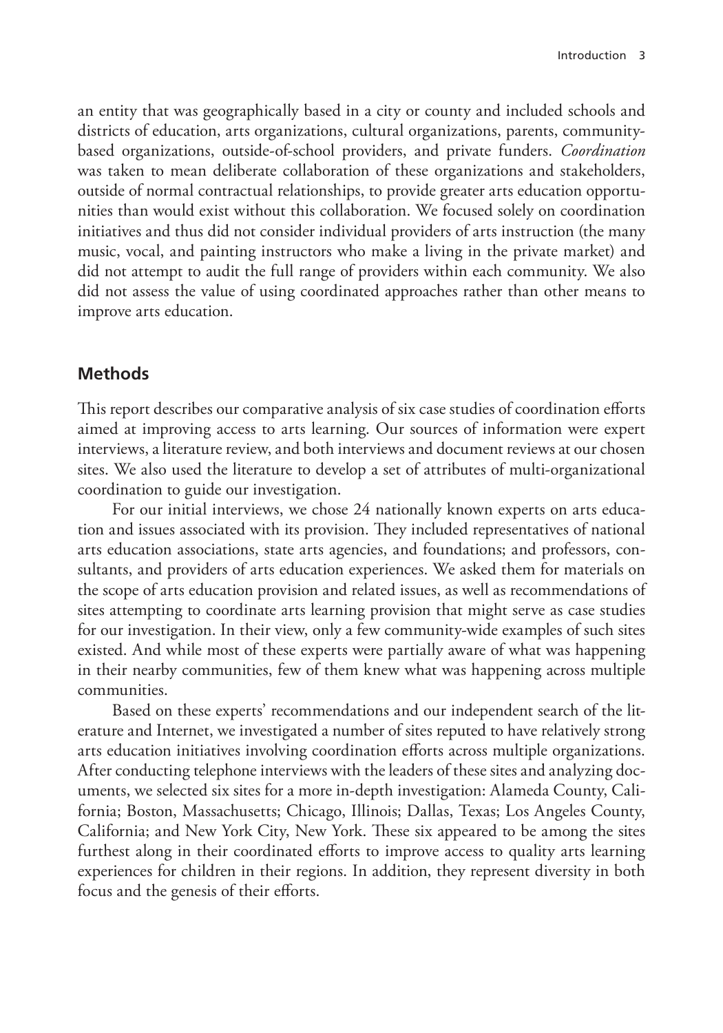an entity that was geographically based in a city or county and included schools and districts of education, arts organizations, cultural organizations, parents, community-based organizations, outside-of-school providers, and private funders. *Coordination* was taken to mean deliberate collaboration of these organizations and stakeholders, outside of normal contractual relationships, to provide greater arts education opportunities than would exist without this collaboration. We focused solely on coordination initiatives and thus did not consider individual providers of arts instruction (the many music, vocal, and painting instructors who make a living in the private market) and did not attempt to audit the full range of providers within each community. We also did not assess the value of using coordinated approaches rather than other means to improve arts education.

## Methods

This report describes our comparative analysis of six case studies of coordination efforts aimed at improving access to arts learning. Our sources of information were expert interviews, a literature review, and both interviews and document reviews at our chosen sites. We also used the literature to develop a set of attributes of multi-organizational coordination to guide our investigation.

For our initial interviews, we chose 24 nationally known experts on arts education and issues associated with its provision. They included representatives of national arts education associations, state arts agencies, and foundations; and professors, consultants, and providers of arts education experiences. We asked them for materials on the scope of arts education provision and related issues, as well as recommendations of sites attempting to coordinate arts learning provision that might serve as case studies for our investigation. In their view, only a few community-wide examples of such sites existed. And while most of these experts were partially aware of what was happening in their nearby communities, few of them knew what was happening across multiple communities.

Based on these experts' recommendations and our independent search of the literature and Internet, we investigated a number of sites reputed to have relatively strong arts education initiatives involving coordination efforts across multiple organizations. After conducting telephone interviews with the leaders of these sites and analyzing documents, we selected six sites for a more in-depth investigation: Alameda County, California; Boston, Massachusetts; Chicago, Illinois; Dallas, Texas; Los Angeles County, California; and New York City, New York. These six appeared to be among the sites furthest along in their coordinated efforts to improve access to quality arts learning experiences for children in their regions. In addition, they represent diversity in both focus and the genesis of their efforts.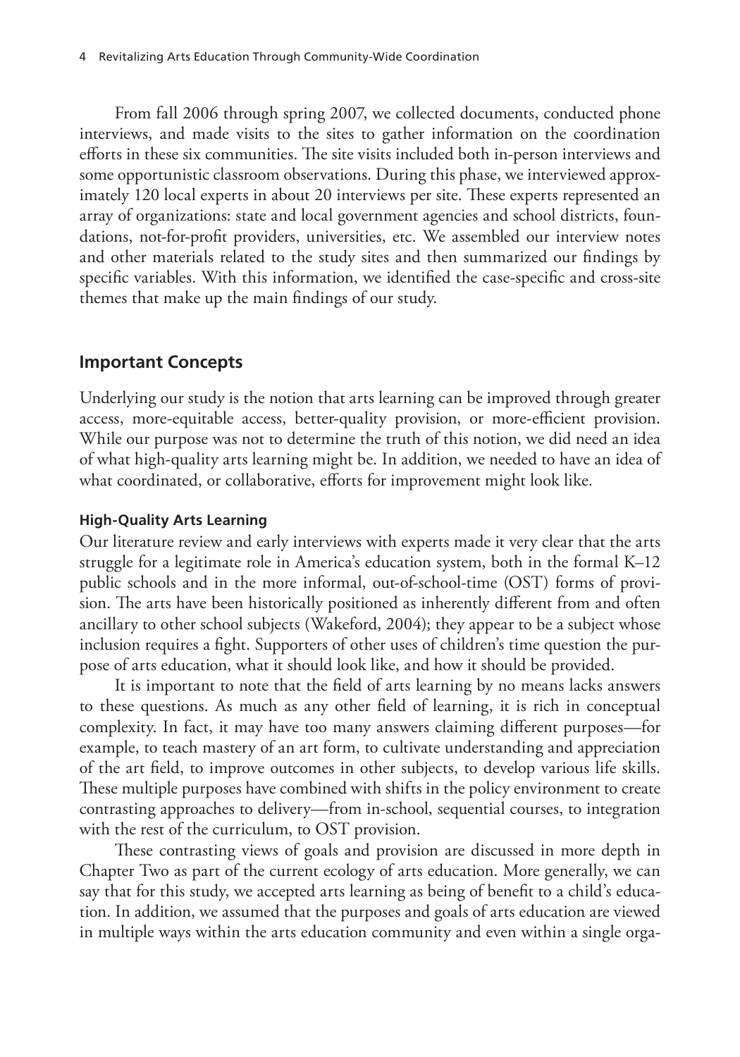From fall 2006 through spring 2007, we collected documents, conducted phone interviews, and made visits to the sites to gather information on the coordination efforts in these six communities. The site visits included both in-person interviews and some opportunistic classroom observations. During this phase, we interviewed approximately 120 local experts in about 20 interviews per site. These experts represented an array of organizations: state and local government agencies and school districts, foundations, not-for-profit providers, universities, etc. We assembled our interview notes and other materials related to the study sites and then summarized our findings by specific variables. With this information, we identified the case-specific and cross-site themes that make up the main findings of our study.

## Important Concepts

Underlying our study is the notion that arts learning can be improved through greater access, more-equitable access, better-quality provision, or more-efficient provision. While our purpose was not to determine the truth of this notion, we did need an idea of what high-quality arts learning might be. In addition, we needed to have an idea of what coordinated, or collaborative, efforts for improvement might look like.

### High-Quality Arts Learning

Our literature review and early interviews with experts made it very clear that the arts struggle for a legitimate role in America's education system, both in the formal K–12 public schools and in the more informal, out-of-school-time (OST) forms of provision. The arts have been historically positioned as inherently different from and often ancillary to other school subjects (Wakeford, 2004); they appear to be a subject whose inclusion requires a fight. Supporters of other uses of children's time question the purpose of arts education, what it should look like, and how it should be provided.

It is important to note that the field of arts learning by no means lacks answers to these questions. As much as any other field of learning, it is rich in conceptual complexity. In fact, it may have too many answers claiming different purposes—for example, to teach mastery of an art form, to cultivate understanding and appreciation of the art field, to improve outcomes in other subjects, to develop various life skills. These multiple purposes have combined with shifts in the policy environment to create contrasting approaches to delivery—from in-school, sequential courses, to integration with the rest of the curriculum, to OST provision.

These contrasting views of goals and provision are discussed in more depth in Chapter Two as part of the current ecology of arts education. More generally, we can say that for this study, we accepted arts learning as being of benefit to a child's education. In addition, we assumed that the purposes and goals of arts education are viewed in multiple ways within the arts education community and even within a single orga-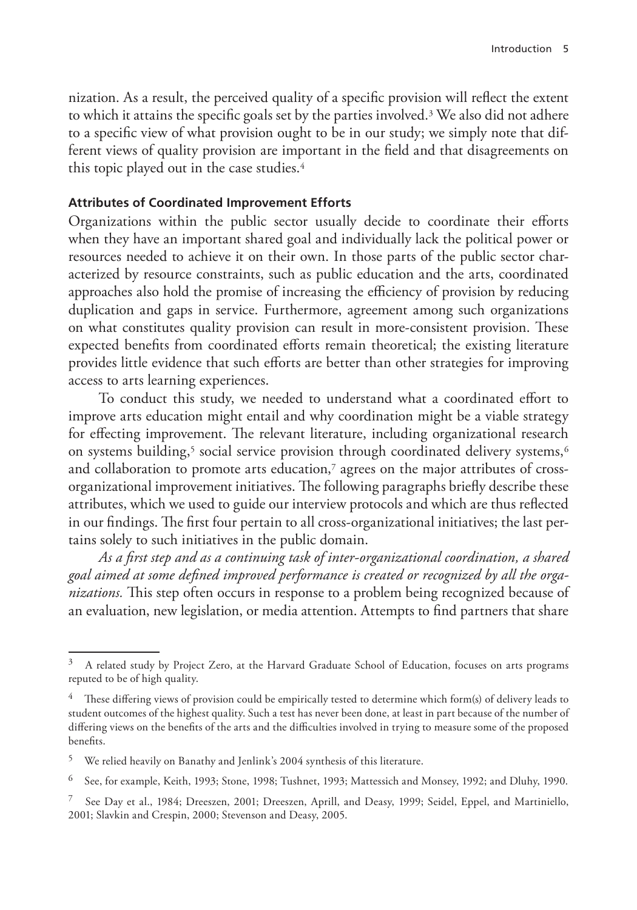nization. As a result, the perceived quality of a specific provision will reflect the extent to which it attains the specific goals set by the parties involved.[3] We also did not adhere to a specific view of what provision ought to be in our study; we simply note that different views of quality provision are important in the field and that disagreements on this topic played out in the case studies.[4]

### Attributes of Coordinated Improvement Efforts

Organizations within the public sector usually decide to coordinate their efforts when they have an important shared goal and individually lack the political power or resources needed to achieve it on their own. In those parts of the public sector characterized by resource constraints, such as public education and the arts, coordinated approaches also hold the promise of increasing the efficiency of provision by reducing duplication and gaps in service. Furthermore, agreement among such organizations on what constitutes quality provision can result in more-consistent provision. These expected benefits from coordinated efforts remain theoretical; the existing literature provides little evidence that such efforts are better than other strategies for improving access to arts learning experiences.

To conduct this study, we needed to understand what a coordinated effort to improve arts education might entail and why coordination might be a viable strategy for effecting improvement. The relevant literature, including organizational research on systems building,[5] social service provision through coordinated delivery systems,[6] and collaboration to promote arts education,[7] agrees on the major attributes of cross-organizational improvement initiatives. The following paragraphs briefly describe these attributes, which we used to guide our interview protocols and which are thus reflected in our findings. The first four pertain to all cross-organizational initiatives; the last pertains solely to such initiatives in the public domain.

*As a first step and as a continuing task of inter-organizational coordination, a shared goal aimed at some defined improved performance is created or recognized by all the organizations.* This step often occurs in response to a problem being recognized because of an evaluation, new legislation, or media attention. Attempts to find partners that share

---

[3] A related study by Project Zero, at the Harvard Graduate School of Education, focuses on arts programs reputed to be of high quality.

[4] These differing views of provision could be empirically tested to determine which form(s) of delivery leads to student outcomes of the highest quality. Such a test has never been done, at least in part because of the number of differing views on the benefits of the arts and the difficulties involved in trying to measure some of the proposed benefits.

[5] We relied heavily on Banathy and Jenlink's 2004 synthesis of this literature.

[6] See, for example, Keith, 1993; Stone, 1998; Tushnet, 1993; Mattessich and Monsey, 1992; and Dluhy, 1990.

[7] See Day et al., 1984; Dreeszen, 2001; Dreeszen, Aprill, and Deasy, 1999; Seidel, Eppel, and Martiniello, 2001; Slavkin and Crespin, 2000; Stevenson and Deasy, 2005.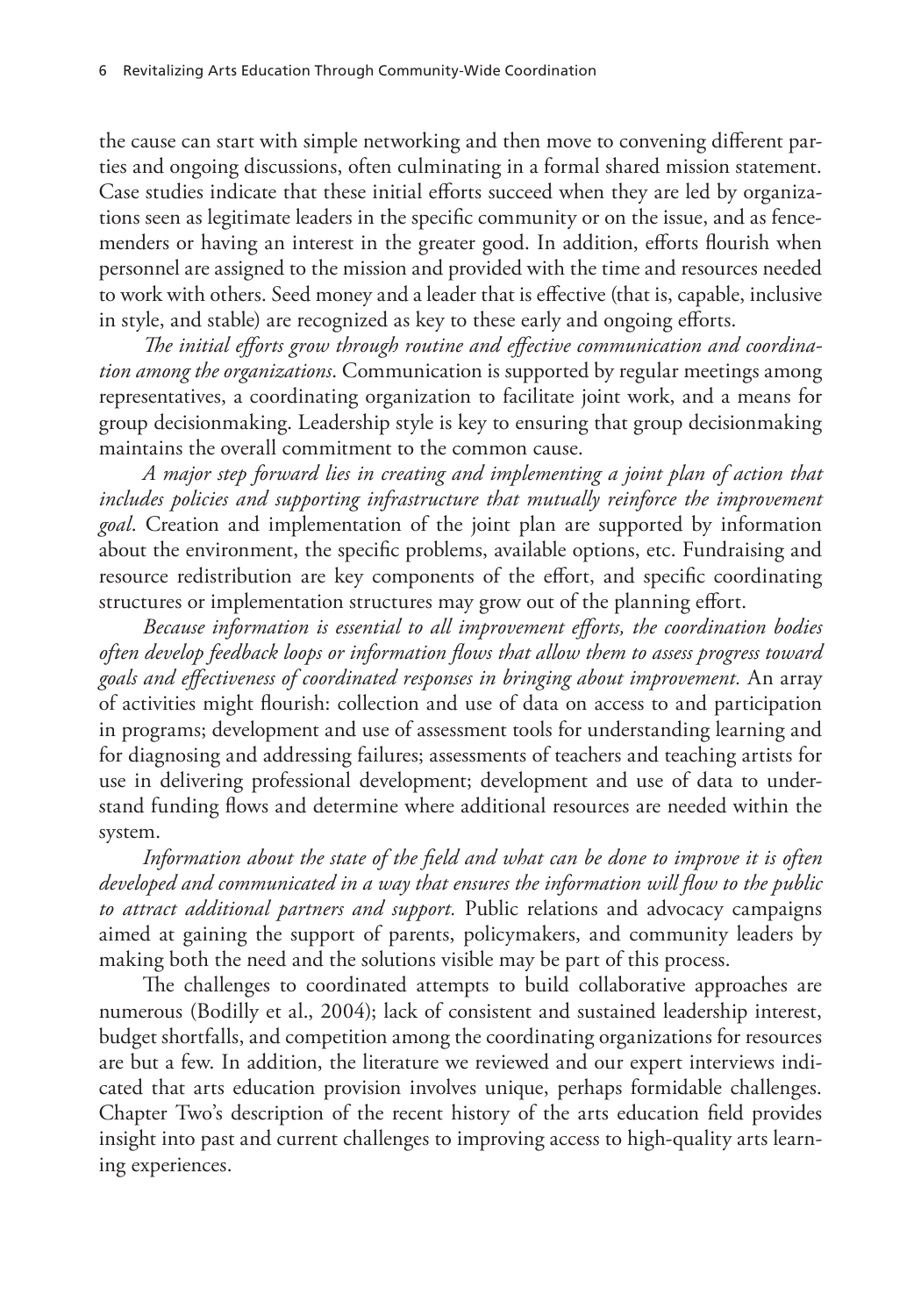the cause can start with simple networking and then move to convening different parties and ongoing discussions, often culminating in a formal shared mission statement. Case studies indicate that these initial efforts succeed when they are led by organizations seen as legitimate leaders in the specific community or on the issue, and as fence-menders or having an interest in the greater good. In addition, efforts flourish when personnel are assigned to the mission and provided with the time and resources needed to work with others. Seed money and a leader that is effective (that is, capable, inclusive in style, and stable) are recognized as key to these early and ongoing efforts.

*The initial efforts grow through routine and effective communication and coordination among the organizations*. Communication is supported by regular meetings among representatives, a coordinating organization to facilitate joint work, and a means for group decisionmaking. Leadership style is key to ensuring that group decisionmaking maintains the overall commitment to the common cause.

*A major step forward lies in creating and implementing a joint plan of action that includes policies and supporting infrastructure that mutually reinforce the improvement goal*. Creation and implementation of the joint plan are supported by information about the environment, the specific problems, available options, etc. Fundraising and resource redistribution are key components of the effort, and specific coordinating structures or implementation structures may grow out of the planning effort.

*Because information is essential to all improvement efforts, the coordination bodies often develop feedback loops or information flows that allow them to assess progress toward goals and effectiveness of coordinated responses in bringing about improvement.* An array of activities might flourish: collection and use of data on access to and participation in programs; development and use of assessment tools for understanding learning and for diagnosing and addressing failures; assessments of teachers and teaching artists for use in delivering professional development; development and use of data to understand funding flows and determine where additional resources are needed within the system.

*Information about the state of the field and what can be done to improve it is often developed and communicated in a way that ensures the information will flow to the public to attract additional partners and support.* Public relations and advocacy campaigns aimed at gaining the support of parents, policymakers, and community leaders by making both the need and the solutions visible may be part of this process.

The challenges to coordinated attempts to build collaborative approaches are numerous (Bodilly et al., 2004); lack of consistent and sustained leadership interest, budget shortfalls, and competition among the coordinating organizations for resources are but a few. In addition, the literature we reviewed and our expert interviews indicated that arts education provision involves unique, perhaps formidable challenges. Chapter Two's description of the recent history of the arts education field provides insight into past and current challenges to improving access to high-quality arts learning experiences.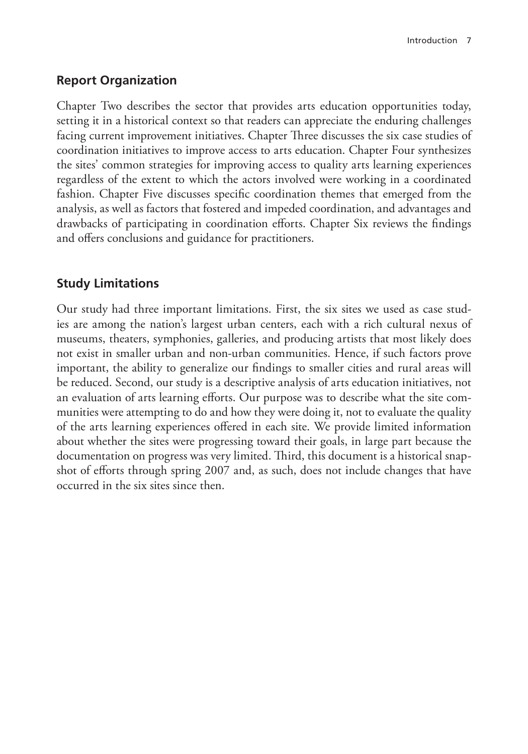## Report Organization

Chapter Two describes the sector that provides arts education opportunities today, setting it in a historical context so that readers can appreciate the enduring challenges facing current improvement initiatives. Chapter Three discusses the six case studies of coordination initiatives to improve access to arts education. Chapter Four synthesizes the sites' common strategies for improving access to quality arts learning experiences regardless of the extent to which the actors involved were working in a coordinated fashion. Chapter Five discusses specific coordination themes that emerged from the analysis, as well as factors that fostered and impeded coordination, and advantages and drawbacks of participating in coordination efforts. Chapter Six reviews the findings and offers conclusions and guidance for practitioners.

## Study Limitations

Our study had three important limitations. First, the six sites we used as case studies are among the nation's largest urban centers, each with a rich cultural nexus of museums, theaters, symphonies, galleries, and producing artists that most likely does not exist in smaller urban and non-urban communities. Hence, if such factors prove important, the ability to generalize our findings to smaller cities and rural areas will be reduced. Second, our study is a descriptive analysis of arts education initiatives, not an evaluation of arts learning efforts. Our purpose was to describe what the site communities were attempting to do and how they were doing it, not to evaluate the quality of the arts learning experiences offered in each site. We provide limited information about whether the sites were progressing toward their goals, in large part because the documentation on progress was very limited. Third, this document is a historical snapshot of efforts through spring 2007 and, as such, does not include changes that have occurred in the six sites since then.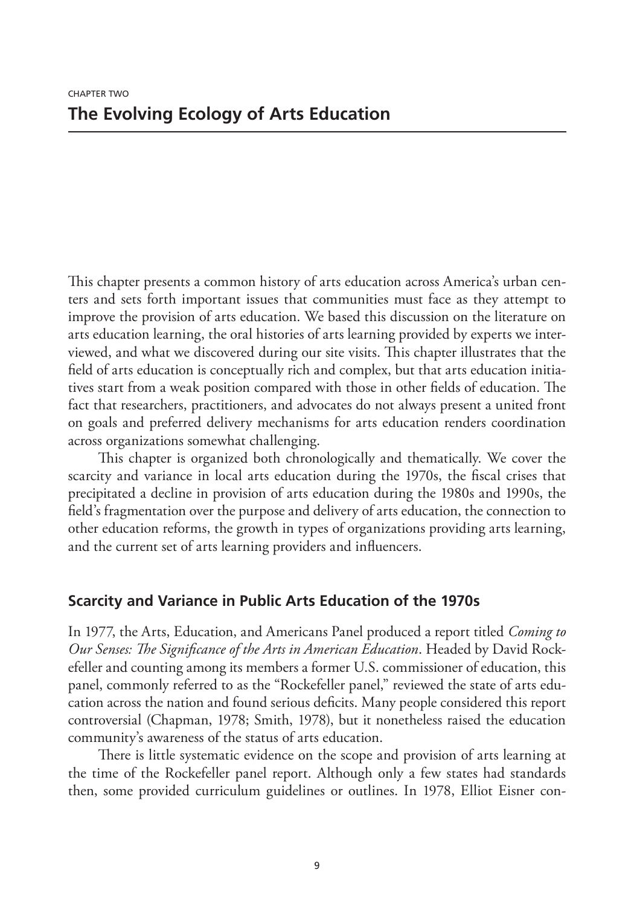CHAPTER TWO

# The Evolving Ecology of Arts Education

This chapter presents a common history of arts education across America's urban centers and sets forth important issues that communities must face as they attempt to improve the provision of arts education. We based this discussion on the literature on arts education learning, the oral histories of arts learning provided by experts we interviewed, and what we discovered during our site visits. This chapter illustrates that the field of arts education is conceptually rich and complex, but that arts education initiatives start from a weak position compared with those in other fields of education. The fact that researchers, practitioners, and advocates do not always present a united front on goals and preferred delivery mechanisms for arts education renders coordination across organizations somewhat challenging.

This chapter is organized both chronologically and thematically. We cover the scarcity and variance in local arts education during the 1970s, the fiscal crises that precipitated a decline in provision of arts education during the 1980s and 1990s, the field's fragmentation over the purpose and delivery of arts education, the connection to other education reforms, the growth in types of organizations providing arts learning, and the current set of arts learning providers and influencers.

## Scarcity and Variance in Public Arts Education of the 1970s

In 1977, the Arts, Education, and Americans Panel produced a report titled *Coming to Our Senses: The Significance of the Arts in American Education*. Headed by David Rockefeller and counting among its members a former U.S. commissioner of education, this panel, commonly referred to as the "Rockefeller panel," reviewed the state of arts education across the nation and found serious deficits. Many people considered this report controversial (Chapman, 1978; Smith, 1978), but it nonetheless raised the education community's awareness of the status of arts education.

There is little systematic evidence on the scope and provision of arts learning at the time of the Rockefeller panel report. Although only a few states had standards then, some provided curriculum guidelines or outlines. In 1978, Elliot Eisner con-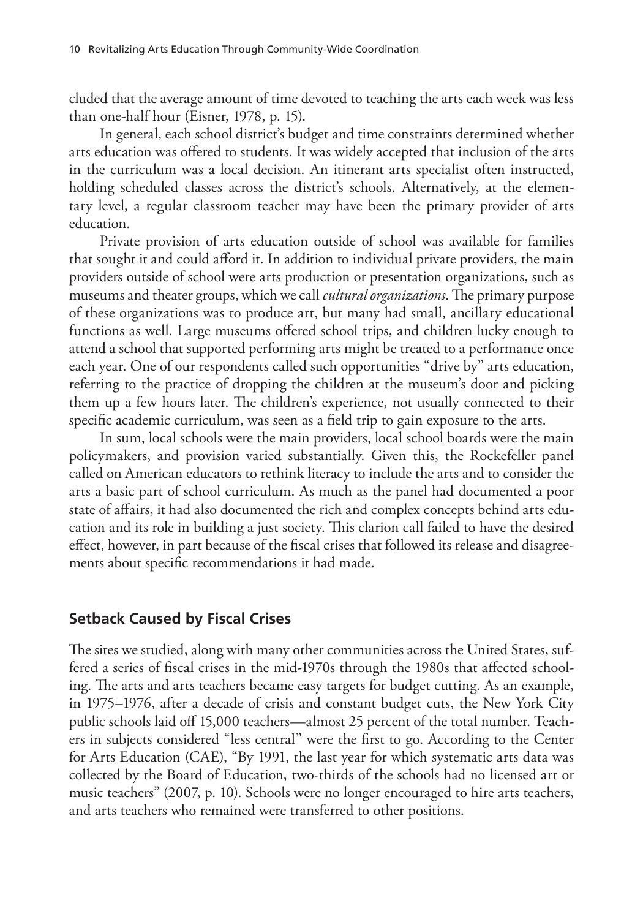cluded that the average amount of time devoted to teaching the arts each week was less than one-half hour (Eisner, 1978, p. 15).

In general, each school district's budget and time constraints determined whether arts education was offered to students. It was widely accepted that inclusion of the arts in the curriculum was a local decision. An itinerant arts specialist often instructed, holding scheduled classes across the district's schools. Alternatively, at the elementary level, a regular classroom teacher may have been the primary provider of arts education.

Private provision of arts education outside of school was available for families that sought it and could afford it. In addition to individual private providers, the main providers outside of school were arts production or presentation organizations, such as museums and theater groups, which we call *cultural organizations*. The primary purpose of these organizations was to produce art, but many had small, ancillary educational functions as well. Large museums offered school trips, and children lucky enough to attend a school that supported performing arts might be treated to a performance once each year. One of our respondents called such opportunities "drive by" arts education, referring to the practice of dropping the children at the museum's door and picking them up a few hours later. The children's experience, not usually connected to their specific academic curriculum, was seen as a field trip to gain exposure to the arts.

In sum, local schools were the main providers, local school boards were the main policymakers, and provision varied substantially. Given this, the Rockefeller panel called on American educators to rethink literacy to include the arts and to consider the arts a basic part of school curriculum. As much as the panel had documented a poor state of affairs, it had also documented the rich and complex concepts behind arts education and its role in building a just society. This clarion call failed to have the desired effect, however, in part because of the fiscal crises that followed its release and disagreements about specific recommendations it had made.

## Setback Caused by Fiscal Crises

The sites we studied, along with many other communities across the United States, suffered a series of fiscal crises in the mid-1970s through the 1980s that affected schooling. The arts and arts teachers became easy targets for budget cutting. As an example, in 1975–1976, after a decade of crisis and constant budget cuts, the New York City public schools laid off 15,000 teachers—almost 25 percent of the total number. Teachers in subjects considered "less central" were the first to go. According to the Center for Arts Education (CAE), "By 1991, the last year for which systematic arts data was collected by the Board of Education, two-thirds of the schools had no licensed art or music teachers" (2007, p. 10). Schools were no longer encouraged to hire arts teachers, and arts teachers who remained were transferred to other positions.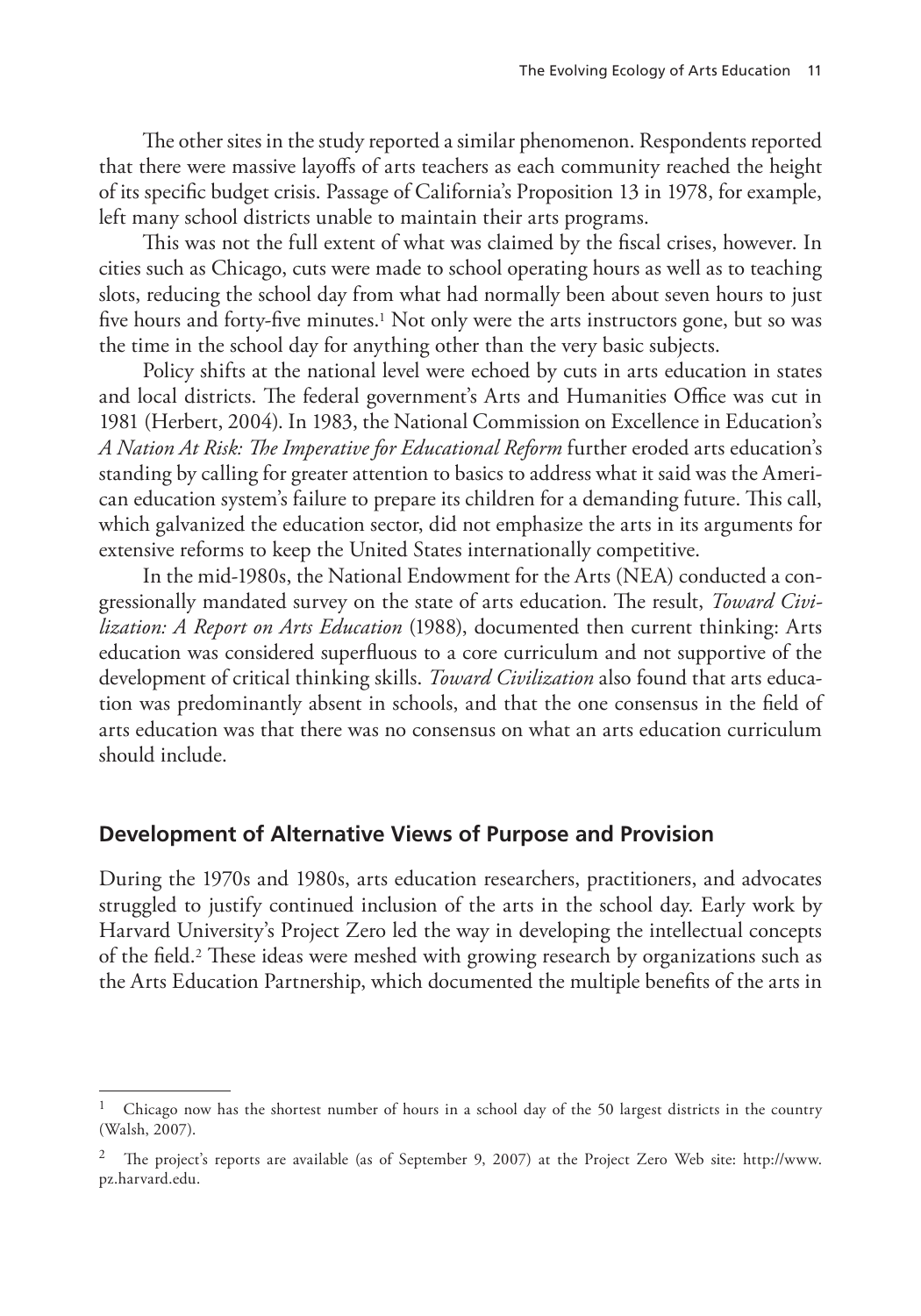The other sites in the study reported a similar phenomenon. Respondents reported that there were massive layoffs of arts teachers as each community reached the height of its specific budget crisis. Passage of California's Proposition 13 in 1978, for example, left many school districts unable to maintain their arts programs.

This was not the full extent of what was claimed by the fiscal crises, however. In cities such as Chicago, cuts were made to school operating hours as well as to teaching slots, reducing the school day from what had normally been about seven hours to just five hours and forty-five minutes.[1] Not only were the arts instructors gone, but so was the time in the school day for anything other than the very basic subjects.

Policy shifts at the national level were echoed by cuts in arts education in states and local districts. The federal government's Arts and Humanities Office was cut in 1981 (Herbert, 2004). In 1983, the National Commission on Excellence in Education's *A Nation At Risk: The Imperative for Educational Reform* further eroded arts education's standing by calling for greater attention to basics to address what it said was the American education system's failure to prepare its children for a demanding future. This call, which galvanized the education sector, did not emphasize the arts in its arguments for extensive reforms to keep the United States internationally competitive.

In the mid-1980s, the National Endowment for the Arts (NEA) conducted a congressionally mandated survey on the state of arts education. The result, *Toward Civilization: A Report on Arts Education* (1988), documented then current thinking: Arts education was considered superfluous to a core curriculum and not supportive of the development of critical thinking skills. *Toward Civilization* also found that arts education was predominantly absent in schools, and that the one consensus in the field of arts education was that there was no consensus on what an arts education curriculum should include.

## Development of Alternative Views of Purpose and Provision

During the 1970s and 1980s, arts education researchers, practitioners, and advocates struggled to justify continued inclusion of the arts in the school day. Early work by Harvard University's Project Zero led the way in developing the intellectual concepts of the field.[2] These ideas were meshed with growing research by organizations such as the Arts Education Partnership, which documented the multiple benefits of the arts in

---

[1] Chicago now has the shortest number of hours in a school day of the 50 largest districts in the country (Walsh, 2007).

[2] The project's reports are available (as of September 9, 2007) at the Project Zero Web site: http://www.pz.harvard.edu.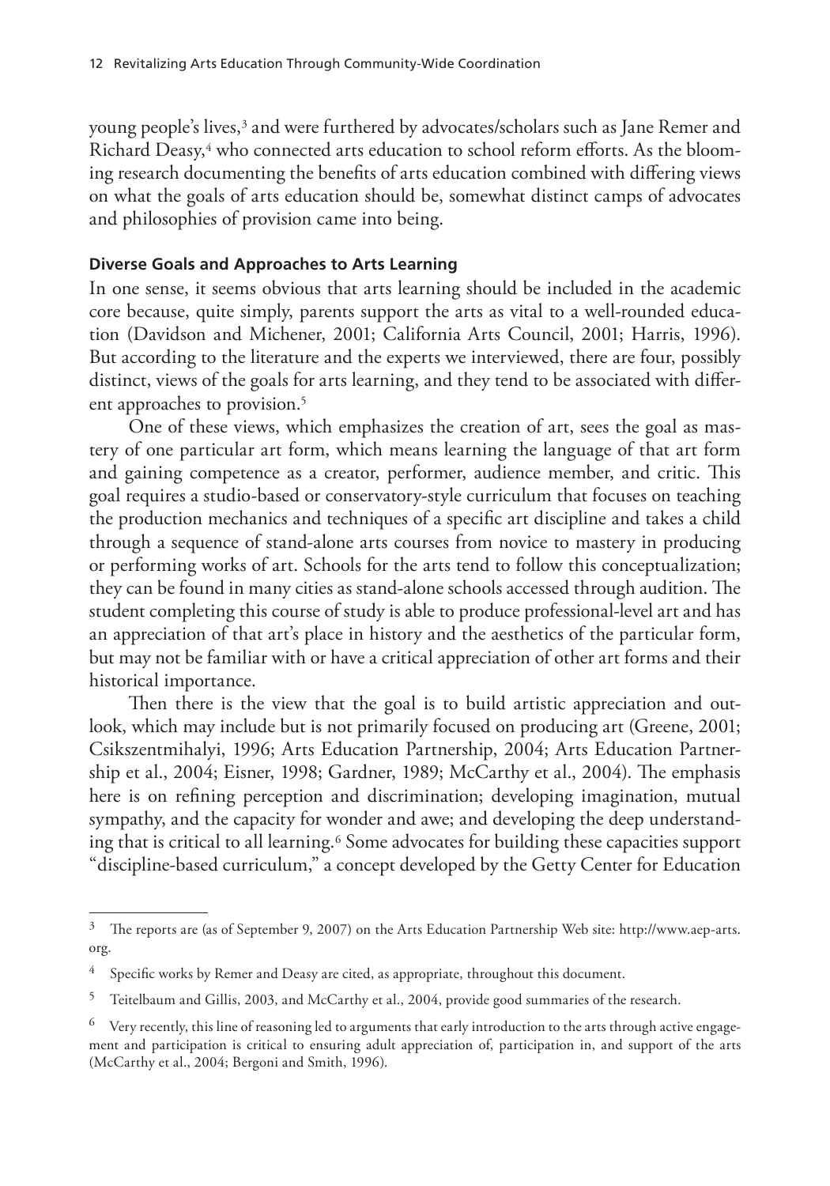young people's lives,[3] and were furthered by advocates/scholars such as Jane Remer and Richard Deasy,[4] who connected arts education to school reform efforts. As the blooming research documenting the benefits of arts education combined with differing views on what the goals of arts education should be, somewhat distinct camps of advocates and philosophies of provision came into being.

### Diverse Goals and Approaches to Arts Learning

In one sense, it seems obvious that arts learning should be included in the academic core because, quite simply, parents support the arts as vital to a well-rounded education (Davidson and Michener, 2001; California Arts Council, 2001; Harris, 1996). But according to the literature and the experts we interviewed, there are four, possibly distinct, views of the goals for arts learning, and they tend to be associated with different approaches to provision.[5]

One of these views, which emphasizes the creation of art, sees the goal as mastery of one particular art form, which means learning the language of that art form and gaining competence as a creator, performer, audience member, and critic. This goal requires a studio-based or conservatory-style curriculum that focuses on teaching the production mechanics and techniques of a specific art discipline and takes a child through a sequence of stand-alone arts courses from novice to mastery in producing or performing works of art. Schools for the arts tend to follow this conceptualization; they can be found in many cities as stand-alone schools accessed through audition. The student completing this course of study is able to produce professional-level art and has an appreciation of that art's place in history and the aesthetics of the particular form, but may not be familiar with or have a critical appreciation of other art forms and their historical importance.

Then there is the view that the goal is to build artistic appreciation and outlook, which may include but is not primarily focused on producing art (Greene, 2001; Csikszentmihalyi, 1996; Arts Education Partnership, 2004; Arts Education Partnership et al., 2004; Eisner, 1998; Gardner, 1989; McCarthy et al., 2004). The emphasis here is on refining perception and discrimination; developing imagination, mutual sympathy, and the capacity for wonder and awe; and developing the deep understanding that is critical to all learning.[6] Some advocates for building these capacities support "discipline-based curriculum," a concept developed by the Getty Center for Education

---

[3] The reports are (as of September 9, 2007) on the Arts Education Partnership Web site: http://www.aep-arts.org.

[4] Specific works by Remer and Deasy are cited, as appropriate, throughout this document.

[5] Teitelbaum and Gillis, 2003, and McCarthy et al., 2004, provide good summaries of the research.

[6] Very recently, this line of reasoning led to arguments that early introduction to the arts through active engagement and participation is critical to ensuring adult appreciation of, participation in, and support of the arts (McCarthy et al., 2004; Bergoni and Smith, 1996).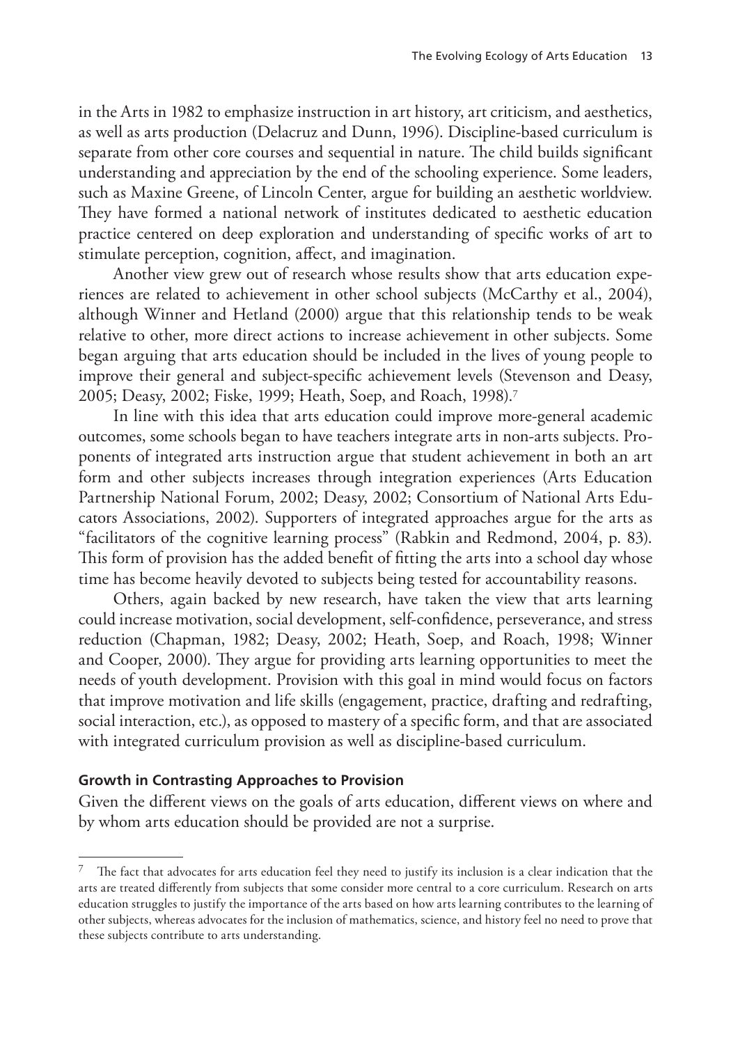in the Arts in 1982 to emphasize instruction in art history, art criticism, and aesthetics, as well as arts production (Delacruz and Dunn, 1996). Discipline-based curriculum is separate from other core courses and sequential in nature. The child builds significant understanding and appreciation by the end of the schooling experience. Some leaders, such as Maxine Greene, of Lincoln Center, argue for building an aesthetic worldview. They have formed a national network of institutes dedicated to aesthetic education practice centered on deep exploration and understanding of specific works of art to stimulate perception, cognition, affect, and imagination.

Another view grew out of research whose results show that arts education experiences are related to achievement in other school subjects (McCarthy et al., 2004), although Winner and Hetland (2000) argue that this relationship tends to be weak relative to other, more direct actions to increase achievement in other subjects. Some began arguing that arts education should be included in the lives of young people to improve their general and subject-specific achievement levels (Stevenson and Deasy, 2005; Deasy, 2002; Fiske, 1999; Heath, Soep, and Roach, 1998).[7]

In line with this idea that arts education could improve more-general academic outcomes, some schools began to have teachers integrate arts in non-arts subjects. Proponents of integrated arts instruction argue that student achievement in both an art form and other subjects increases through integration experiences (Arts Education Partnership National Forum, 2002; Deasy, 2002; Consortium of National Arts Educators Associations, 2002). Supporters of integrated approaches argue for the arts as "facilitators of the cognitive learning process" (Rabkin and Redmond, 2004, p. 83). This form of provision has the added benefit of fitting the arts into a school day whose time has become heavily devoted to subjects being tested for accountability reasons.

Others, again backed by new research, have taken the view that arts learning could increase motivation, social development, self-confidence, perseverance, and stress reduction (Chapman, 1982; Deasy, 2002; Heath, Soep, and Roach, 1998; Winner and Cooper, 2000). They argue for providing arts learning opportunities to meet the needs of youth development. Provision with this goal in mind would focus on factors that improve motivation and life skills (engagement, practice, drafting and redrafting, social interaction, etc.), as opposed to mastery of a specific form, and that are associated with integrated curriculum provision as well as discipline-based curriculum.

#### Growth in Contrasting Approaches to Provision

Given the different views on the goals of arts education, different views on where and by whom arts education should be provided are not a surprise.

---

[7] The fact that advocates for arts education feel they need to justify its inclusion is a clear indication that the arts are treated differently from subjects that some consider more central to a core curriculum. Research on arts education struggles to justify the importance of the arts based on how arts learning contributes to the learning of other subjects, whereas advocates for the inclusion of mathematics, science, and history feel no need to prove that these subjects contribute to arts understanding.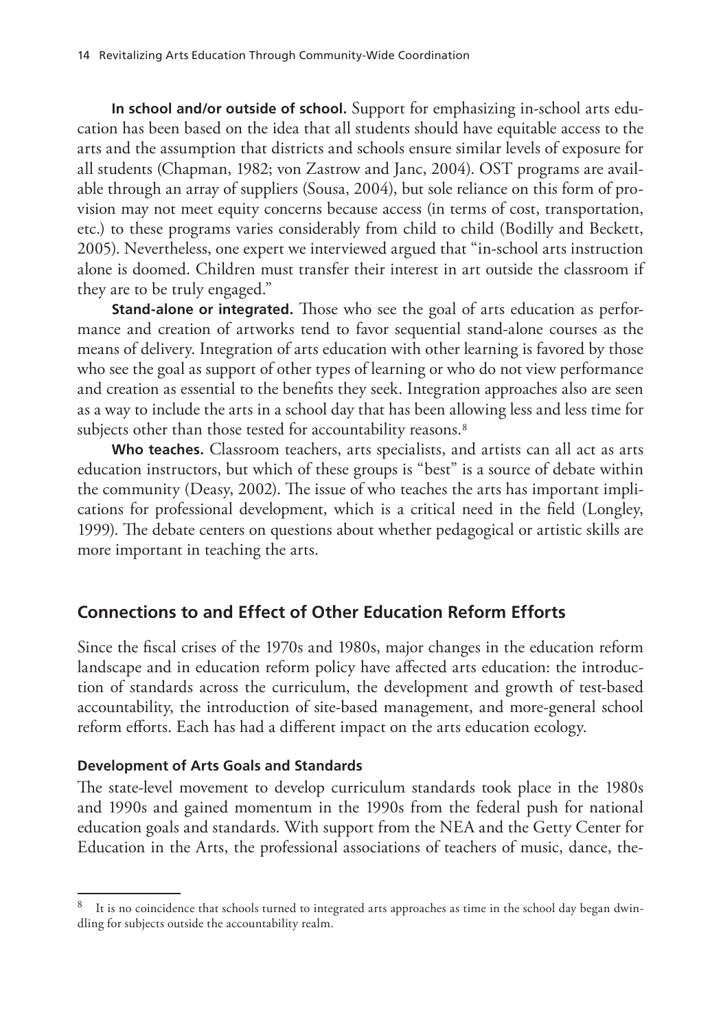**In school and/or outside of school.** Support for emphasizing in-school arts education has been based on the idea that all students should have equitable access to the arts and the assumption that districts and schools ensure similar levels of exposure for all students (Chapman, 1982; von Zastrow and Janc, 2004). OST programs are available through an array of suppliers (Sousa, 2004), but sole reliance on this form of provision may not meet equity concerns because access (in terms of cost, transportation, etc.) to these programs varies considerably from child to child (Bodilly and Beckett, 2005). Nevertheless, one expert we interviewed argued that "in-school arts instruction alone is doomed. Children must transfer their interest in art outside the classroom if they are to be truly engaged."

**Stand-alone or integrated.** Those who see the goal of arts education as performance and creation of artworks tend to favor sequential stand-alone courses as the means of delivery. Integration of arts education with other learning is favored by those who see the goal as support of other types of learning or who do not view performance and creation as essential to the benefits they seek. Integration approaches also are seen as a way to include the arts in a school day that has been allowing less and less time for subjects other than those tested for accountability reasons.[8]

**Who teaches.** Classroom teachers, arts specialists, and artists can all act as arts education instructors, but which of these groups is "best" is a source of debate within the community (Deasy, 2002). The issue of who teaches the arts has important implications for professional development, which is a critical need in the field (Longley, 1999). The debate centers on questions about whether pedagogical or artistic skills are more important in teaching the arts.

## Connections to and Effect of Other Education Reform Efforts

Since the fiscal crises of the 1970s and 1980s, major changes in the education reform landscape and in education reform policy have affected arts education: the introduction of standards across the curriculum, the development and growth of test-based accountability, the introduction of site-based management, and more-general school reform efforts. Each has had a different impact on the arts education ecology.

### Development of Arts Goals and Standards

The state-level movement to develop curriculum standards took place in the 1980s and 1990s and gained momentum in the 1990s from the federal push for national education goals and standards. With support from the NEA and the Getty Center for Education in the Arts, the professional associations of teachers of music, dance, the-

[8] It is no coincidence that schools turned to integrated arts approaches as time in the school day began dwindling for subjects outside the accountability realm.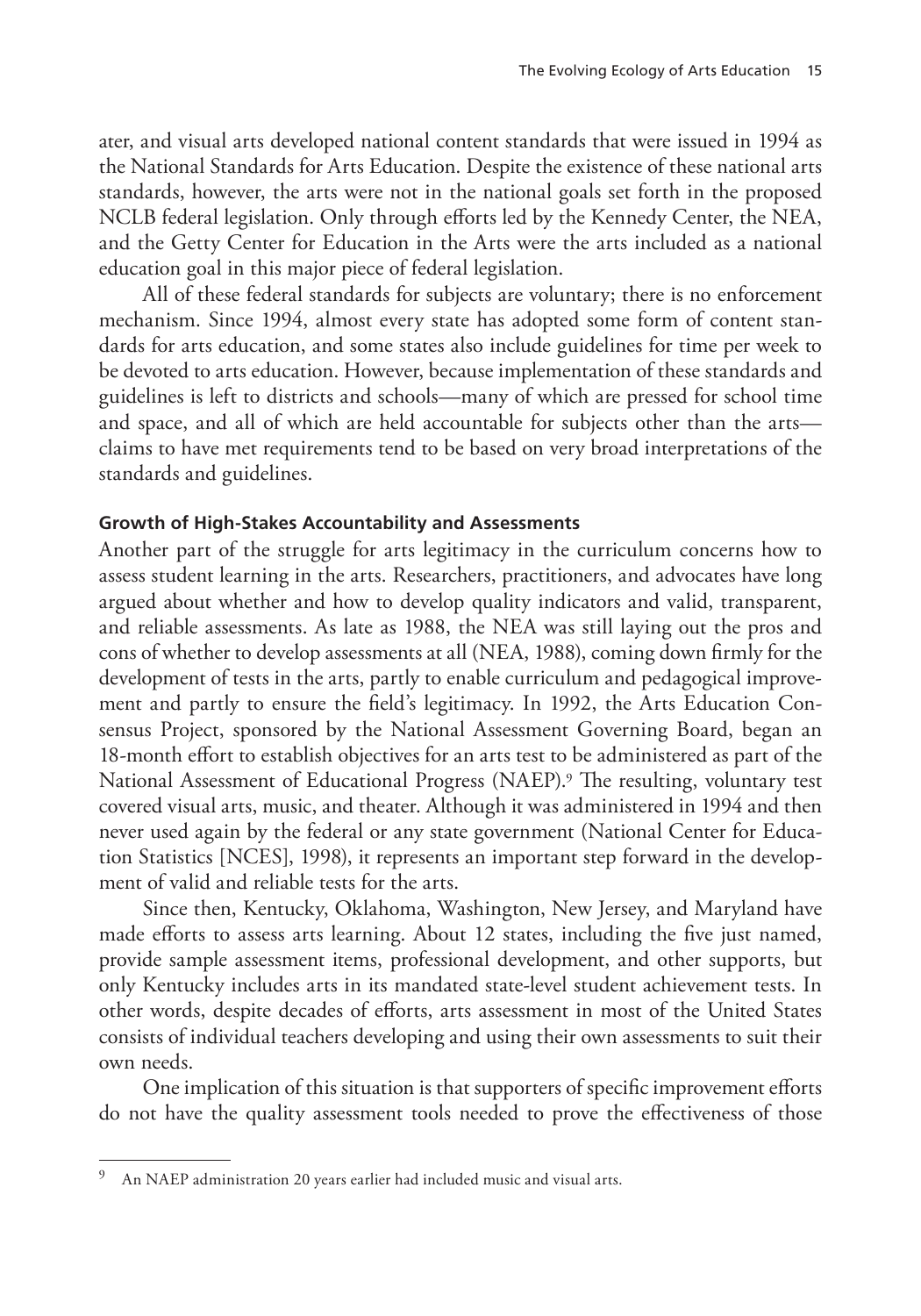ater, and visual arts developed national content standards that were issued in 1994 as the National Standards for Arts Education. Despite the existence of these national arts standards, however, the arts were not in the national goals set forth in the proposed NCLB federal legislation. Only through efforts led by the Kennedy Center, the NEA, and the Getty Center for Education in the Arts were the arts included as a national education goal in this major piece of federal legislation.

All of these federal standards for subjects are voluntary; there is no enforcement mechanism. Since 1994, almost every state has adopted some form of content standards for arts education, and some states also include guidelines for time per week to be devoted to arts education. However, because implementation of these standards and guidelines is left to districts and schools—many of which are pressed for school time and space, and all of which are held accountable for subjects other than the arts—claims to have met requirements tend to be based on very broad interpretations of the standards and guidelines.

#### Growth of High-Stakes Accountability and Assessments

Another part of the struggle for arts legitimacy in the curriculum concerns how to assess student learning in the arts. Researchers, practitioners, and advocates have long argued about whether and how to develop quality indicators and valid, transparent, and reliable assessments. As late as 1988, the NEA was still laying out the pros and cons of whether to develop assessments at all (NEA, 1988), coming down firmly for the development of tests in the arts, partly to enable curriculum and pedagogical improvement and partly to ensure the field's legitimacy. In 1992, the Arts Education Consensus Project, sponsored by the National Assessment Governing Board, began an 18-month effort to establish objectives for an arts test to be administered as part of the National Assessment of Educational Progress (NAEP).[9] The resulting, voluntary test covered visual arts, music, and theater. Although it was administered in 1994 and then never used again by the federal or any state government (National Center for Education Statistics [NCES], 1998), it represents an important step forward in the development of valid and reliable tests for the arts.

Since then, Kentucky, Oklahoma, Washington, New Jersey, and Maryland have made efforts to assess arts learning. About 12 states, including the five just named, provide sample assessment items, professional development, and other supports, but only Kentucky includes arts in its mandated state-level student achievement tests. In other words, despite decades of efforts, arts assessment in most of the United States consists of individual teachers developing and using their own assessments to suit their own needs.

One implication of this situation is that supporters of specific improvement efforts do not have the quality assessment tools needed to prove the effectiveness of those

---

[9] An NAEP administration 20 years earlier had included music and visual arts.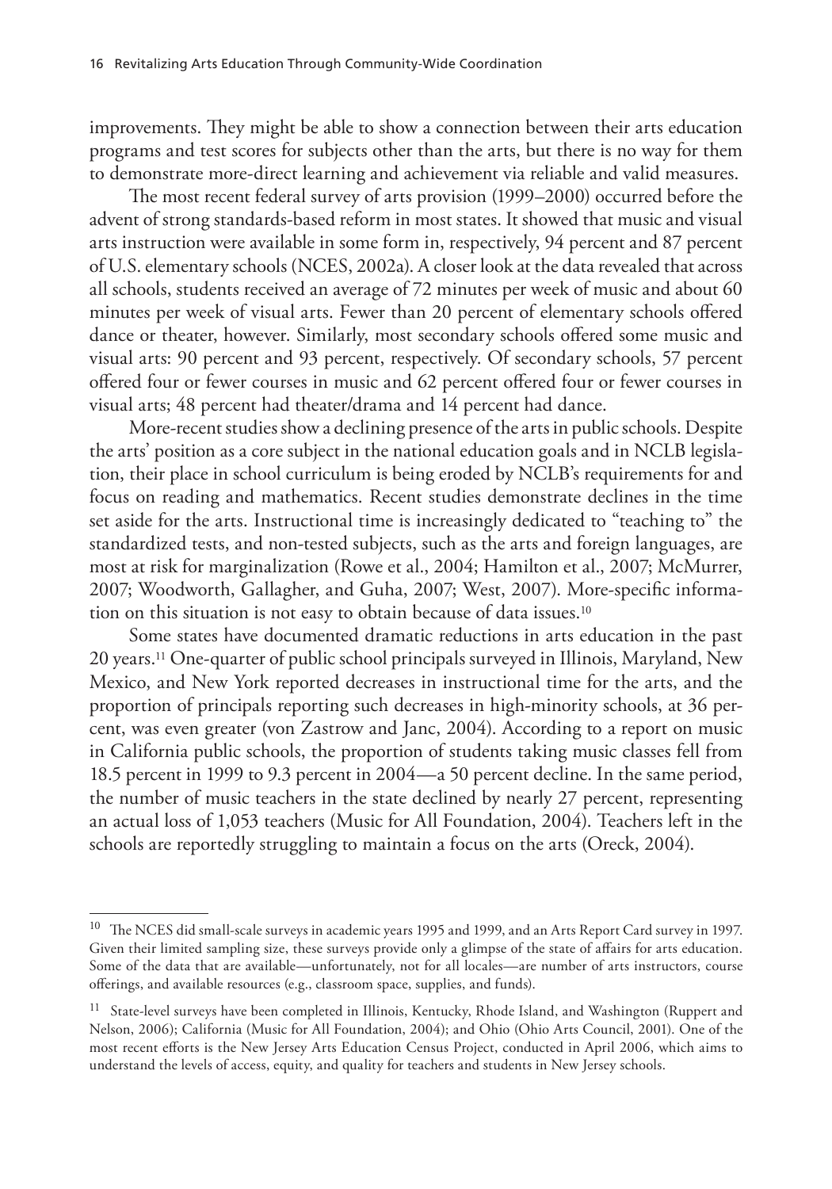improvements. They might be able to show a connection between their arts education programs and test scores for subjects other than the arts, but there is no way for them to demonstrate more-direct learning and achievement via reliable and valid measures.

The most recent federal survey of arts provision (1999–2000) occurred before the advent of strong standards-based reform in most states. It showed that music and visual arts instruction were available in some form in, respectively, 94 percent and 87 percent of U.S. elementary schools (NCES, 2002a). A closer look at the data revealed that across all schools, students received an average of 72 minutes per week of music and about 60 minutes per week of visual arts. Fewer than 20 percent of elementary schools offered dance or theater, however. Similarly, most secondary schools offered some music and visual arts: 90 percent and 93 percent, respectively. Of secondary schools, 57 percent offered four or fewer courses in music and 62 percent offered four or fewer courses in visual arts; 48 percent had theater/drama and 14 percent had dance.

More-recent studies show a declining presence of the arts in public schools. Despite the arts' position as a core subject in the national education goals and in NCLB legislation, their place in school curriculum is being eroded by NCLB's requirements for and focus on reading and mathematics. Recent studies demonstrate declines in the time set aside for the arts. Instructional time is increasingly dedicated to "teaching to" the standardized tests, and non-tested subjects, such as the arts and foreign languages, are most at risk for marginalization (Rowe et al., 2004; Hamilton et al., 2007; McMurrer, 2007; Woodworth, Gallagher, and Guha, 2007; West, 2007). More-specific information on this situation is not easy to obtain because of data issues.[10]

Some states have documented dramatic reductions in arts education in the past 20 years.[11] One-quarter of public school principals surveyed in Illinois, Maryland, New Mexico, and New York reported decreases in instructional time for the arts, and the proportion of principals reporting such decreases in high-minority schools, at 36 percent, was even greater (von Zastrow and Janc, 2004). According to a report on music in California public schools, the proportion of students taking music classes fell from 18.5 percent in 1999 to 9.3 percent in 2004—a 50 percent decline. In the same period, the number of music teachers in the state declined by nearly 27 percent, representing an actual loss of 1,053 teachers (Music for All Foundation, 2004). Teachers left in the schools are reportedly struggling to maintain a focus on the arts (Oreck, 2004).

---

[10] The NCES did small-scale surveys in academic years 1995 and 1999, and an Arts Report Card survey in 1997. Given their limited sampling size, these surveys provide only a glimpse of the state of affairs for arts education. Some of the data that are available—unfortunately, not for all locales—are number of arts instructors, course offerings, and available resources (e.g., classroom space, supplies, and funds).

[11] State-level surveys have been completed in Illinois, Kentucky, Rhode Island, and Washington (Ruppert and Nelson, 2006); California (Music for All Foundation, 2004); and Ohio (Ohio Arts Council, 2001). One of the most recent efforts is the New Jersey Arts Education Census Project, conducted in April 2006, which aims to understand the levels of access, equity, and quality for teachers and students in New Jersey schools.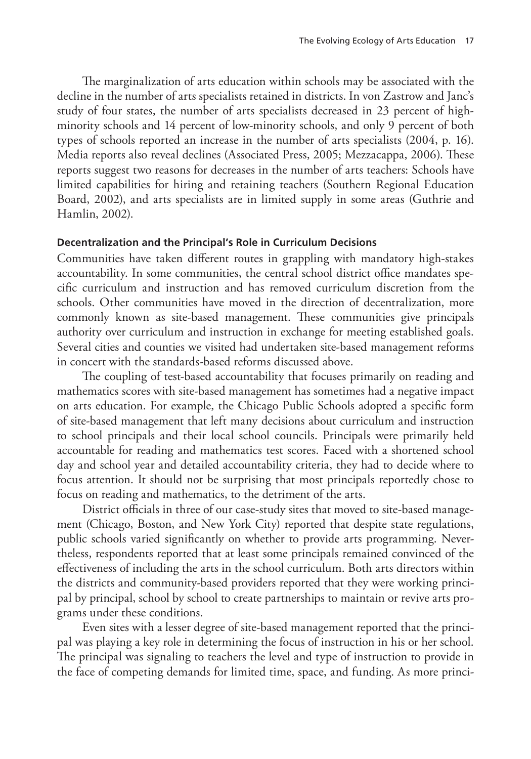The marginalization of arts education within schools may be associated with the decline in the number of arts specialists retained in districts. In von Zastrow and Janc's study of four states, the number of arts specialists decreased in 23 percent of high-minority schools and 14 percent of low-minority schools, and only 9 percent of both types of schools reported an increase in the number of arts specialists (2004, p. 16). Media reports also reveal declines (Associated Press, 2005; Mezzacappa, 2006). These reports suggest two reasons for decreases in the number of arts teachers: Schools have limited capabilities for hiring and retaining teachers (Southern Regional Education Board, 2002), and arts specialists are in limited supply in some areas (Guthrie and Hamlin, 2002).

### Decentralization and the Principal's Role in Curriculum Decisions

Communities have taken different routes in grappling with mandatory high-stakes accountability. In some communities, the central school district office mandates specific curriculum and instruction and has removed curriculum discretion from the schools. Other communities have moved in the direction of decentralization, more commonly known as site-based management. These communities give principals authority over curriculum and instruction in exchange for meeting established goals. Several cities and counties we visited had undertaken site-based management reforms in concert with the standards-based reforms discussed above.

The coupling of test-based accountability that focuses primarily on reading and mathematics scores with site-based management has sometimes had a negative impact on arts education. For example, the Chicago Public Schools adopted a specific form of site-based management that left many decisions about curriculum and instruction to school principals and their local school councils. Principals were primarily held accountable for reading and mathematics test scores. Faced with a shortened school day and school year and detailed accountability criteria, they had to decide where to focus attention. It should not be surprising that most principals reportedly chose to focus on reading and mathematics, to the detriment of the arts.

District officials in three of our case-study sites that moved to site-based management (Chicago, Boston, and New York City) reported that despite state regulations, public schools varied significantly on whether to provide arts programming. Nevertheless, respondents reported that at least some principals remained convinced of the effectiveness of including the arts in the school curriculum. Both arts directors within the districts and community-based providers reported that they were working principal by principal, school by school to create partnerships to maintain or revive arts programs under these conditions.

Even sites with a lesser degree of site-based management reported that the principal was playing a key role in determining the focus of instruction in his or her school. The principal was signaling to teachers the level and type of instruction to provide in the face of competing demands for limited time, space, and funding. As more princi-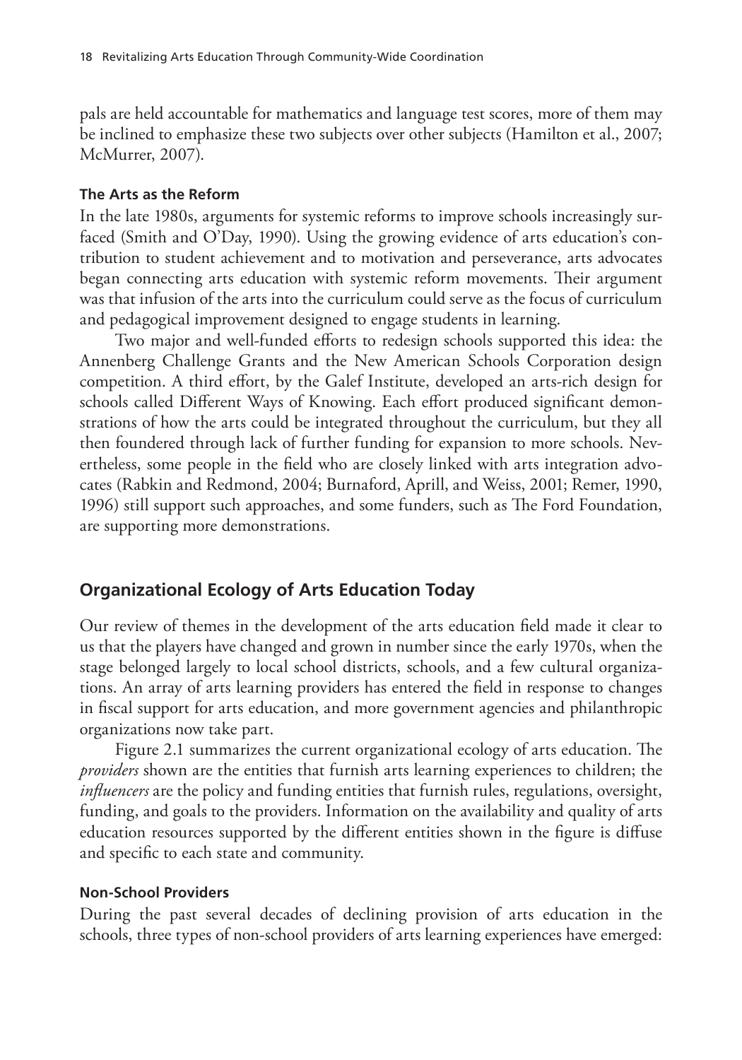pals are held accountable for mathematics and language test scores, more of them may be inclined to emphasize these two subjects over other subjects (Hamilton et al., 2007; McMurrer, 2007).

#### The Arts as the Reform

In the late 1980s, arguments for systemic reforms to improve schools increasingly surfaced (Smith and O'Day, 1990). Using the growing evidence of arts education's contribution to student achievement and to motivation and perseverance, arts advocates began connecting arts education with systemic reform movements. Their argument was that infusion of the arts into the curriculum could serve as the focus of curriculum and pedagogical improvement designed to engage students in learning.

Two major and well-funded efforts to redesign schools supported this idea: the Annenberg Challenge Grants and the New American Schools Corporation design competition. A third effort, by the Galef Institute, developed an arts-rich design for schools called Different Ways of Knowing. Each effort produced significant demonstrations of how the arts could be integrated throughout the curriculum, but they all then foundered through lack of further funding for expansion to more schools. Nevertheless, some people in the field who are closely linked with arts integration advocates (Rabkin and Redmond, 2004; Burnaford, Aprill, and Weiss, 2001; Remer, 1990, 1996) still support such approaches, and some funders, such as The Ford Foundation, are supporting more demonstrations.

## Organizational Ecology of Arts Education Today

Our review of themes in the development of the arts education field made it clear to us that the players have changed and grown in number since the early 1970s, when the stage belonged largely to local school districts, schools, and a few cultural organizations. An array of arts learning providers has entered the field in response to changes in fiscal support for arts education, and more government agencies and philanthropic organizations now take part.

Figure 2.1 summarizes the current organizational ecology of arts education. The *providers* shown are the entities that furnish arts learning experiences to children; the *influencers* are the policy and funding entities that furnish rules, regulations, oversight, funding, and goals to the providers. Information on the availability and quality of arts education resources supported by the different entities shown in the figure is diffuse and specific to each state and community.

#### Non-School Providers

During the past several decades of declining provision of arts education in the schools, three types of non-school providers of arts learning experiences have emerged: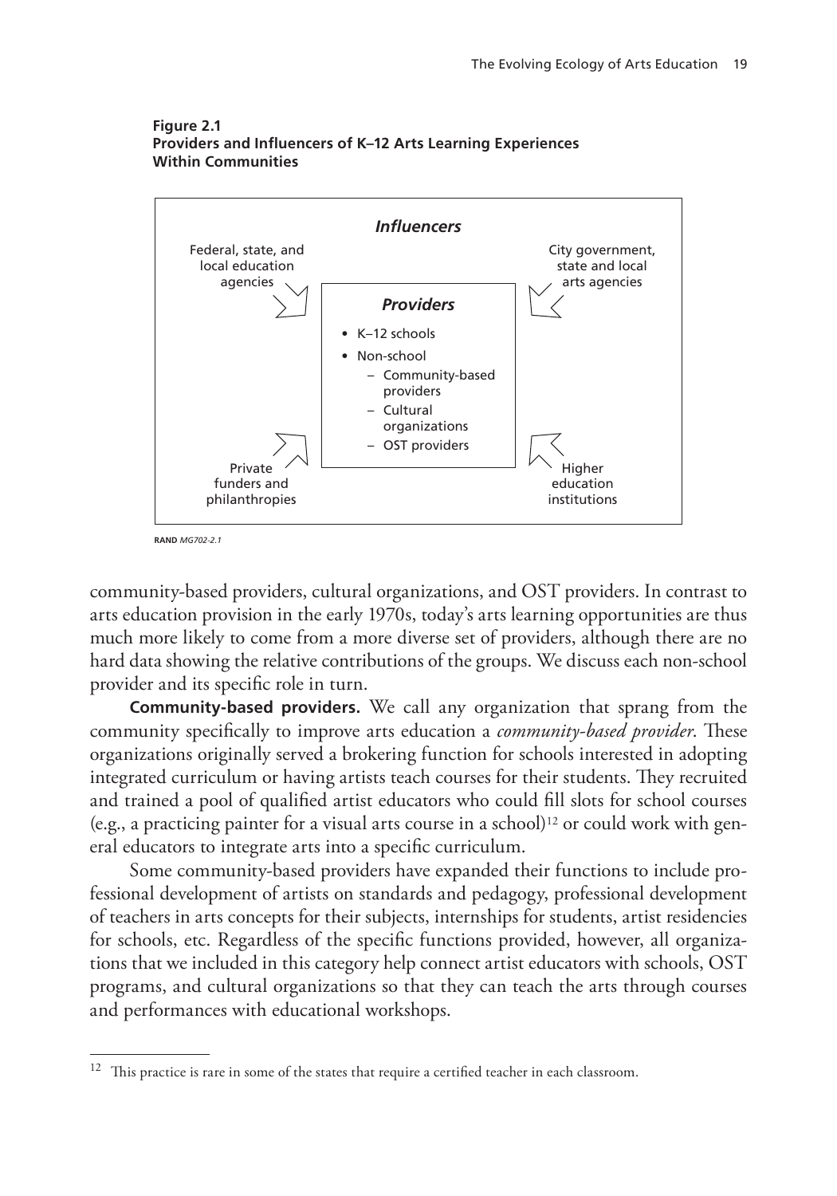**Figure 2.1**
**Providers and Influencers of K–12 Arts Learning Experiences Within Communities**

*Influencers*

Federal, state, and local education agencies

City government, state and local arts agencies

*Providers*

- K–12 schools
- Non-school
  - Community-based providers
  - Cultural organizations
  - OST providers

Private funders and philanthropies

Higher education institutions

RAND *MG702-2.1*

community-based providers, cultural organizations, and OST providers. In contrast to arts education provision in the early 1970s, today's arts learning opportunities are thus much more likely to come from a more diverse set of providers, although there are no hard data showing the relative contributions of the groups. We discuss each non-school provider and its specific role in turn.

**Community-based providers.** We call any organization that sprang from the community specifically to improve arts education a *community-based provider*. These organizations originally served a brokering function for schools interested in adopting integrated curriculum or having artists teach courses for their students. They recruited and trained a pool of qualified artist educators who could fill slots for school courses (e.g., a practicing painter for a visual arts course in a school)[12] or could work with general educators to integrate arts into a specific curriculum.

Some community-based providers have expanded their functions to include professional development of artists on standards and pedagogy, professional development of teachers in arts concepts for their subjects, internships for students, artist residencies for schools, etc. Regardless of the specific functions provided, however, all organizations that we included in this category help connect artist educators with schools, OST programs, and cultural organizations so that they can teach the arts through courses and performances with educational workshops.

---

[12] This practice is rare in some of the states that require a certified teacher in each classroom.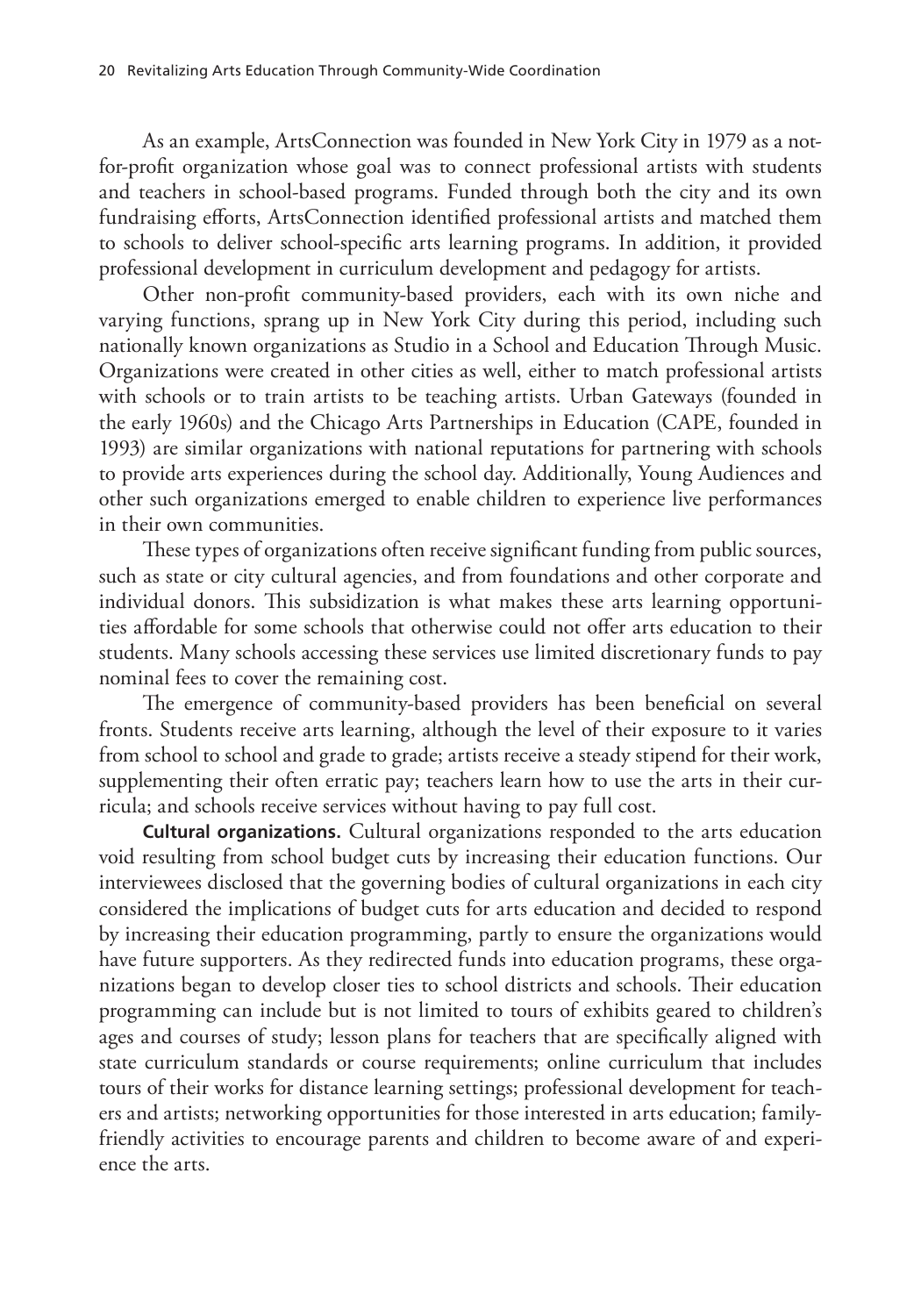As an example, ArtsConnection was founded in New York City in 1979 as a not-for-profit organization whose goal was to connect professional artists with students and teachers in school-based programs. Funded through both the city and its own fundraising efforts, ArtsConnection identified professional artists and matched them to schools to deliver school-specific arts learning programs. In addition, it provided professional development in curriculum development and pedagogy for artists.

Other non-profit community-based providers, each with its own niche and varying functions, sprang up in New York City during this period, including such nationally known organizations as Studio in a School and Education Through Music. Organizations were created in other cities as well, either to match professional artists with schools or to train artists to be teaching artists. Urban Gateways (founded in the early 1960s) and the Chicago Arts Partnerships in Education (CAPE, founded in 1993) are similar organizations with national reputations for partnering with schools to provide arts experiences during the school day. Additionally, Young Audiences and other such organizations emerged to enable children to experience live performances in their own communities.

These types of organizations often receive significant funding from public sources, such as state or city cultural agencies, and from foundations and other corporate and individual donors. This subsidization is what makes these arts learning opportunities affordable for some schools that otherwise could not offer arts education to their students. Many schools accessing these services use limited discretionary funds to pay nominal fees to cover the remaining cost.

The emergence of community-based providers has been beneficial on several fronts. Students receive arts learning, although the level of their exposure to it varies from school to school and grade to grade; artists receive a steady stipend for their work, supplementing their often erratic pay; teachers learn how to use the arts in their curricula; and schools receive services without having to pay full cost.

**Cultural organizations.** Cultural organizations responded to the arts education void resulting from school budget cuts by increasing their education functions. Our interviewees disclosed that the governing bodies of cultural organizations in each city considered the implications of budget cuts for arts education and decided to respond by increasing their education programming, partly to ensure the organizations would have future supporters. As they redirected funds into education programs, these organizations began to develop closer ties to school districts and schools. Their education programming can include but is not limited to tours of exhibits geared to children's ages and courses of study; lesson plans for teachers that are specifically aligned with state curriculum standards or course requirements; online curriculum that includes tours of their works for distance learning settings; professional development for teachers and artists; networking opportunities for those interested in arts education; family-friendly activities to encourage parents and children to become aware of and experience the arts.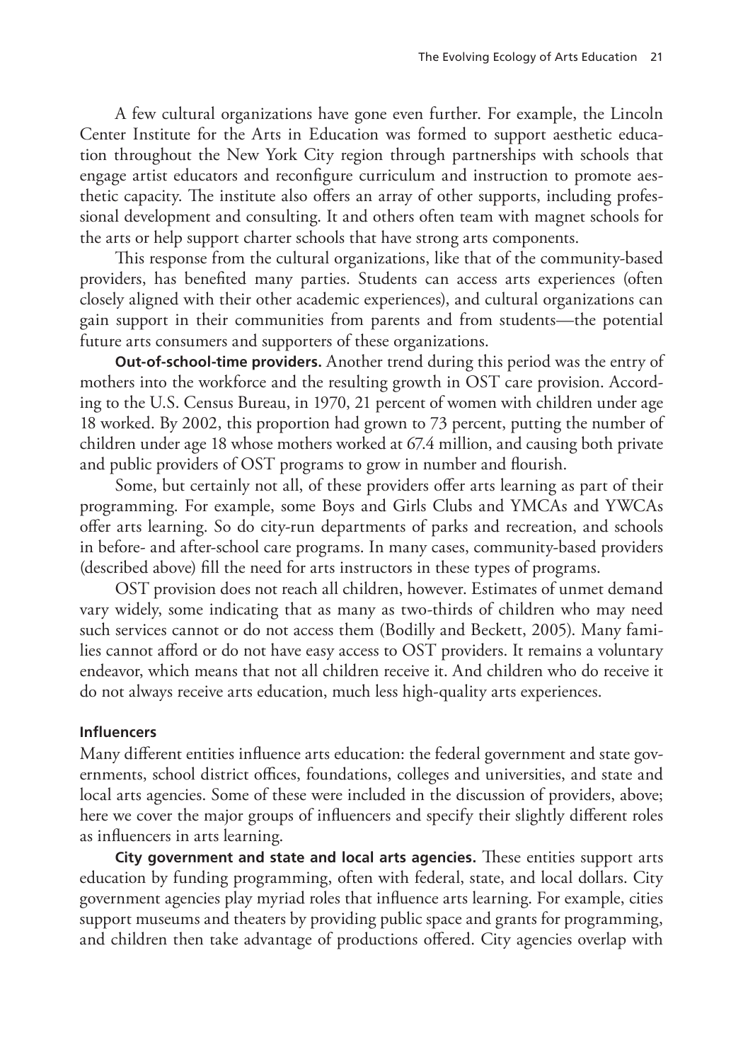A few cultural organizations have gone even further. For example, the Lincoln Center Institute for the Arts in Education was formed to support aesthetic education throughout the New York City region through partnerships with schools that engage artist educators and reconfigure curriculum and instruction to promote aesthetic capacity. The institute also offers an array of other supports, including professional development and consulting. It and others often team with magnet schools for the arts or help support charter schools that have strong arts components.

This response from the cultural organizations, like that of the community-based providers, has benefited many parties. Students can access arts experiences (often closely aligned with their other academic experiences), and cultural organizations can gain support in their communities from parents and from students—the potential future arts consumers and supporters of these organizations.

**Out-of-school-time providers.** Another trend during this period was the entry of mothers into the workforce and the resulting growth in OST care provision. According to the U.S. Census Bureau, in 1970, 21 percent of women with children under age 18 worked. By 2002, this proportion had grown to 73 percent, putting the number of children under age 18 whose mothers worked at 67.4 million, and causing both private and public providers of OST programs to grow in number and flourish.

Some, but certainly not all, of these providers offer arts learning as part of their programming. For example, some Boys and Girls Clubs and YMCAs and YWCAs offer arts learning. So do city-run departments of parks and recreation, and schools in before- and after-school care programs. In many cases, community-based providers (described above) fill the need for arts instructors in these types of programs.

OST provision does not reach all children, however. Estimates of unmet demand vary widely, some indicating that as many as two-thirds of children who may need such services cannot or do not access them (Bodilly and Beckett, 2005). Many families cannot afford or do not have easy access to OST providers. It remains a voluntary endeavor, which means that not all children receive it. And children who do receive it do not always receive arts education, much less high-quality arts experiences.

#### Influencers

Many different entities influence arts education: the federal government and state governments, school district offices, foundations, colleges and universities, and state and local arts agencies. Some of these were included in the discussion of providers, above; here we cover the major groups of influencers and specify their slightly different roles as influencers in arts learning.

**City government and state and local arts agencies.** These entities support arts education by funding programming, often with federal, state, and local dollars. City government agencies play myriad roles that influence arts learning. For example, cities support museums and theaters by providing public space and grants for programming, and children then take advantage of productions offered. City agencies overlap with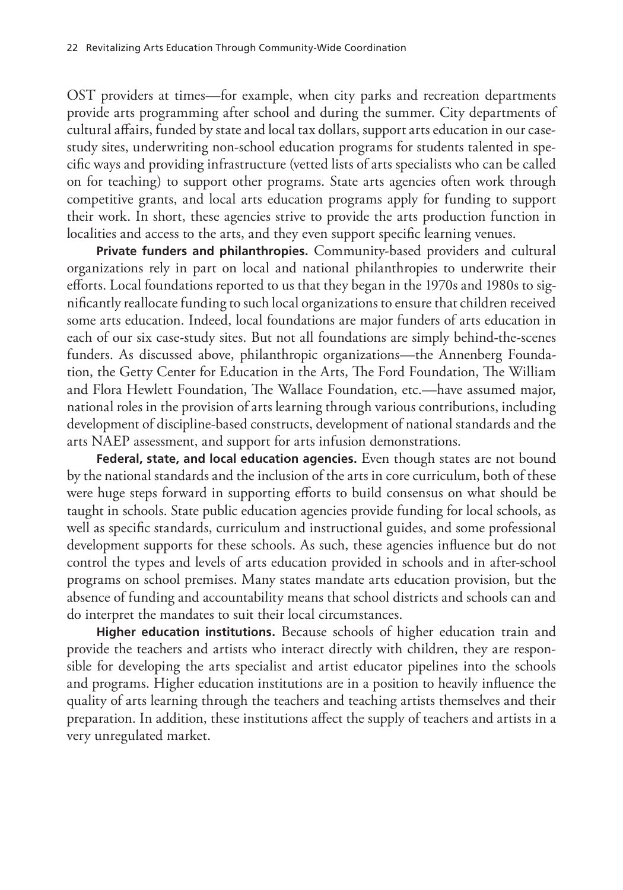OST providers at times—for example, when city parks and recreation departments provide arts programming after school and during the summer. City departments of cultural affairs, funded by state and local tax dollars, support arts education in our case-study sites, underwriting non-school education programs for students talented in specific ways and providing infrastructure (vetted lists of arts specialists who can be called on for teaching) to support other programs. State arts agencies often work through competitive grants, and local arts education programs apply for funding to support their work. In short, these agencies strive to provide the arts production function in localities and access to the arts, and they even support specific learning venues.

**Private funders and philanthropies.** Community-based providers and cultural organizations rely in part on local and national philanthropies to underwrite their efforts. Local foundations reported to us that they began in the 1970s and 1980s to significantly reallocate funding to such local organizations to ensure that children received some arts education. Indeed, local foundations are major funders of arts education in each of our six case-study sites. But not all foundations are simply behind-the-scenes funders. As discussed above, philanthropic organizations—the Annenberg Foundation, the Getty Center for Education in the Arts, The Ford Foundation, The William and Flora Hewlett Foundation, The Wallace Foundation, etc.—have assumed major, national roles in the provision of arts learning through various contributions, including development of discipline-based constructs, development of national standards and the arts NAEP assessment, and support for arts infusion demonstrations.

**Federal, state, and local education agencies.** Even though states are not bound by the national standards and the inclusion of the arts in core curriculum, both of these were huge steps forward in supporting efforts to build consensus on what should be taught in schools. State public education agencies provide funding for local schools, as well as specific standards, curriculum and instructional guides, and some professional development supports for these schools. As such, these agencies influence but do not control the types and levels of arts education provided in schools and in after-school programs on school premises. Many states mandate arts education provision, but the absence of funding and accountability means that school districts and schools can and do interpret the mandates to suit their local circumstances.

**Higher education institutions.** Because schools of higher education train and provide the teachers and artists who interact directly with children, they are responsible for developing the arts specialist and artist educator pipelines into the schools and programs. Higher education institutions are in a position to heavily influence the quality of arts learning through the teachers and teaching artists themselves and their preparation. In addition, these institutions affect the supply of teachers and artists in a very unregulated market.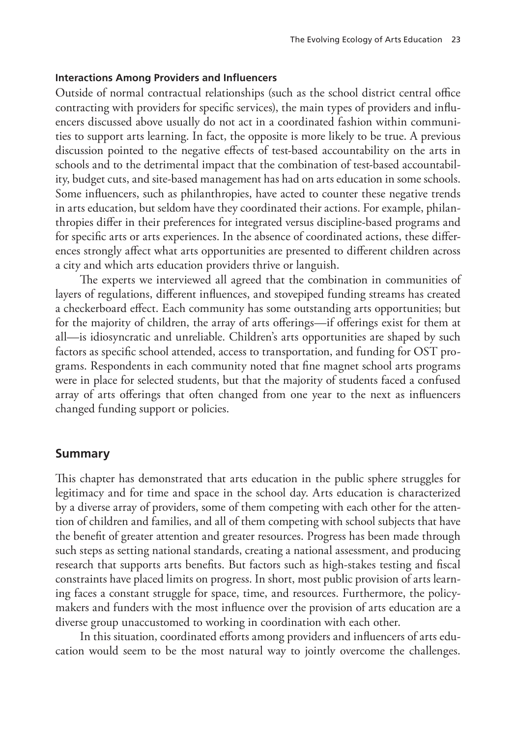### Interactions Among Providers and Influencers

Outside of normal contractual relationships (such as the school district central office contracting with providers for specific services), the main types of providers and influencers discussed above usually do not act in a coordinated fashion within communities to support arts learning. In fact, the opposite is more likely to be true. A previous discussion pointed to the negative effects of test-based accountability on the arts in schools and to the detrimental impact that the combination of test-based accountability, budget cuts, and site-based management has had on arts education in some schools. Some influencers, such as philanthropies, have acted to counter these negative trends in arts education, but seldom have they coordinated their actions. For example, philanthropies differ in their preferences for integrated versus discipline-based programs and for specific arts or arts experiences. In the absence of coordinated actions, these differences strongly affect what arts opportunities are presented to different children across a city and which arts education providers thrive or languish.

The experts we interviewed all agreed that the combination in communities of layers of regulations, different influences, and stovepiped funding streams has created a checkerboard effect. Each community has some outstanding arts opportunities; but for the majority of children, the array of arts offerings—if offerings exist for them at all—is idiosyncratic and unreliable. Children's arts opportunities are shaped by such factors as specific school attended, access to transportation, and funding for OST programs. Respondents in each community noted that fine magnet school arts programs were in place for selected students, but that the majority of students faced a confused array of arts offerings that often changed from one year to the next as influencers changed funding support or policies.

## Summary

This chapter has demonstrated that arts education in the public sphere struggles for legitimacy and for time and space in the school day. Arts education is characterized by a diverse array of providers, some of them competing with each other for the attention of children and families, and all of them competing with school subjects that have the benefit of greater attention and greater resources. Progress has been made through such steps as setting national standards, creating a national assessment, and producing research that supports arts benefits. But factors such as high-stakes testing and fiscal constraints have placed limits on progress. In short, most public provision of arts learning faces a constant struggle for space, time, and resources. Furthermore, the policymakers and funders with the most influence over the provision of arts education are a diverse group unaccustomed to working in coordination with each other.

In this situation, coordinated efforts among providers and influencers of arts education would seem to be the most natural way to jointly overcome the challenges.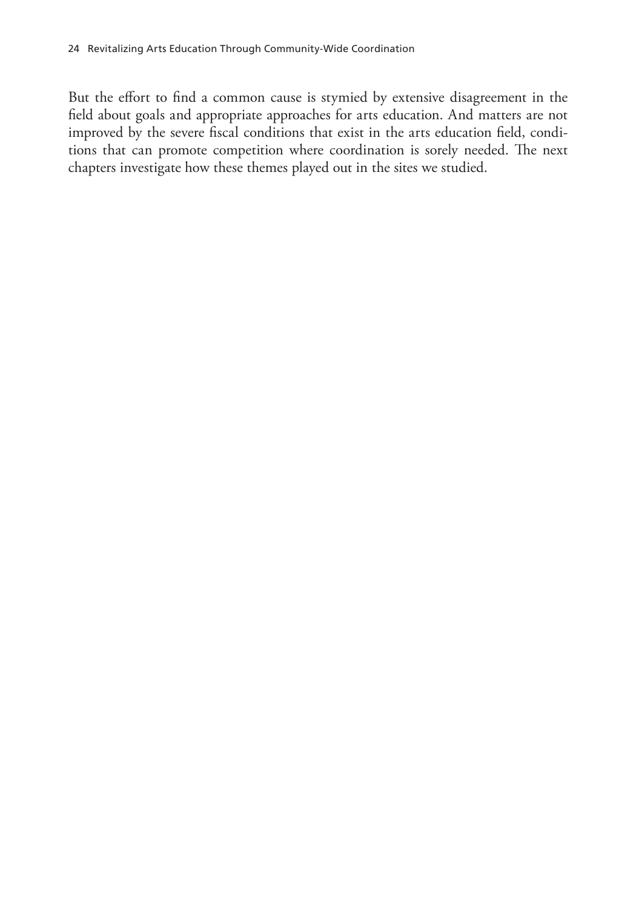But the effort to find a common cause is stymied by extensive disagreement in the field about goals and appropriate approaches for arts education. And matters are not improved by the severe fiscal conditions that exist in the arts education field, conditions that can promote competition where coordination is sorely needed. The next chapters investigate how these themes played out in the sites we studied.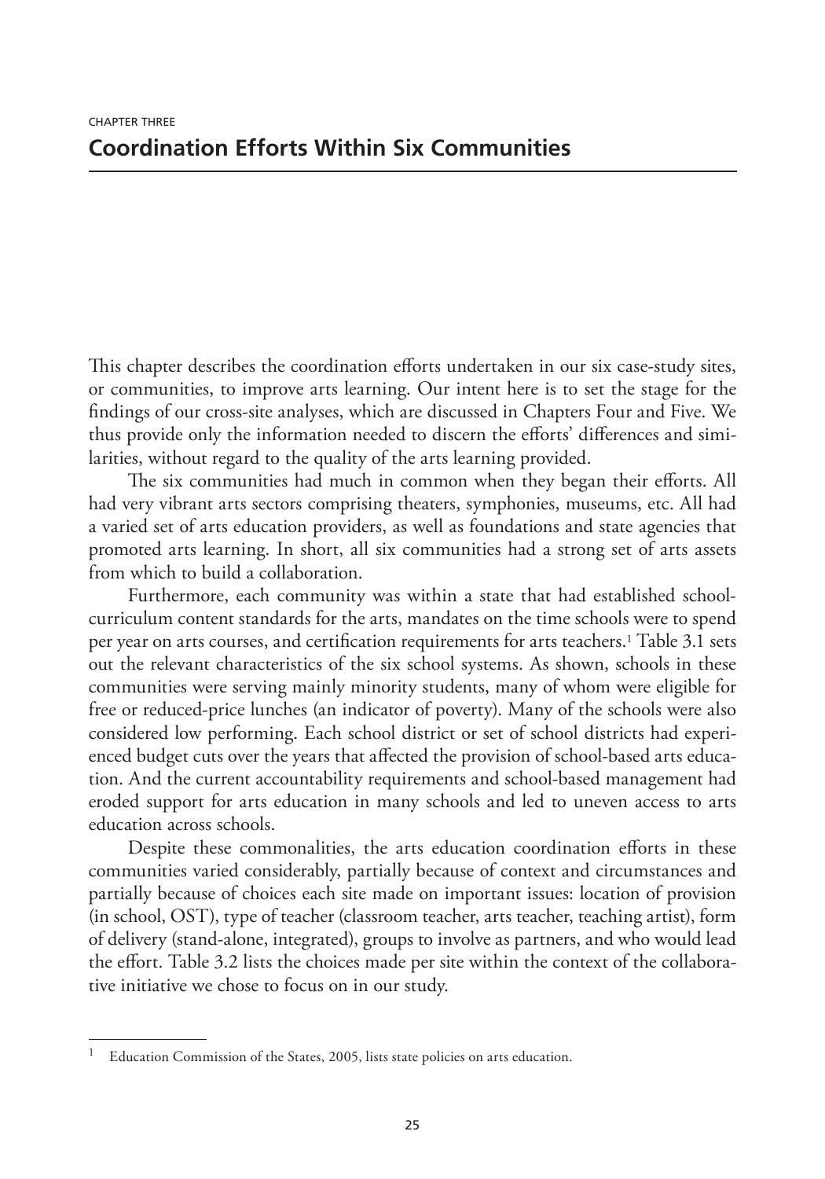CHAPTER THREE

# Coordination Efforts Within Six Communities

This chapter describes the coordination efforts undertaken in our six case-study sites, or communities, to improve arts learning. Our intent here is to set the stage for the findings of our cross-site analyses, which are discussed in Chapters Four and Five. We thus provide only the information needed to discern the efforts' differences and similarities, without regard to the quality of the arts learning provided.

The six communities had much in common when they began their efforts. All had very vibrant arts sectors comprising theaters, symphonies, museums, etc. All had a varied set of arts education providers, as well as foundations and state agencies that promoted arts learning. In short, all six communities had a strong set of arts assets from which to build a collaboration.

Furthermore, each community was within a state that had established school-curriculum content standards for the arts, mandates on the time schools were to spend per year on arts courses, and certification requirements for arts teachers.[1] Table 3.1 sets out the relevant characteristics of the six school systems. As shown, schools in these communities were serving mainly minority students, many of whom were eligible for free or reduced-price lunches (an indicator of poverty). Many of the schools were also considered low performing. Each school district or set of school districts had experienced budget cuts over the years that affected the provision of school-based arts education. And the current accountability requirements and school-based management had eroded support for arts education in many schools and led to uneven access to arts education across schools.

Despite these commonalities, the arts education coordination efforts in these communities varied considerably, partially because of context and circumstances and partially because of choices each site made on important issues: location of provision (in school, OST), type of teacher (classroom teacher, arts teacher, teaching artist), form of delivery (stand-alone, integrated), groups to involve as partners, and who would lead the effort. Table 3.2 lists the choices made per site within the context of the collaborative initiative we chose to focus on in our study.

---

[1] Education Commission of the States, 2005, lists state policies on arts education.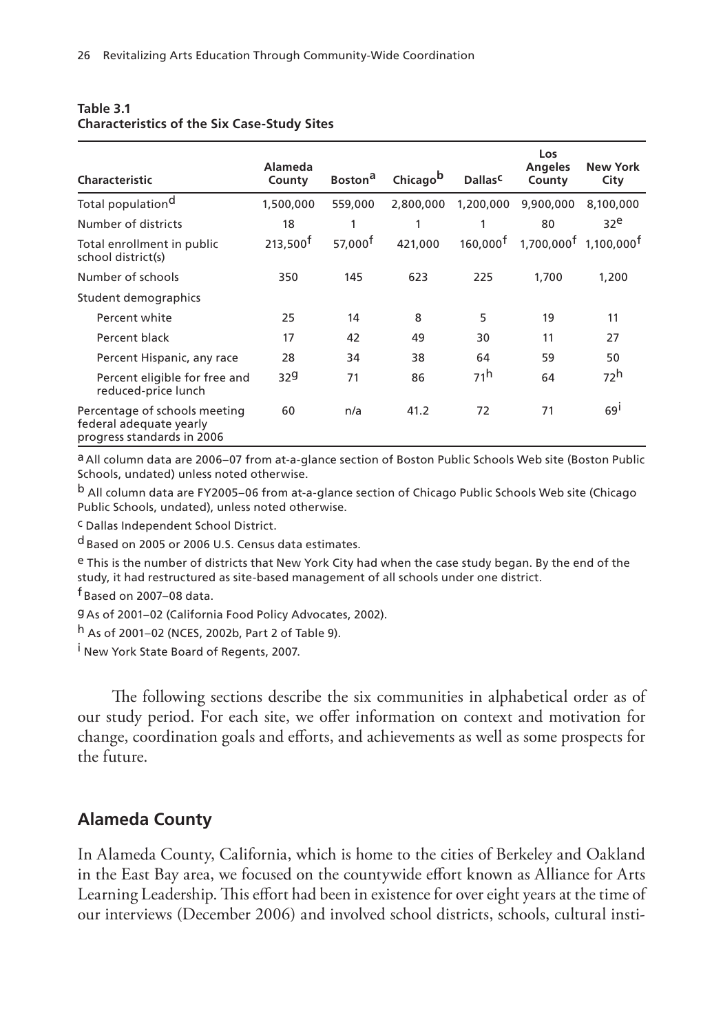**Table 3.1**
**Characteristics of the Six Case-Study Sites**

| Characteristic | Alameda County | Boston[a] | Chicago[b] | Dallas[c] | Los Angeles County | New York City |
|---|---|---|---|---|---|---|
| Total population[d] | 1,500,000 | 559,000 | 2,800,000 | 1,200,000 | 9,900,000 | 8,100,000 |
| Number of districts | 18 | 1 | 1 | 1 | 80 | 32[e] |
| Total enrollment in public school district(s) | 213,500[f] | 57,000[f] | 421,000 | 160,000[f] | 1,700,000[f] | 1,100,000[f] |
| Number of schools | 350 | 145 | 623 | 225 | 1,700 | 1,200 |
| Student demographics | | | | | | |
| Percent white | 25 | 14 | 8 | 5 | 19 | 11 |
| Percent black | 17 | 42 | 49 | 30 | 11 | 27 |
| Percent Hispanic, any race | 28 | 34 | 38 | 64 | 59 | 50 |
| Percent eligible for free and reduced-price lunch | 32[g] | 71 | 86 | 71[h] | 64 | 72[h] |
| Percentage of schools meeting federal adequate yearly progress standards in 2006 | 60 | n/a | 41.2 | 72 | 71 | 69[i] |

[a] All column data are 2006–07 from at-a-glance section of Boston Public Schools Web site (Boston Public Schools, undated) unless noted otherwise.

[b] All column data are FY2005–06 from at-a-glance section of Chicago Public Schools Web site (Chicago Public Schools, undated), unless noted otherwise.

[c] Dallas Independent School District.

[d] Based on 2005 or 2006 U.S. Census data estimates.

[e] This is the number of districts that New York City had when the case study began. By the end of the study, it had restructured as site-based management of all schools under one district.

[f] Based on 2007–08 data.

[g] As of 2001–02 (California Food Policy Advocates, 2002).

[h] As of 2001–02 (NCES, 2002b, Part 2 of Table 9).

[i] New York State Board of Regents, 2007.

The following sections describe the six communities in alphabetical order as of our study period. For each site, we offer information on context and motivation for change, coordination goals and efforts, and achievements as well as some prospects for the future.

## Alameda County

In Alameda County, California, which is home to the cities of Berkeley and Oakland in the East Bay area, we focused on the countywide effort known as Alliance for Arts Learning Leadership. This effort had been in existence for over eight years at the time of our interviews (December 2006) and involved school districts, schools, cultural insti-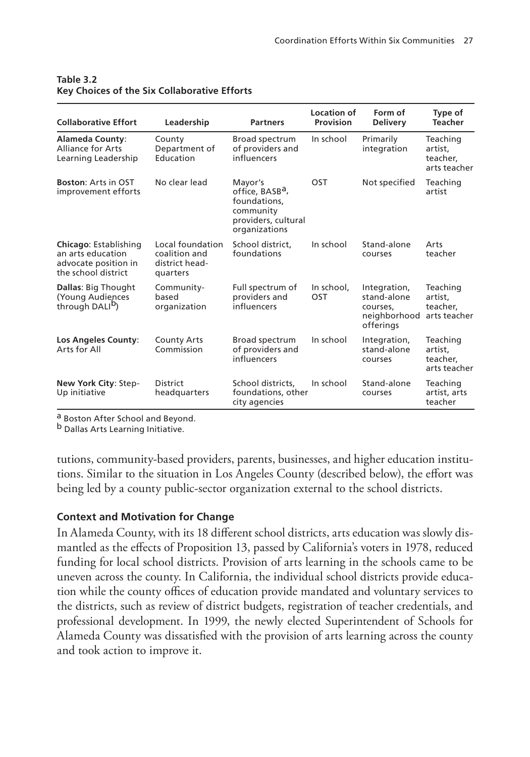**Table 3.2**
**Key Choices of the Six Collaborative Efforts**

| Collaborative Effort | Leadership | Partners | Location of Provision | Form of Delivery | Type of Teacher |
|---|---|---|---|---|---|
| **Alameda County**: Alliance for Arts Learning Leadership | County Department of Education | Broad spectrum of providers and influencers | In school | Primarily integration | Teaching artist, teacher, arts teacher |
| **Boston**: Arts in OST improvement efforts | No clear lead | Mayor's office, BASB[a], foundations, community providers, cultural organizations | OST | Not specified | Teaching artist |
| **Chicago**: Establishing an arts education advocate position in the school district | Local foundation coalition and district headquarters | School district, foundations | In school | Stand-alone courses | Arts teacher |
| **Dallas**: Big Thought (Young Audiences through DALI[b]) | Community-based organization | Full spectrum of providers and influencers | In school, OST | Integration, stand-alone courses, neighborhood offerings | Teaching artist, teacher, arts teacher |
| **Los Angeles County**: Arts for All | County Arts Commission | Broad spectrum of providers and influencers | In school | Integration, stand-alone courses | Teaching artist, teacher, arts teacher |
| **New York City**: Step-Up initiative | District headquarters | School districts, foundations, other city agencies | In school | Stand-alone courses | Teaching artist, arts teacher |

[a] Boston After School and Beyond.
[b] Dallas Arts Learning Initiative.

tutions, community-based providers, parents, businesses, and higher education institutions. Similar to the situation in Los Angeles County (described below), the effort was being led by a county public-sector organization external to the school districts.

### Context and Motivation for Change

In Alameda County, with its 18 different school districts, arts education was slowly dismantled as the effects of Proposition 13, passed by California's voters in 1978, reduced funding for local school districts. Provision of arts learning in the schools came to be uneven across the county. In California, the individual school districts provide education while the county offices of education provide mandated and voluntary services to the districts, such as review of district budgets, registration of teacher credentials, and professional development. In 1999, the newly elected Superintendent of Schools for Alameda County was dissatisfied with the provision of arts learning across the county and took action to improve it.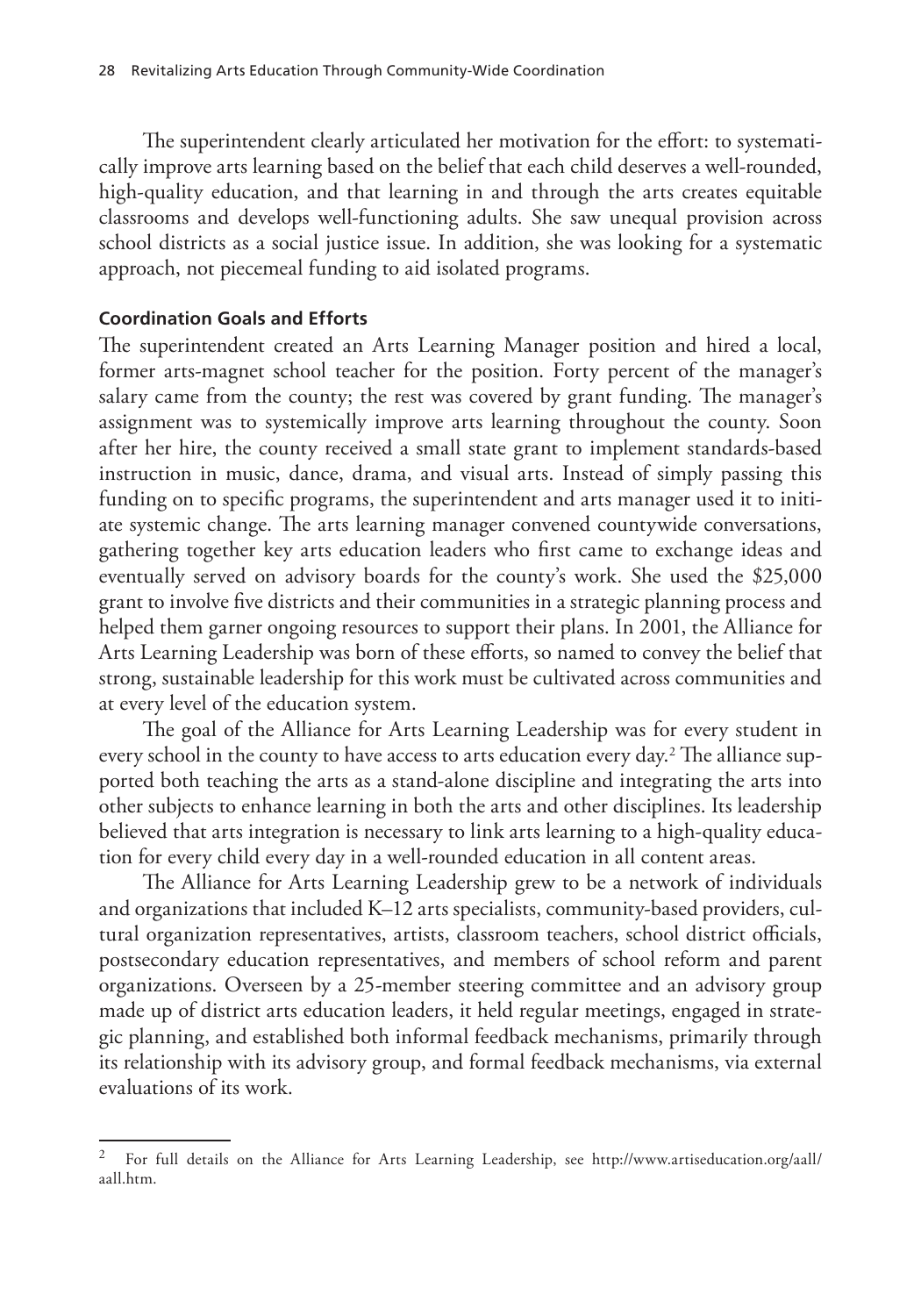The superintendent clearly articulated her motivation for the effort: to systematically improve arts learning based on the belief that each child deserves a well-rounded, high-quality education, and that learning in and through the arts creates equitable classrooms and develops well-functioning adults. She saw unequal provision across school districts as a social justice issue. In addition, she was looking for a systematic approach, not piecemeal funding to aid isolated programs.

### Coordination Goals and Efforts

The superintendent created an Arts Learning Manager position and hired a local, former arts-magnet school teacher for the position. Forty percent of the manager's salary came from the county; the rest was covered by grant funding. The manager's assignment was to systemically improve arts learning throughout the county. Soon after her hire, the county received a small state grant to implement standards-based instruction in music, dance, drama, and visual arts. Instead of simply passing this funding on to specific programs, the superintendent and arts manager used it to initiate systemic change. The arts learning manager convened countywide conversations, gathering together key arts education leaders who first came to exchange ideas and eventually served on advisory boards for the county's work. She used the $25,000 grant to involve five districts and their communities in a strategic planning process and helped them garner ongoing resources to support their plans. In 2001, the Alliance for Arts Learning Leadership was born of these efforts, so named to convey the belief that strong, sustainable leadership for this work must be cultivated across communities and at every level of the education system.

The goal of the Alliance for Arts Learning Leadership was for every student in every school in the county to have access to arts education every day.[2] The alliance supported both teaching the arts as a stand-alone discipline and integrating the arts into other subjects to enhance learning in both the arts and other disciplines. Its leadership believed that arts integration is necessary to link arts learning to a high-quality education for every child every day in a well-rounded education in all content areas.

The Alliance for Arts Learning Leadership grew to be a network of individuals and organizations that included K–12 arts specialists, community-based providers, cultural organization representatives, artists, classroom teachers, school district officials, postsecondary education representatives, and members of school reform and parent organizations. Overseen by a 25-member steering committee and an advisory group made up of district arts education leaders, it held regular meetings, engaged in strategic planning, and established both informal feedback mechanisms, primarily through its relationship with its advisory group, and formal feedback mechanisms, via external evaluations of its work.

[2] For full details on the Alliance for Arts Learning Leadership, see http://www.artiseducation.org/aall/aall.htm.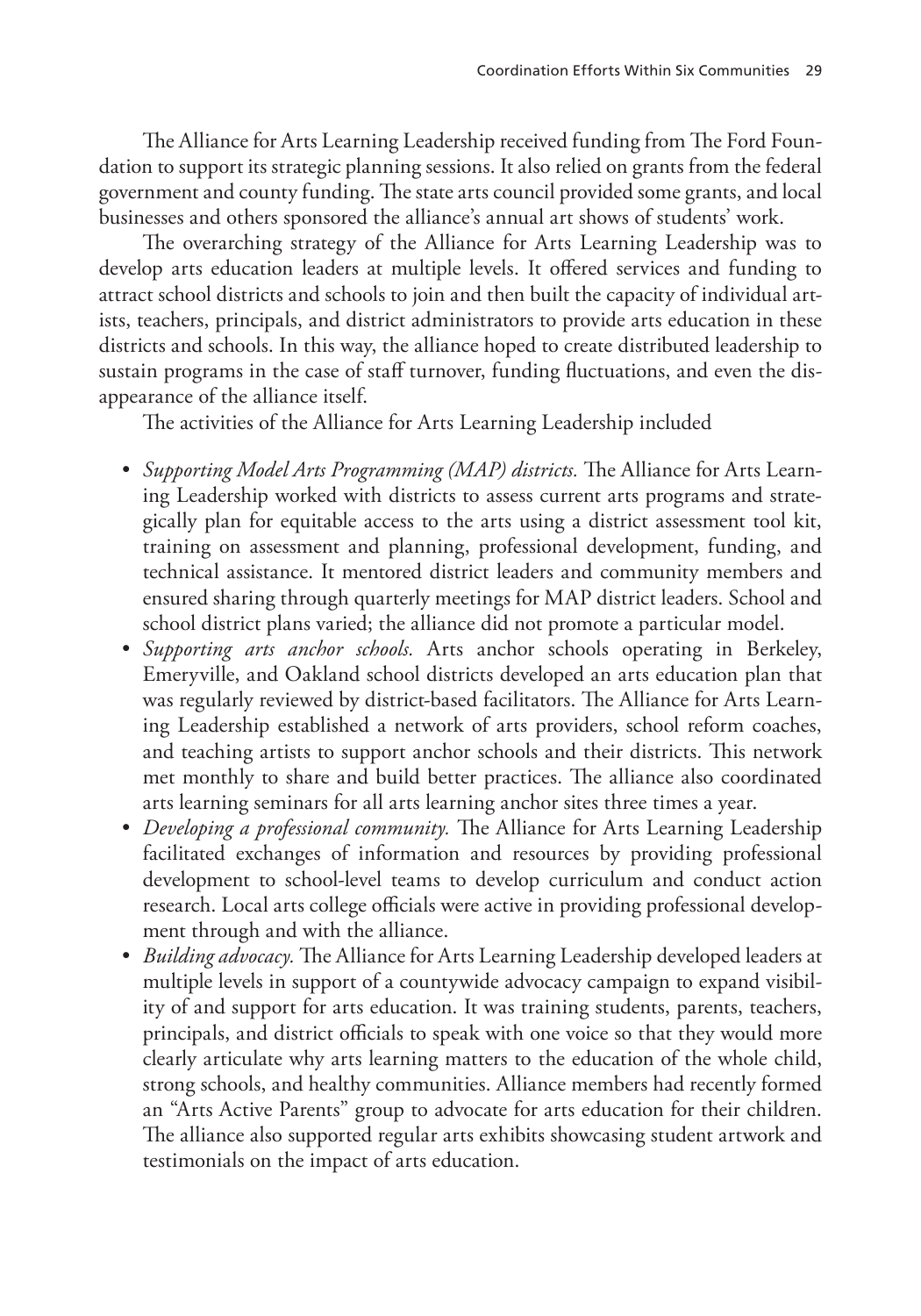The Alliance for Arts Learning Leadership received funding from The Ford Foundation to support its strategic planning sessions. It also relied on grants from the federal government and county funding. The state arts council provided some grants, and local businesses and others sponsored the alliance's annual art shows of students' work.

The overarching strategy of the Alliance for Arts Learning Leadership was to develop arts education leaders at multiple levels. It offered services and funding to attract school districts and schools to join and then built the capacity of individual artists, teachers, principals, and district administrators to provide arts education in these districts and schools. In this way, the alliance hoped to create distributed leadership to sustain programs in the case of staff turnover, funding fluctuations, and even the disappearance of the alliance itself.

The activities of the Alliance for Arts Learning Leadership included

- *Supporting Model Arts Programming (MAP) districts.* The Alliance for Arts Learning Leadership worked with districts to assess current arts programs and strategically plan for equitable access to the arts using a district assessment tool kit, training on assessment and planning, professional development, funding, and technical assistance. It mentored district leaders and community members and ensured sharing through quarterly meetings for MAP district leaders. School and school district plans varied; the alliance did not promote a particular model.
- *Supporting arts anchor schools.* Arts anchor schools operating in Berkeley, Emeryville, and Oakland school districts developed an arts education plan that was regularly reviewed by district-based facilitators. The Alliance for Arts Learning Leadership established a network of arts providers, school reform coaches, and teaching artists to support anchor schools and their districts. This network met monthly to share and build better practices. The alliance also coordinated arts learning seminars for all arts learning anchor sites three times a year.
- *Developing a professional community.* The Alliance for Arts Learning Leadership facilitated exchanges of information and resources by providing professional development to school-level teams to develop curriculum and conduct action research. Local arts college officials were active in providing professional development through and with the alliance.
- *Building advocacy.* The Alliance for Arts Learning Leadership developed leaders at multiple levels in support of a countywide advocacy campaign to expand visibility of and support for arts education. It was training students, parents, teachers, principals, and district officials to speak with one voice so that they would more clearly articulate why arts learning matters to the education of the whole child, strong schools, and healthy communities. Alliance members had recently formed an "Arts Active Parents" group to advocate for arts education for their children. The alliance also supported regular arts exhibits showcasing student artwork and testimonials on the impact of arts education.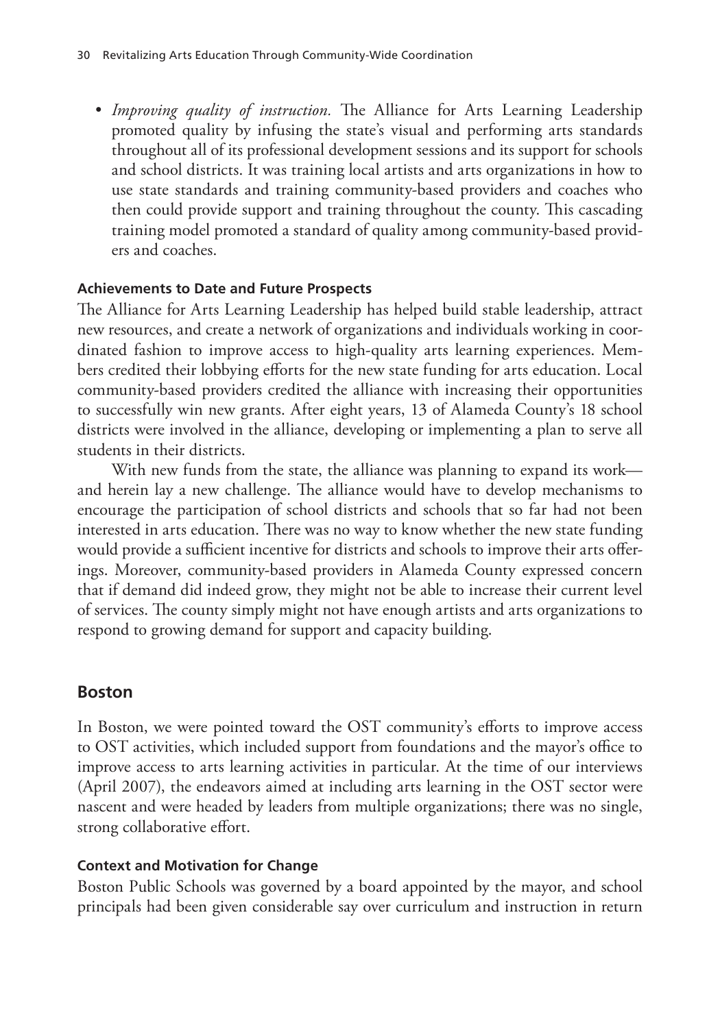- *Improving quality of instruction.* The Alliance for Arts Learning Leadership promoted quality by infusing the state's visual and performing arts standards throughout all of its professional development sessions and its support for schools and school districts. It was training local artists and arts organizations in how to use state standards and training community-based providers and coaches who then could provide support and training throughout the county. This cascading training model promoted a standard of quality among community-based providers and coaches.

#### Achievements to Date and Future Prospects

The Alliance for Arts Learning Leadership has helped build stable leadership, attract new resources, and create a network of organizations and individuals working in coordinated fashion to improve access to high-quality arts learning experiences. Members credited their lobbying efforts for the new state funding for arts education. Local community-based providers credited the alliance with increasing their opportunities to successfully win new grants. After eight years, 13 of Alameda County's 18 school districts were involved in the alliance, developing or implementing a plan to serve all students in their districts.

With new funds from the state, the alliance was planning to expand its work—and herein lay a new challenge. The alliance would have to develop mechanisms to encourage the participation of school districts and schools that so far had not been interested in arts education. There was no way to know whether the new state funding would provide a sufficient incentive for districts and schools to improve their arts offerings. Moreover, community-based providers in Alameda County expressed concern that if demand did indeed grow, they might not be able to increase their current level of services. The county simply might not have enough artists and arts organizations to respond to growing demand for support and capacity building.

### Boston

In Boston, we were pointed toward the OST community's efforts to improve access to OST activities, which included support from foundations and the mayor's office to improve access to arts learning activities in particular. At the time of our interviews (April 2007), the endeavors aimed at including arts learning in the OST sector were nascent and were headed by leaders from multiple organizations; there was no single, strong collaborative effort.

#### Context and Motivation for Change

Boston Public Schools was governed by a board appointed by the mayor, and school principals had been given considerable say over curriculum and instruction in return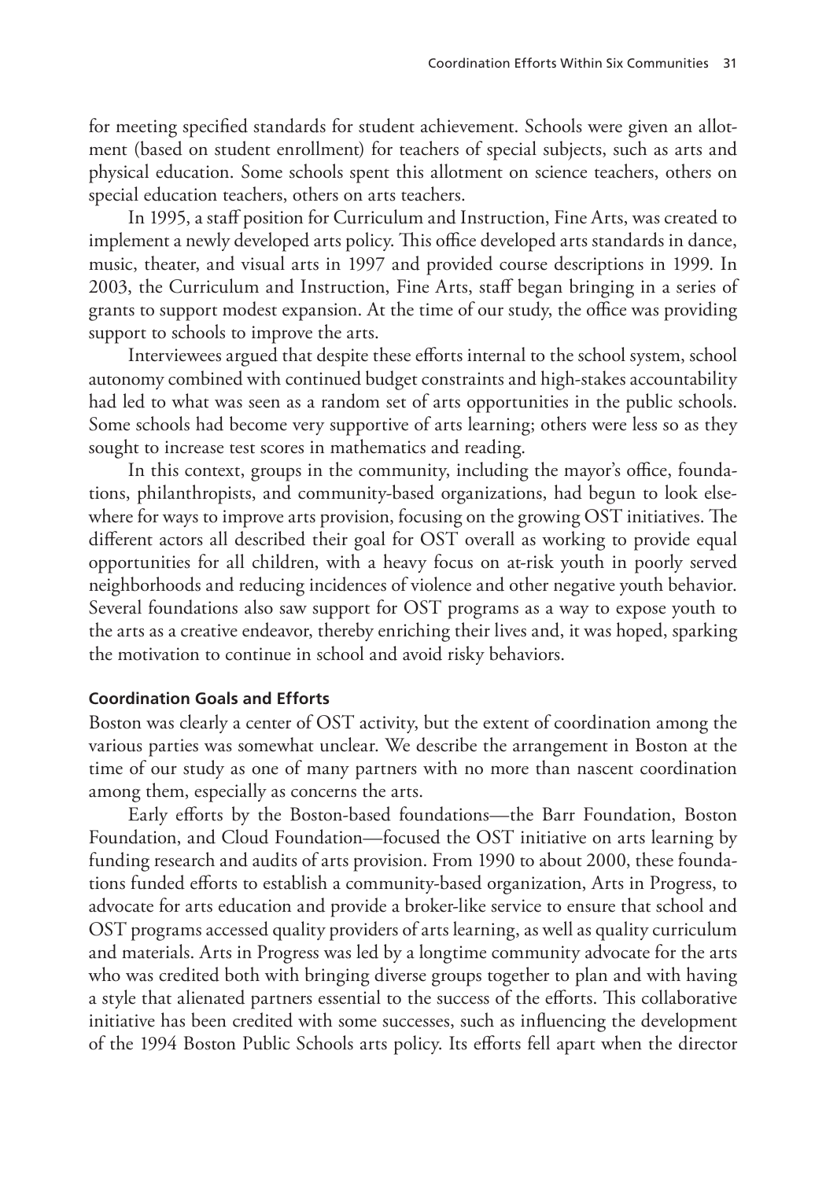for meeting specified standards for student achievement. Schools were given an allotment (based on student enrollment) for teachers of special subjects, such as arts and physical education. Some schools spent this allotment on science teachers, others on special education teachers, others on arts teachers.

In 1995, a staff position for Curriculum and Instruction, Fine Arts, was created to implement a newly developed arts policy. This office developed arts standards in dance, music, theater, and visual arts in 1997 and provided course descriptions in 1999. In 2003, the Curriculum and Instruction, Fine Arts, staff began bringing in a series of grants to support modest expansion. At the time of our study, the office was providing support to schools to improve the arts.

Interviewees argued that despite these efforts internal to the school system, school autonomy combined with continued budget constraints and high-stakes accountability had led to what was seen as a random set of arts opportunities in the public schools. Some schools had become very supportive of arts learning; others were less so as they sought to increase test scores in mathematics and reading.

In this context, groups in the community, including the mayor's office, foundations, philanthropists, and community-based organizations, had begun to look elsewhere for ways to improve arts provision, focusing on the growing OST initiatives. The different actors all described their goal for OST overall as working to provide equal opportunities for all children, with a heavy focus on at-risk youth in poorly served neighborhoods and reducing incidences of violence and other negative youth behavior. Several foundations also saw support for OST programs as a way to expose youth to the arts as a creative endeavor, thereby enriching their lives and, it was hoped, sparking the motivation to continue in school and avoid risky behaviors.

#### Coordination Goals and Efforts

Boston was clearly a center of OST activity, but the extent of coordination among the various parties was somewhat unclear. We describe the arrangement in Boston at the time of our study as one of many partners with no more than nascent coordination among them, especially as concerns the arts.

Early efforts by the Boston-based foundations—the Barr Foundation, Boston Foundation, and Cloud Foundation—focused the OST initiative on arts learning by funding research and audits of arts provision. From 1990 to about 2000, these foundations funded efforts to establish a community-based organization, Arts in Progress, to advocate for arts education and provide a broker-like service to ensure that school and OST programs accessed quality providers of arts learning, as well as quality curriculum and materials. Arts in Progress was led by a longtime community advocate for the arts who was credited both with bringing diverse groups together to plan and with having a style that alienated partners essential to the success of the efforts. This collaborative initiative has been credited with some successes, such as influencing the development of the 1994 Boston Public Schools arts policy. Its efforts fell apart when the director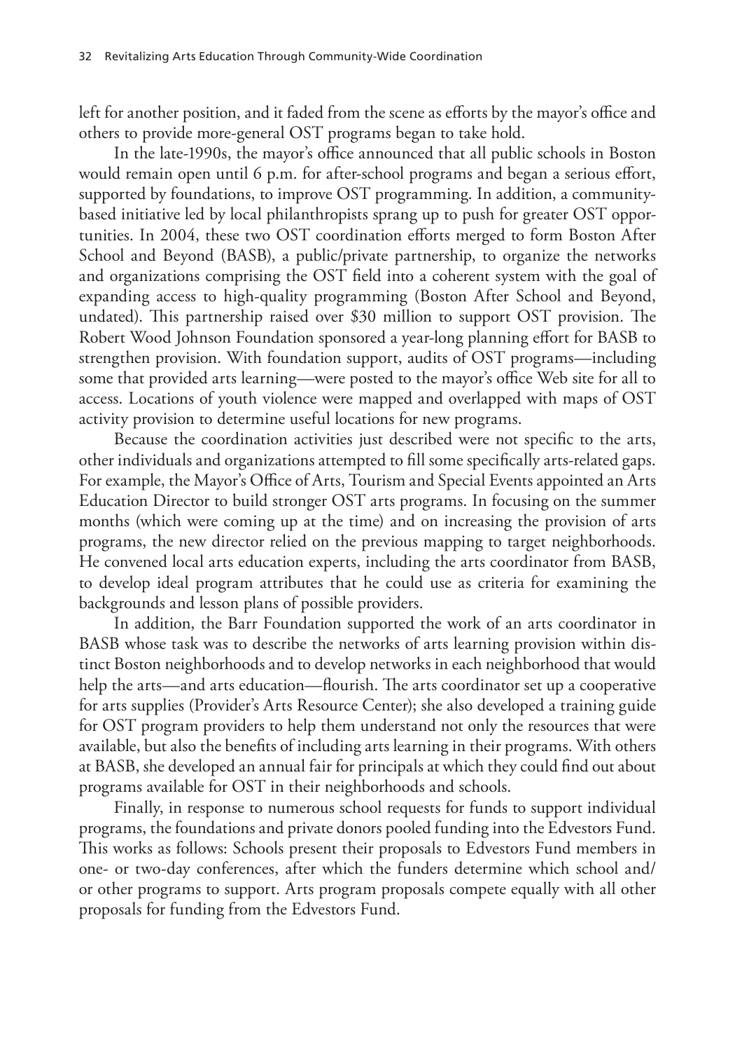left for another position, and it faded from the scene as efforts by the mayor's office and others to provide more-general OST programs began to take hold.

In the late-1990s, the mayor's office announced that all public schools in Boston would remain open until 6 p.m. for after-school programs and began a serious effort, supported by foundations, to improve OST programming. In addition, a community-based initiative led by local philanthropists sprang up to push for greater OST opportunities. In 2004, these two OST coordination efforts merged to form Boston After School and Beyond (BASB), a public/private partnership, to organize the networks and organizations comprising the OST field into a coherent system with the goal of expanding access to high-quality programming (Boston After School and Beyond, undated). This partnership raised over $30 million to support OST provision. The Robert Wood Johnson Foundation sponsored a year-long planning effort for BASB to strengthen provision. With foundation support, audits of OST programs—including some that provided arts learning—were posted to the mayor's office Web site for all to access. Locations of youth violence were mapped and overlapped with maps of OST activity provision to determine useful locations for new programs.

Because the coordination activities just described were not specific to the arts, other individuals and organizations attempted to fill some specifically arts-related gaps. For example, the Mayor's Office of Arts, Tourism and Special Events appointed an Arts Education Director to build stronger OST arts programs. In focusing on the summer months (which were coming up at the time) and on increasing the provision of arts programs, the new director relied on the previous mapping to target neighborhoods. He convened local arts education experts, including the arts coordinator from BASB, to develop ideal program attributes that he could use as criteria for examining the backgrounds and lesson plans of possible providers.

In addition, the Barr Foundation supported the work of an arts coordinator in BASB whose task was to describe the networks of arts learning provision within distinct Boston neighborhoods and to develop networks in each neighborhood that would help the arts—and arts education—flourish. The arts coordinator set up a cooperative for arts supplies (Provider's Arts Resource Center); she also developed a training guide for OST program providers to help them understand not only the resources that were available, but also the benefits of including arts learning in their programs. With others at BASB, she developed an annual fair for principals at which they could find out about programs available for OST in their neighborhoods and schools.

Finally, in response to numerous school requests for funds to support individual programs, the foundations and private donors pooled funding into the Edvestors Fund. This works as follows: Schools present their proposals to Edvestors Fund members in one- or two-day conferences, after which the funders determine which school and/or other programs to support. Arts program proposals compete equally with all other proposals for funding from the Edvestors Fund.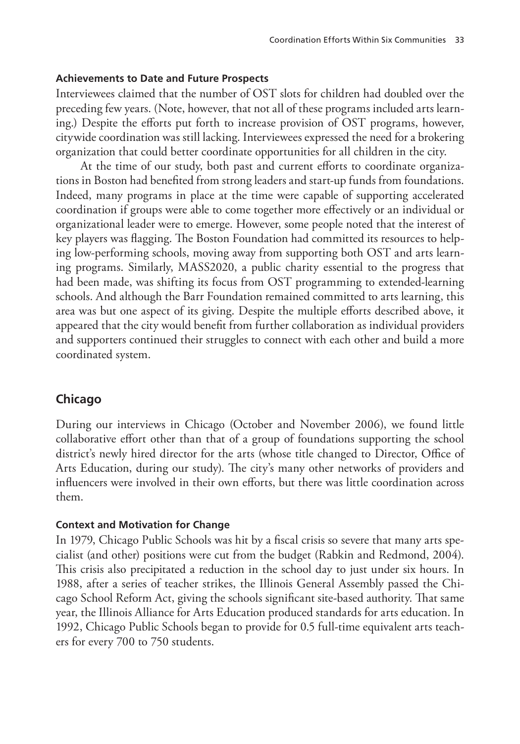### Achievements to Date and Future Prospects

Interviewees claimed that the number of OST slots for children had doubled over the preceding few years. (Note, however, that not all of these programs included arts learning.) Despite the efforts put forth to increase provision of OST programs, however, citywide coordination was still lacking. Interviewees expressed the need for a brokering organization that could better coordinate opportunities for all children in the city.

At the time of our study, both past and current efforts to coordinate organizations in Boston had benefited from strong leaders and start-up funds from foundations. Indeed, many programs in place at the time were capable of supporting accelerated coordination if groups were able to come together more effectively or an individual or organizational leader were to emerge. However, some people noted that the interest of key players was flagging. The Boston Foundation had committed its resources to helping low-performing schools, moving away from supporting both OST and arts learning programs. Similarly, MASS2020, a public charity essential to the progress that had been made, was shifting its focus from OST programming to extended-learning schools. And although the Barr Foundation remained committed to arts learning, this area was but one aspect of its giving. Despite the multiple efforts described above, it appeared that the city would benefit from further collaboration as individual providers and supporters continued their struggles to connect with each other and build a more coordinated system.

## Chicago

During our interviews in Chicago (October and November 2006), we found little collaborative effort other than that of a group of foundations supporting the school district's newly hired director for the arts (whose title changed to Director, Office of Arts Education, during our study). The city's many other networks of providers and influencers were involved in their own efforts, but there was little coordination across them.

### Context and Motivation for Change

In 1979, Chicago Public Schools was hit by a fiscal crisis so severe that many arts specialist (and other) positions were cut from the budget (Rabkin and Redmond, 2004). This crisis also precipitated a reduction in the school day to just under six hours. In 1988, after a series of teacher strikes, the Illinois General Assembly passed the Chicago School Reform Act, giving the schools significant site-based authority. That same year, the Illinois Alliance for Arts Education produced standards for arts education. In 1992, Chicago Public Schools began to provide for 0.5 full-time equivalent arts teachers for every 700 to 750 students.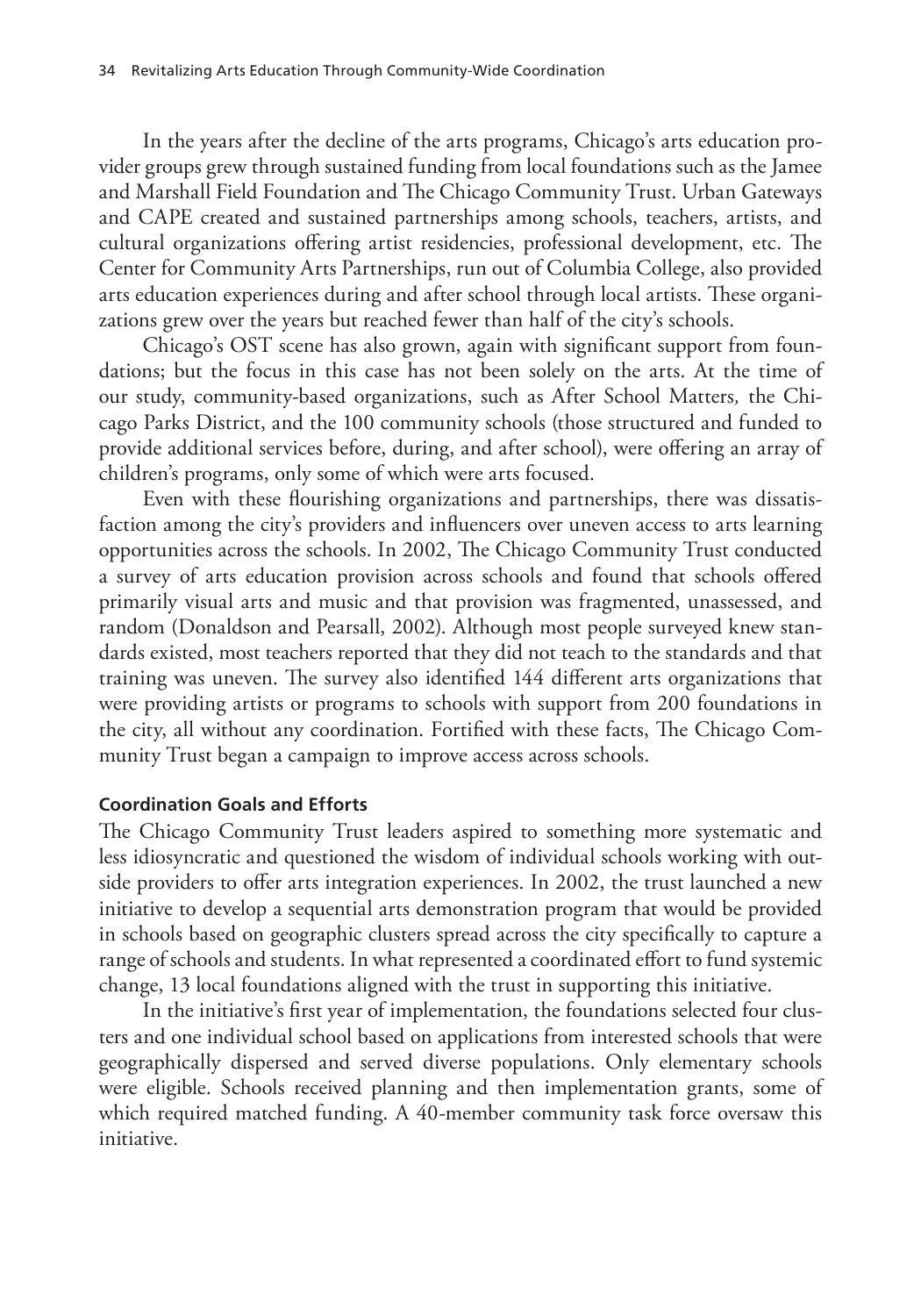In the years after the decline of the arts programs, Chicago's arts education provider groups grew through sustained funding from local foundations such as the Jamee and Marshall Field Foundation and The Chicago Community Trust. Urban Gateways and CAPE created and sustained partnerships among schools, teachers, artists, and cultural organizations offering artist residencies, professional development, etc. The Center for Community Arts Partnerships, run out of Columbia College, also provided arts education experiences during and after school through local artists. These organizations grew over the years but reached fewer than half of the city's schools.

Chicago's OST scene has also grown, again with significant support from foundations; but the focus in this case has not been solely on the arts. At the time of our study, community-based organizations, such as After School Matters*,* the Chicago Parks District, and the 100 community schools (those structured and funded to provide additional services before, during, and after school), were offering an array of children's programs, only some of which were arts focused.

Even with these flourishing organizations and partnerships, there was dissatisfaction among the city's providers and influencers over uneven access to arts learning opportunities across the schools. In 2002, The Chicago Community Trust conducted a survey of arts education provision across schools and found that schools offered primarily visual arts and music and that provision was fragmented, unassessed, and random (Donaldson and Pearsall, 2002). Although most people surveyed knew standards existed, most teachers reported that they did not teach to the standards and that training was uneven. The survey also identified 144 different arts organizations that were providing artists or programs to schools with support from 200 foundations in the city, all without any coordination. Fortified with these facts, The Chicago Community Trust began a campaign to improve access across schools.

### Coordination Goals and Efforts

The Chicago Community Trust leaders aspired to something more systematic and less idiosyncratic and questioned the wisdom of individual schools working with outside providers to offer arts integration experiences. In 2002, the trust launched a new initiative to develop a sequential arts demonstration program that would be provided in schools based on geographic clusters spread across the city specifically to capture a range of schools and students. In what represented a coordinated effort to fund systemic change, 13 local foundations aligned with the trust in supporting this initiative.

In the initiative's first year of implementation, the foundations selected four clusters and one individual school based on applications from interested schools that were geographically dispersed and served diverse populations. Only elementary schools were eligible. Schools received planning and then implementation grants, some of which required matched funding. A 40-member community task force oversaw this initiative.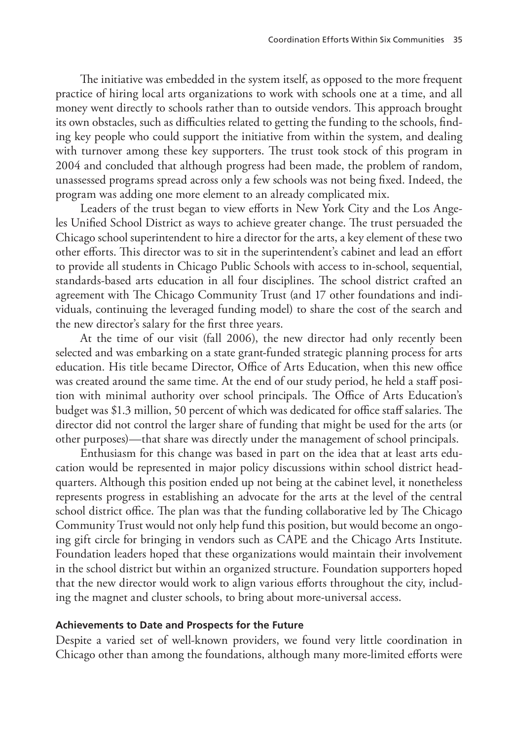The initiative was embedded in the system itself, as opposed to the more frequent practice of hiring local arts organizations to work with schools one at a time, and all money went directly to schools rather than to outside vendors. This approach brought its own obstacles, such as difficulties related to getting the funding to the schools, finding key people who could support the initiative from within the system, and dealing with turnover among these key supporters. The trust took stock of this program in 2004 and concluded that although progress had been made, the problem of random, unassessed programs spread across only a few schools was not being fixed. Indeed, the program was adding one more element to an already complicated mix.

Leaders of the trust began to view efforts in New York City and the Los Angeles Unified School District as ways to achieve greater change. The trust persuaded the Chicago school superintendent to hire a director for the arts, a key element of these two other efforts. This director was to sit in the superintendent's cabinet and lead an effort to provide all students in Chicago Public Schools with access to in-school, sequential, standards-based arts education in all four disciplines. The school district crafted an agreement with The Chicago Community Trust (and 17 other foundations and individuals, continuing the leveraged funding model) to share the cost of the search and the new director's salary for the first three years.

At the time of our visit (fall 2006), the new director had only recently been selected and was embarking on a state grant-funded strategic planning process for arts education. His title became Director, Office of Arts Education, when this new office was created around the same time. At the end of our study period, he held a staff position with minimal authority over school principals. The Office of Arts Education's budget was $1.3 million, 50 percent of which was dedicated for office staff salaries. The director did not control the larger share of funding that might be used for the arts (or other purposes)—that share was directly under the management of school principals.

Enthusiasm for this change was based in part on the idea that at least arts education would be represented in major policy discussions within school district headquarters. Although this position ended up not being at the cabinet level, it nonetheless represents progress in establishing an advocate for the arts at the level of the central school district office. The plan was that the funding collaborative led by The Chicago Community Trust would not only help fund this position, but would become an ongoing gift circle for bringing in vendors such as CAPE and the Chicago Arts Institute. Foundation leaders hoped that these organizations would maintain their involvement in the school district but within an organized structure. Foundation supporters hoped that the new director would work to align various efforts throughout the city, including the magnet and cluster schools, to bring about more-universal access.

#### Achievements to Date and Prospects for the Future

Despite a varied set of well-known providers, we found very little coordination in Chicago other than among the foundations, although many more-limited efforts were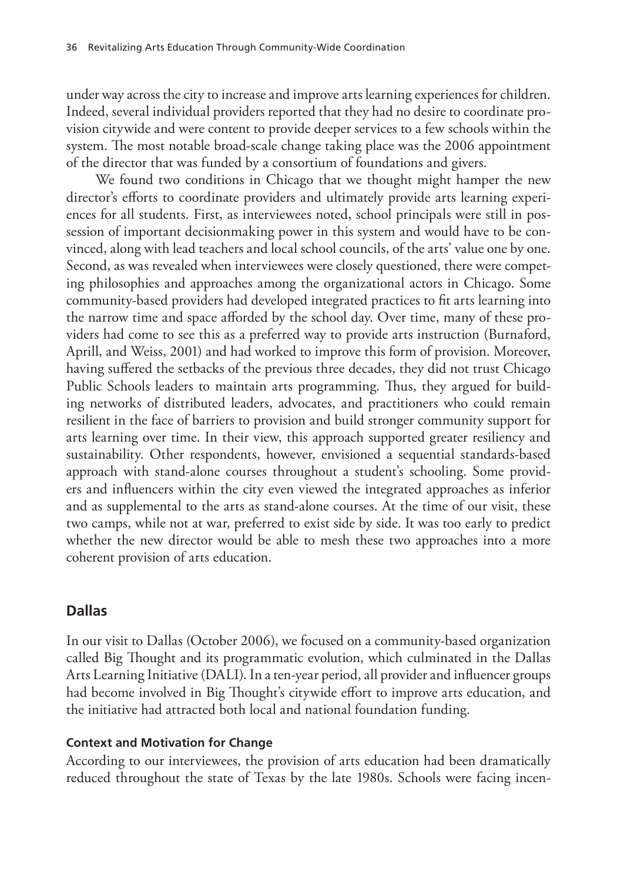under way across the city to increase and improve arts learning experiences for children. Indeed, several individual providers reported that they had no desire to coordinate provision citywide and were content to provide deeper services to a few schools within the system. The most notable broad-scale change taking place was the 2006 appointment of the director that was funded by a consortium of foundations and givers.

We found two conditions in Chicago that we thought might hamper the new director's efforts to coordinate providers and ultimately provide arts learning experiences for all students. First, as interviewees noted, school principals were still in possession of important decisionmaking power in this system and would have to be convinced, along with lead teachers and local school councils, of the arts' value one by one. Second, as was revealed when interviewees were closely questioned, there were competing philosophies and approaches among the organizational actors in Chicago. Some community-based providers had developed integrated practices to fit arts learning into the narrow time and space afforded by the school day. Over time, many of these providers had come to see this as a preferred way to provide arts instruction (Burnaford, Aprill, and Weiss, 2001) and had worked to improve this form of provision. Moreover, having suffered the setbacks of the previous three decades, they did not trust Chicago Public Schools leaders to maintain arts programming. Thus, they argued for building networks of distributed leaders, advocates, and practitioners who could remain resilient in the face of barriers to provision and build stronger community support for arts learning over time. In their view, this approach supported greater resiliency and sustainability. Other respondents, however, envisioned a sequential standards-based approach with stand-alone courses throughout a student's schooling. Some providers and influencers within the city even viewed the integrated approaches as inferior and as supplemental to the arts as stand-alone courses. At the time of our visit, these two camps, while not at war, preferred to exist side by side. It was too early to predict whether the new director would be able to mesh these two approaches into a more coherent provision of arts education.

## Dallas

In our visit to Dallas (October 2006), we focused on a community-based organization called Big Thought and its programmatic evolution, which culminated in the Dallas Arts Learning Initiative (DALI). In a ten-year period, all provider and influencer groups had become involved in Big Thought's citywide effort to improve arts education, and the initiative had attracted both local and national foundation funding.

### Context and Motivation for Change

According to our interviewees, the provision of arts education had been dramatically reduced throughout the state of Texas by the late 1980s. Schools were facing incen-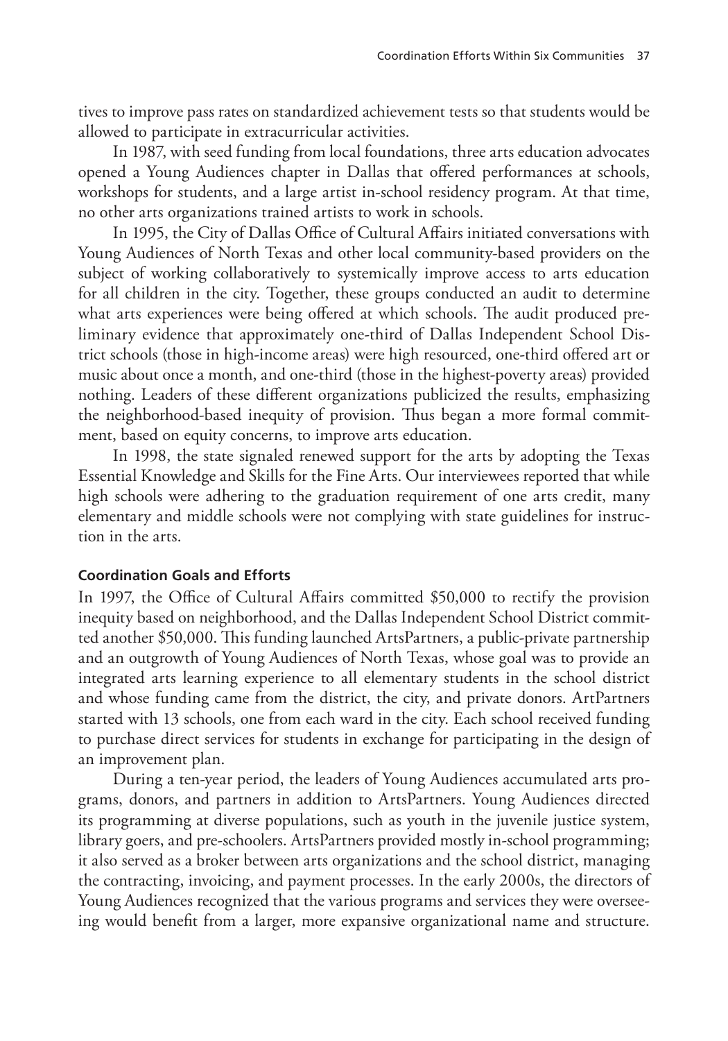tives to improve pass rates on standardized achievement tests so that students would be allowed to participate in extracurricular activities.

In 1987, with seed funding from local foundations, three arts education advocates opened a Young Audiences chapter in Dallas that offered performances at schools, workshops for students, and a large artist in-school residency program. At that time, no other arts organizations trained artists to work in schools.

In 1995, the City of Dallas Office of Cultural Affairs initiated conversations with Young Audiences of North Texas and other local community-based providers on the subject of working collaboratively to systemically improve access to arts education for all children in the city. Together, these groups conducted an audit to determine what arts experiences were being offered at which schools. The audit produced preliminary evidence that approximately one-third of Dallas Independent School District schools (those in high-income areas) were high resourced, one-third offered art or music about once a month, and one-third (those in the highest-poverty areas) provided nothing. Leaders of these different organizations publicized the results, emphasizing the neighborhood-based inequity of provision. Thus began a more formal commitment, based on equity concerns, to improve arts education.

In 1998, the state signaled renewed support for the arts by adopting the Texas Essential Knowledge and Skills for the Fine Arts. Our interviewees reported that while high schools were adhering to the graduation requirement of one arts credit, many elementary and middle schools were not complying with state guidelines for instruction in the arts.

#### Coordination Goals and Efforts

In 1997, the Office of Cultural Affairs committed $50,000 to rectify the provision inequity based on neighborhood, and the Dallas Independent School District committed another $50,000. This funding launched ArtsPartners, a public-private partnership and an outgrowth of Young Audiences of North Texas, whose goal was to provide an integrated arts learning experience to all elementary students in the school district and whose funding came from the district, the city, and private donors. ArtPartners started with 13 schools, one from each ward in the city. Each school received funding to purchase direct services for students in exchange for participating in the design of an improvement plan.

During a ten-year period, the leaders of Young Audiences accumulated arts programs, donors, and partners in addition to ArtsPartners. Young Audiences directed its programming at diverse populations, such as youth in the juvenile justice system, library goers, and pre-schoolers. ArtsPartners provided mostly in-school programming; it also served as a broker between arts organizations and the school district, managing the contracting, invoicing, and payment processes. In the early 2000s, the directors of Young Audiences recognized that the various programs and services they were overseeing would benefit from a larger, more expansive organizational name and structure.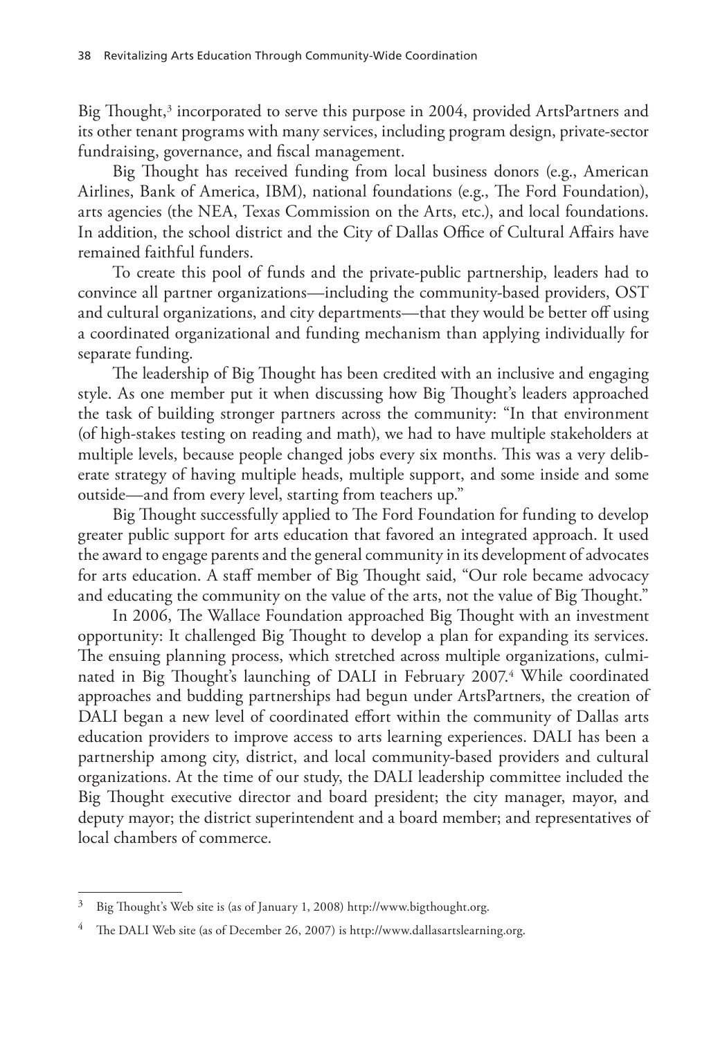Big Thought,[3] incorporated to serve this purpose in 2004, provided ArtsPartners and its other tenant programs with many services, including program design, private-sector fundraising, governance, and fiscal management.

Big Thought has received funding from local business donors (e.g., American Airlines, Bank of America, IBM), national foundations (e.g., The Ford Foundation), arts agencies (the NEA, Texas Commission on the Arts, etc.), and local foundations. In addition, the school district and the City of Dallas Office of Cultural Affairs have remained faithful funders.

To create this pool of funds and the private-public partnership, leaders had to convince all partner organizations—including the community-based providers, OST and cultural organizations, and city departments—that they would be better off using a coordinated organizational and funding mechanism than applying individually for separate funding.

The leadership of Big Thought has been credited with an inclusive and engaging style. As one member put it when discussing how Big Thought's leaders approached the task of building stronger partners across the community: "In that environment (of high-stakes testing on reading and math), we had to have multiple stakeholders at multiple levels, because people changed jobs every six months. This was a very deliberate strategy of having multiple heads, multiple support, and some inside and some outside—and from every level, starting from teachers up."

Big Thought successfully applied to The Ford Foundation for funding to develop greater public support for arts education that favored an integrated approach. It used the award to engage parents and the general community in its development of advocates for arts education. A staff member of Big Thought said, "Our role became advocacy and educating the community on the value of the arts, not the value of Big Thought."

In 2006, The Wallace Foundation approached Big Thought with an investment opportunity: It challenged Big Thought to develop a plan for expanding its services. The ensuing planning process, which stretched across multiple organizations, culminated in Big Thought's launching of DALI in February 2007.[4] While coordinated approaches and budding partnerships had begun under ArtsPartners, the creation of DALI began a new level of coordinated effort within the community of Dallas arts education providers to improve access to arts learning experiences. DALI has been a partnership among city, district, and local community-based providers and cultural organizations. At the time of our study, the DALI leadership committee included the Big Thought executive director and board president; the city manager, mayor, and deputy mayor; the district superintendent and a board member; and representatives of local chambers of commerce.

---

[3] Big Thought's Web site is (as of January 1, 2008) http://www.bigthought.org.

[4] The DALI Web site (as of December 26, 2007) is http://www.dallasartslearning.org.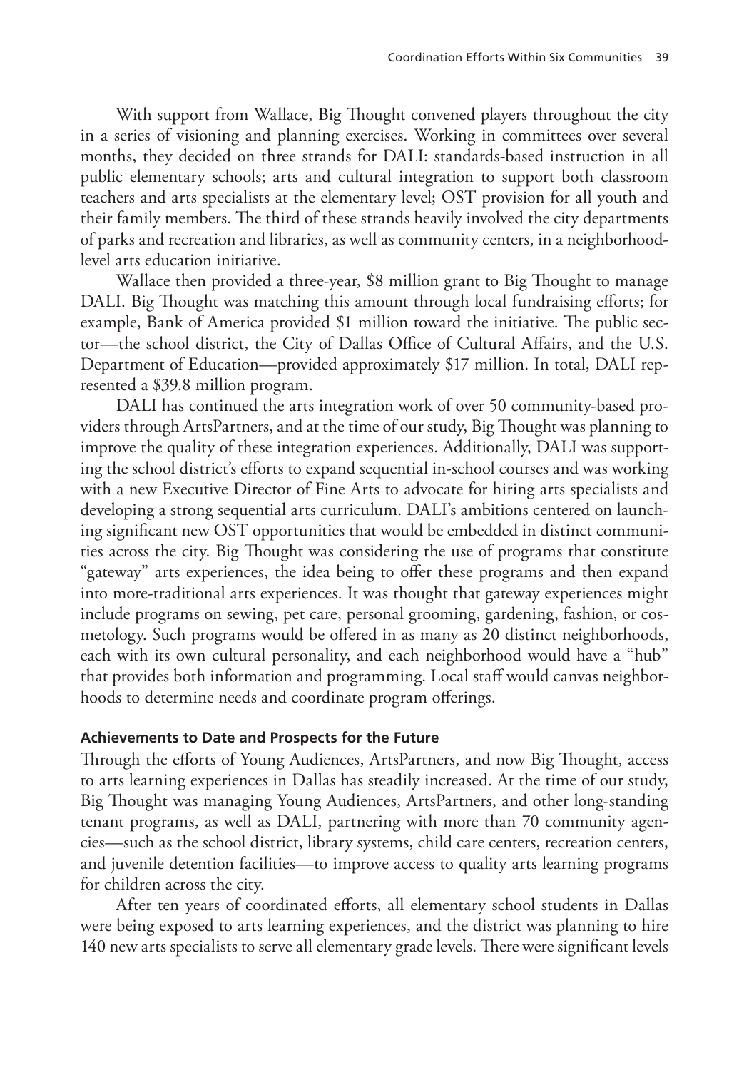With support from Wallace, Big Thought convened players throughout the city in a series of visioning and planning exercises. Working in committees over several months, they decided on three strands for DALI: standards-based instruction in all public elementary schools; arts and cultural integration to support both classroom teachers and arts specialists at the elementary level; OST provision for all youth and their family members. The third of these strands heavily involved the city departments of parks and recreation and libraries, as well as community centers, in a neighborhood-level arts education initiative.

Wallace then provided a three-year, $8 million grant to Big Thought to manage DALI. Big Thought was matching this amount through local fundraising efforts; for example, Bank of America provided $1 million toward the initiative. The public sector—the school district, the City of Dallas Office of Cultural Affairs, and the U.S. Department of Education—provided approximately $17 million. In total, DALI represented a $39.8 million program.

DALI has continued the arts integration work of over 50 community-based providers through ArtsPartners, and at the time of our study, Big Thought was planning to improve the quality of these integration experiences. Additionally, DALI was supporting the school district's efforts to expand sequential in-school courses and was working with a new Executive Director of Fine Arts to advocate for hiring arts specialists and developing a strong sequential arts curriculum. DALI's ambitions centered on launching significant new OST opportunities that would be embedded in distinct communities across the city. Big Thought was considering the use of programs that constitute "gateway" arts experiences, the idea being to offer these programs and then expand into more-traditional arts experiences. It was thought that gateway experiences might include programs on sewing, pet care, personal grooming, gardening, fashion, or cosmetology. Such programs would be offered in as many as 20 distinct neighborhoods, each with its own cultural personality, and each neighborhood would have a "hub" that provides both information and programming. Local staff would canvas neighborhoods to determine needs and coordinate program offerings.

#### Achievements to Date and Prospects for the Future

Through the efforts of Young Audiences, ArtsPartners, and now Big Thought, access to arts learning experiences in Dallas has steadily increased. At the time of our study, Big Thought was managing Young Audiences, ArtsPartners, and other long-standing tenant programs, as well as DALI, partnering with more than 70 community agencies—such as the school district, library systems, child care centers, recreation centers, and juvenile detention facilities—to improve access to quality arts learning programs for children across the city.

After ten years of coordinated efforts, all elementary school students in Dallas were being exposed to arts learning experiences, and the district was planning to hire 140 new arts specialists to serve all elementary grade levels. There were significant levels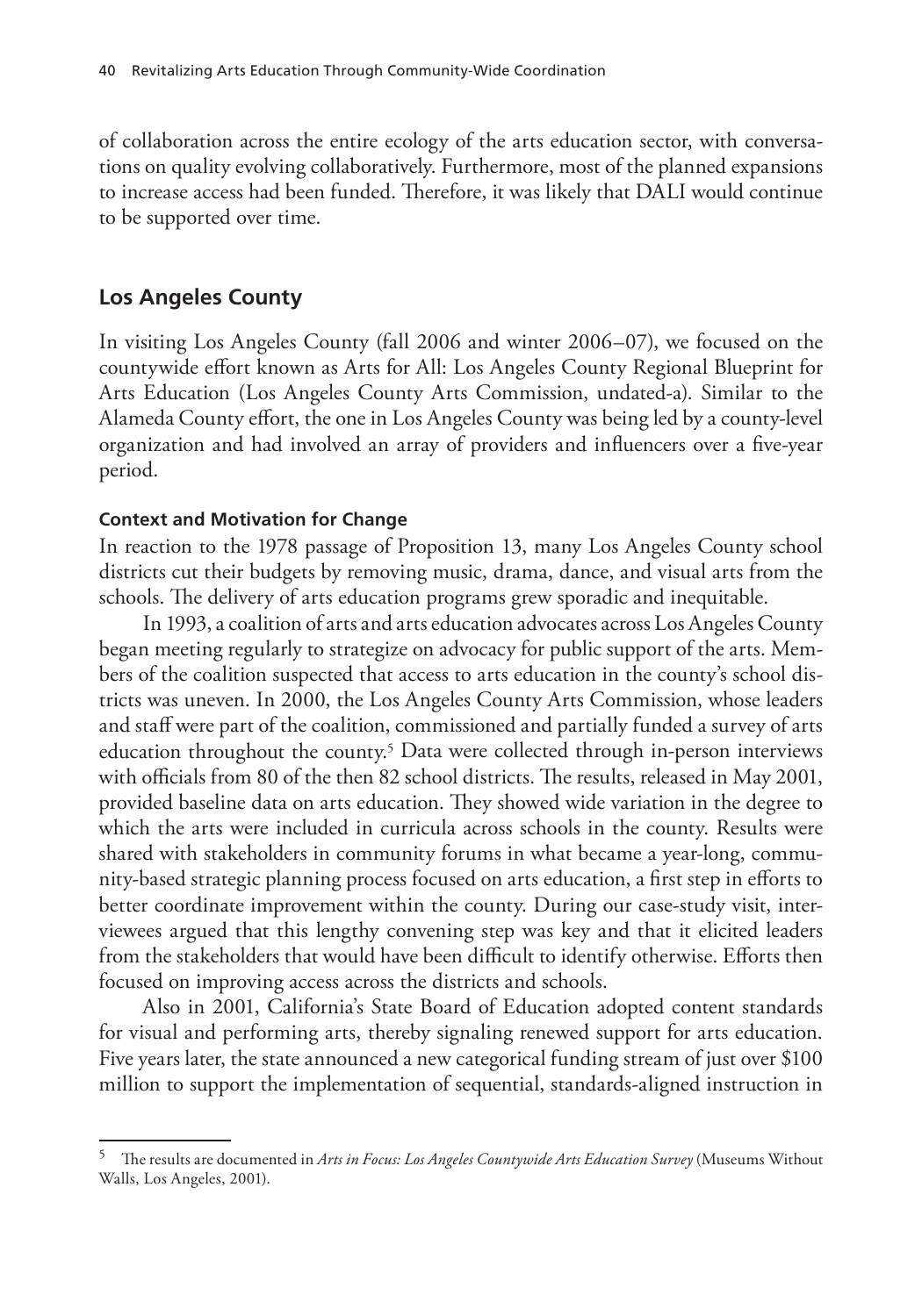of collaboration across the entire ecology of the arts education sector, with conversations on quality evolving collaboratively. Furthermore, most of the planned expansions to increase access had been funded. Therefore, it was likely that DALI would continue to be supported over time.

## Los Angeles County

In visiting Los Angeles County (fall 2006 and winter 2006–07), we focused on the countywide effort known as Arts for All: Los Angeles County Regional Blueprint for Arts Education (Los Angeles County Arts Commission, undated-a). Similar to the Alameda County effort, the one in Los Angeles County was being led by a county-level organization and had involved an array of providers and influencers over a five-year period.

#### Context and Motivation for Change

In reaction to the 1978 passage of Proposition 13, many Los Angeles County school districts cut their budgets by removing music, drama, dance, and visual arts from the schools. The delivery of arts education programs grew sporadic and inequitable.

In 1993, a coalition of arts and arts education advocates across Los Angeles County began meeting regularly to strategize on advocacy for public support of the arts. Members of the coalition suspected that access to arts education in the county's school districts was uneven. In 2000, the Los Angeles County Arts Commission, whose leaders and staff were part of the coalition, commissioned and partially funded a survey of arts education throughout the county.[5] Data were collected through in-person interviews with officials from 80 of the then 82 school districts. The results, released in May 2001, provided baseline data on arts education. They showed wide variation in the degree to which the arts were included in curricula across schools in the county. Results were shared with stakeholders in community forums in what became a year-long, community-based strategic planning process focused on arts education, a first step in efforts to better coordinate improvement within the county. During our case-study visit, interviewees argued that this lengthy convening step was key and that it elicited leaders from the stakeholders that would have been difficult to identify otherwise. Efforts then focused on improving access across the districts and schools.

Also in 2001, California's State Board of Education adopted content standards for visual and performing arts, thereby signaling renewed support for arts education. Five years later, the state announced a new categorical funding stream of just over $100 million to support the implementation of sequential, standards-aligned instruction in

---

[5] The results are documented in *Arts in Focus: Los Angeles Countywide Arts Education Survey* (Museums Without Walls, Los Angeles, 2001).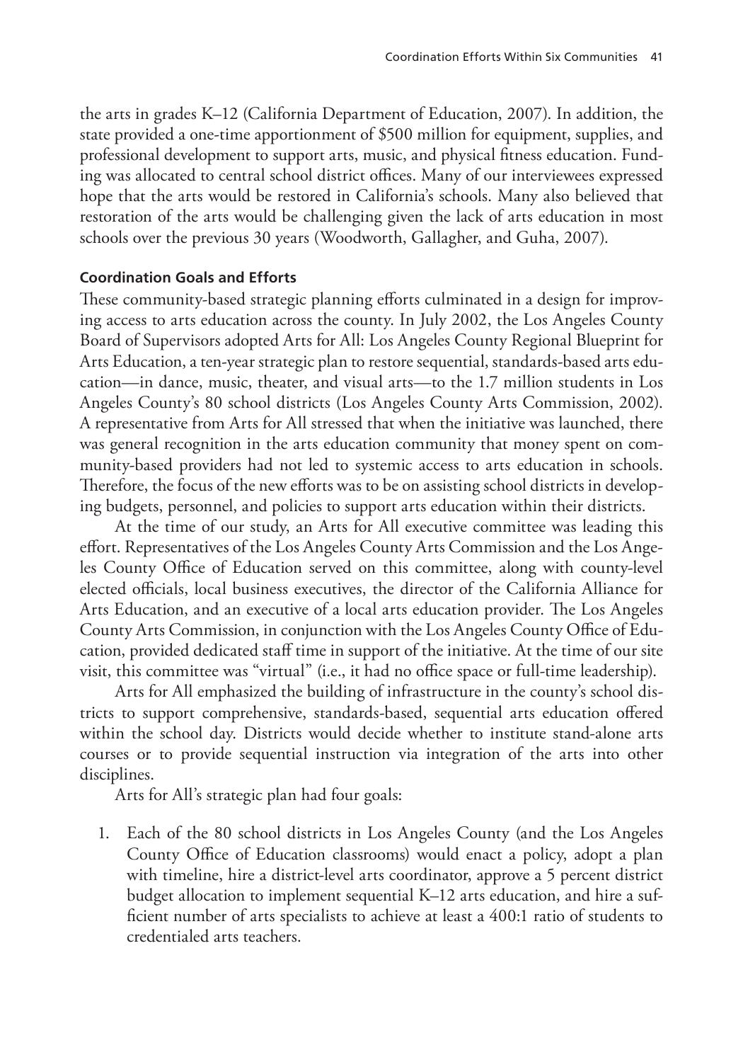the arts in grades K–12 (California Department of Education, 2007). In addition, the state provided a one-time apportionment of $500 million for equipment, supplies, and professional development to support arts, music, and physical fitness education. Funding was allocated to central school district offices. Many of our interviewees expressed hope that the arts would be restored in California's schools. Many also believed that restoration of the arts would be challenging given the lack of arts education in most schools over the previous 30 years (Woodworth, Gallagher, and Guha, 2007).

#### Coordination Goals and Efforts

These community-based strategic planning efforts culminated in a design for improving access to arts education across the county. In July 2002, the Los Angeles County Board of Supervisors adopted Arts for All: Los Angeles County Regional Blueprint for Arts Education, a ten-year strategic plan to restore sequential, standards-based arts education—in dance, music, theater, and visual arts—to the 1.7 million students in Los Angeles County's 80 school districts (Los Angeles County Arts Commission, 2002). A representative from Arts for All stressed that when the initiative was launched, there was general recognition in the arts education community that money spent on community-based providers had not led to systemic access to arts education in schools. Therefore, the focus of the new efforts was to be on assisting school districts in developing budgets, personnel, and policies to support arts education within their districts.

At the time of our study, an Arts for All executive committee was leading this effort. Representatives of the Los Angeles County Arts Commission and the Los Angeles County Office of Education served on this committee, along with county-level elected officials, local business executives, the director of the California Alliance for Arts Education, and an executive of a local arts education provider. The Los Angeles County Arts Commission, in conjunction with the Los Angeles County Office of Education, provided dedicated staff time in support of the initiative. At the time of our site visit, this committee was "virtual" (i.e., it had no office space or full-time leadership).

Arts for All emphasized the building of infrastructure in the county's school districts to support comprehensive, standards-based, sequential arts education offered within the school day. Districts would decide whether to institute stand-alone arts courses or to provide sequential instruction via integration of the arts into other disciplines.

Arts for All's strategic plan had four goals:

1. Each of the 80 school districts in Los Angeles County (and the Los Angeles County Office of Education classrooms) would enact a policy, adopt a plan with timeline, hire a district-level arts coordinator, approve a 5 percent district budget allocation to implement sequential K–12 arts education, and hire a sufficient number of arts specialists to achieve at least a 400:1 ratio of students to credentialed arts teachers.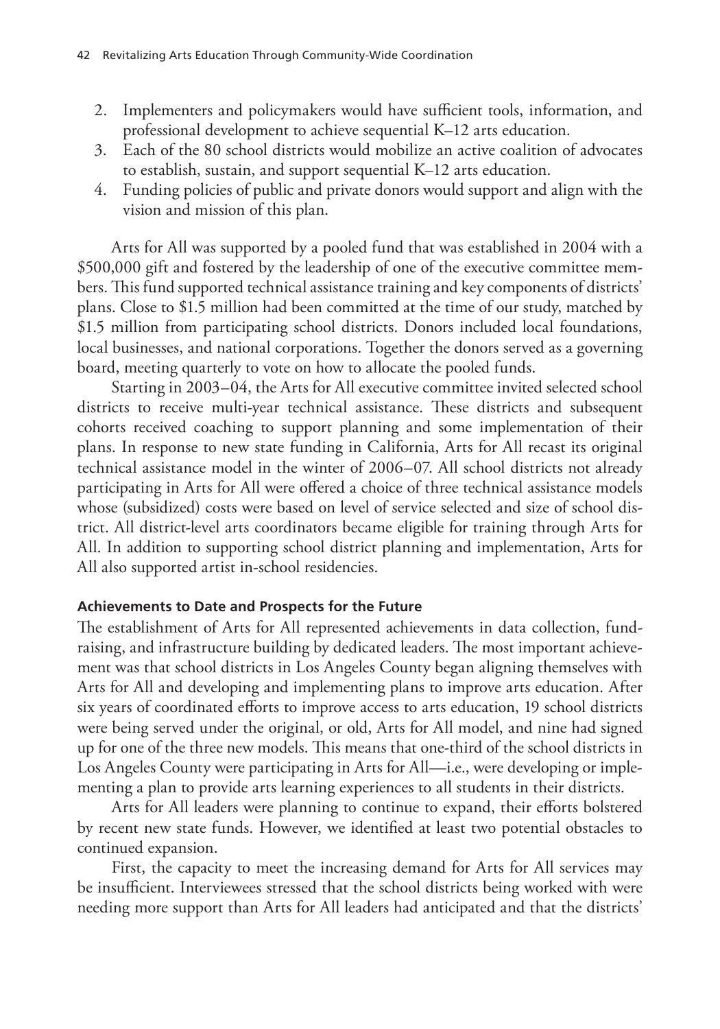2. Implementers and policymakers would have sufficient tools, information, and professional development to achieve sequential K–12 arts education.
3. Each of the 80 school districts would mobilize an active coalition of advocates to establish, sustain, and support sequential K–12 arts education.
4. Funding policies of public and private donors would support and align with the vision and mission of this plan.

Arts for All was supported by a pooled fund that was established in 2004 with a $500,000 gift and fostered by the leadership of one of the executive committee members. This fund supported technical assistance training and key components of districts' plans. Close to $1.5 million had been committed at the time of our study, matched by $1.5 million from participating school districts. Donors included local foundations, local businesses, and national corporations. Together the donors served as a governing board, meeting quarterly to vote on how to allocate the pooled funds.

Starting in 2003–04, the Arts for All executive committee invited selected school districts to receive multi-year technical assistance. These districts and subsequent cohorts received coaching to support planning and some implementation of their plans. In response to new state funding in California, Arts for All recast its original technical assistance model in the winter of 2006–07. All school districts not already participating in Arts for All were offered a choice of three technical assistance models whose (subsidized) costs were based on level of service selected and size of school district. All district-level arts coordinators became eligible for training through Arts for All. In addition to supporting school district planning and implementation, Arts for All also supported artist in-school residencies.

### Achievements to Date and Prospects for the Future

The establishment of Arts for All represented achievements in data collection, fundraising, and infrastructure building by dedicated leaders. The most important achievement was that school districts in Los Angeles County began aligning themselves with Arts for All and developing and implementing plans to improve arts education. After six years of coordinated efforts to improve access to arts education, 19 school districts were being served under the original, or old, Arts for All model, and nine had signed up for one of the three new models. This means that one-third of the school districts in Los Angeles County were participating in Arts for All—i.e., were developing or implementing a plan to provide arts learning experiences to all students in their districts.

Arts for All leaders were planning to continue to expand, their efforts bolstered by recent new state funds. However, we identified at least two potential obstacles to continued expansion.

First, the capacity to meet the increasing demand for Arts for All services may be insufficient. Interviewees stressed that the school districts being worked with were needing more support than Arts for All leaders had anticipated and that the districts'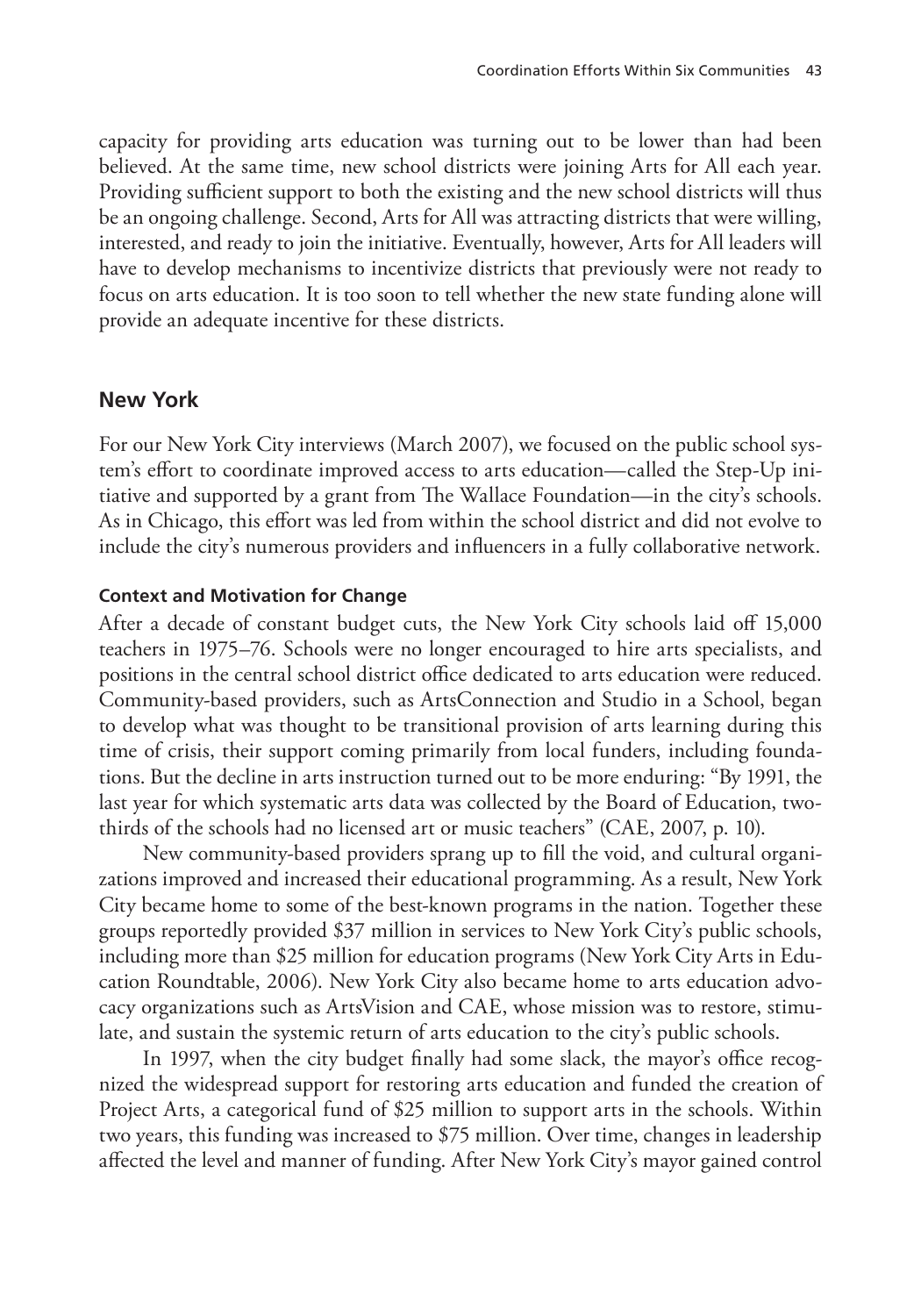capacity for providing arts education was turning out to be lower than had been believed. At the same time, new school districts were joining Arts for All each year. Providing sufficient support to both the existing and the new school districts will thus be an ongoing challenge. Second, Arts for All was attracting districts that were willing, interested, and ready to join the initiative. Eventually, however, Arts for All leaders will have to develop mechanisms to incentivize districts that previously were not ready to focus on arts education. It is too soon to tell whether the new state funding alone will provide an adequate incentive for these districts.

## New York

For our New York City interviews (March 2007), we focused on the public school system's effort to coordinate improved access to arts education—called the Step-Up initiative and supported by a grant from The Wallace Foundation—in the city's schools. As in Chicago, this effort was led from within the school district and did not evolve to include the city's numerous providers and influencers in a fully collaborative network.

### Context and Motivation for Change

After a decade of constant budget cuts, the New York City schools laid off 15,000 teachers in 1975–76. Schools were no longer encouraged to hire arts specialists, and positions in the central school district office dedicated to arts education were reduced. Community-based providers, such as ArtsConnection and Studio in a School, began to develop what was thought to be transitional provision of arts learning during this time of crisis, their support coming primarily from local funders, including foundations. But the decline in arts instruction turned out to be more enduring: "By 1991, the last year for which systematic arts data was collected by the Board of Education, two-thirds of the schools had no licensed art or music teachers" (CAE, 2007, p. 10).

New community-based providers sprang up to fill the void, and cultural organizations improved and increased their educational programming. As a result, New York City became home to some of the best-known programs in the nation. Together these groups reportedly provided $37 million in services to New York City's public schools, including more than $25 million for education programs (New York City Arts in Education Roundtable, 2006). New York City also became home to arts education advocacy organizations such as ArtsVision and CAE, whose mission was to restore, stimulate, and sustain the systemic return of arts education to the city's public schools.

In 1997, when the city budget finally had some slack, the mayor's office recognized the widespread support for restoring arts education and funded the creation of Project Arts, a categorical fund of $25 million to support arts in the schools. Within two years, this funding was increased to $75 million. Over time, changes in leadership affected the level and manner of funding. After New York City's mayor gained control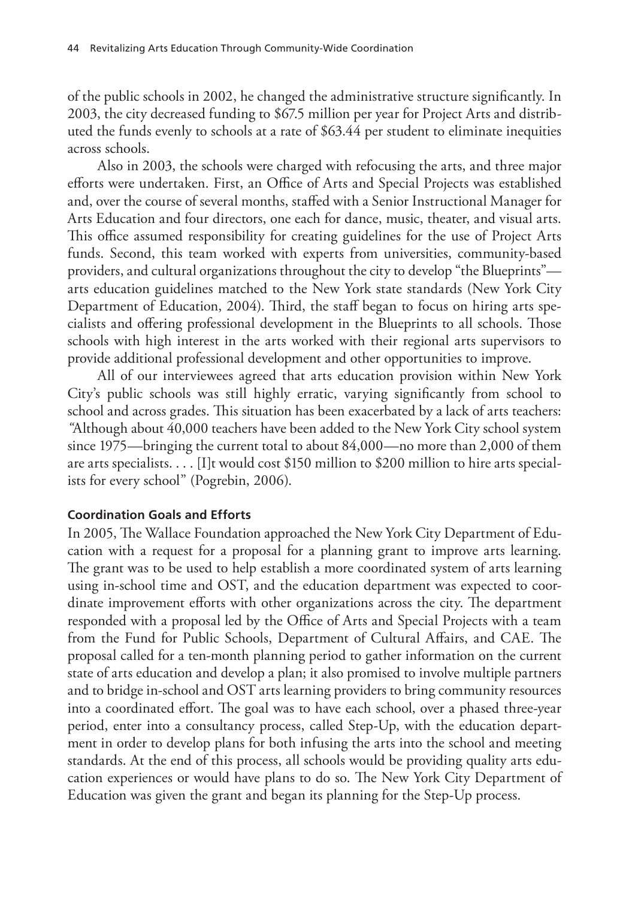of the public schools in 2002, he changed the administrative structure significantly. In 2003, the city decreased funding to $67.5 million per year for Project Arts and distributed the funds evenly to schools at a rate of $63.44 per student to eliminate inequities across schools.

Also in 2003, the schools were charged with refocusing the arts, and three major efforts were undertaken. First, an Office of Arts and Special Projects was established and, over the course of several months, staffed with a Senior Instructional Manager for Arts Education and four directors, one each for dance, music, theater, and visual arts. This office assumed responsibility for creating guidelines for the use of Project Arts funds. Second, this team worked with experts from universities, community-based providers, and cultural organizations throughout the city to develop "the Blueprints"—arts education guidelines matched to the New York state standards (New York City Department of Education, 2004). Third, the staff began to focus on hiring arts specialists and offering professional development in the Blueprints to all schools. Those schools with high interest in the arts worked with their regional arts supervisors to provide additional professional development and other opportunities to improve.

All of our interviewees agreed that arts education provision within New York City's public schools was still highly erratic, varying significantly from school to school and across grades. This situation has been exacerbated by a lack of arts teachers: "Although about 40,000 teachers have been added to the New York City school system since 1975—bringing the current total to about 84,000—no more than 2,000 of them are arts specialists. . . . [I]t would cost $150 million to $200 million to hire arts specialists for every school" (Pogrebin, 2006).

#### Coordination Goals and Efforts

In 2005, The Wallace Foundation approached the New York City Department of Education with a request for a proposal for a planning grant to improve arts learning. The grant was to be used to help establish a more coordinated system of arts learning using in-school time and OST, and the education department was expected to coordinate improvement efforts with other organizations across the city. The department responded with a proposal led by the Office of Arts and Special Projects with a team from the Fund for Public Schools, Department of Cultural Affairs, and CAE. The proposal called for a ten-month planning period to gather information on the current state of arts education and develop a plan; it also promised to involve multiple partners and to bridge in-school and OST arts learning providers to bring community resources into a coordinated effort. The goal was to have each school, over a phased three-year period, enter into a consultancy process, called Step-Up, with the education department in order to develop plans for both infusing the arts into the school and meeting standards. At the end of this process, all schools would be providing quality arts education experiences or would have plans to do so. The New York City Department of Education was given the grant and began its planning for the Step-Up process.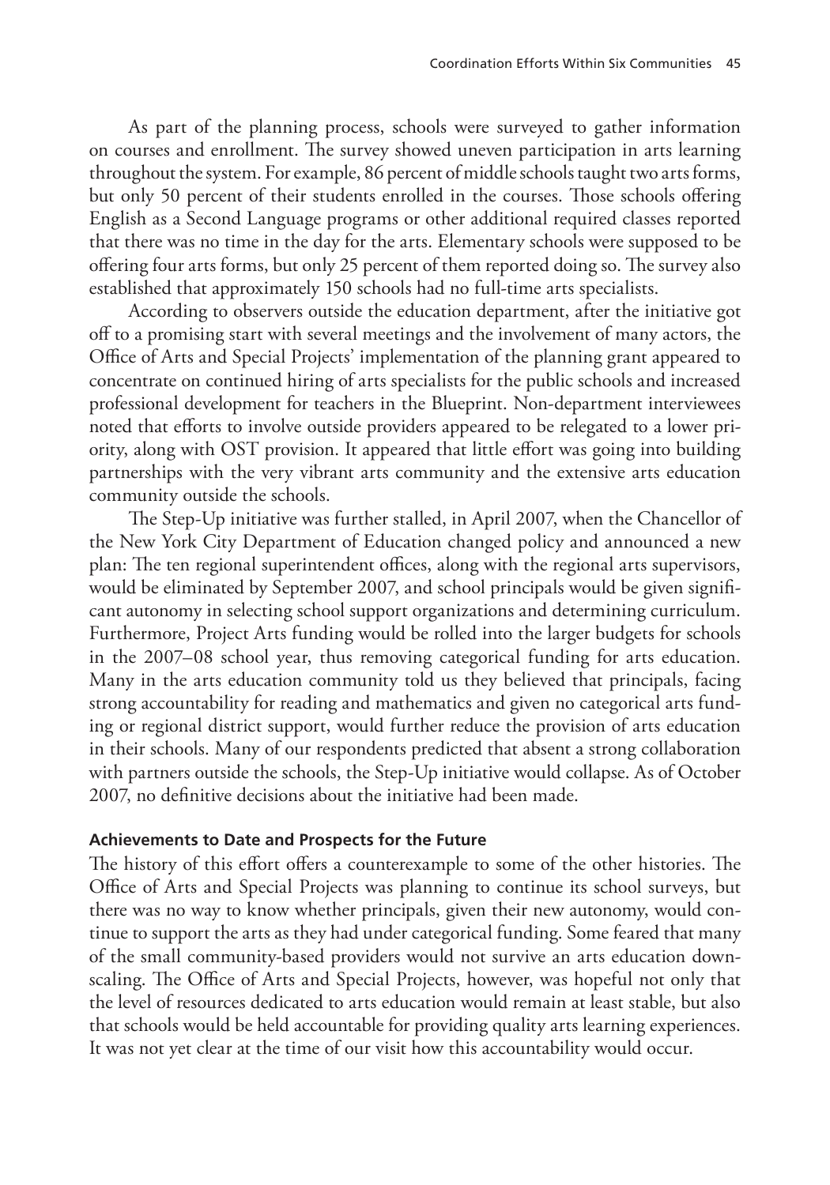As part of the planning process, schools were surveyed to gather information on courses and enrollment. The survey showed uneven participation in arts learning throughout the system. For example, 86 percent of middle schools taught two arts forms, but only 50 percent of their students enrolled in the courses. Those schools offering English as a Second Language programs or other additional required classes reported that there was no time in the day for the arts. Elementary schools were supposed to be offering four arts forms, but only 25 percent of them reported doing so. The survey also established that approximately 150 schools had no full-time arts specialists.

According to observers outside the education department, after the initiative got off to a promising start with several meetings and the involvement of many actors, the Office of Arts and Special Projects' implementation of the planning grant appeared to concentrate on continued hiring of arts specialists for the public schools and increased professional development for teachers in the Blueprint. Non-department interviewees noted that efforts to involve outside providers appeared to be relegated to a lower priority, along with OST provision. It appeared that little effort was going into building partnerships with the very vibrant arts community and the extensive arts education community outside the schools.

The Step-Up initiative was further stalled, in April 2007, when the Chancellor of the New York City Department of Education changed policy and announced a new plan: The ten regional superintendent offices, along with the regional arts supervisors, would be eliminated by September 2007, and school principals would be given significant autonomy in selecting school support organizations and determining curriculum. Furthermore, Project Arts funding would be rolled into the larger budgets for schools in the 2007–08 school year, thus removing categorical funding for arts education. Many in the arts education community told us they believed that principals, facing strong accountability for reading and mathematics and given no categorical arts funding or regional district support, would further reduce the provision of arts education in their schools. Many of our respondents predicted that absent a strong collaboration with partners outside the schools, the Step-Up initiative would collapse. As of October 2007, no definitive decisions about the initiative had been made.

#### Achievements to Date and Prospects for the Future

The history of this effort offers a counterexample to some of the other histories. The Office of Arts and Special Projects was planning to continue its school surveys, but there was no way to know whether principals, given their new autonomy, would continue to support the arts as they had under categorical funding. Some feared that many of the small community-based providers would not survive an arts education downscaling. The Office of Arts and Special Projects, however, was hopeful not only that the level of resources dedicated to arts education would remain at least stable, but also that schools would be held accountable for providing quality arts learning experiences. It was not yet clear at the time of our visit how this accountability would occur.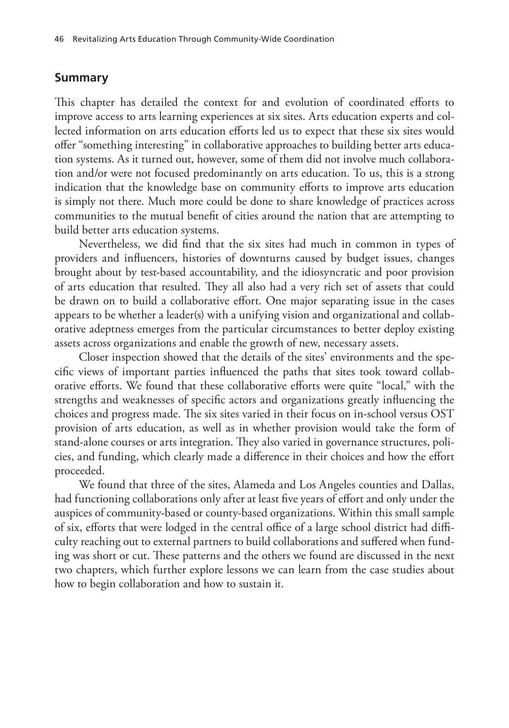## Summary

This chapter has detailed the context for and evolution of coordinated efforts to improve access to arts learning experiences at six sites. Arts education experts and collected information on arts education efforts led us to expect that these six sites would offer "something interesting" in collaborative approaches to building better arts education systems. As it turned out, however, some of them did not involve much collaboration and/or were not focused predominantly on arts education. To us, this is a strong indication that the knowledge base on community efforts to improve arts education is simply not there. Much more could be done to share knowledge of practices across communities to the mutual benefit of cities around the nation that are attempting to build better arts education systems.

Nevertheless, we did find that the six sites had much in common in types of providers and influencers, histories of downturns caused by budget issues, changes brought about by test-based accountability, and the idiosyncratic and poor provision of arts education that resulted. They all also had a very rich set of assets that could be drawn on to build a collaborative effort. One major separating issue in the cases appears to be whether a leader(s) with a unifying vision and organizational and collaborative adeptness emerges from the particular circumstances to better deploy existing assets across organizations and enable the growth of new, necessary assets.

Closer inspection showed that the details of the sites' environments and the specific views of important parties influenced the paths that sites took toward collaborative efforts. We found that these collaborative efforts were quite "local," with the strengths and weaknesses of specific actors and organizations greatly influencing the choices and progress made. The six sites varied in their focus on in-school versus OST provision of arts education, as well as in whether provision would take the form of stand-alone courses or arts integration. They also varied in governance structures, policies, and funding, which clearly made a difference in their choices and how the effort proceeded.

We found that three of the sites, Alameda and Los Angeles counties and Dallas, had functioning collaborations only after at least five years of effort and only under the auspices of community-based or county-based organizations. Within this small sample of six, efforts that were lodged in the central office of a large school district had difficulty reaching out to external partners to build collaborations and suffered when funding was short or cut. These patterns and the others we found are discussed in the next two chapters, which further explore lessons we can learn from the case studies about how to begin collaboration and how to sustain it.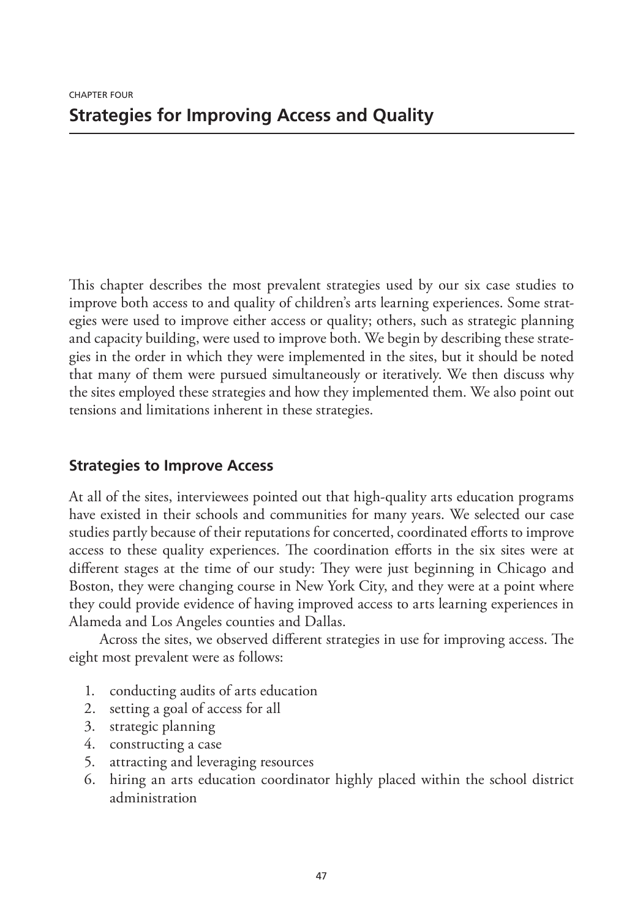CHAPTER FOUR

# Strategies for Improving Access and Quality

This chapter describes the most prevalent strategies used by our six case studies to improve both access to and quality of children's arts learning experiences. Some strategies were used to improve either access or quality; others, such as strategic planning and capacity building, were used to improve both. We begin by describing these strategies in the order in which they were implemented in the sites, but it should be noted that many of them were pursued simultaneously or iteratively. We then discuss why the sites employed these strategies and how they implemented them. We also point out tensions and limitations inherent in these strategies.

## Strategies to Improve Access

At all of the sites, interviewees pointed out that high-quality arts education programs have existed in their schools and communities for many years. We selected our case studies partly because of their reputations for concerted, coordinated efforts to improve access to these quality experiences. The coordination efforts in the six sites were at different stages at the time of our study: They were just beginning in Chicago and Boston, they were changing course in New York City, and they were at a point where they could provide evidence of having improved access to arts learning experiences in Alameda and Los Angeles counties and Dallas.

Across the sites, we observed different strategies in use for improving access. The eight most prevalent were as follows:

1. conducting audits of arts education
2. setting a goal of access for all
3. strategic planning
4. constructing a case
5. attracting and leveraging resources
6. hiring an arts education coordinator highly placed within the school district administration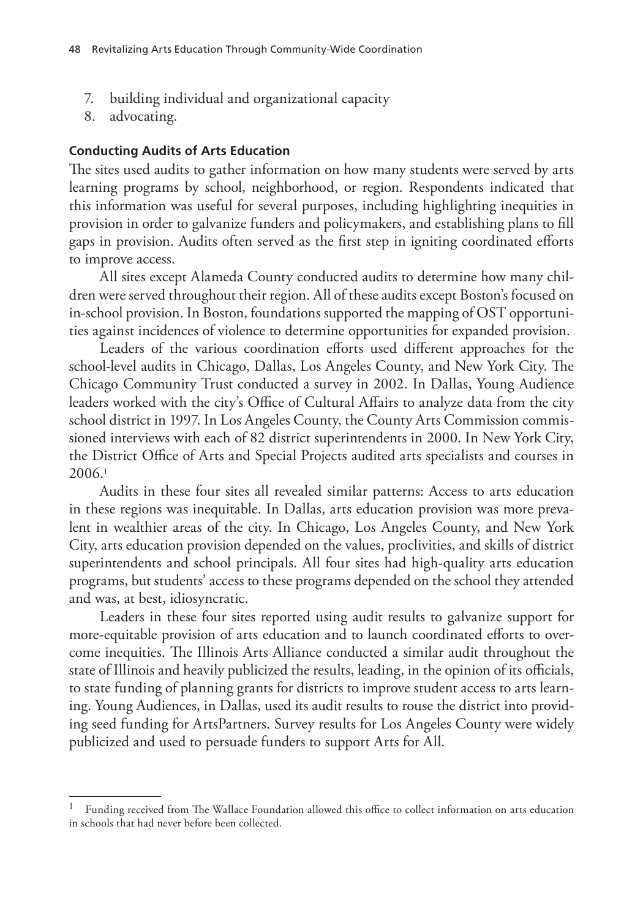7. building individual and organizational capacity
8. advocating.

### Conducting Audits of Arts Education

The sites used audits to gather information on how many students were served by arts learning programs by school, neighborhood, or region. Respondents indicated that this information was useful for several purposes, including highlighting inequities in provision in order to galvanize funders and policymakers, and establishing plans to fill gaps in provision. Audits often served as the first step in igniting coordinated efforts to improve access.

All sites except Alameda County conducted audits to determine how many children were served throughout their region. All of these audits except Boston's focused on in-school provision. In Boston, foundations supported the mapping of OST opportunities against incidences of violence to determine opportunities for expanded provision.

Leaders of the various coordination efforts used different approaches for the school-level audits in Chicago, Dallas, Los Angeles County, and New York City. The Chicago Community Trust conducted a survey in 2002. In Dallas, Young Audience leaders worked with the city's Office of Cultural Affairs to analyze data from the city school district in 1997. In Los Angeles County, the County Arts Commission commissioned interviews with each of 82 district superintendents in 2000. In New York City, the District Office of Arts and Special Projects audited arts specialists and courses in 2006.[1]

Audits in these four sites all revealed similar patterns: Access to arts education in these regions was inequitable. In Dallas, arts education provision was more prevalent in wealthier areas of the city. In Chicago, Los Angeles County, and New York City, arts education provision depended on the values, proclivities, and skills of district superintendents and school principals. All four sites had high-quality arts education programs, but students' access to these programs depended on the school they attended and was, at best, idiosyncratic.

Leaders in these four sites reported using audit results to galvanize support for more-equitable provision of arts education and to launch coordinated efforts to overcome inequities. The Illinois Arts Alliance conducted a similar audit throughout the state of Illinois and heavily publicized the results, leading, in the opinion of its officials, to state funding of planning grants for districts to improve student access to arts learning. Young Audiences, in Dallas, used its audit results to rouse the district into providing seed funding for ArtsPartners. Survey results for Los Angeles County were widely publicized and used to persuade funders to support Arts for All.

[1] Funding received from The Wallace Foundation allowed this office to collect information on arts education in schools that had never before been collected.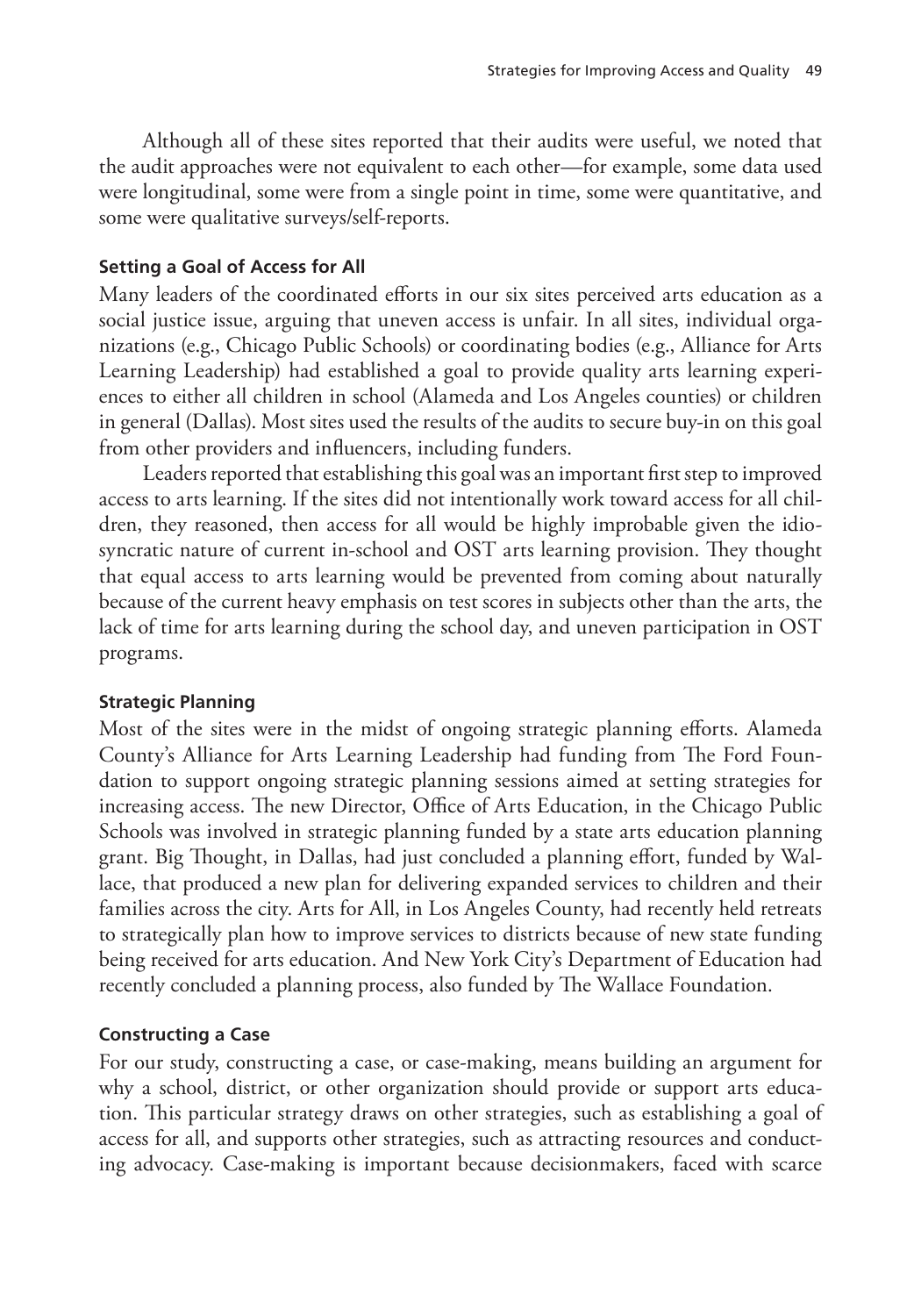Although all of these sites reported that their audits were useful, we noted that the audit approaches were not equivalent to each other—for example, some data used were longitudinal, some were from a single point in time, some were quantitative, and some were qualitative surveys/self-reports.

### Setting a Goal of Access for All

Many leaders of the coordinated efforts in our six sites perceived arts education as a social justice issue, arguing that uneven access is unfair. In all sites, individual organizations (e.g., Chicago Public Schools) or coordinating bodies (e.g., Alliance for Arts Learning Leadership) had established a goal to provide quality arts learning experiences to either all children in school (Alameda and Los Angeles counties) or children in general (Dallas). Most sites used the results of the audits to secure buy-in on this goal from other providers and influencers, including funders.

Leaders reported that establishing this goal was an important first step to improved access to arts learning. If the sites did not intentionally work toward access for all children, they reasoned, then access for all would be highly improbable given the idiosyncratic nature of current in-school and OST arts learning provision. They thought that equal access to arts learning would be prevented from coming about naturally because of the current heavy emphasis on test scores in subjects other than the arts, the lack of time for arts learning during the school day, and uneven participation in OST programs.

### Strategic Planning

Most of the sites were in the midst of ongoing strategic planning efforts. Alameda County's Alliance for Arts Learning Leadership had funding from The Ford Foundation to support ongoing strategic planning sessions aimed at setting strategies for increasing access. The new Director, Office of Arts Education, in the Chicago Public Schools was involved in strategic planning funded by a state arts education planning grant. Big Thought, in Dallas, had just concluded a planning effort, funded by Wallace, that produced a new plan for delivering expanded services to children and their families across the city. Arts for All, in Los Angeles County, had recently held retreats to strategically plan how to improve services to districts because of new state funding being received for arts education. And New York City's Department of Education had recently concluded a planning process, also funded by The Wallace Foundation.

### Constructing a Case

For our study, constructing a case, or case-making, means building an argument for why a school, district, or other organization should provide or support arts education. This particular strategy draws on other strategies, such as establishing a goal of access for all, and supports other strategies, such as attracting resources and conducting advocacy. Case-making is important because decisionmakers, faced with scarce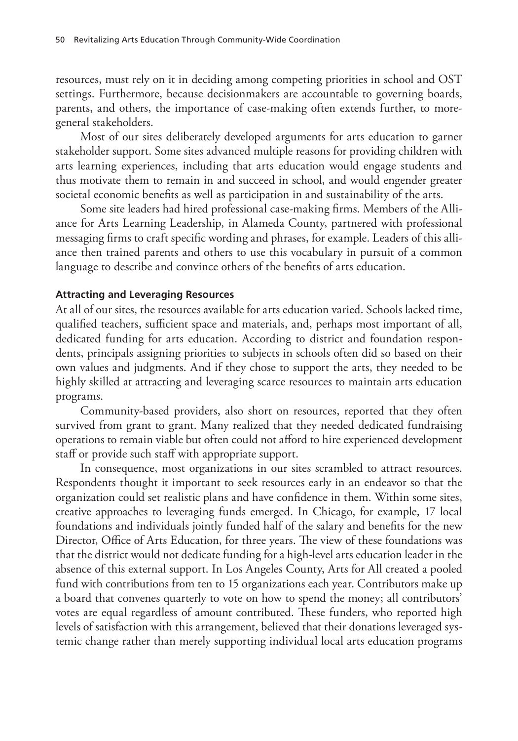resources, must rely on it in deciding among competing priorities in school and OST settings. Furthermore, because decisionmakers are accountable to governing boards, parents, and others, the importance of case-making often extends further, to more-general stakeholders.

Most of our sites deliberately developed arguments for arts education to garner stakeholder support. Some sites advanced multiple reasons for providing children with arts learning experiences, including that arts education would engage students and thus motivate them to remain in and succeed in school, and would engender greater societal economic benefits as well as participation in and sustainability of the arts.

Some site leaders had hired professional case-making firms. Members of the Alliance for Arts Learning Leadership*,* in Alameda County, partnered with professional messaging firms to craft specific wording and phrases, for example. Leaders of this alliance then trained parents and others to use this vocabulary in pursuit of a common language to describe and convince others of the benefits of arts education.

#### Attracting and Leveraging Resources

At all of our sites, the resources available for arts education varied. Schools lacked time, qualified teachers, sufficient space and materials, and, perhaps most important of all, dedicated funding for arts education. According to district and foundation respondents, principals assigning priorities to subjects in schools often did so based on their own values and judgments. And if they chose to support the arts, they needed to be highly skilled at attracting and leveraging scarce resources to maintain arts education programs.

Community-based providers, also short on resources, reported that they often survived from grant to grant. Many realized that they needed dedicated fundraising operations to remain viable but often could not afford to hire experienced development staff or provide such staff with appropriate support.

In consequence, most organizations in our sites scrambled to attract resources. Respondents thought it important to seek resources early in an endeavor so that the organization could set realistic plans and have confidence in them. Within some sites, creative approaches to leveraging funds emerged. In Chicago, for example, 17 local foundations and individuals jointly funded half of the salary and benefits for the new Director, Office of Arts Education, for three years. The view of these foundations was that the district would not dedicate funding for a high-level arts education leader in the absence of this external support. In Los Angeles County, Arts for All created a pooled fund with contributions from ten to 15 organizations each year. Contributors make up a board that convenes quarterly to vote on how to spend the money; all contributors' votes are equal regardless of amount contributed. These funders, who reported high levels of satisfaction with this arrangement, believed that their donations leveraged systemic change rather than merely supporting individual local arts education programs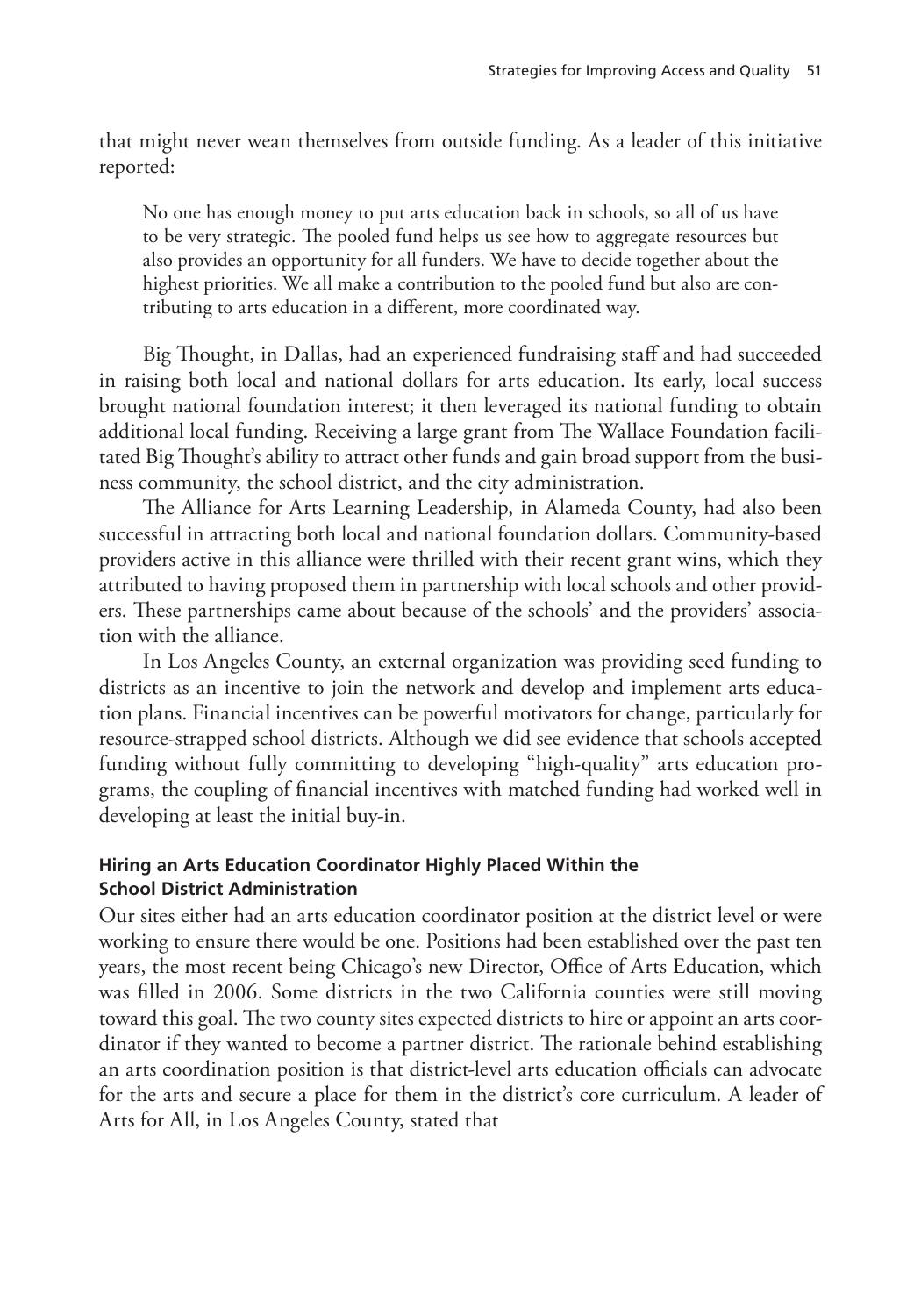that might never wean themselves from outside funding. As a leader of this initiative reported:

> No one has enough money to put arts education back in schools, so all of us have to be very strategic. The pooled fund helps us see how to aggregate resources but also provides an opportunity for all funders. We have to decide together about the highest priorities. We all make a contribution to the pooled fund but also are contributing to arts education in a different, more coordinated way.

Big Thought, in Dallas, had an experienced fundraising staff and had succeeded in raising both local and national dollars for arts education. Its early, local success brought national foundation interest; it then leveraged its national funding to obtain additional local funding. Receiving a large grant from The Wallace Foundation facilitated Big Thought's ability to attract other funds and gain broad support from the business community, the school district, and the city administration.

The Alliance for Arts Learning Leadership, in Alameda County, had also been successful in attracting both local and national foundation dollars. Community-based providers active in this alliance were thrilled with their recent grant wins, which they attributed to having proposed them in partnership with local schools and other providers. These partnerships came about because of the schools' and the providers' association with the alliance.

In Los Angeles County, an external organization was providing seed funding to districts as an incentive to join the network and develop and implement arts education plans. Financial incentives can be powerful motivators for change, particularly for resource-strapped school districts. Although we did see evidence that schools accepted funding without fully committing to developing "high-quality" arts education programs, the coupling of financial incentives with matched funding had worked well in developing at least the initial buy-in.

### Hiring an Arts Education Coordinator Highly Placed Within the School District Administration

Our sites either had an arts education coordinator position at the district level or were working to ensure there would be one. Positions had been established over the past ten years, the most recent being Chicago's new Director, Office of Arts Education, which was filled in 2006. Some districts in the two California counties were still moving toward this goal. The two county sites expected districts to hire or appoint an arts coordinator if they wanted to become a partner district. The rationale behind establishing an arts coordination position is that district-level arts education officials can advocate for the arts and secure a place for them in the district's core curriculum. A leader of Arts for All, in Los Angeles County, stated that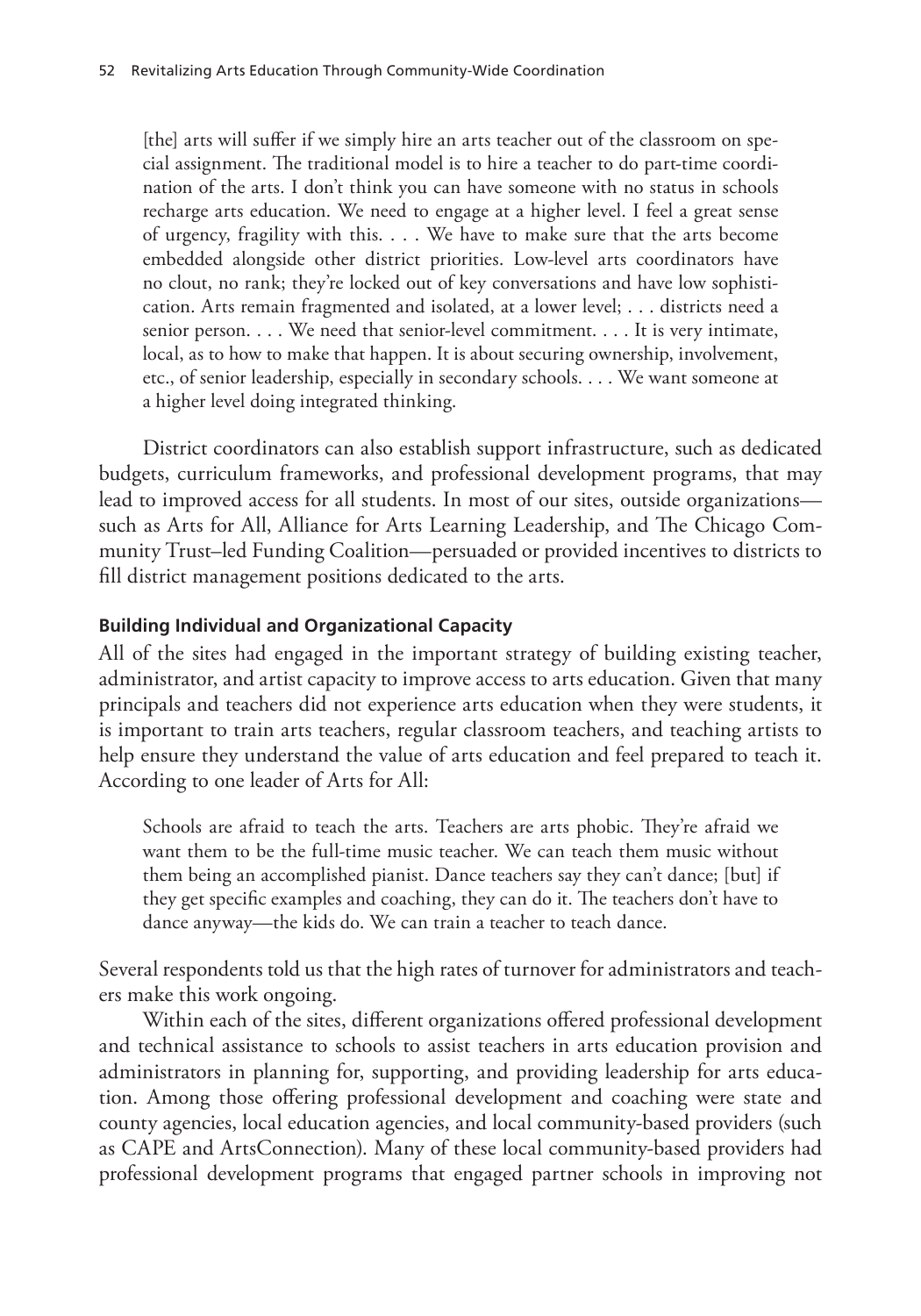> [the] arts will suffer if we simply hire an arts teacher out of the classroom on special assignment. The traditional model is to hire a teacher to do part-time coordination of the arts. I don't think you can have someone with no status in schools recharge arts education. We need to engage at a higher level. I feel a great sense of urgency, fragility with this. . . . We have to make sure that the arts become embedded alongside other district priorities. Low-level arts coordinators have no clout, no rank; they're locked out of key conversations and have low sophistication. Arts remain fragmented and isolated, at a lower level; . . . districts need a senior person. . . . We need that senior-level commitment. . . . It is very intimate, local, as to how to make that happen. It is about securing ownership, involvement, etc., of senior leadership, especially in secondary schools. . . . We want someone at a higher level doing integrated thinking.

District coordinators can also establish support infrastructure, such as dedicated budgets, curriculum frameworks, and professional development programs, that may lead to improved access for all students. In most of our sites, outside organizations—such as Arts for All, Alliance for Arts Learning Leadership, and The Chicago Community Trust–led Funding Coalition—persuaded or provided incentives to districts to fill district management positions dedicated to the arts.

#### Building Individual and Organizational Capacity

All of the sites had engaged in the important strategy of building existing teacher, administrator, and artist capacity to improve access to arts education. Given that many principals and teachers did not experience arts education when they were students, it is important to train arts teachers, regular classroom teachers, and teaching artists to help ensure they understand the value of arts education and feel prepared to teach it. According to one leader of Arts for All:

> Schools are afraid to teach the arts. Teachers are arts phobic. They're afraid we want them to be the full-time music teacher. We can teach them music without them being an accomplished pianist. Dance teachers say they can't dance; [but] if they get specific examples and coaching, they can do it. The teachers don't have to dance anyway—the kids do. We can train a teacher to teach dance.

Several respondents told us that the high rates of turnover for administrators and teachers make this work ongoing.

Within each of the sites, different organizations offered professional development and technical assistance to schools to assist teachers in arts education provision and administrators in planning for, supporting, and providing leadership for arts education. Among those offering professional development and coaching were state and county agencies, local education agencies, and local community-based providers (such as CAPE and ArtsConnection). Many of these local community-based providers had professional development programs that engaged partner schools in improving not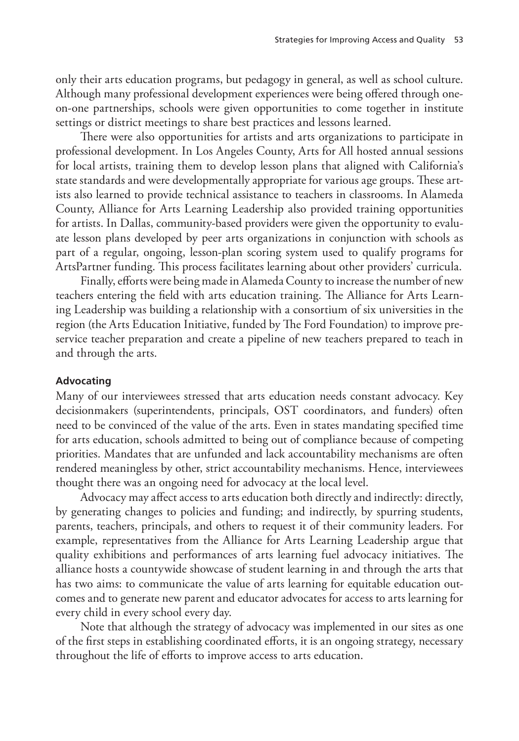only their arts education programs, but pedagogy in general, as well as school culture. Although many professional development experiences were being offered through one-on-one partnerships, schools were given opportunities to come together in institute settings or district meetings to share best practices and lessons learned.

There were also opportunities for artists and arts organizations to participate in professional development. In Los Angeles County, Arts for All hosted annual sessions for local artists, training them to develop lesson plans that aligned with California's state standards and were developmentally appropriate for various age groups. These artists also learned to provide technical assistance to teachers in classrooms. In Alameda County, Alliance for Arts Learning Leadership also provided training opportunities for artists. In Dallas, community-based providers were given the opportunity to evaluate lesson plans developed by peer arts organizations in conjunction with schools as part of a regular, ongoing, lesson-plan scoring system used to qualify programs for ArtsPartner funding. This process facilitates learning about other providers' curricula.

Finally, efforts were being made in Alameda County to increase the number of new teachers entering the field with arts education training. The Alliance for Arts Learning Leadership was building a relationship with a consortium of six universities in the region (the Arts Education Initiative, funded by The Ford Foundation) to improve preservice teacher preparation and create a pipeline of new teachers prepared to teach in and through the arts.

### Advocating

Many of our interviewees stressed that arts education needs constant advocacy. Key decisionmakers (superintendents, principals, OST coordinators, and funders) often need to be convinced of the value of the arts. Even in states mandating specified time for arts education, schools admitted to being out of compliance because of competing priorities. Mandates that are unfunded and lack accountability mechanisms are often rendered meaningless by other, strict accountability mechanisms. Hence, interviewees thought there was an ongoing need for advocacy at the local level.

Advocacy may affect access to arts education both directly and indirectly: directly, by generating changes to policies and funding; and indirectly, by spurring students, parents, teachers, principals, and others to request it of their community leaders. For example, representatives from the Alliance for Arts Learning Leadership argue that quality exhibitions and performances of arts learning fuel advocacy initiatives. The alliance hosts a countywide showcase of student learning in and through the arts that has two aims: to communicate the value of arts learning for equitable education outcomes and to generate new parent and educator advocates for access to arts learning for every child in every school every day.

Note that although the strategy of advocacy was implemented in our sites as one of the first steps in establishing coordinated efforts, it is an ongoing strategy, necessary throughout the life of efforts to improve access to arts education.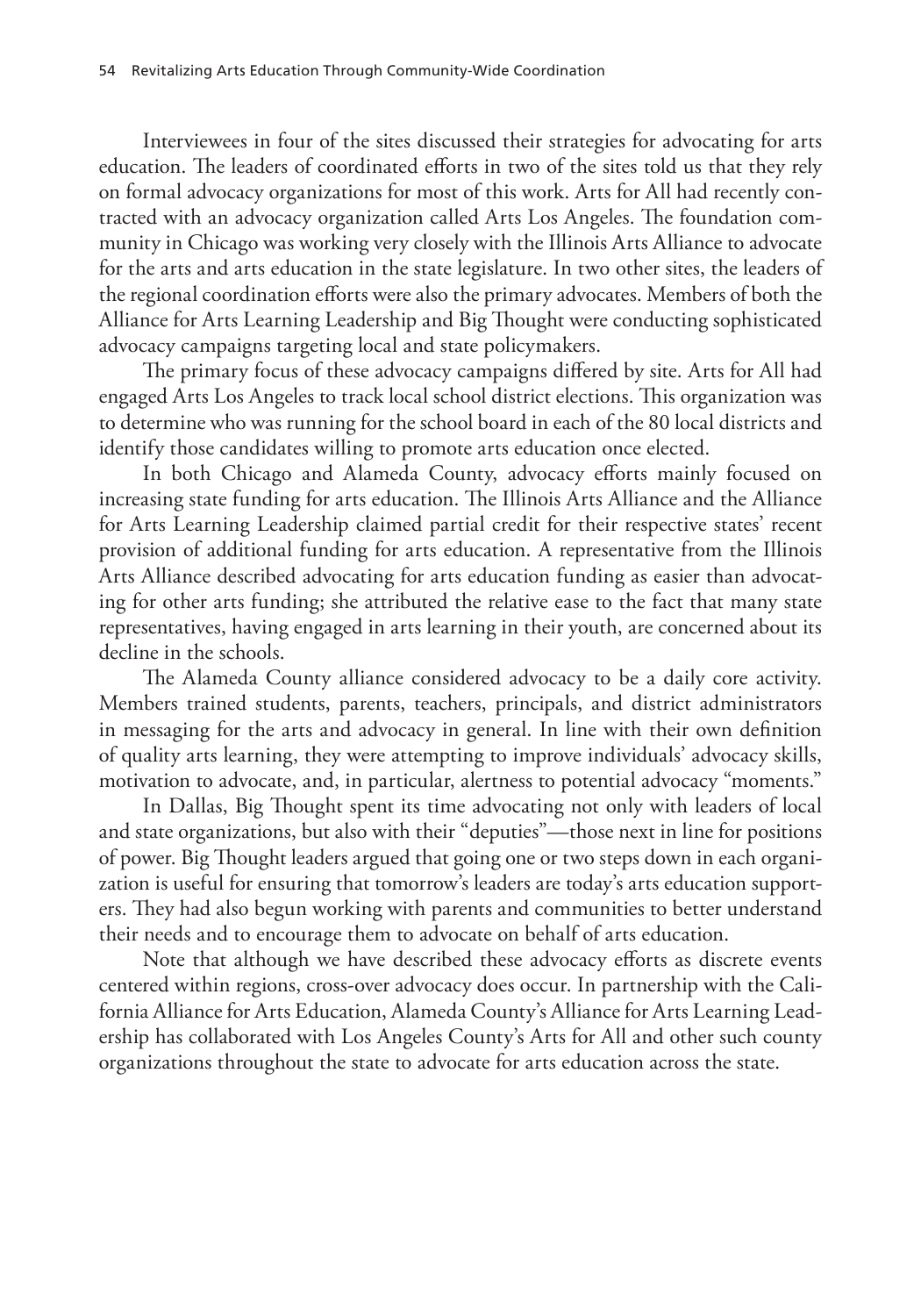Interviewees in four of the sites discussed their strategies for advocating for arts education. The leaders of coordinated efforts in two of the sites told us that they rely on formal advocacy organizations for most of this work. Arts for All had recently contracted with an advocacy organization called Arts Los Angeles. The foundation community in Chicago was working very closely with the Illinois Arts Alliance to advocate for the arts and arts education in the state legislature. In two other sites, the leaders of the regional coordination efforts were also the primary advocates. Members of both the Alliance for Arts Learning Leadership and Big Thought were conducting sophisticated advocacy campaigns targeting local and state policymakers.

The primary focus of these advocacy campaigns differed by site. Arts for All had engaged Arts Los Angeles to track local school district elections. This organization was to determine who was running for the school board in each of the 80 local districts and identify those candidates willing to promote arts education once elected.

In both Chicago and Alameda County, advocacy efforts mainly focused on increasing state funding for arts education. The Illinois Arts Alliance and the Alliance for Arts Learning Leadership claimed partial credit for their respective states' recent provision of additional funding for arts education. A representative from the Illinois Arts Alliance described advocating for arts education funding as easier than advocating for other arts funding; she attributed the relative ease to the fact that many state representatives, having engaged in arts learning in their youth, are concerned about its decline in the schools.

The Alameda County alliance considered advocacy to be a daily core activity. Members trained students, parents, teachers, principals, and district administrators in messaging for the arts and advocacy in general. In line with their own definition of quality arts learning, they were attempting to improve individuals' advocacy skills, motivation to advocate, and, in particular, alertness to potential advocacy "moments."

In Dallas, Big Thought spent its time advocating not only with leaders of local and state organizations, but also with their "deputies"—those next in line for positions of power. Big Thought leaders argued that going one or two steps down in each organization is useful for ensuring that tomorrow's leaders are today's arts education supporters. They had also begun working with parents and communities to better understand their needs and to encourage them to advocate on behalf of arts education.

Note that although we have described these advocacy efforts as discrete events centered within regions, cross-over advocacy does occur. In partnership with the California Alliance for Arts Education, Alameda County's Alliance for Arts Learning Leadership has collaborated with Los Angeles County's Arts for All and other such county organizations throughout the state to advocate for arts education across the state.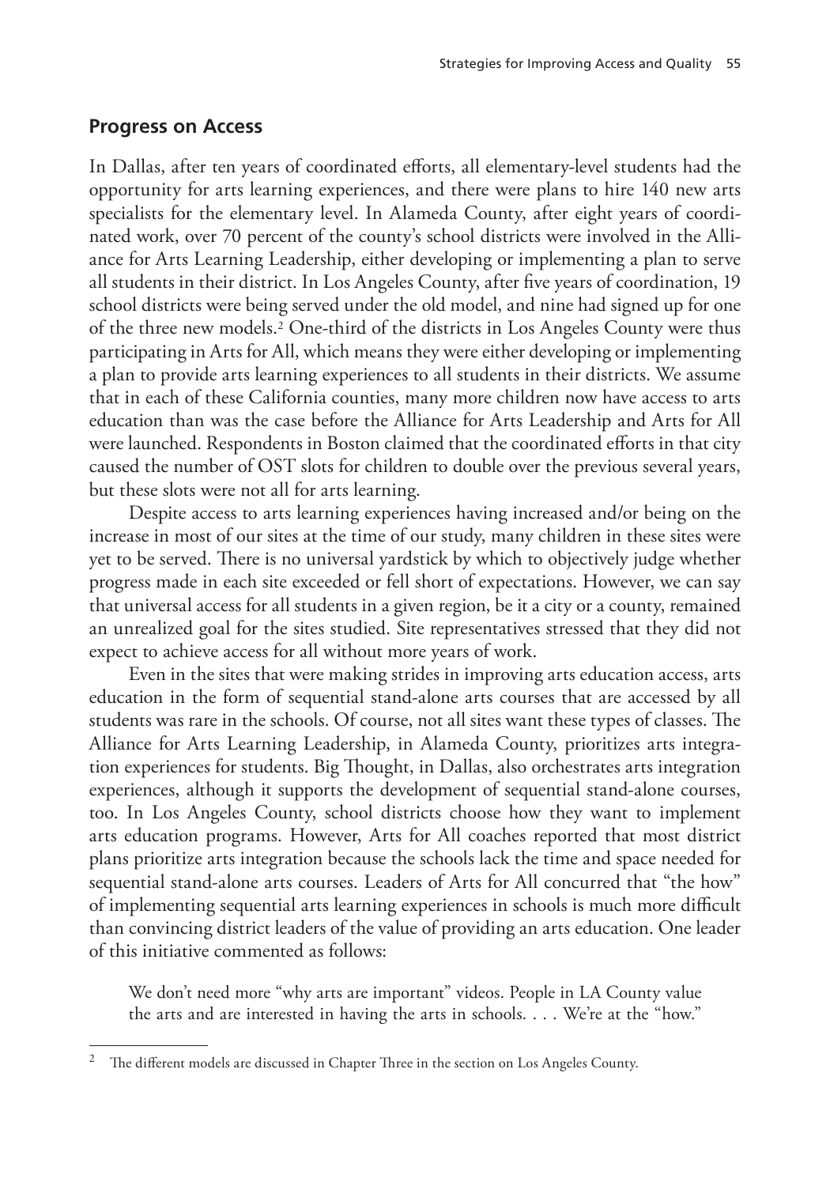## Progress on Access

In Dallas, after ten years of coordinated efforts, all elementary-level students had the opportunity for arts learning experiences, and there were plans to hire 140 new arts specialists for the elementary level. In Alameda County, after eight years of coordinated work, over 70 percent of the county's school districts were involved in the Alliance for Arts Learning Leadership, either developing or implementing a plan to serve all students in their district. In Los Angeles County, after five years of coordination, 19 school districts were being served under the old model, and nine had signed up for one of the three new models.[2] One-third of the districts in Los Angeles County were thus participating in Arts for All, which means they were either developing or implementing a plan to provide arts learning experiences to all students in their districts. We assume that in each of these California counties, many more children now have access to arts education than was the case before the Alliance for Arts Leadership and Arts for All were launched. Respondents in Boston claimed that the coordinated efforts in that city caused the number of OST slots for children to double over the previous several years, but these slots were not all for arts learning.

Despite access to arts learning experiences having increased and/or being on the increase in most of our sites at the time of our study, many children in these sites were yet to be served. There is no universal yardstick by which to objectively judge whether progress made in each site exceeded or fell short of expectations. However, we can say that universal access for all students in a given region, be it a city or a county, remained an unrealized goal for the sites studied. Site representatives stressed that they did not expect to achieve access for all without more years of work.

Even in the sites that were making strides in improving arts education access, arts education in the form of sequential stand-alone arts courses that are accessed by all students was rare in the schools. Of course, not all sites want these types of classes. The Alliance for Arts Learning Leadership, in Alameda County, prioritizes arts integration experiences for students. Big Thought, in Dallas, also orchestrates arts integration experiences, although it supports the development of sequential stand-alone courses, too. In Los Angeles County, school districts choose how they want to implement arts education programs. However, Arts for All coaches reported that most district plans prioritize arts integration because the schools lack the time and space needed for sequential stand-alone arts courses. Leaders of Arts for All concurred that "the how" of implementing sequential arts learning experiences in schools is much more difficult than convincing district leaders of the value of providing an arts education. One leader of this initiative commented as follows:

> We don't need more "why arts are important" videos. People in LA County value the arts and are interested in having the arts in schools. . . . We're at the "how."

---

[2] The different models are discussed in Chapter Three in the section on Los Angeles County.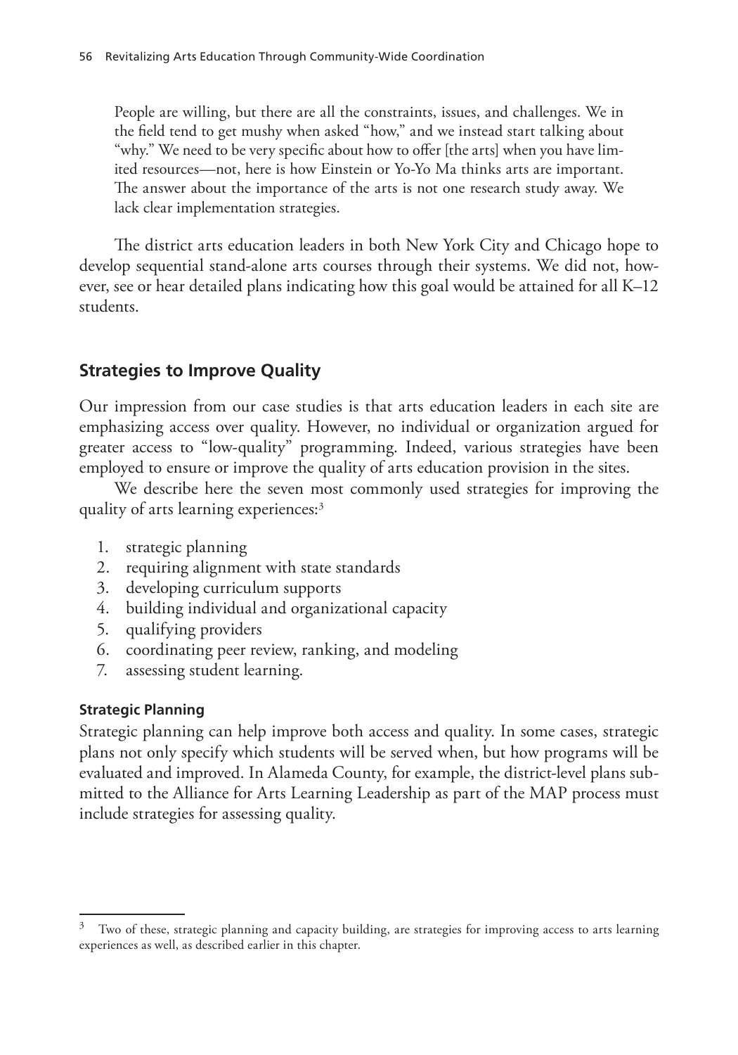> People are willing, but there are all the constraints, issues, and challenges. We in the field tend to get mushy when asked "how," and we instead start talking about "why." We need to be very specific about how to offer [the arts] when you have limited resources—not, here is how Einstein or Yo-Yo Ma thinks arts are important. The answer about the importance of the arts is not one research study away. We lack clear implementation strategies.

The district arts education leaders in both New York City and Chicago hope to develop sequential stand-alone arts courses through their systems. We did not, however, see or hear detailed plans indicating how this goal would be attained for all K–12 students.

## Strategies to Improve Quality

Our impression from our case studies is that arts education leaders in each site are emphasizing access over quality. However, no individual or organization argued for greater access to "low-quality" programming. Indeed, various strategies have been employed to ensure or improve the quality of arts education provision in the sites.

We describe here the seven most commonly used strategies for improving the quality of arts learning experiences:[3]

1. strategic planning
2. requiring alignment with state standards
3. developing curriculum supports
4. building individual and organizational capacity
5. qualifying providers
6. coordinating peer review, ranking, and modeling
7. assessing student learning.

### Strategic Planning

Strategic planning can help improve both access and quality. In some cases, strategic plans not only specify which students will be served when, but how programs will be evaluated and improved. In Alameda County, for example, the district-level plans submitted to the Alliance for Arts Learning Leadership as part of the MAP process must include strategies for assessing quality.

---

[3] Two of these, strategic planning and capacity building, are strategies for improving access to arts learning experiences as well, as described earlier in this chapter.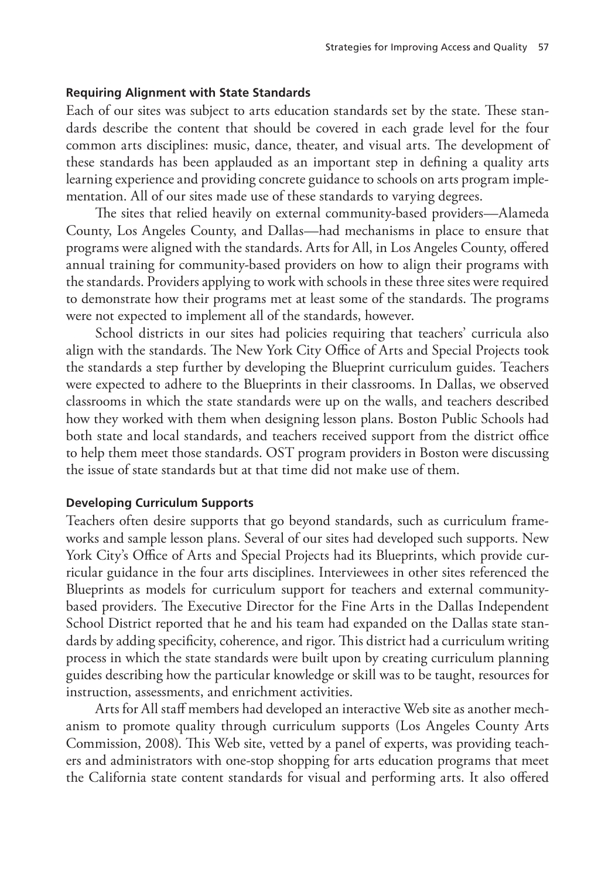### Requiring Alignment with State Standards

Each of our sites was subject to arts education standards set by the state. These standards describe the content that should be covered in each grade level for the four common arts disciplines: music, dance, theater, and visual arts. The development of these standards has been applauded as an important step in defining a quality arts learning experience and providing concrete guidance to schools on arts program implementation. All of our sites made use of these standards to varying degrees.

The sites that relied heavily on external community-based providers—Alameda County, Los Angeles County, and Dallas—had mechanisms in place to ensure that programs were aligned with the standards. Arts for All, in Los Angeles County, offered annual training for community-based providers on how to align their programs with the standards. Providers applying to work with schools in these three sites were required to demonstrate how their programs met at least some of the standards. The programs were not expected to implement all of the standards, however.

School districts in our sites had policies requiring that teachers' curricula also align with the standards. The New York City Office of Arts and Special Projects took the standards a step further by developing the Blueprint curriculum guides. Teachers were expected to adhere to the Blueprints in their classrooms. In Dallas, we observed classrooms in which the state standards were up on the walls, and teachers described how they worked with them when designing lesson plans. Boston Public Schools had both state and local standards, and teachers received support from the district office to help them meet those standards. OST program providers in Boston were discussing the issue of state standards but at that time did not make use of them.

### Developing Curriculum Supports

Teachers often desire supports that go beyond standards, such as curriculum frameworks and sample lesson plans. Several of our sites had developed such supports. New York City's Office of Arts and Special Projects had its Blueprints, which provide curricular guidance in the four arts disciplines. Interviewees in other sites referenced the Blueprints as models for curriculum support for teachers and external community-based providers. The Executive Director for the Fine Arts in the Dallas Independent School District reported that he and his team had expanded on the Dallas state standards by adding specificity, coherence, and rigor. This district had a curriculum writing process in which the state standards were built upon by creating curriculum planning guides describing how the particular knowledge or skill was to be taught, resources for instruction, assessments, and enrichment activities.

Arts for All staff members had developed an interactive Web site as another mechanism to promote quality through curriculum supports (Los Angeles County Arts Commission, 2008). This Web site, vetted by a panel of experts, was providing teachers and administrators with one-stop shopping for arts education programs that meet the California state content standards for visual and performing arts. It also offered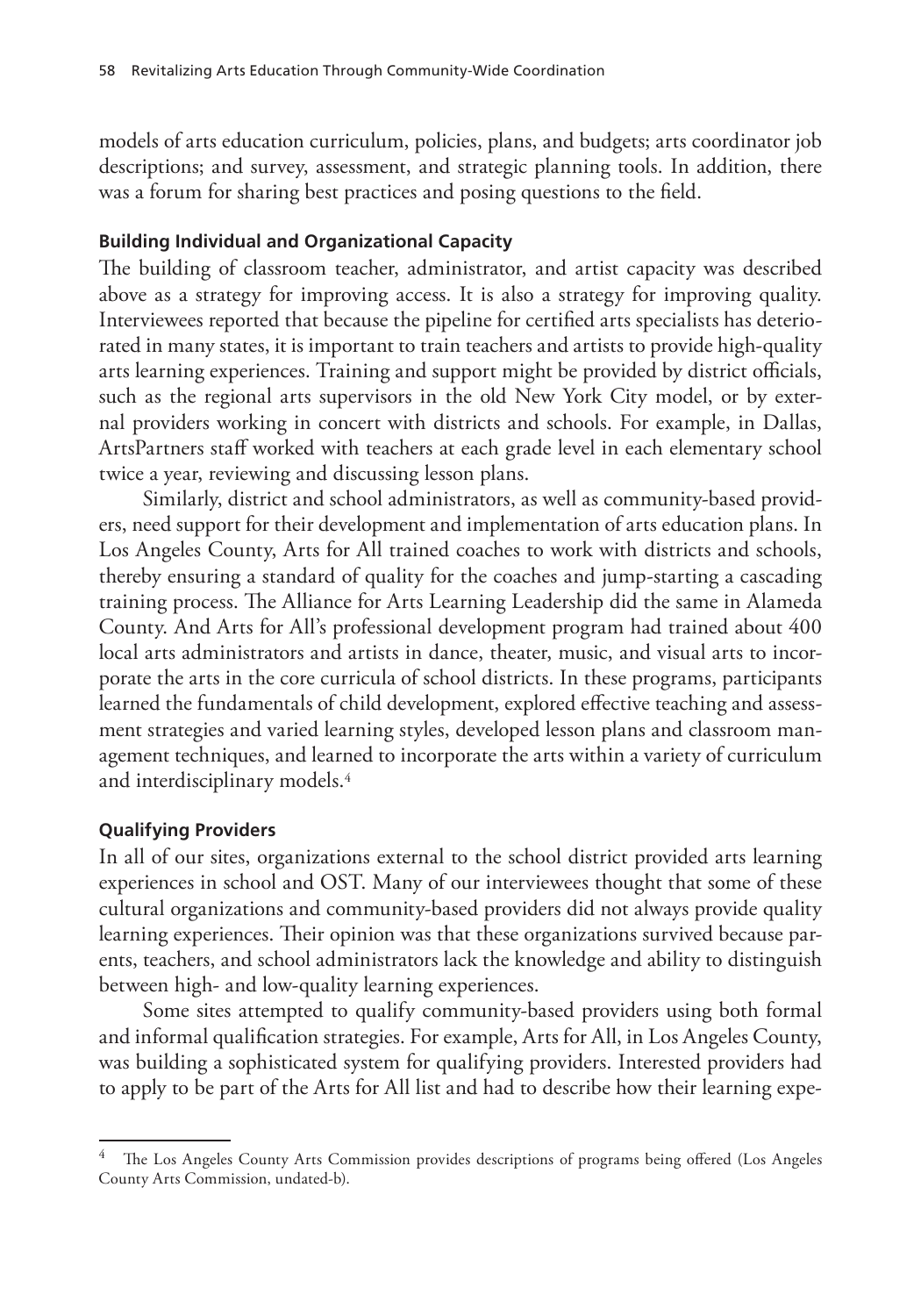models of arts education curriculum, policies, plans, and budgets; arts coordinator job descriptions; and survey, assessment, and strategic planning tools. In addition, there was a forum for sharing best practices and posing questions to the field.

### Building Individual and Organizational Capacity

The building of classroom teacher, administrator, and artist capacity was described above as a strategy for improving access. It is also a strategy for improving quality. Interviewees reported that because the pipeline for certified arts specialists has deteriorated in many states, it is important to train teachers and artists to provide high-quality arts learning experiences. Training and support might be provided by district officials, such as the regional arts supervisors in the old New York City model, or by external providers working in concert with districts and schools. For example, in Dallas, ArtsPartners staff worked with teachers at each grade level in each elementary school twice a year, reviewing and discussing lesson plans.

Similarly, district and school administrators, as well as community-based providers, need support for their development and implementation of arts education plans. In Los Angeles County, Arts for All trained coaches to work with districts and schools, thereby ensuring a standard of quality for the coaches and jump-starting a cascading training process. The Alliance for Arts Learning Leadership did the same in Alameda County. And Arts for All's professional development program had trained about 400 local arts administrators and artists in dance, theater, music, and visual arts to incorporate the arts in the core curricula of school districts. In these programs, participants learned the fundamentals of child development, explored effective teaching and assessment strategies and varied learning styles, developed lesson plans and classroom management techniques, and learned to incorporate the arts within a variety of curriculum and interdisciplinary models.[4]

### Qualifying Providers

In all of our sites, organizations external to the school district provided arts learning experiences in school and OST. Many of our interviewees thought that some of these cultural organizations and community-based providers did not always provide quality learning experiences. Their opinion was that these organizations survived because parents, teachers, and school administrators lack the knowledge and ability to distinguish between high- and low-quality learning experiences.

Some sites attempted to qualify community-based providers using both formal and informal qualification strategies. For example, Arts for All, in Los Angeles County, was building a sophisticated system for qualifying providers. Interested providers had to apply to be part of the Arts for All list and had to describe how their learning expe-

[4] The Los Angeles County Arts Commission provides descriptions of programs being offered (Los Angeles County Arts Commission, undated-b).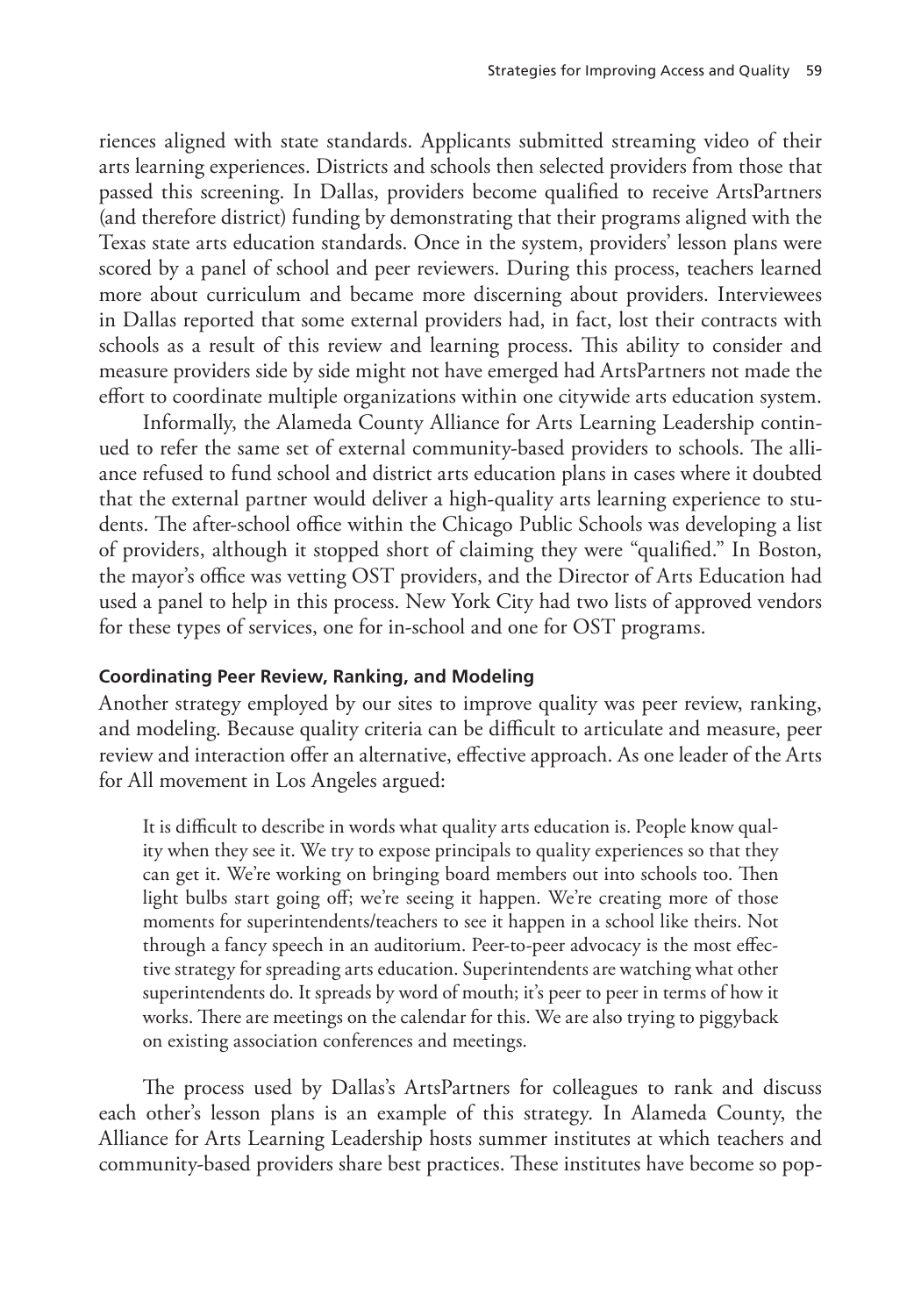riences aligned with state standards. Applicants submitted streaming video of their arts learning experiences. Districts and schools then selected providers from those that passed this screening. In Dallas, providers become qualified to receive ArtsPartners (and therefore district) funding by demonstrating that their programs aligned with the Texas state arts education standards. Once in the system, providers' lesson plans were scored by a panel of school and peer reviewers. During this process, teachers learned more about curriculum and became more discerning about providers. Interviewees in Dallas reported that some external providers had, in fact, lost their contracts with schools as a result of this review and learning process. This ability to consider and measure providers side by side might not have emerged had ArtsPartners not made the effort to coordinate multiple organizations within one citywide arts education system.

Informally, the Alameda County Alliance for Arts Learning Leadership continued to refer the same set of external community-based providers to schools. The alliance refused to fund school and district arts education plans in cases where it doubted that the external partner would deliver a high-quality arts learning experience to students. The after-school office within the Chicago Public Schools was developing a list of providers, although it stopped short of claiming they were "qualified." In Boston, the mayor's office was vetting OST providers, and the Director of Arts Education had used a panel to help in this process. New York City had two lists of approved vendors for these types of services, one for in-school and one for OST programs.

#### Coordinating Peer Review, Ranking, and Modeling

Another strategy employed by our sites to improve quality was peer review, ranking, and modeling. Because quality criteria can be difficult to articulate and measure, peer review and interaction offer an alternative, effective approach. As one leader of the Arts for All movement in Los Angeles argued:

> It is difficult to describe in words what quality arts education is. People know quality when they see it. We try to expose principals to quality experiences so that they can get it. We're working on bringing board members out into schools too. Then light bulbs start going off; we're seeing it happen. We're creating more of those moments for superintendents/teachers to see it happen in a school like theirs. Not through a fancy speech in an auditorium. Peer-to-peer advocacy is the most effective strategy for spreading arts education. Superintendents are watching what other superintendents do. It spreads by word of mouth; it's peer to peer in terms of how it works. There are meetings on the calendar for this. We are also trying to piggyback on existing association conferences and meetings.

The process used by Dallas's ArtsPartners for colleagues to rank and discuss each other's lesson plans is an example of this strategy. In Alameda County, the Alliance for Arts Learning Leadership hosts summer institutes at which teachers and community-based providers share best practices. These institutes have become so pop-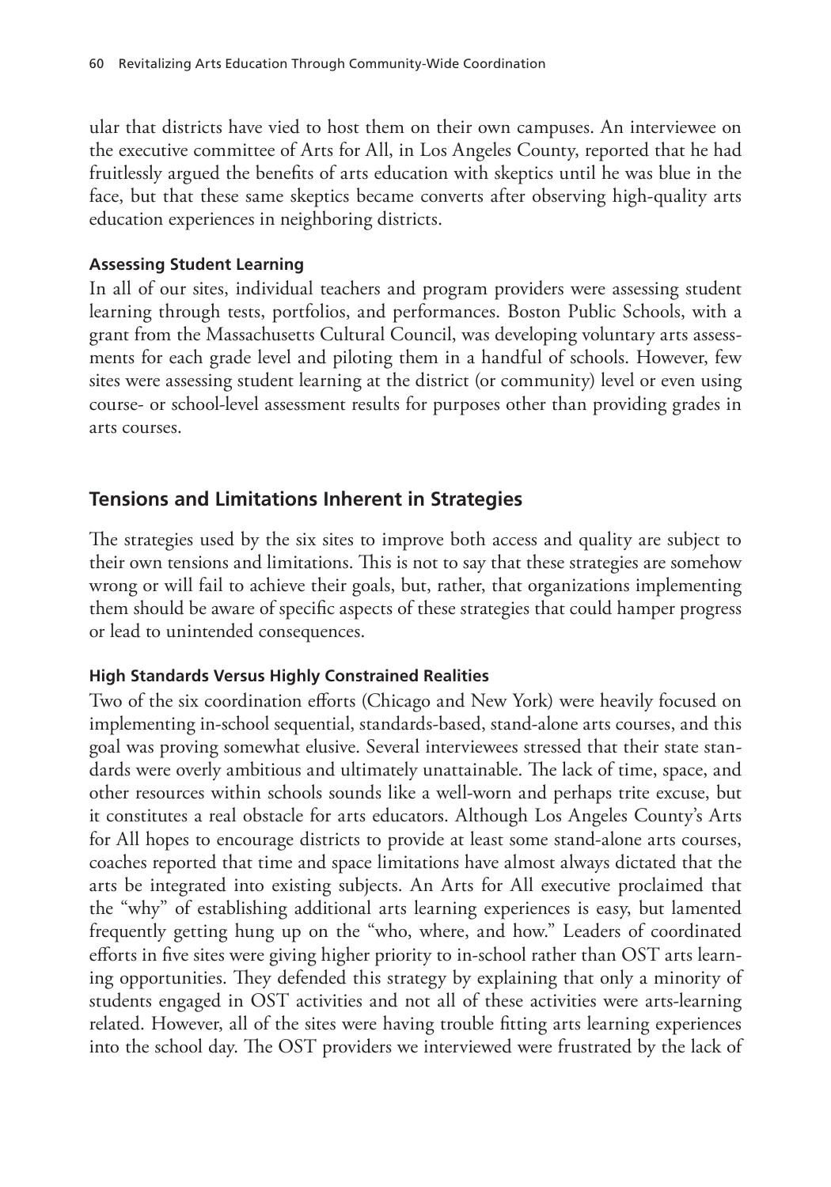ular that districts have vied to host them on their own campuses. An interviewee on the executive committee of Arts for All, in Los Angeles County, reported that he had fruitlessly argued the benefits of arts education with skeptics until he was blue in the face, but that these same skeptics became converts after observing high-quality arts education experiences in neighboring districts.

#### Assessing Student Learning

In all of our sites, individual teachers and program providers were assessing student learning through tests, portfolios, and performances. Boston Public Schools, with a grant from the Massachusetts Cultural Council, was developing voluntary arts assessments for each grade level and piloting them in a handful of schools. However, few sites were assessing student learning at the district (or community) level or even using course- or school-level assessment results for purposes other than providing grades in arts courses.

## Tensions and Limitations Inherent in Strategies

The strategies used by the six sites to improve both access and quality are subject to their own tensions and limitations. This is not to say that these strategies are somehow wrong or will fail to achieve their goals, but, rather, that organizations implementing them should be aware of specific aspects of these strategies that could hamper progress or lead to unintended consequences.

#### High Standards Versus Highly Constrained Realities

Two of the six coordination efforts (Chicago and New York) were heavily focused on implementing in-school sequential, standards-based, stand-alone arts courses, and this goal was proving somewhat elusive. Several interviewees stressed that their state standards were overly ambitious and ultimately unattainable. The lack of time, space, and other resources within schools sounds like a well-worn and perhaps trite excuse, but it constitutes a real obstacle for arts educators. Although Los Angeles County's Arts for All hopes to encourage districts to provide at least some stand-alone arts courses, coaches reported that time and space limitations have almost always dictated that the arts be integrated into existing subjects. An Arts for All executive proclaimed that the "why" of establishing additional arts learning experiences is easy, but lamented frequently getting hung up on the "who, where, and how." Leaders of coordinated efforts in five sites were giving higher priority to in-school rather than OST arts learning opportunities. They defended this strategy by explaining that only a minority of students engaged in OST activities and not all of these activities were arts-learning related. However, all of the sites were having trouble fitting arts learning experiences into the school day. The OST providers we interviewed were frustrated by the lack of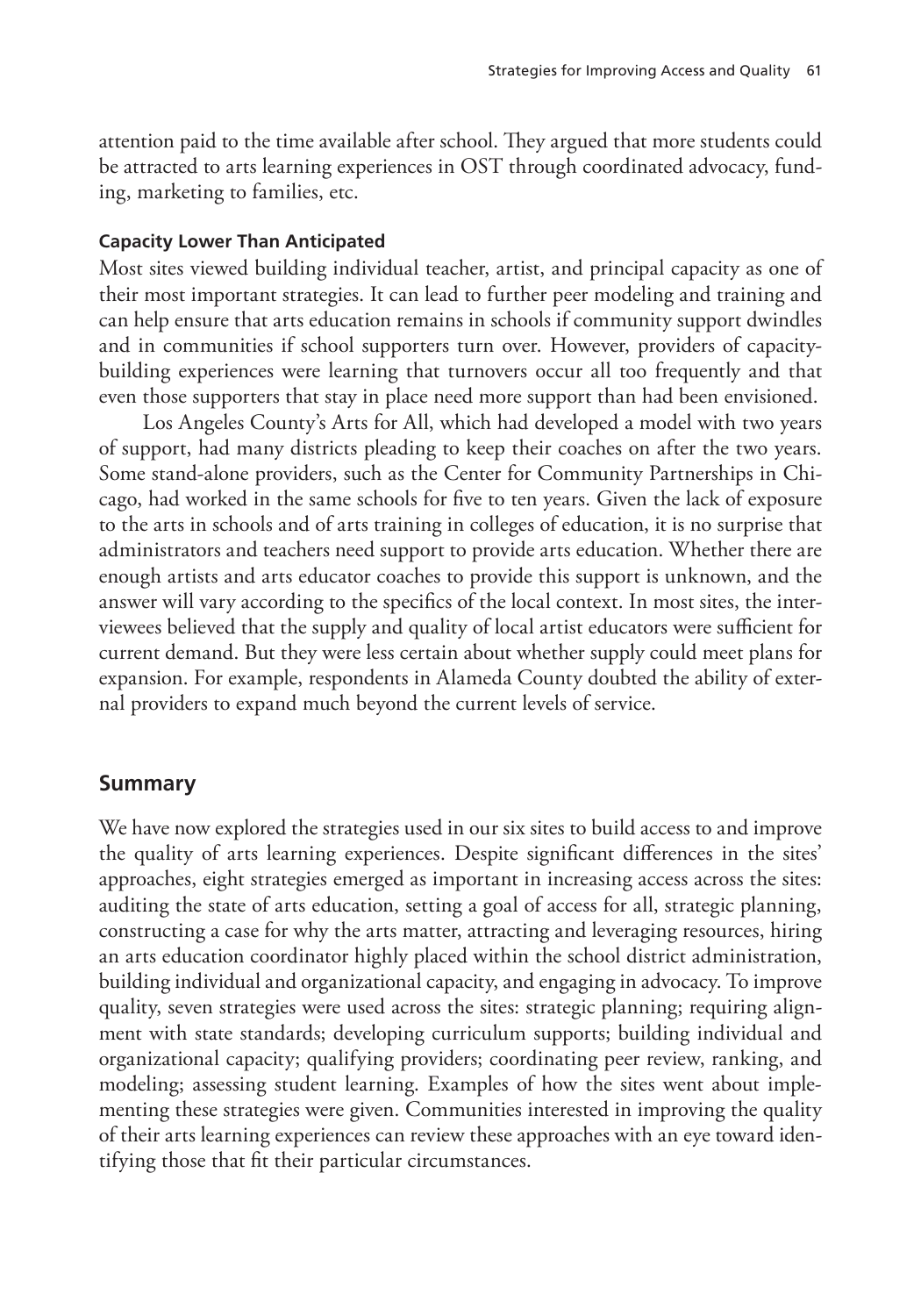attention paid to the time available after school. They argued that more students could be attracted to arts learning experiences in OST through coordinated advocacy, funding, marketing to families, etc.

### Capacity Lower Than Anticipated

Most sites viewed building individual teacher, artist, and principal capacity as one of their most important strategies. It can lead to further peer modeling and training and can help ensure that arts education remains in schools if community support dwindles and in communities if school supporters turn over. However, providers of capacity-building experiences were learning that turnovers occur all too frequently and that even those supporters that stay in place need more support than had been envisioned.

Los Angeles County's Arts for All, which had developed a model with two years of support, had many districts pleading to keep their coaches on after the two years. Some stand-alone providers, such as the Center for Community Partnerships in Chicago, had worked in the same schools for five to ten years. Given the lack of exposure to the arts in schools and of arts training in colleges of education, it is no surprise that administrators and teachers need support to provide arts education. Whether there are enough artists and arts educator coaches to provide this support is unknown, and the answer will vary according to the specifics of the local context. In most sites, the interviewees believed that the supply and quality of local artist educators were sufficient for current demand. But they were less certain about whether supply could meet plans for expansion. For example, respondents in Alameda County doubted the ability of external providers to expand much beyond the current levels of service.

## Summary

We have now explored the strategies used in our six sites to build access to and improve the quality of arts learning experiences. Despite significant differences in the sites' approaches, eight strategies emerged as important in increasing access across the sites: auditing the state of arts education, setting a goal of access for all, strategic planning, constructing a case for why the arts matter, attracting and leveraging resources, hiring an arts education coordinator highly placed within the school district administration, building individual and organizational capacity, and engaging in advocacy. To improve quality, seven strategies were used across the sites: strategic planning; requiring alignment with state standards; developing curriculum supports; building individual and organizational capacity; qualifying providers; coordinating peer review, ranking, and modeling; assessing student learning. Examples of how the sites went about implementing these strategies were given. Communities interested in improving the quality of their arts learning experiences can review these approaches with an eye toward identifying those that fit their particular circumstances.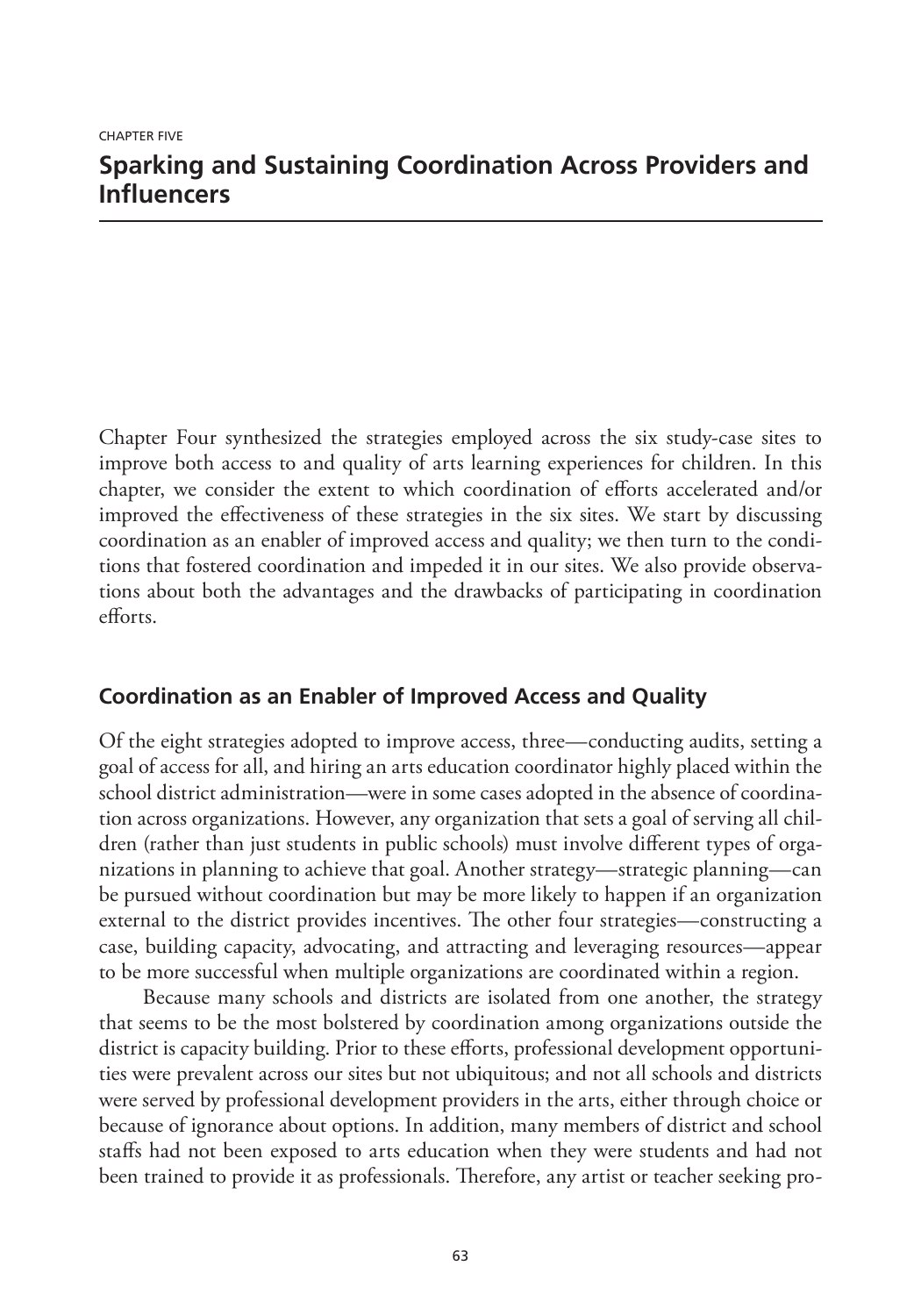CHAPTER FIVE

# Sparking and Sustaining Coordination Across Providers and Influencers

Chapter Four synthesized the strategies employed across the six study-case sites to improve both access to and quality of arts learning experiences for children. In this chapter, we consider the extent to which coordination of efforts accelerated and/or improved the effectiveness of these strategies in the six sites. We start by discussing coordination as an enabler of improved access and quality; we then turn to the conditions that fostered coordination and impeded it in our sites. We also provide observations about both the advantages and the drawbacks of participating in coordination efforts.

## Coordination as an Enabler of Improved Access and Quality

Of the eight strategies adopted to improve access, three—conducting audits, setting a goal of access for all, and hiring an arts education coordinator highly placed within the school district administration—were in some cases adopted in the absence of coordination across organizations. However, any organization that sets a goal of serving all children (rather than just students in public schools) must involve different types of organizations in planning to achieve that goal. Another strategy—strategic planning—can be pursued without coordination but may be more likely to happen if an organization external to the district provides incentives. The other four strategies—constructing a case, building capacity, advocating, and attracting and leveraging resources—appear to be more successful when multiple organizations are coordinated within a region.

Because many schools and districts are isolated from one another, the strategy that seems to be the most bolstered by coordination among organizations outside the district is capacity building. Prior to these efforts, professional development opportunities were prevalent across our sites but not ubiquitous; and not all schools and districts were served by professional development providers in the arts, either through choice or because of ignorance about options. In addition, many members of district and school staffs had not been exposed to arts education when they were students and had not been trained to provide it as professionals. Therefore, any artist or teacher seeking pro-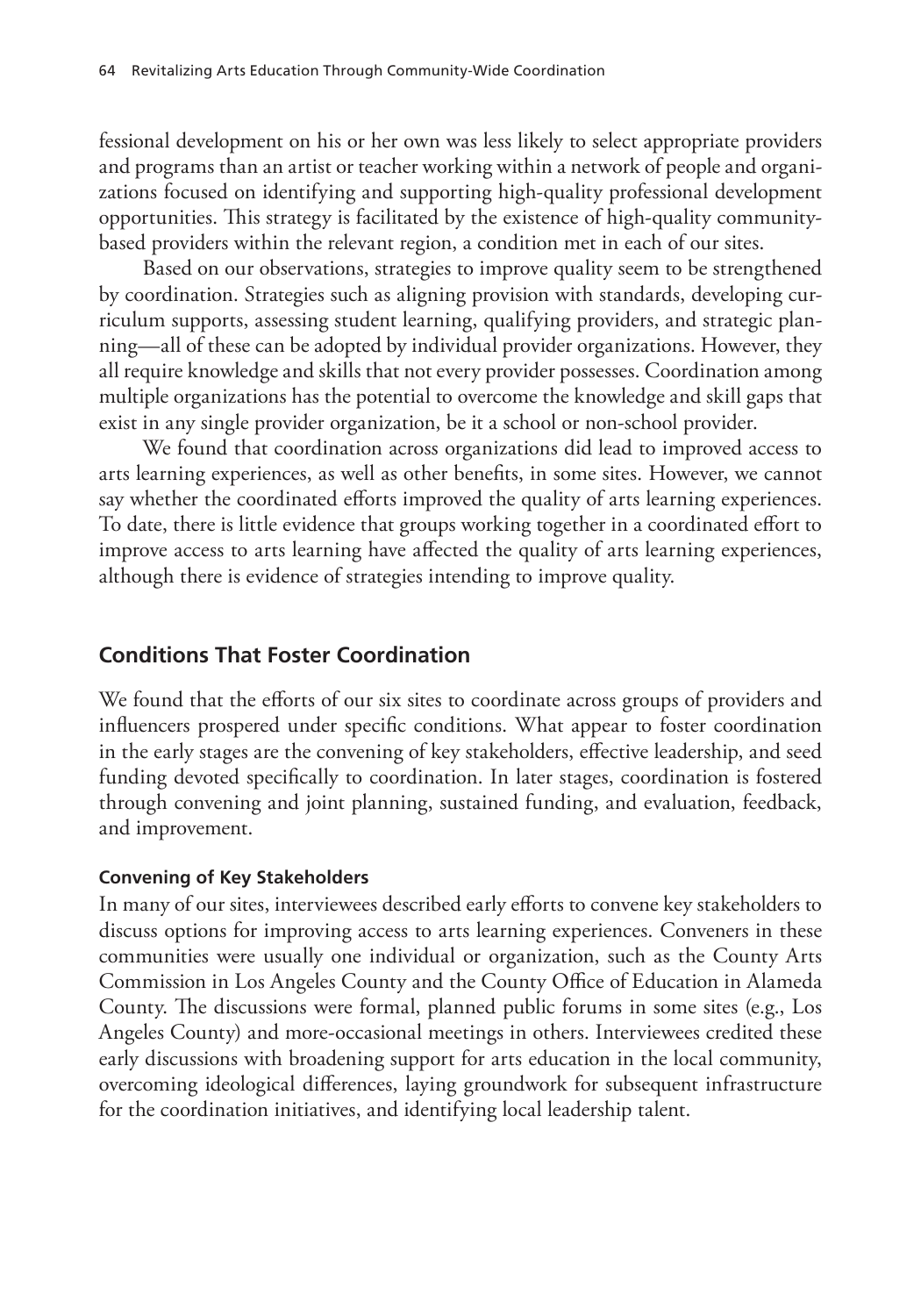fessional development on his or her own was less likely to select appropriate providers and programs than an artist or teacher working within a network of people and organizations focused on identifying and supporting high-quality professional development opportunities. This strategy is facilitated by the existence of high-quality community-based providers within the relevant region, a condition met in each of our sites.

Based on our observations, strategies to improve quality seem to be strengthened by coordination. Strategies such as aligning provision with standards, developing curriculum supports, assessing student learning, qualifying providers, and strategic planning—all of these can be adopted by individual provider organizations. However, they all require knowledge and skills that not every provider possesses. Coordination among multiple organizations has the potential to overcome the knowledge and skill gaps that exist in any single provider organization, be it a school or non-school provider.

We found that coordination across organizations did lead to improved access to arts learning experiences, as well as other benefits, in some sites. However, we cannot say whether the coordinated efforts improved the quality of arts learning experiences. To date, there is little evidence that groups working together in a coordinated effort to improve access to arts learning have affected the quality of arts learning experiences, although there is evidence of strategies intending to improve quality.

## Conditions That Foster Coordination

We found that the efforts of our six sites to coordinate across groups of providers and influencers prospered under specific conditions. What appear to foster coordination in the early stages are the convening of key stakeholders, effective leadership, and seed funding devoted specifically to coordination. In later stages, coordination is fostered through convening and joint planning, sustained funding, and evaluation, feedback, and improvement.

### Convening of Key Stakeholders

In many of our sites, interviewees described early efforts to convene key stakeholders to discuss options for improving access to arts learning experiences. Conveners in these communities were usually one individual or organization, such as the County Arts Commission in Los Angeles County and the County Office of Education in Alameda County. The discussions were formal, planned public forums in some sites (e.g., Los Angeles County) and more-occasional meetings in others. Interviewees credited these early discussions with broadening support for arts education in the local community, overcoming ideological differences, laying groundwork for subsequent infrastructure for the coordination initiatives, and identifying local leadership talent.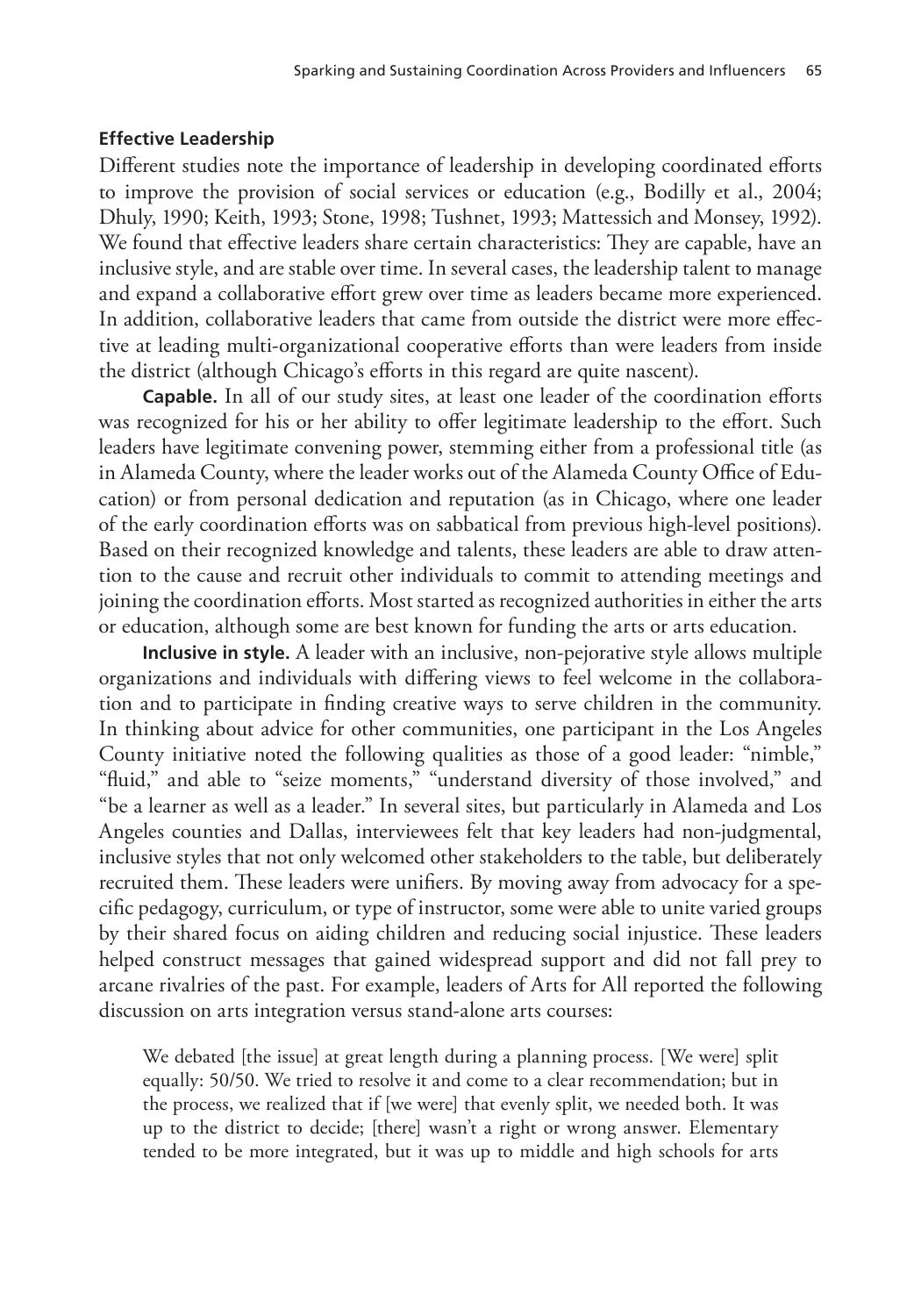### Effective Leadership

Different studies note the importance of leadership in developing coordinated efforts to improve the provision of social services or education (e.g., Bodilly et al., 2004; Dhuly, 1990; Keith, 1993; Stone, 1998; Tushnet, 1993; Mattessich and Monsey, 1992). We found that effective leaders share certain characteristics: They are capable, have an inclusive style, and are stable over time. In several cases, the leadership talent to manage and expand a collaborative effort grew over time as leaders became more experienced. In addition, collaborative leaders that came from outside the district were more effective at leading multi-organizational cooperative efforts than were leaders from inside the district (although Chicago's efforts in this regard are quite nascent).

**Capable.** In all of our study sites, at least one leader of the coordination efforts was recognized for his or her ability to offer legitimate leadership to the effort. Such leaders have legitimate convening power, stemming either from a professional title (as in Alameda County, where the leader works out of the Alameda County Office of Education) or from personal dedication and reputation (as in Chicago, where one leader of the early coordination efforts was on sabbatical from previous high-level positions). Based on their recognized knowledge and talents, these leaders are able to draw attention to the cause and recruit other individuals to commit to attending meetings and joining the coordination efforts. Most started as recognized authorities in either the arts or education, although some are best known for funding the arts or arts education.

**Inclusive in style.** A leader with an inclusive, non-pejorative style allows multiple organizations and individuals with differing views to feel welcome in the collaboration and to participate in finding creative ways to serve children in the community. In thinking about advice for other communities, one participant in the Los Angeles County initiative noted the following qualities as those of a good leader: "nimble," "fluid," and able to "seize moments," "understand diversity of those involved," and "be a learner as well as a leader." In several sites, but particularly in Alameda and Los Angeles counties and Dallas, interviewees felt that key leaders had non-judgmental, inclusive styles that not only welcomed other stakeholders to the table, but deliberately recruited them. These leaders were unifiers. By moving away from advocacy for a specific pedagogy, curriculum, or type of instructor, some were able to unite varied groups by their shared focus on aiding children and reducing social injustice. These leaders helped construct messages that gained widespread support and did not fall prey to arcane rivalries of the past. For example, leaders of Arts for All reported the following discussion on arts integration versus stand-alone arts courses:

> We debated [the issue] at great length during a planning process. [We were] split equally: 50/50. We tried to resolve it and come to a clear recommendation; but in the process, we realized that if [we were] that evenly split, we needed both. It was up to the district to decide; [there] wasn't a right or wrong answer. Elementary tended to be more integrated, but it was up to middle and high schools for arts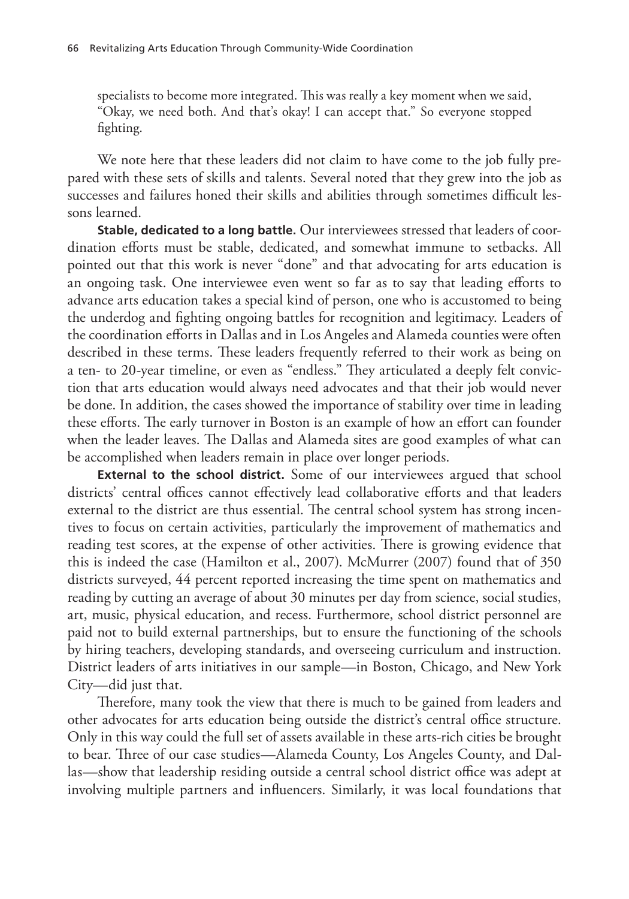specialists to become more integrated. This was really a key moment when we said, "Okay, we need both. And that's okay! I can accept that." So everyone stopped fighting.

We note here that these leaders did not claim to have come to the job fully prepared with these sets of skills and talents. Several noted that they grew into the job as successes and failures honed their skills and abilities through sometimes difficult lessons learned.

**Stable, dedicated to a long battle.** Our interviewees stressed that leaders of coordination efforts must be stable, dedicated, and somewhat immune to setbacks. All pointed out that this work is never "done" and that advocating for arts education is an ongoing task. One interviewee even went so far as to say that leading efforts to advance arts education takes a special kind of person, one who is accustomed to being the underdog and fighting ongoing battles for recognition and legitimacy. Leaders of the coordination efforts in Dallas and in Los Angeles and Alameda counties were often described in these terms. These leaders frequently referred to their work as being on a ten- to 20-year timeline, or even as "endless." They articulated a deeply felt conviction that arts education would always need advocates and that their job would never be done. In addition, the cases showed the importance of stability over time in leading these efforts. The early turnover in Boston is an example of how an effort can founder when the leader leaves. The Dallas and Alameda sites are good examples of what can be accomplished when leaders remain in place over longer periods.

**External to the school district.** Some of our interviewees argued that school districts' central offices cannot effectively lead collaborative efforts and that leaders external to the district are thus essential. The central school system has strong incentives to focus on certain activities, particularly the improvement of mathematics and reading test scores, at the expense of other activities. There is growing evidence that this is indeed the case (Hamilton et al., 2007). McMurrer (2007) found that of 350 districts surveyed, 44 percent reported increasing the time spent on mathematics and reading by cutting an average of about 30 minutes per day from science, social studies, art, music, physical education, and recess. Furthermore, school district personnel are paid not to build external partnerships, but to ensure the functioning of the schools by hiring teachers, developing standards, and overseeing curriculum and instruction. District leaders of arts initiatives in our sample—in Boston, Chicago, and New York City—did just that.

Therefore, many took the view that there is much to be gained from leaders and other advocates for arts education being outside the district's central office structure. Only in this way could the full set of assets available in these arts-rich cities be brought to bear. Three of our case studies—Alameda County, Los Angeles County, and Dallas—show that leadership residing outside a central school district office was adept at involving multiple partners and influencers. Similarly, it was local foundations that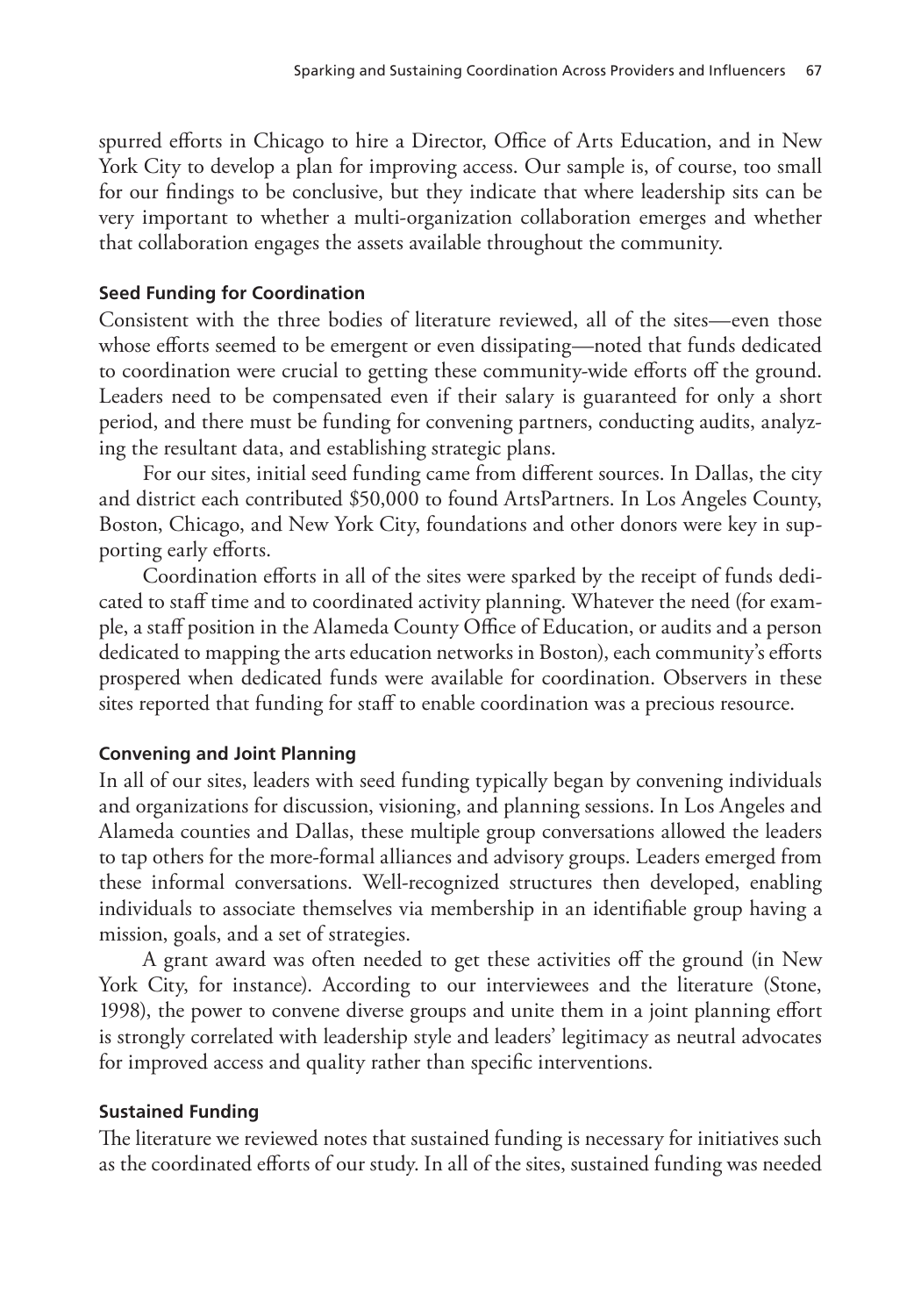spurred efforts in Chicago to hire a Director, Office of Arts Education, and in New York City to develop a plan for improving access. Our sample is, of course, too small for our findings to be conclusive, but they indicate that where leadership sits can be very important to whether a multi-organization collaboration emerges and whether that collaboration engages the assets available throughout the community.

#### Seed Funding for Coordination

Consistent with the three bodies of literature reviewed, all of the sites—even those whose efforts seemed to be emergent or even dissipating—noted that funds dedicated to coordination were crucial to getting these community-wide efforts off the ground. Leaders need to be compensated even if their salary is guaranteed for only a short period, and there must be funding for convening partners, conducting audits, analyzing the resultant data, and establishing strategic plans.

For our sites, initial seed funding came from different sources. In Dallas, the city and district each contributed $50,000 to found ArtsPartners. In Los Angeles County, Boston, Chicago, and New York City, foundations and other donors were key in supporting early efforts.

Coordination efforts in all of the sites were sparked by the receipt of funds dedicated to staff time and to coordinated activity planning. Whatever the need (for example, a staff position in the Alameda County Office of Education, or audits and a person dedicated to mapping the arts education networks in Boston), each community's efforts prospered when dedicated funds were available for coordination. Observers in these sites reported that funding for staff to enable coordination was a precious resource.

#### Convening and Joint Planning

In all of our sites, leaders with seed funding typically began by convening individuals and organizations for discussion, visioning, and planning sessions. In Los Angeles and Alameda counties and Dallas, these multiple group conversations allowed the leaders to tap others for the more-formal alliances and advisory groups. Leaders emerged from these informal conversations. Well-recognized structures then developed, enabling individuals to associate themselves via membership in an identifiable group having a mission, goals, and a set of strategies.

A grant award was often needed to get these activities off the ground (in New York City, for instance). According to our interviewees and the literature (Stone, 1998), the power to convene diverse groups and unite them in a joint planning effort is strongly correlated with leadership style and leaders' legitimacy as neutral advocates for improved access and quality rather than specific interventions.

#### Sustained Funding

The literature we reviewed notes that sustained funding is necessary for initiatives such as the coordinated efforts of our study. In all of the sites, sustained funding was needed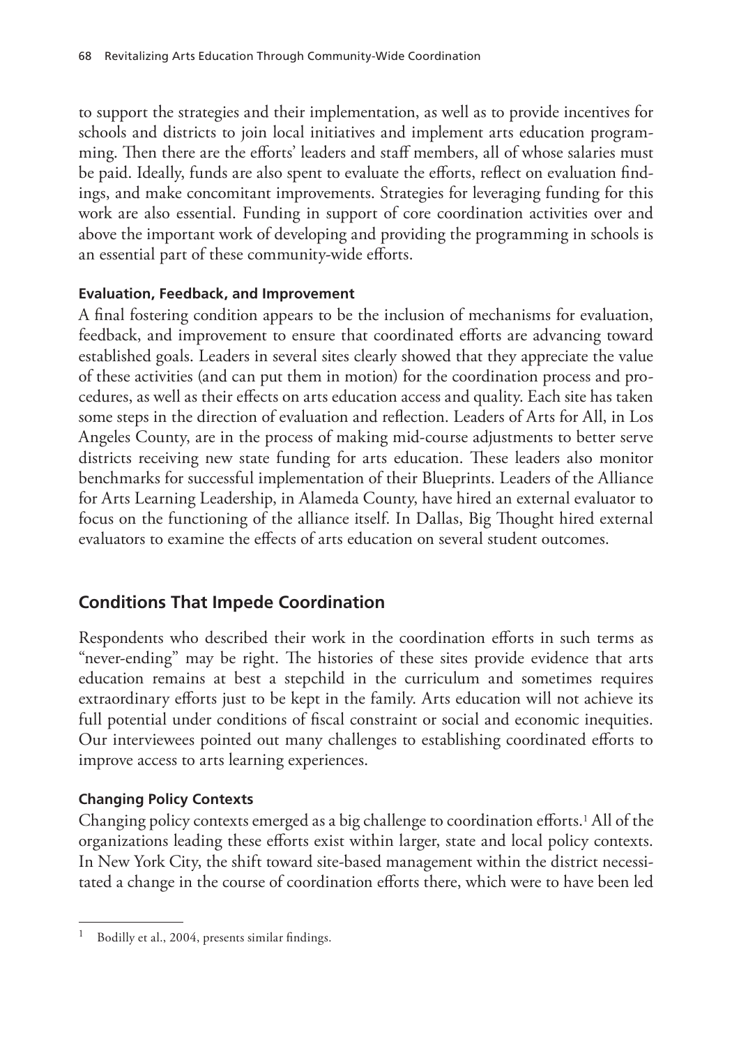to support the strategies and their implementation, as well as to provide incentives for schools and districts to join local initiatives and implement arts education programming. Then there are the efforts' leaders and staff members, all of whose salaries must be paid. Ideally, funds are also spent to evaluate the efforts, reflect on evaluation findings, and make concomitant improvements. Strategies for leveraging funding for this work are also essential. Funding in support of core coordination activities over and above the important work of developing and providing the programming in schools is an essential part of these community-wide efforts.

#### Evaluation, Feedback, and Improvement

A final fostering condition appears to be the inclusion of mechanisms for evaluation, feedback, and improvement to ensure that coordinated efforts are advancing toward established goals. Leaders in several sites clearly showed that they appreciate the value of these activities (and can put them in motion) for the coordination process and procedures, as well as their effects on arts education access and quality. Each site has taken some steps in the direction of evaluation and reflection. Leaders of Arts for All, in Los Angeles County, are in the process of making mid-course adjustments to better serve districts receiving new state funding for arts education. These leaders also monitor benchmarks for successful implementation of their Blueprints. Leaders of the Alliance for Arts Learning Leadership, in Alameda County, have hired an external evaluator to focus on the functioning of the alliance itself. In Dallas, Big Thought hired external evaluators to examine the effects of arts education on several student outcomes.

## Conditions That Impede Coordination

Respondents who described their work in the coordination efforts in such terms as "never-ending" may be right. The histories of these sites provide evidence that arts education remains at best a stepchild in the curriculum and sometimes requires extraordinary efforts just to be kept in the family. Arts education will not achieve its full potential under conditions of fiscal constraint or social and economic inequities. Our interviewees pointed out many challenges to establishing coordinated efforts to improve access to arts learning experiences.

#### Changing Policy Contexts

Changing policy contexts emerged as a big challenge to coordination efforts.[1] All of the organizations leading these efforts exist within larger, state and local policy contexts. In New York City, the shift toward site-based management within the district necessitated a change in the course of coordination efforts there, which were to have been led

[1] Bodilly et al., 2004, presents similar findings.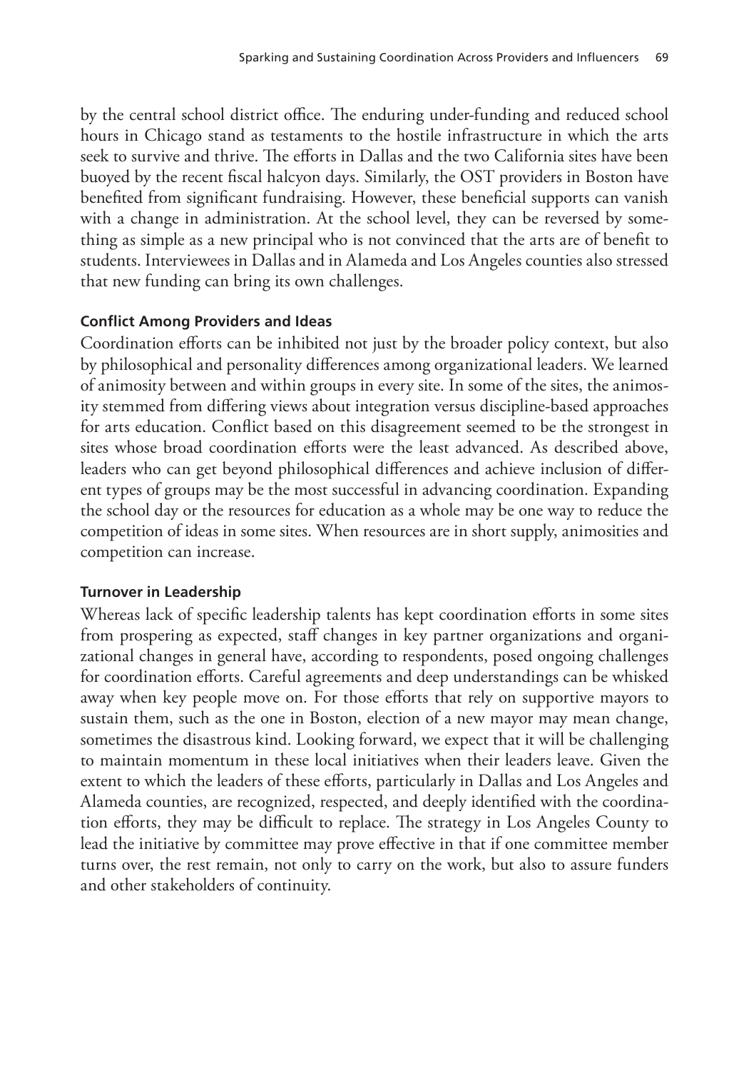by the central school district office. The enduring under-funding and reduced school hours in Chicago stand as testaments to the hostile infrastructure in which the arts seek to survive and thrive. The efforts in Dallas and the two California sites have been buoyed by the recent fiscal halcyon days. Similarly, the OST providers in Boston have benefited from significant fundraising. However, these beneficial supports can vanish with a change in administration. At the school level, they can be reversed by something as simple as a new principal who is not convinced that the arts are of benefit to students. Interviewees in Dallas and in Alameda and Los Angeles counties also stressed that new funding can bring its own challenges.

#### Conflict Among Providers and Ideas

Coordination efforts can be inhibited not just by the broader policy context, but also by philosophical and personality differences among organizational leaders. We learned of animosity between and within groups in every site. In some of the sites, the animosity stemmed from differing views about integration versus discipline-based approaches for arts education. Conflict based on this disagreement seemed to be the strongest in sites whose broad coordination efforts were the least advanced. As described above, leaders who can get beyond philosophical differences and achieve inclusion of different types of groups may be the most successful in advancing coordination. Expanding the school day or the resources for education as a whole may be one way to reduce the competition of ideas in some sites. When resources are in short supply, animosities and competition can increase.

#### Turnover in Leadership

Whereas lack of specific leadership talents has kept coordination efforts in some sites from prospering as expected, staff changes in key partner organizations and organizational changes in general have, according to respondents, posed ongoing challenges for coordination efforts. Careful agreements and deep understandings can be whisked away when key people move on. For those efforts that rely on supportive mayors to sustain them, such as the one in Boston, election of a new mayor may mean change, sometimes the disastrous kind. Looking forward, we expect that it will be challenging to maintain momentum in these local initiatives when their leaders leave. Given the extent to which the leaders of these efforts, particularly in Dallas and Los Angeles and Alameda counties, are recognized, respected, and deeply identified with the coordination efforts, they may be difficult to replace. The strategy in Los Angeles County to lead the initiative by committee may prove effective in that if one committee member turns over, the rest remain, not only to carry on the work, but also to assure funders and other stakeholders of continuity.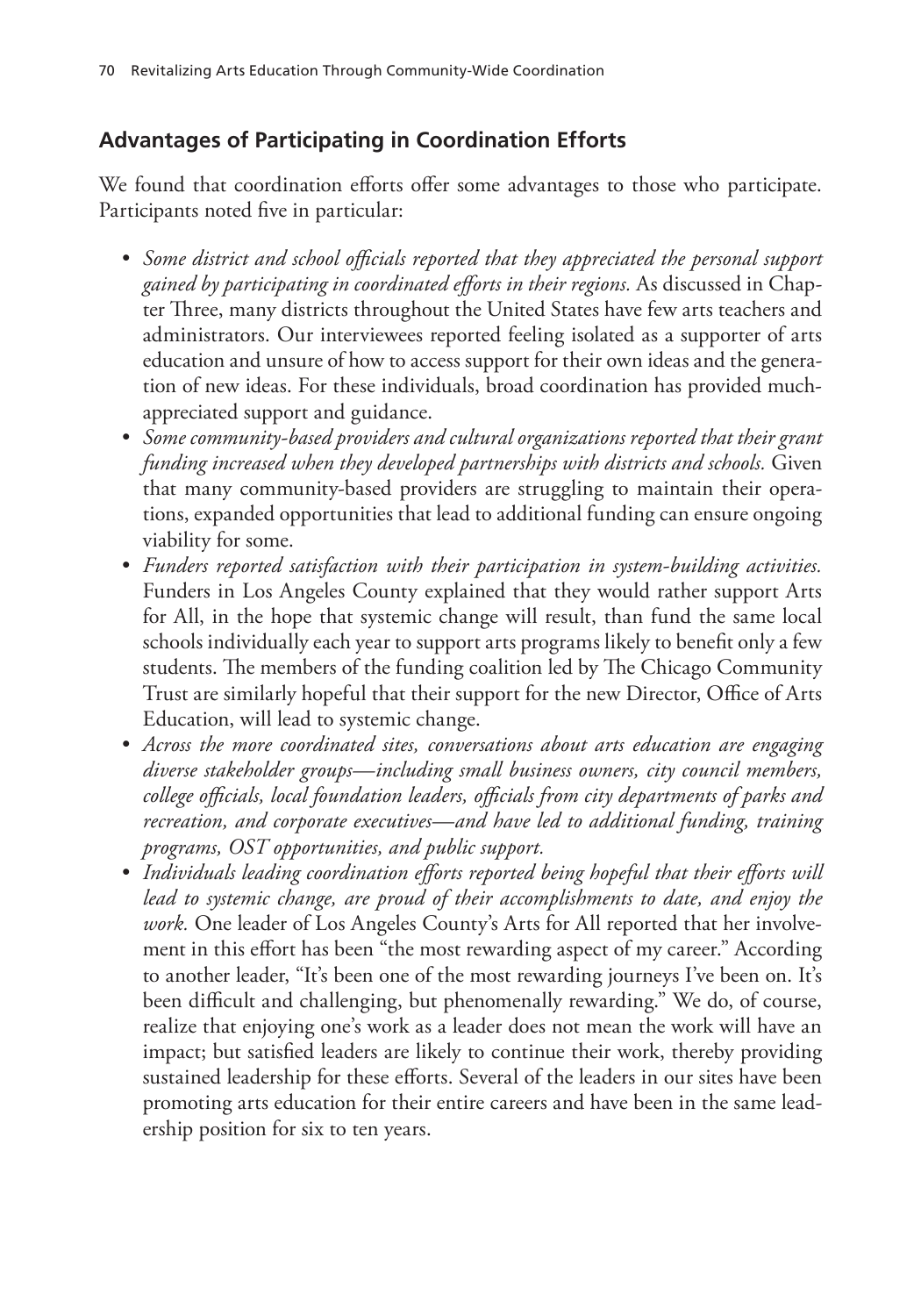## Advantages of Participating in Coordination Efforts

We found that coordination efforts offer some advantages to those who participate. Participants noted five in particular:

- *Some district and school officials reported that they appreciated the personal support gained by participating in coordinated efforts in their regions.* As discussed in Chapter Three, many districts throughout the United States have few arts teachers and administrators. Our interviewees reported feeling isolated as a supporter of arts education and unsure of how to access support for their own ideas and the generation of new ideas. For these individuals, broad coordination has provided much-appreciated support and guidance.
- *Some community-based providers and cultural organizations reported that their grant funding increased when they developed partnerships with districts and schools.* Given that many community-based providers are struggling to maintain their operations, expanded opportunities that lead to additional funding can ensure ongoing viability for some.
- *Funders reported satisfaction with their participation in system-building activities.* Funders in Los Angeles County explained that they would rather support Arts for All, in the hope that systemic change will result, than fund the same local schools individually each year to support arts programs likely to benefit only a few students. The members of the funding coalition led by The Chicago Community Trust are similarly hopeful that their support for the new Director, Office of Arts Education, will lead to systemic change.
- *Across the more coordinated sites, conversations about arts education are engaging diverse stakeholder groups—including small business owners, city council members, college officials, local foundation leaders, officials from city departments of parks and recreation, and corporate executives—and have led to additional funding, training programs, OST opportunities, and public support.*
- *Individuals leading coordination efforts reported being hopeful that their efforts will lead to systemic change, are proud of their accomplishments to date, and enjoy the work.* One leader of Los Angeles County's Arts for All reported that her involvement in this effort has been "the most rewarding aspect of my career." According to another leader, "It's been one of the most rewarding journeys I've been on. It's been difficult and challenging, but phenomenally rewarding." We do, of course, realize that enjoying one's work as a leader does not mean the work will have an impact; but satisfied leaders are likely to continue their work, thereby providing sustained leadership for these efforts. Several of the leaders in our sites have been promoting arts education for their entire careers and have been in the same leadership position for six to ten years.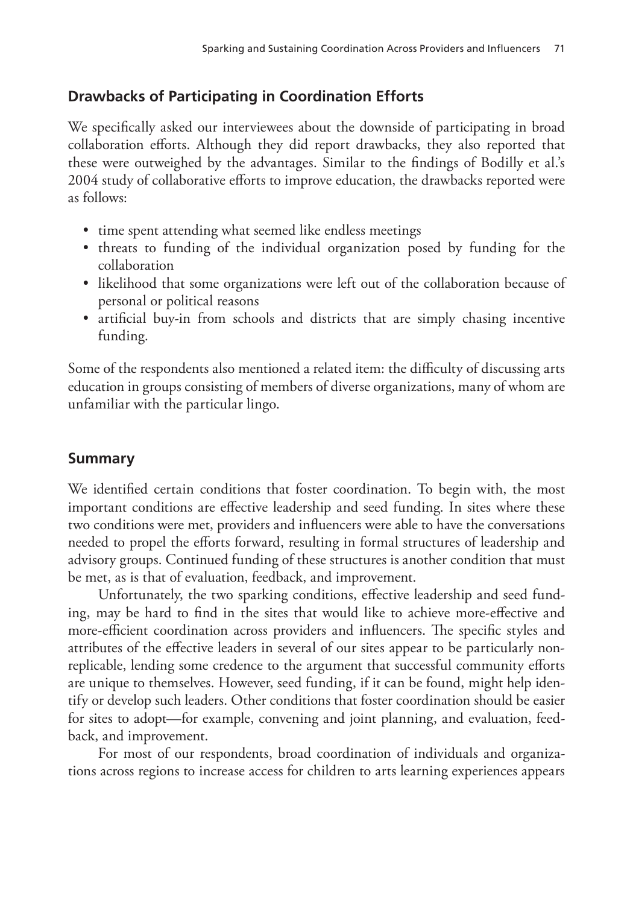## Drawbacks of Participating in Coordination Efforts

We specifically asked our interviewees about the downside of participating in broad collaboration efforts. Although they did report drawbacks, they also reported that these were outweighed by the advantages. Similar to the findings of Bodilly et al.'s 2004 study of collaborative efforts to improve education, the drawbacks reported were as follows:

- time spent attending what seemed like endless meetings
- threats to funding of the individual organization posed by funding for the collaboration
- likelihood that some organizations were left out of the collaboration because of personal or political reasons
- artificial buy-in from schools and districts that are simply chasing incentive funding.

Some of the respondents also mentioned a related item: the difficulty of discussing arts education in groups consisting of members of diverse organizations, many of whom are unfamiliar with the particular lingo.

## Summary

We identified certain conditions that foster coordination. To begin with, the most important conditions are effective leadership and seed funding. In sites where these two conditions were met, providers and influencers were able to have the conversations needed to propel the efforts forward, resulting in formal structures of leadership and advisory groups. Continued funding of these structures is another condition that must be met, as is that of evaluation, feedback, and improvement.

Unfortunately, the two sparking conditions, effective leadership and seed funding, may be hard to find in the sites that would like to achieve more-effective and more-efficient coordination across providers and influencers. The specific styles and attributes of the effective leaders in several of our sites appear to be particularly nonreplicable, lending some credence to the argument that successful community efforts are unique to themselves. However, seed funding, if it can be found, might help identify or develop such leaders. Other conditions that foster coordination should be easier for sites to adopt—for example, convening and joint planning, and evaluation, feedback, and improvement.

For most of our respondents, broad coordination of individuals and organizations across regions to increase access for children to arts learning experiences appears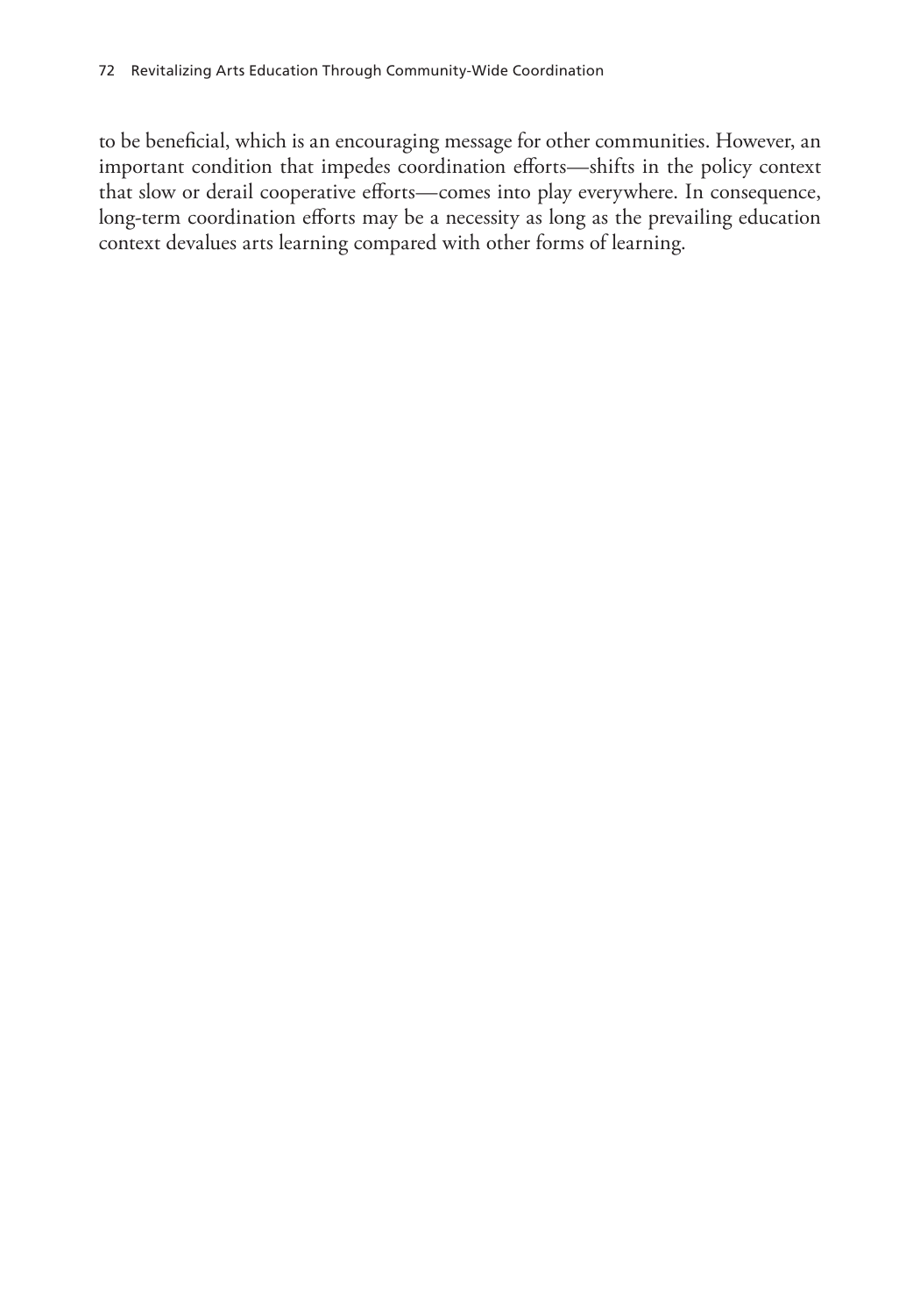to be beneficial, which is an encouraging message for other communities. However, an important condition that impedes coordination efforts—shifts in the policy context that slow or derail cooperative efforts—comes into play everywhere. In consequence, long-term coordination efforts may be a necessity as long as the prevailing education context devalues arts learning compared with other forms of learning.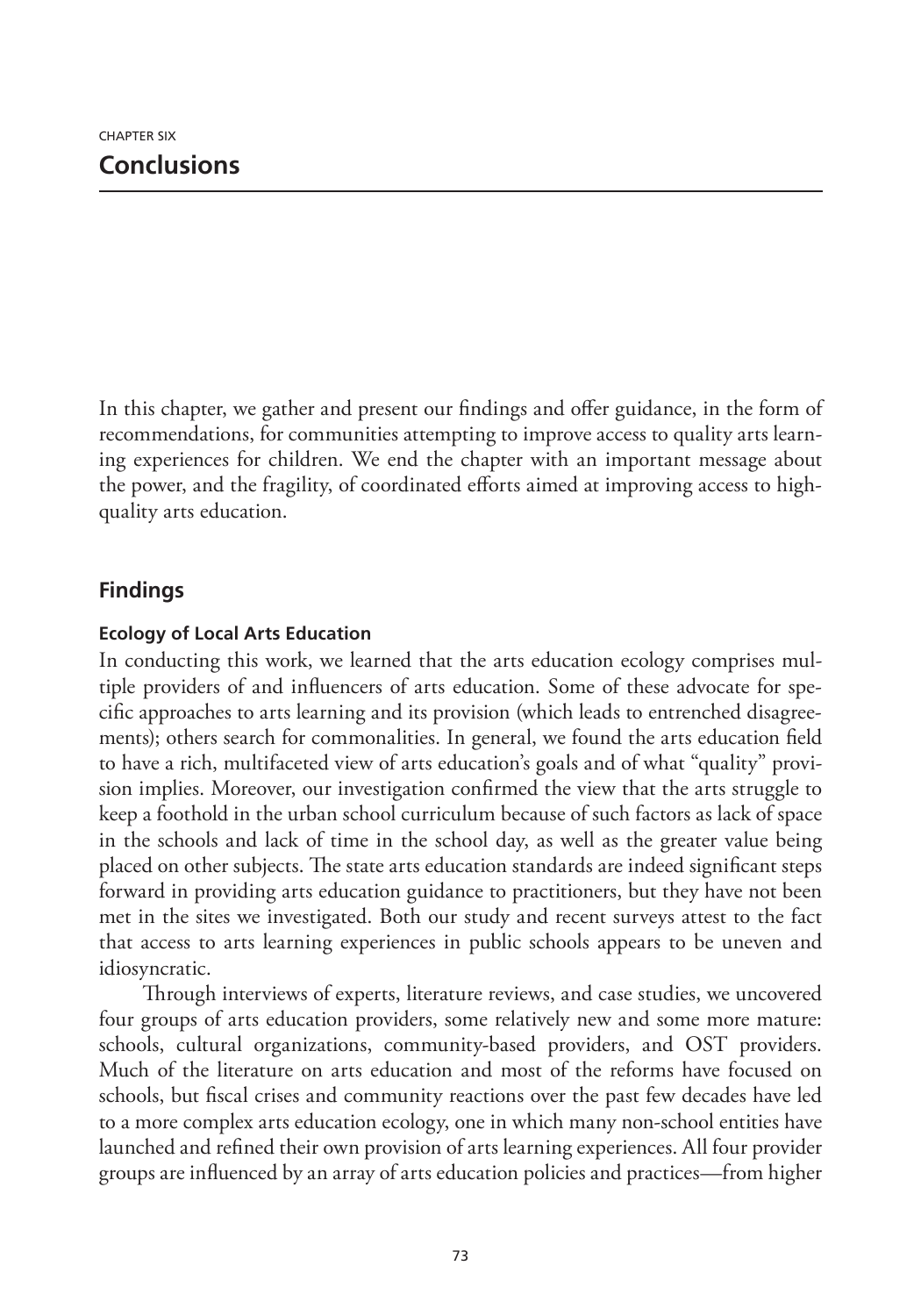CHAPTER SIX

# Conclusions

In this chapter, we gather and present our findings and offer guidance, in the form of recommendations, for communities attempting to improve access to quality arts learning experiences for children. We end the chapter with an important message about the power, and the fragility, of coordinated efforts aimed at improving access to high-quality arts education.

## Findings

### Ecology of Local Arts Education

In conducting this work, we learned that the arts education ecology comprises multiple providers of and influencers of arts education. Some of these advocate for specific approaches to arts learning and its provision (which leads to entrenched disagreements); others search for commonalities. In general, we found the arts education field to have a rich, multifaceted view of arts education's goals and of what "quality" provision implies. Moreover, our investigation confirmed the view that the arts struggle to keep a foothold in the urban school curriculum because of such factors as lack of space in the schools and lack of time in the school day, as well as the greater value being placed on other subjects. The state arts education standards are indeed significant steps forward in providing arts education guidance to practitioners, but they have not been met in the sites we investigated. Both our study and recent surveys attest to the fact that access to arts learning experiences in public schools appears to be uneven and idiosyncratic.

Through interviews of experts, literature reviews, and case studies, we uncovered four groups of arts education providers, some relatively new and some more mature: schools, cultural organizations, community-based providers, and OST providers. Much of the literature on arts education and most of the reforms have focused on schools, but fiscal crises and community reactions over the past few decades have led to a more complex arts education ecology, one in which many non-school entities have launched and refined their own provision of arts learning experiences. All four provider groups are influenced by an array of arts education policies and practices—from higher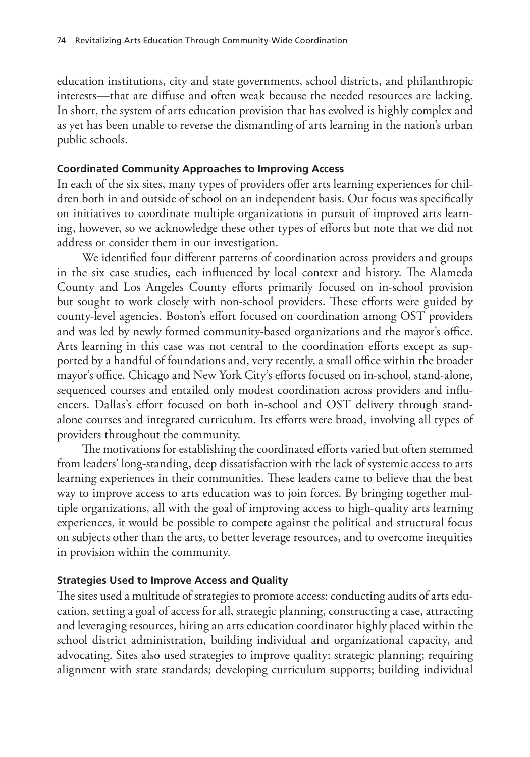education institutions, city and state governments, school districts, and philanthropic interests—that are diffuse and often weak because the needed resources are lacking. In short, the system of arts education provision that has evolved is highly complex and as yet has been unable to reverse the dismantling of arts learning in the nation's urban public schools.

### Coordinated Community Approaches to Improving Access

In each of the six sites, many types of providers offer arts learning experiences for children both in and outside of school on an independent basis. Our focus was specifically on initiatives to coordinate multiple organizations in pursuit of improved arts learning, however, so we acknowledge these other types of efforts but note that we did not address or consider them in our investigation.

We identified four different patterns of coordination across providers and groups in the six case studies, each influenced by local context and history. The Alameda County and Los Angeles County efforts primarily focused on in-school provision but sought to work closely with non-school providers. These efforts were guided by county-level agencies. Boston's effort focused on coordination among OST providers and was led by newly formed community-based organizations and the mayor's office. Arts learning in this case was not central to the coordination efforts except as supported by a handful of foundations and, very recently, a small office within the broader mayor's office. Chicago and New York City's efforts focused on in-school, stand-alone, sequenced courses and entailed only modest coordination across providers and influencers. Dallas's effort focused on both in-school and OST delivery through stand-alone courses and integrated curriculum. Its efforts were broad, involving all types of providers throughout the community.

The motivations for establishing the coordinated efforts varied but often stemmed from leaders' long-standing, deep dissatisfaction with the lack of systemic access to arts learning experiences in their communities. These leaders came to believe that the best way to improve access to arts education was to join forces. By bringing together multiple organizations, all with the goal of improving access to high-quality arts learning experiences, it would be possible to compete against the political and structural focus on subjects other than the arts, to better leverage resources, and to overcome inequities in provision within the community.

### Strategies Used to Improve Access and Quality

The sites used a multitude of strategies to promote access: conducting audits of arts education, setting a goal of access for all, strategic planning, constructing a case, attracting and leveraging resources, hiring an arts education coordinator highly placed within the school district administration, building individual and organizational capacity, and advocating. Sites also used strategies to improve quality: strategic planning; requiring alignment with state standards; developing curriculum supports; building individual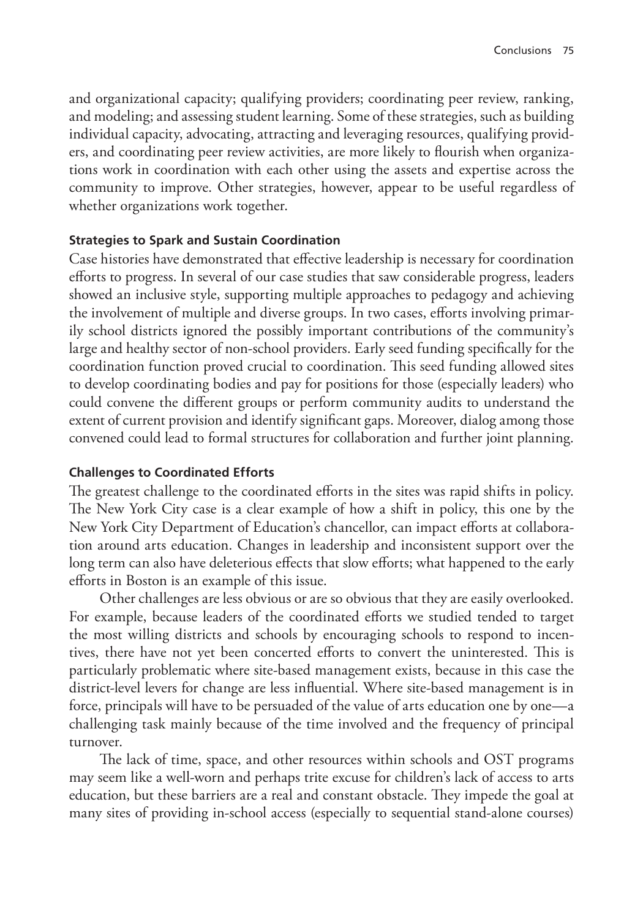and organizational capacity; qualifying providers; coordinating peer review, ranking, and modeling; and assessing student learning. Some of these strategies, such as building individual capacity, advocating, attracting and leveraging resources, qualifying providers, and coordinating peer review activities, are more likely to flourish when organizations work in coordination with each other using the assets and expertise across the community to improve. Other strategies, however, appear to be useful regardless of whether organizations work together.

### Strategies to Spark and Sustain Coordination

Case histories have demonstrated that effective leadership is necessary for coordination efforts to progress. In several of our case studies that saw considerable progress, leaders showed an inclusive style, supporting multiple approaches to pedagogy and achieving the involvement of multiple and diverse groups. In two cases, efforts involving primarily school districts ignored the possibly important contributions of the community's large and healthy sector of non-school providers. Early seed funding specifically for the coordination function proved crucial to coordination. This seed funding allowed sites to develop coordinating bodies and pay for positions for those (especially leaders) who could convene the different groups or perform community audits to understand the extent of current provision and identify significant gaps. Moreover, dialog among those convened could lead to formal structures for collaboration and further joint planning.

### Challenges to Coordinated Efforts

The greatest challenge to the coordinated efforts in the sites was rapid shifts in policy. The New York City case is a clear example of how a shift in policy, this one by the New York City Department of Education's chancellor, can impact efforts at collaboration around arts education. Changes in leadership and inconsistent support over the long term can also have deleterious effects that slow efforts; what happened to the early efforts in Boston is an example of this issue.

Other challenges are less obvious or are so obvious that they are easily overlooked. For example, because leaders of the coordinated efforts we studied tended to target the most willing districts and schools by encouraging schools to respond to incentives, there have not yet been concerted efforts to convert the uninterested. This is particularly problematic where site-based management exists, because in this case the district-level levers for change are less influential. Where site-based management is in force, principals will have to be persuaded of the value of arts education one by one—a challenging task mainly because of the time involved and the frequency of principal turnover.

The lack of time, space, and other resources within schools and OST programs may seem like a well-worn and perhaps trite excuse for children's lack of access to arts education, but these barriers are a real and constant obstacle. They impede the goal at many sites of providing in-school access (especially to sequential stand-alone courses)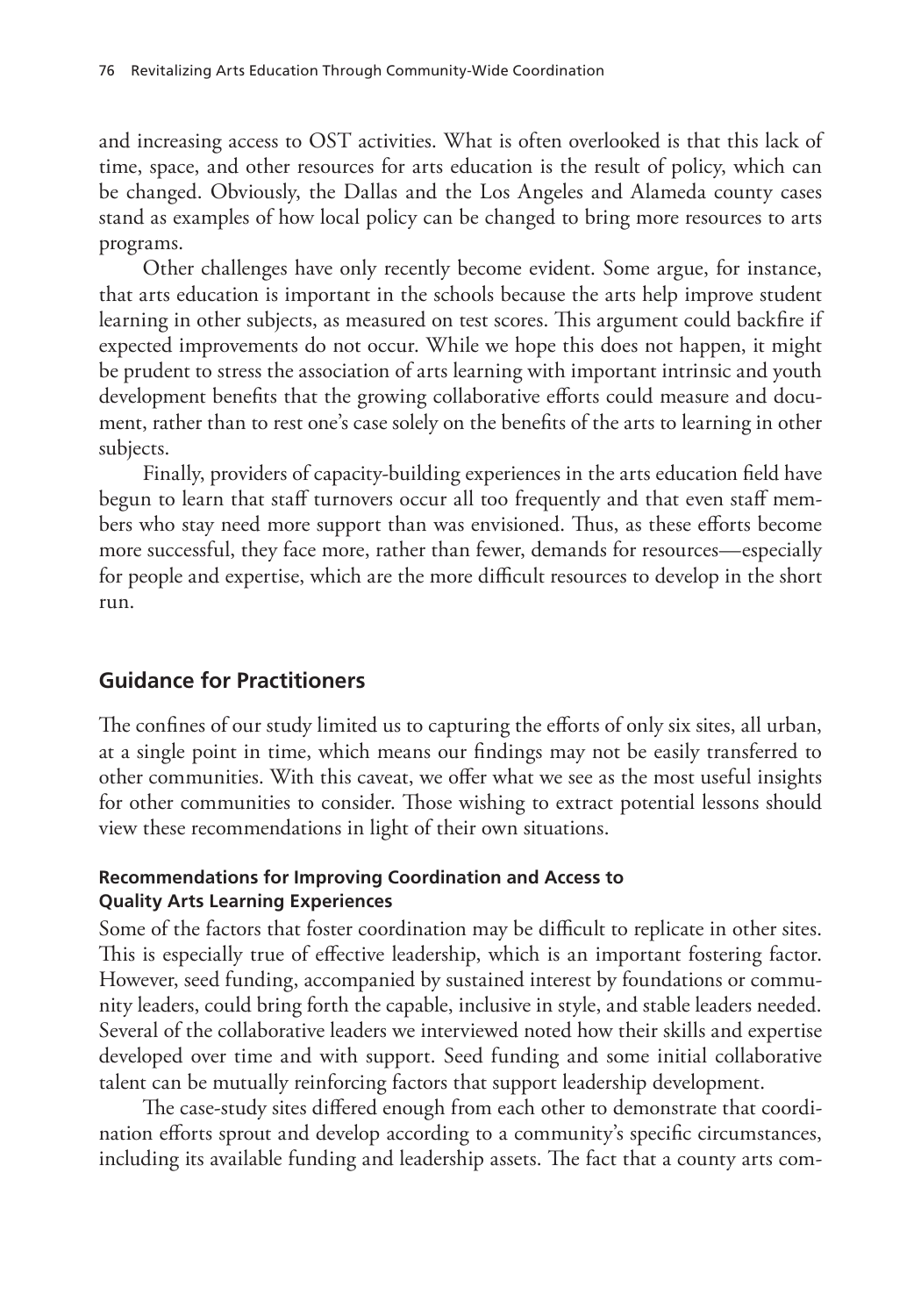and increasing access to OST activities. What is often overlooked is that this lack of time, space, and other resources for arts education is the result of policy, which can be changed. Obviously, the Dallas and the Los Angeles and Alameda county cases stand as examples of how local policy can be changed to bring more resources to arts programs.

Other challenges have only recently become evident. Some argue, for instance, that arts education is important in the schools because the arts help improve student learning in other subjects, as measured on test scores. This argument could backfire if expected improvements do not occur. While we hope this does not happen, it might be prudent to stress the association of arts learning with important intrinsic and youth development benefits that the growing collaborative efforts could measure and document, rather than to rest one's case solely on the benefits of the arts to learning in other subjects.

Finally, providers of capacity-building experiences in the arts education field have begun to learn that staff turnovers occur all too frequently and that even staff members who stay need more support than was envisioned. Thus, as these efforts become more successful, they face more, rather than fewer, demands for resources—especially for people and expertise, which are the more difficult resources to develop in the short run.

## Guidance for Practitioners

The confines of our study limited us to capturing the efforts of only six sites, all urban, at a single point in time, which means our findings may not be easily transferred to other communities. With this caveat, we offer what we see as the most useful insights for other communities to consider. Those wishing to extract potential lessons should view these recommendations in light of their own situations.

### Recommendations for Improving Coordination and Access to Quality Arts Learning Experiences

Some of the factors that foster coordination may be difficult to replicate in other sites. This is especially true of effective leadership, which is an important fostering factor. However, seed funding, accompanied by sustained interest by foundations or community leaders, could bring forth the capable, inclusive in style, and stable leaders needed. Several of the collaborative leaders we interviewed noted how their skills and expertise developed over time and with support. Seed funding and some initial collaborative talent can be mutually reinforcing factors that support leadership development.

The case-study sites differed enough from each other to demonstrate that coordination efforts sprout and develop according to a community's specific circumstances, including its available funding and leadership assets. The fact that a county arts com-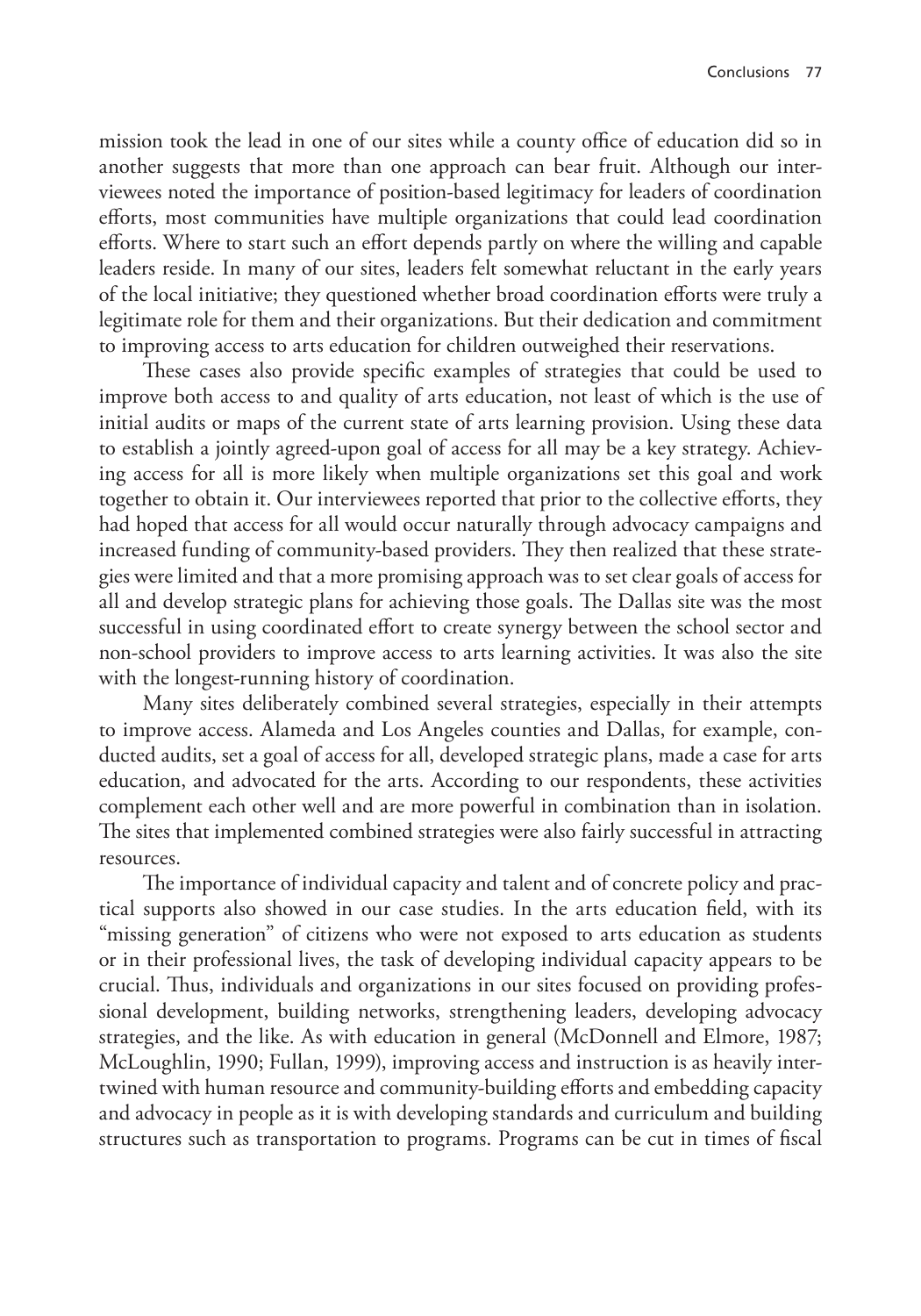mission took the lead in one of our sites while a county office of education did so in another suggests that more than one approach can bear fruit. Although our interviewees noted the importance of position-based legitimacy for leaders of coordination efforts, most communities have multiple organizations that could lead coordination efforts. Where to start such an effort depends partly on where the willing and capable leaders reside. In many of our sites, leaders felt somewhat reluctant in the early years of the local initiative; they questioned whether broad coordination efforts were truly a legitimate role for them and their organizations. But their dedication and commitment to improving access to arts education for children outweighed their reservations.

These cases also provide specific examples of strategies that could be used to improve both access to and quality of arts education, not least of which is the use of initial audits or maps of the current state of arts learning provision. Using these data to establish a jointly agreed-upon goal of access for all may be a key strategy. Achieving access for all is more likely when multiple organizations set this goal and work together to obtain it. Our interviewees reported that prior to the collective efforts, they had hoped that access for all would occur naturally through advocacy campaigns and increased funding of community-based providers. They then realized that these strategies were limited and that a more promising approach was to set clear goals of access for all and develop strategic plans for achieving those goals. The Dallas site was the most successful in using coordinated effort to create synergy between the school sector and non-school providers to improve access to arts learning activities. It was also the site with the longest-running history of coordination.

Many sites deliberately combined several strategies, especially in their attempts to improve access. Alameda and Los Angeles counties and Dallas, for example, conducted audits, set a goal of access for all, developed strategic plans, made a case for arts education, and advocated for the arts. According to our respondents, these activities complement each other well and are more powerful in combination than in isolation. The sites that implemented combined strategies were also fairly successful in attracting resources.

The importance of individual capacity and talent and of concrete policy and practical supports also showed in our case studies. In the arts education field, with its "missing generation" of citizens who were not exposed to arts education as students or in their professional lives, the task of developing individual capacity appears to be crucial. Thus, individuals and organizations in our sites focused on providing professional development, building networks, strengthening leaders, developing advocacy strategies, and the like. As with education in general (McDonnell and Elmore, 1987; McLoughlin, 1990; Fullan, 1999), improving access and instruction is as heavily intertwined with human resource and community-building efforts and embedding capacity and advocacy in people as it is with developing standards and curriculum and building structures such as transportation to programs. Programs can be cut in times of fiscal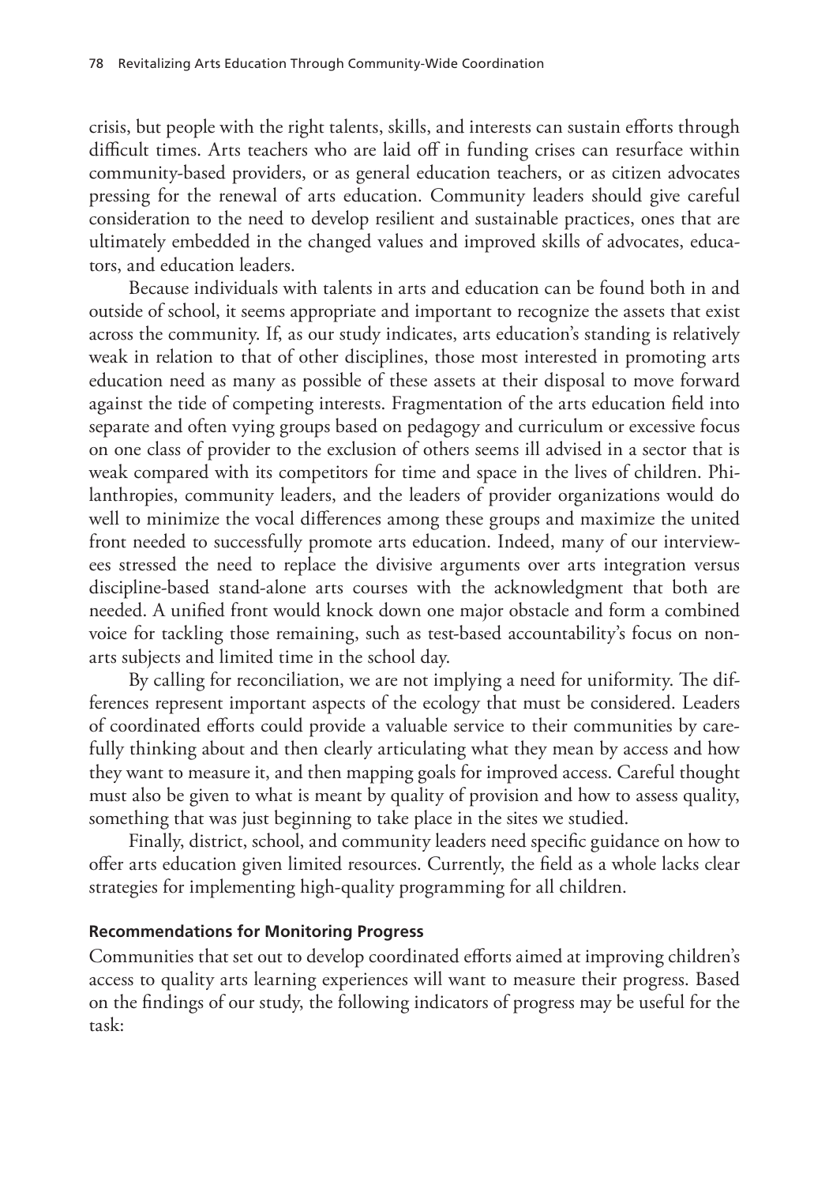crisis, but people with the right talents, skills, and interests can sustain efforts through difficult times. Arts teachers who are laid off in funding crises can resurface within community-based providers, or as general education teachers, or as citizen advocates pressing for the renewal of arts education. Community leaders should give careful consideration to the need to develop resilient and sustainable practices, ones that are ultimately embedded in the changed values and improved skills of advocates, educators, and education leaders.

Because individuals with talents in arts and education can be found both in and outside of school, it seems appropriate and important to recognize the assets that exist across the community. If, as our study indicates, arts education's standing is relatively weak in relation to that of other disciplines, those most interested in promoting arts education need as many as possible of these assets at their disposal to move forward against the tide of competing interests. Fragmentation of the arts education field into separate and often vying groups based on pedagogy and curriculum or excessive focus on one class of provider to the exclusion of others seems ill advised in a sector that is weak compared with its competitors for time and space in the lives of children. Philanthropies, community leaders, and the leaders of provider organizations would do well to minimize the vocal differences among these groups and maximize the united front needed to successfully promote arts education. Indeed, many of our interviewees stressed the need to replace the divisive arguments over arts integration versus discipline-based stand-alone arts courses with the acknowledgment that both are needed. A unified front would knock down one major obstacle and form a combined voice for tackling those remaining, such as test-based accountability's focus on non-arts subjects and limited time in the school day.

By calling for reconciliation, we are not implying a need for uniformity. The differences represent important aspects of the ecology that must be considered. Leaders of coordinated efforts could provide a valuable service to their communities by carefully thinking about and then clearly articulating what they mean by access and how they want to measure it, and then mapping goals for improved access. Careful thought must also be given to what is meant by quality of provision and how to assess quality, something that was just beginning to take place in the sites we studied.

Finally, district, school, and community leaders need specific guidance on how to offer arts education given limited resources. Currently, the field as a whole lacks clear strategies for implementing high-quality programming for all children.

#### Recommendations for Monitoring Progress

Communities that set out to develop coordinated efforts aimed at improving children's access to quality arts learning experiences will want to measure their progress. Based on the findings of our study, the following indicators of progress may be useful for the task: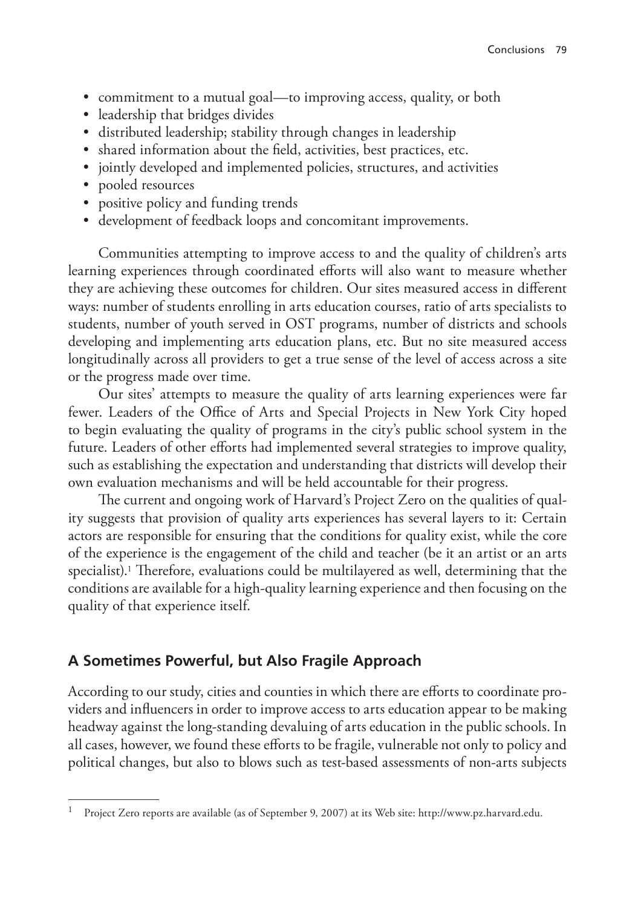- commitment to a mutual goal—to improving access, quality, or both
- leadership that bridges divides
- distributed leadership; stability through changes in leadership
- shared information about the field, activities, best practices, etc.
- jointly developed and implemented policies, structures, and activities
- pooled resources
- positive policy and funding trends
- development of feedback loops and concomitant improvements.

Communities attempting to improve access to and the quality of children's arts learning experiences through coordinated efforts will also want to measure whether they are achieving these outcomes for children. Our sites measured access in different ways: number of students enrolling in arts education courses, ratio of arts specialists to students, number of youth served in OST programs, number of districts and schools developing and implementing arts education plans, etc. But no site measured access longitudinally across all providers to get a true sense of the level of access across a site or the progress made over time.

Our sites' attempts to measure the quality of arts learning experiences were far fewer. Leaders of the Office of Arts and Special Projects in New York City hoped to begin evaluating the quality of programs in the city's public school system in the future. Leaders of other efforts had implemented several strategies to improve quality, such as establishing the expectation and understanding that districts will develop their own evaluation mechanisms and will be held accountable for their progress.

The current and ongoing work of Harvard's Project Zero on the qualities of quality suggests that provision of quality arts experiences has several layers to it: Certain actors are responsible for ensuring that the conditions for quality exist, while the core of the experience is the engagement of the child and teacher (be it an artist or an arts specialist).[1] Therefore, evaluations could be multilayered as well, determining that the conditions are available for a high-quality learning experience and then focusing on the quality of that experience itself.

## A Sometimes Powerful, but Also Fragile Approach

According to our study, cities and counties in which there are efforts to coordinate providers and influencers in order to improve access to arts education appear to be making headway against the long-standing devaluing of arts education in the public schools. In all cases, however, we found these efforts to be fragile, vulnerable not only to policy and political changes, but also to blows such as test-based assessments of non-arts subjects

---

[1] Project Zero reports are available (as of September 9, 2007) at its Web site: http://www.pz.harvard.edu.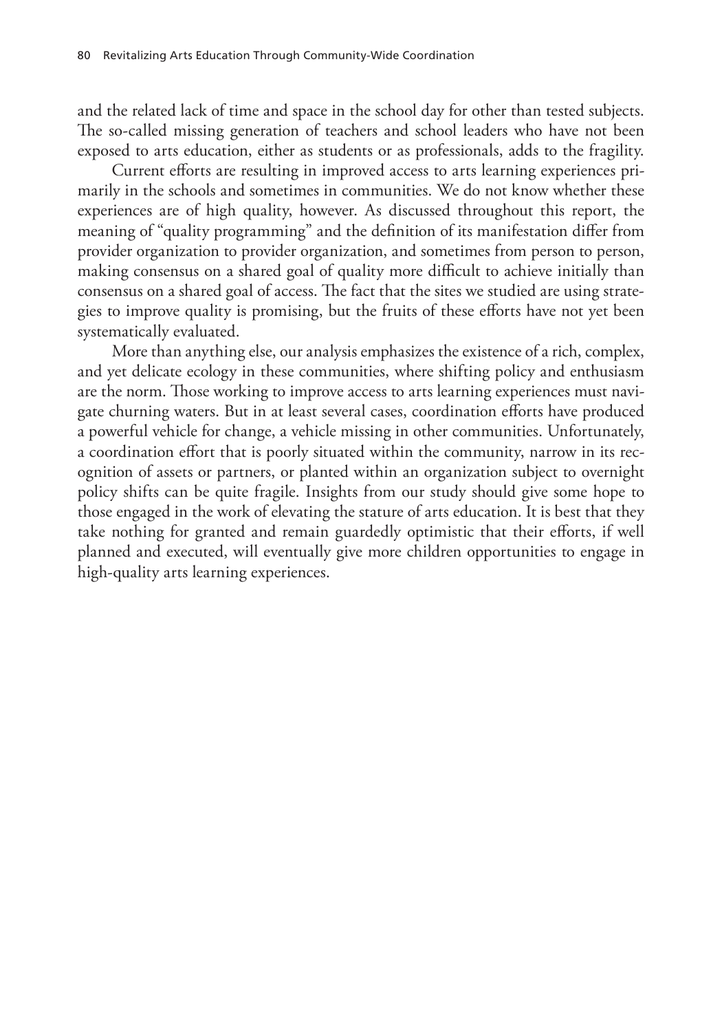and the related lack of time and space in the school day for other than tested subjects. The so-called missing generation of teachers and school leaders who have not been exposed to arts education, either as students or as professionals, adds to the fragility.

Current efforts are resulting in improved access to arts learning experiences primarily in the schools and sometimes in communities. We do not know whether these experiences are of high quality, however. As discussed throughout this report, the meaning of "quality programming" and the definition of its manifestation differ from provider organization to provider organization, and sometimes from person to person, making consensus on a shared goal of quality more difficult to achieve initially than consensus on a shared goal of access. The fact that the sites we studied are using strategies to improve quality is promising, but the fruits of these efforts have not yet been systematically evaluated.

More than anything else, our analysis emphasizes the existence of a rich, complex, and yet delicate ecology in these communities, where shifting policy and enthusiasm are the norm. Those working to improve access to arts learning experiences must navigate churning waters. But in at least several cases, coordination efforts have produced a powerful vehicle for change, a vehicle missing in other communities. Unfortunately, a coordination effort that is poorly situated within the community, narrow in its recognition of assets or partners, or planted within an organization subject to overnight policy shifts can be quite fragile. Insights from our study should give some hope to those engaged in the work of elevating the stature of arts education. It is best that they take nothing for granted and remain guardedly optimistic that their efforts, if well planned and executed, will eventually give more children opportunities to engage in high-quality arts learning experiences.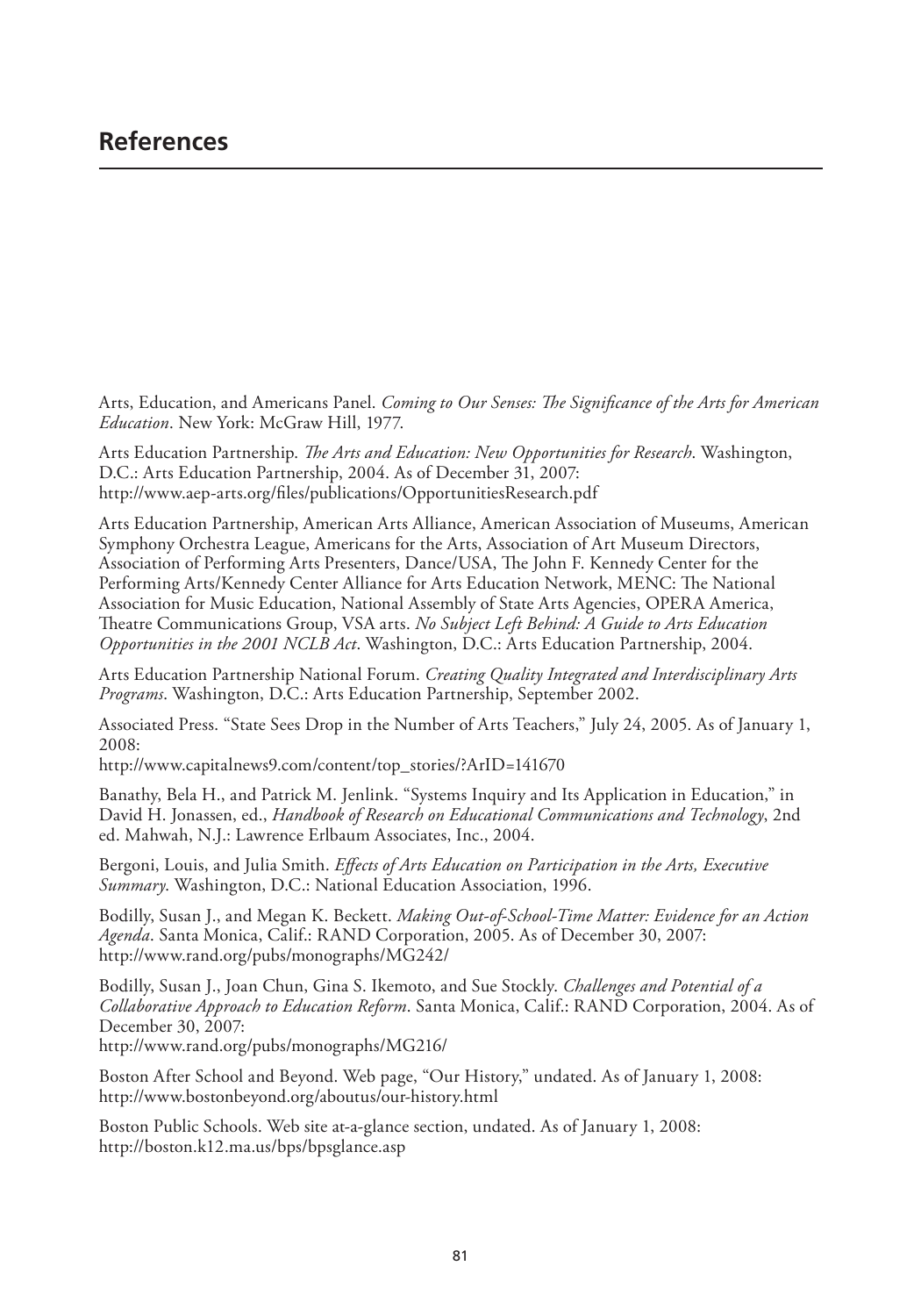# References

Arts, Education, and Americans Panel. *Coming to Our Senses: The Significance of the Arts for American Education*. New York: McGraw Hill, 1977.

Arts Education Partnership. *The Arts and Education: New Opportunities for Research*. Washington, D.C.: Arts Education Partnership, 2004. As of December 31, 2007:
http://www.aep-arts.org/files/publications/OpportunitiesResearch.pdf

Arts Education Partnership, American Arts Alliance, American Association of Museums, American Symphony Orchestra League, Americans for the Arts, Association of Art Museum Directors, Association of Performing Arts Presenters, Dance/USA, The John F. Kennedy Center for the Performing Arts/Kennedy Center Alliance for Arts Education Network, MENC: The National Association for Music Education, National Assembly of State Arts Agencies, OPERA America, Theatre Communications Group, VSA arts. *No Subject Left Behind: A Guide to Arts Education Opportunities in the 2001 NCLB Act*. Washington, D.C.: Arts Education Partnership, 2004.

Arts Education Partnership National Forum. *Creating Quality Integrated and Interdisciplinary Arts Programs*. Washington, D.C.: Arts Education Partnership, September 2002.

Associated Press. "State Sees Drop in the Number of Arts Teachers," July 24, 2005. As of January 1, 2008:
http://www.capitalnews9.com/content/top_stories/?ArID=141670

Banathy, Bela H., and Patrick M. Jenlink. "Systems Inquiry and Its Application in Education," in David H. Jonassen, ed., *Handbook of Research on Educational Communications and Technology*, 2nd ed. Mahwah, N.J.: Lawrence Erlbaum Associates, Inc., 2004.

Bergoni, Louis, and Julia Smith. *Effects of Arts Education on Participation in the Arts, Executive Summary*. Washington, D.C.: National Education Association, 1996.

Bodilly, Susan J., and Megan K. Beckett. *Making Out-of-School-Time Matter: Evidence for an Action Agenda*. Santa Monica, Calif.: RAND Corporation, 2005. As of December 30, 2007:
http://www.rand.org/pubs/monographs/MG242/

Bodilly, Susan J., Joan Chun, Gina S. Ikemoto, and Sue Stockly. *Challenges and Potential of a Collaborative Approach to Education Reform*. Santa Monica, Calif.: RAND Corporation, 2004. As of December 30, 2007:
http://www.rand.org/pubs/monographs/MG216/

Boston After School and Beyond. Web page, "Our History," undated. As of January 1, 2008:
http://www.bostonbeyond.org/aboutus/our-history.html

Boston Public Schools. Web site at-a-glance section, undated. As of January 1, 2008:
http://boston.k12.ma.us/bps/bpsglance.asp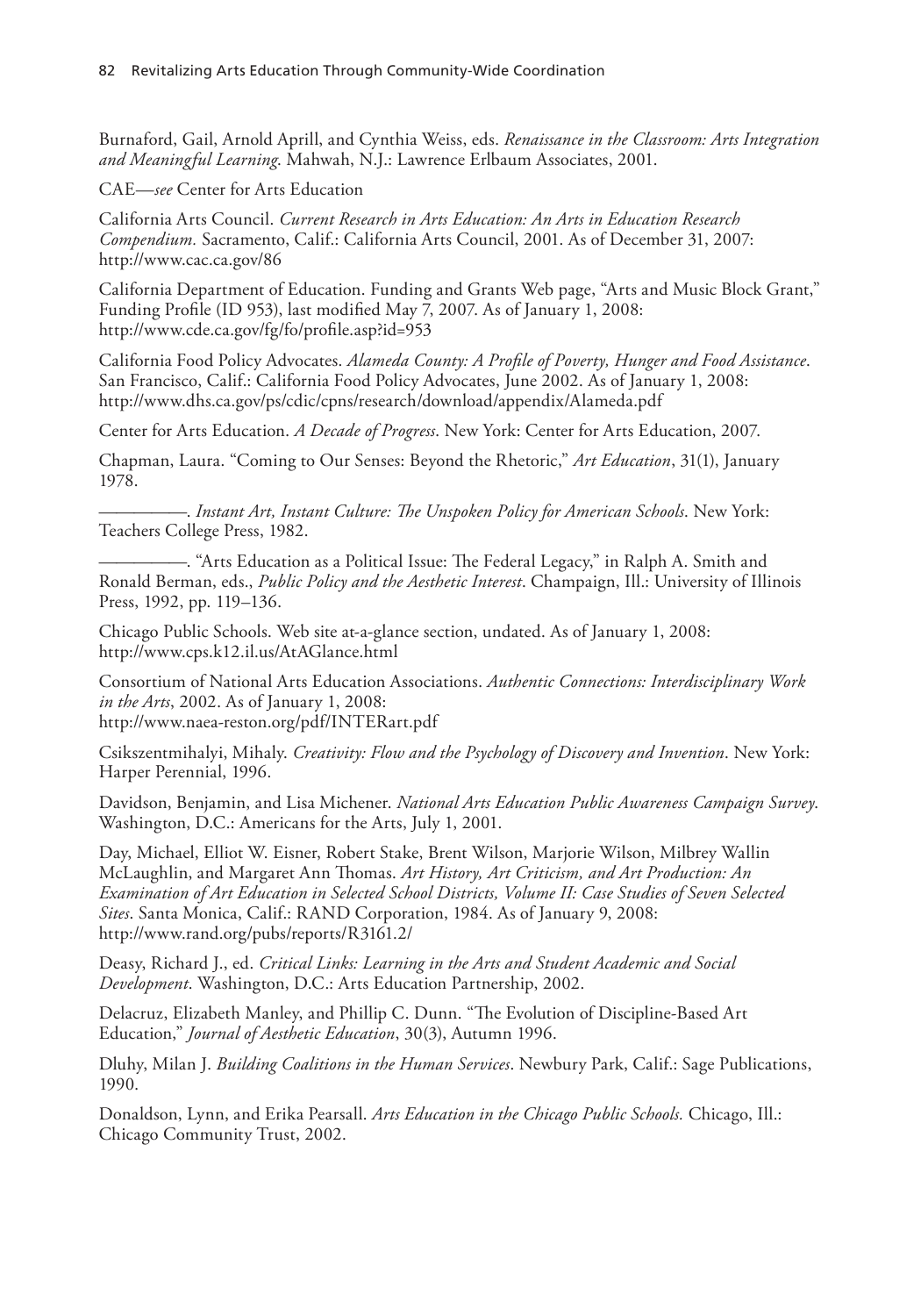Burnaford, Gail, Arnold Aprill, and Cynthia Weiss, eds. *Renaissance in the Classroom: Arts Integration and Meaningful Learning*. Mahwah, N.J.: Lawrence Erlbaum Associates, 2001.

CAE—*see* Center for Arts Education

California Arts Council. *Current Research in Arts Education: An Arts in Education Research Compendium.* Sacramento, Calif.: California Arts Council, 2001. As of December 31, 2007: http://www.cac.ca.gov/86

California Department of Education. Funding and Grants Web page, "Arts and Music Block Grant," Funding Profile (ID 953), last modified May 7, 2007. As of January 1, 2008: http://www.cde.ca.gov/fg/fo/profile.asp?id=953

California Food Policy Advocates. *Alameda County: A Profile of Poverty, Hunger and Food Assistance*. San Francisco, Calif.: California Food Policy Advocates, June 2002. As of January 1, 2008: http://www.dhs.ca.gov/ps/cdic/cpns/research/download/appendix/Alameda.pdf

Center for Arts Education. *A Decade of Progress*. New York: Center for Arts Education, 2007.

Chapman, Laura. "Coming to Our Senses: Beyond the Rhetoric," *Art Education*, 31(1), January 1978.

———. *Instant Art, Instant Culture: The Unspoken Policy for American Schools*. New York: Teachers College Press, 1982.

———. "Arts Education as a Political Issue: The Federal Legacy," in Ralph A. Smith and Ronald Berman, eds., *Public Policy and the Aesthetic Interest*. Champaign, Ill.: University of Illinois Press, 1992, pp. 119–136.

Chicago Public Schools. Web site at-a-glance section, undated. As of January 1, 2008: http://www.cps.k12.il.us/AtAGlance.html

Consortium of National Arts Education Associations. *Authentic Connections: Interdisciplinary Work in the Arts*, 2002. As of January 1, 2008:
http://www.naea-reston.org/pdf/INTERart.pdf

Csikszentmihalyi, Mihaly. *Creativity: Flow and the Psychology of Discovery and Invention*. New York: Harper Perennial, 1996.

Davidson, Benjamin, and Lisa Michener. *National Arts Education Public Awareness Campaign Survey*. Washington, D.C.: Americans for the Arts, July 1, 2001.

Day, Michael, Elliot W. Eisner, Robert Stake, Brent Wilson, Marjorie Wilson, Milbrey Wallin McLaughlin, and Margaret Ann Thomas. *Art History, Art Criticism, and Art Production: An Examination of Art Education in Selected School Districts, Volume II: Case Studies of Seven Selected Sites*. Santa Monica, Calif.: RAND Corporation, 1984. As of January 9, 2008: http://www.rand.org/pubs/reports/R3161.2/

Deasy, Richard J., ed. *Critical Links: Learning in the Arts and Student Academic and Social Development*. Washington, D.C.: Arts Education Partnership, 2002.

Delacruz, Elizabeth Manley, and Phillip C. Dunn. "The Evolution of Discipline-Based Art Education," *Journal of Aesthetic Education*, 30(3), Autumn 1996.

Dluhy, Milan J. *Building Coalitions in the Human Services*. Newbury Park, Calif.: Sage Publications, 1990.

Donaldson, Lynn, and Erika Pearsall. *Arts Education in the Chicago Public Schools.* Chicago, Ill.: Chicago Community Trust, 2002.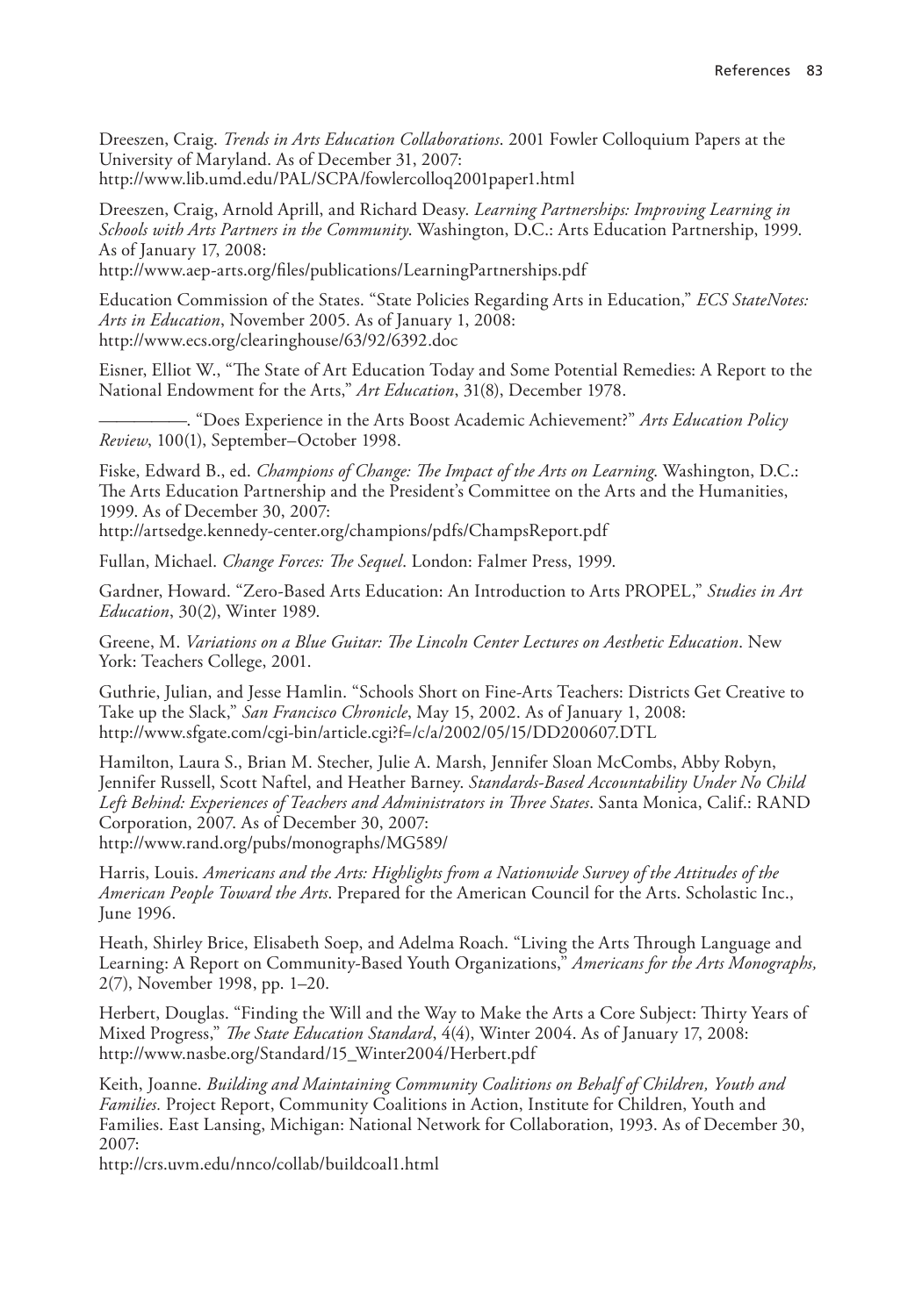Dreeszen, Craig. *Trends in Arts Education Collaborations*. 2001 Fowler Colloquium Papers at the University of Maryland. As of December 31, 2007:
http://www.lib.umd.edu/PAL/SCPA/fowlercolloq2001paper1.html

Dreeszen, Craig, Arnold Aprill, and Richard Deasy. *Learning Partnerships: Improving Learning in Schools with Arts Partners in the Community*. Washington, D.C.: Arts Education Partnership, 1999. As of January 17, 2008:
http://www.aep-arts.org/files/publications/LearningPartnerships.pdf

Education Commission of the States. "State Policies Regarding Arts in Education," *ECS StateNotes: Arts in Education*, November 2005. As of January 1, 2008:
http://www.ecs.org/clearinghouse/63/92/6392.doc

Eisner, Elliot W., "The State of Art Education Today and Some Potential Remedies: A Report to the National Endowment for the Arts," *Art Education*, 31(8), December 1978.

———. "Does Experience in the Arts Boost Academic Achievement?" *Arts Education Policy Review*, 100(1), September–October 1998.

Fiske, Edward B., ed. *Champions of Change: The Impact of the Arts on Learning*. Washington, D.C.: The Arts Education Partnership and the President's Committee on the Arts and the Humanities, 1999. As of December 30, 2007:
http://artsedge.kennedy-center.org/champions/pdfs/ChampsReport.pdf

Fullan, Michael. *Change Forces: The Sequel*. London: Falmer Press, 1999.

Gardner, Howard. "Zero-Based Arts Education: An Introduction to Arts PROPEL," *Studies in Art Education*, 30(2), Winter 1989.

Greene, M. *Variations on a Blue Guitar: The Lincoln Center Lectures on Aesthetic Education*. New York: Teachers College, 2001.

Guthrie, Julian, and Jesse Hamlin. "Schools Short on Fine-Arts Teachers: Districts Get Creative to Take up the Slack," *San Francisco Chronicle*, May 15, 2002. As of January 1, 2008:
http://www.sfgate.com/cgi-bin/article.cgi?f=/c/a/2002/05/15/DD200607.DTL

Hamilton, Laura S., Brian M. Stecher, Julie A. Marsh, Jennifer Sloan McCombs, Abby Robyn, Jennifer Russell, Scott Naftel, and Heather Barney. *Standards-Based Accountability Under No Child Left Behind: Experiences of Teachers and Administrators in Three States*. Santa Monica, Calif.: RAND Corporation, 2007. As of December 30, 2007:
http://www.rand.org/pubs/monographs/MG589/

Harris, Louis. *Americans and the Arts: Highlights from a Nationwide Survey of the Attitudes of the American People Toward the Arts*. Prepared for the American Council for the Arts. Scholastic Inc., June 1996.

Heath, Shirley Brice, Elisabeth Soep, and Adelma Roach. "Living the Arts Through Language and Learning: A Report on Community-Based Youth Organizations," *Americans for the Arts Monographs,* 2(7), November 1998, pp. 1–20.

Herbert, Douglas. "Finding the Will and the Way to Make the Arts a Core Subject: Thirty Years of Mixed Progress," *The State Education Standard*, 4(4), Winter 2004. As of January 17, 2008:
http://www.nasbe.org/Standard/15_Winter2004/Herbert.pdf

Keith, Joanne. *Building and Maintaining Community Coalitions on Behalf of Children, Youth and Families.* Project Report, Community Coalitions in Action, Institute for Children, Youth and Families. East Lansing, Michigan: National Network for Collaboration, 1993. As of December 30, 2007:
http://crs.uvm.edu/nnco/collab/buildcoal1.html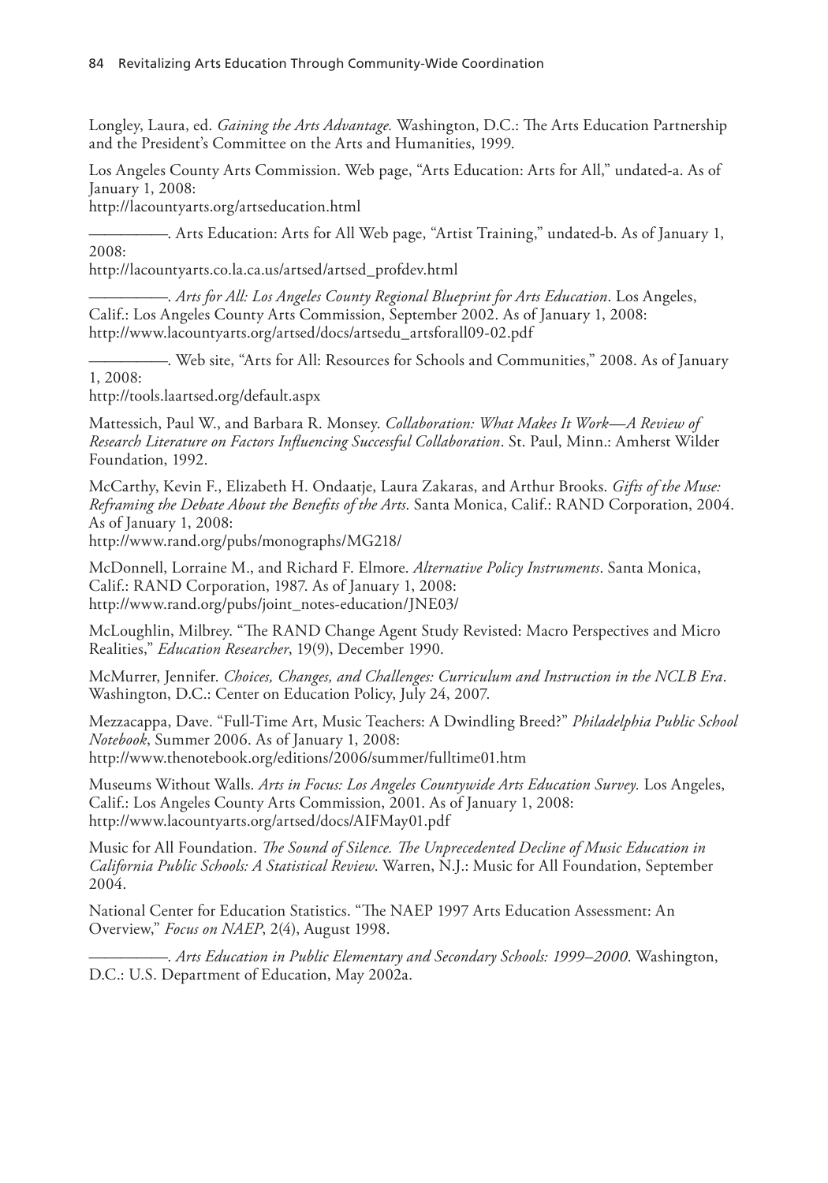Longley, Laura, ed. *Gaining the Arts Advantage.* Washington, D.C.: The Arts Education Partnership and the President's Committee on the Arts and Humanities, 1999.

Los Angeles County Arts Commission. Web page, "Arts Education: Arts for All," undated-a. As of January 1, 2008:
http://lacountyarts.org/artseducation.html

———. Arts Education: Arts for All Web page, "Artist Training," undated-b. As of January 1, 2008:
http://lacountyarts.co.la.ca.us/artsed/artsed_profdev.html

———. *Arts for All: Los Angeles County Regional Blueprint for Arts Education*. Los Angeles, Calif.: Los Angeles County Arts Commission, September 2002. As of January 1, 2008:
http://www.lacountyarts.org/artsed/docs/artsedu_artsforall09-02.pdf

———. Web site, "Arts for All: Resources for Schools and Communities," 2008. As of January 1, 2008:
http://tools.laartsed.org/default.aspx

Mattessich, Paul W., and Barbara R. Monsey. *Collaboration: What Makes It Work—A Review of Research Literature on Factors Influencing Successful Collaboration*. St. Paul, Minn.: Amherst Wilder Foundation, 1992.

McCarthy, Kevin F., Elizabeth H. Ondaatje, Laura Zakaras, and Arthur Brooks. *Gifts of the Muse: Reframing the Debate About the Benefits of the Arts*. Santa Monica, Calif.: RAND Corporation, 2004. As of January 1, 2008:
http://www.rand.org/pubs/monographs/MG218/

McDonnell, Lorraine M., and Richard F. Elmore. *Alternative Policy Instruments*. Santa Monica, Calif.: RAND Corporation, 1987. As of January 1, 2008:
http://www.rand.org/pubs/joint_notes-education/JNE03/

McLoughlin, Milbrey. "The RAND Change Agent Study Revisted: Macro Perspectives and Micro Realities," *Education Researcher*, 19(9), December 1990.

McMurrer, Jennifer. *Choices, Changes, and Challenges: Curriculum and Instruction in the NCLB Era*. Washington, D.C.: Center on Education Policy, July 24, 2007.

Mezzacappa, Dave. "Full-Time Art, Music Teachers: A Dwindling Breed?" *Philadelphia Public School Notebook*, Summer 2006. As of January 1, 2008:
http://www.thenotebook.org/editions/2006/summer/fulltime01.htm

Museums Without Walls. *Arts in Focus: Los Angeles Countywide Arts Education Survey.* Los Angeles, Calif.: Los Angeles County Arts Commission, 2001. As of January 1, 2008:
http://www.lacountyarts.org/artsed/docs/AIFMay01.pdf

Music for All Foundation. *The Sound of Silence. The Unprecedented Decline of Music Education in California Public Schools: A Statistical Review*. Warren, N.J.: Music for All Foundation, September 2004.

National Center for Education Statistics. "The NAEP 1997 Arts Education Assessment: An Overview," *Focus on NAEP*, 2(4), August 1998.

———. *Arts Education in Public Elementary and Secondary Schools: 1999–2000*. Washington, D.C.: U.S. Department of Education, May 2002a.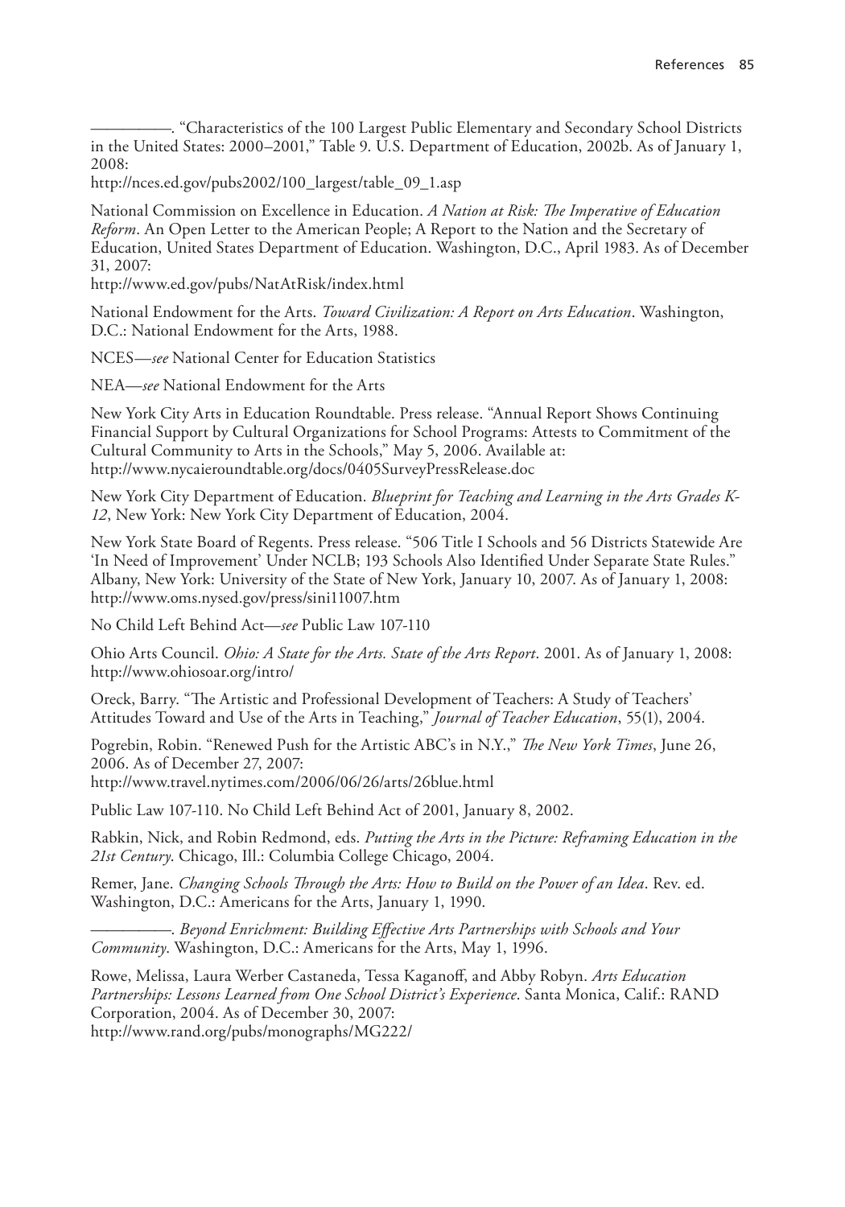——————. "Characteristics of the 100 Largest Public Elementary and Secondary School Districts in the United States: 2000–2001," Table 9. U.S. Department of Education, 2002b. As of January 1, 2008:
http://nces.ed.gov/pubs2002/100_largest/table_09_1.asp

National Commission on Excellence in Education. *A Nation at Risk: The Imperative of Education Reform*. An Open Letter to the American People; A Report to the Nation and the Secretary of Education, United States Department of Education. Washington, D.C., April 1983. As of December 31, 2007:
http://www.ed.gov/pubs/NatAtRisk/index.html

National Endowment for the Arts. *Toward Civilization: A Report on Arts Education*. Washington, D.C.: National Endowment for the Arts, 1988.

NCES—*see* National Center for Education Statistics

NEA—*see* National Endowment for the Arts

New York City Arts in Education Roundtable. Press release. "Annual Report Shows Continuing Financial Support by Cultural Organizations for School Programs: Attests to Commitment of the Cultural Community to Arts in the Schools," May 5, 2006. Available at:
http://www.nycaieroundtable.org/docs/0405SurveyPressRelease.doc

New York City Department of Education. *Blueprint for Teaching and Learning in the Arts Grades K-12*, New York: New York City Department of Education, 2004.

New York State Board of Regents. Press release. "506 Title I Schools and 56 Districts Statewide Are 'In Need of Improvement' Under NCLB; 193 Schools Also Identified Under Separate State Rules." Albany, New York: University of the State of New York, January 10, 2007. As of January 1, 2008:
http://www.oms.nysed.gov/press/sini11007.htm

No Child Left Behind Act—*see* Public Law 107-110

Ohio Arts Council. *Ohio: A State for the Arts. State of the Arts Report*. 2001. As of January 1, 2008:
http://www.ohiosoar.org/intro/

Oreck, Barry. "The Artistic and Professional Development of Teachers: A Study of Teachers' Attitudes Toward and Use of the Arts in Teaching," *Journal of Teacher Education*, 55(1), 2004.

Pogrebin, Robin. "Renewed Push for the Artistic ABC's in N.Y.," *The New York Times*, June 26, 2006. As of December 27, 2007:
http://www.travel.nytimes.com/2006/06/26/arts/26blue.html

Public Law 107-110. No Child Left Behind Act of 2001, January 8, 2002.

Rabkin, Nick, and Robin Redmond, eds. *Putting the Arts in the Picture: Reframing Education in the 21st Century*. Chicago, Ill.: Columbia College Chicago, 2004.

Remer, Jane. *Changing Schools Through the Arts: How to Build on the Power of an Idea*. Rev. ed. Washington, D.C.: Americans for the Arts, January 1, 1990.

——————. *Beyond Enrichment: Building Effective Arts Partnerships with Schools and Your Community*. Washington, D.C.: Americans for the Arts, May 1, 1996.

Rowe, Melissa, Laura Werber Castaneda, Tessa Kaganoff, and Abby Robyn. *Arts Education Partnerships: Lessons Learned from One School District's Experience*. Santa Monica, Calif.: RAND Corporation, 2004. As of December 30, 2007:
http://www.rand.org/pubs/monographs/MG222/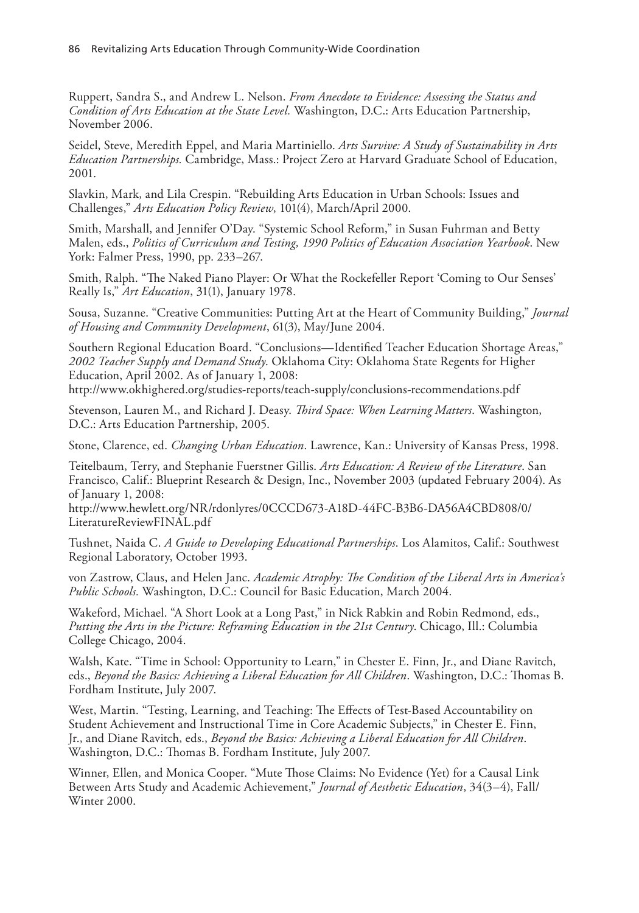Ruppert, Sandra S., and Andrew L. Nelson. *From Anecdote to Evidence: Assessing the Status and Condition of Arts Education at the State Level.* Washington, D.C.: Arts Education Partnership, November 2006.

Seidel, Steve, Meredith Eppel, and Maria Martiniello. *Arts Survive: A Study of Sustainability in Arts Education Partnerships.* Cambridge, Mass.: Project Zero at Harvard Graduate School of Education, 2001.

Slavkin, Mark, and Lila Crespin. "Rebuilding Arts Education in Urban Schools: Issues and Challenges," *Arts Education Policy Review*, 101(4), March/April 2000.

Smith, Marshall, and Jennifer O'Day. "Systemic School Reform," in Susan Fuhrman and Betty Malen, eds., *Politics of Curriculum and Testing, 1990 Politics of Education Association Yearbook*. New York: Falmer Press, 1990, pp. 233–267.

Smith, Ralph. "The Naked Piano Player: Or What the Rockefeller Report 'Coming to Our Senses' Really Is," *Art Education*, 31(1), January 1978.

Sousa, Suzanne. "Creative Communities: Putting Art at the Heart of Community Building," *Journal of Housing and Community Development*, 61(3), May/June 2004.

Southern Regional Education Board. "Conclusions—Identified Teacher Education Shortage Areas," *2002 Teacher Supply and Demand Study.* Oklahoma City: Oklahoma State Regents for Higher Education, April 2002. As of January 1, 2008:
http://www.okhighered.org/studies-reports/teach-supply/conclusions-recommendations.pdf

Stevenson, Lauren M., and Richard J. Deasy. *Third Space: When Learning Matters*. Washington, D.C.: Arts Education Partnership, 2005.

Stone, Clarence, ed. *Changing Urban Education*. Lawrence, Kan.: University of Kansas Press, 1998.

Teitelbaum, Terry, and Stephanie Fuerstner Gillis. *Arts Education: A Review of the Literature*. San Francisco, Calif.: Blueprint Research & Design, Inc., November 2003 (updated February 2004). As of January 1, 2008:
http://www.hewlett.org/NR/rdonlyres/0CCCD673-A18D-44FC-B3B6-DA56A4CBD808/0/LiteratureReviewFINAL.pdf

Tushnet, Naida C. *A Guide to Developing Educational Partnerships*. Los Alamitos, Calif.: Southwest Regional Laboratory, October 1993.

von Zastrow, Claus, and Helen Janc. *Academic Atrophy: The Condition of the Liberal Arts in America's Public Schools.* Washington, D.C.: Council for Basic Education, March 2004.

Wakeford, Michael. "A Short Look at a Long Past," in Nick Rabkin and Robin Redmond, eds., *Putting the Arts in the Picture: Reframing Education in the 21st Century*. Chicago, Ill.: Columbia College Chicago, 2004.

Walsh, Kate. "Time in School: Opportunity to Learn," in Chester E. Finn, Jr., and Diane Ravitch, eds., *Beyond the Basics: Achieving a Liberal Education for All Children*. Washington, D.C.: Thomas B. Fordham Institute, July 2007.

West, Martin. "Testing, Learning, and Teaching: The Effects of Test-Based Accountability on Student Achievement and Instructional Time in Core Academic Subjects," in Chester E. Finn, Jr., and Diane Ravitch, eds., *Beyond the Basics: Achieving a Liberal Education for All Children*. Washington, D.C.: Thomas B. Fordham Institute, July 2007.

Winner, Ellen, and Monica Cooper. "Mute Those Claims: No Evidence (Yet) for a Causal Link Between Arts Study and Academic Achievement," *Journal of Aesthetic Education*, 34(3–4), Fall/Winter 2000.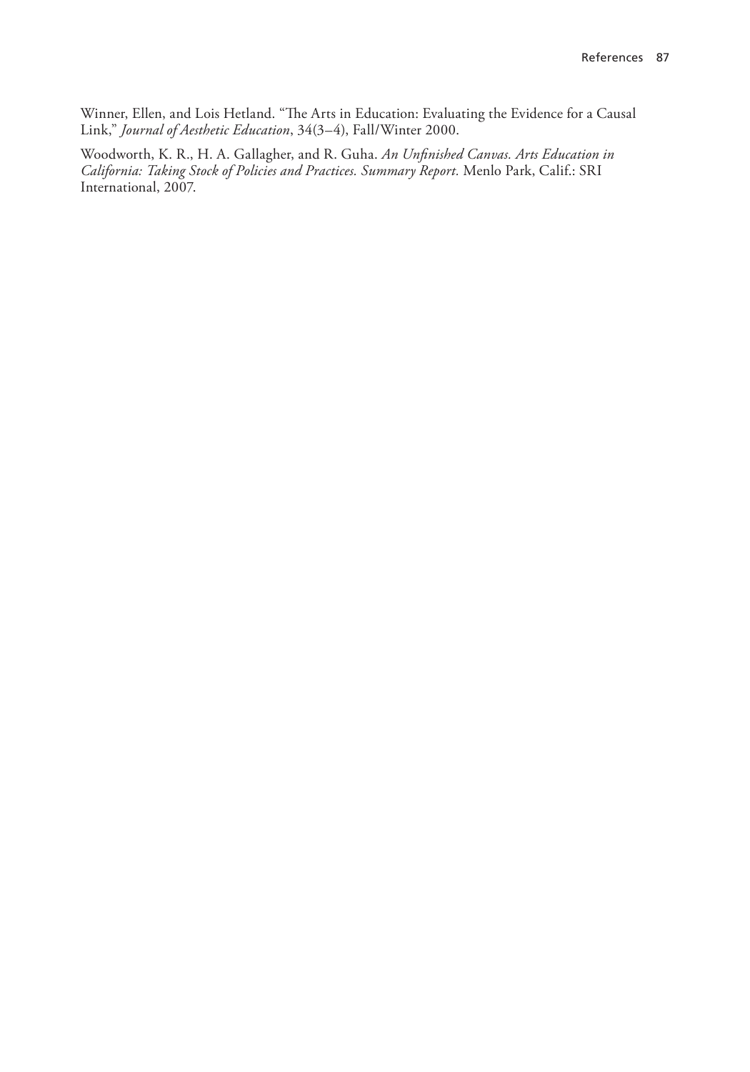Winner, Ellen, and Lois Hetland. "The Arts in Education: Evaluating the Evidence for a Causal Link," *Journal of Aesthetic Education*, 34(3–4), Fall/Winter 2000.

Woodworth, K. R., H. A. Gallagher, and R. Guha. *An Unfinished Canvas. Arts Education in California: Taking Stock of Policies and Practices. Summary Report.* Menlo Park, Calif.: SRI International, 2007.